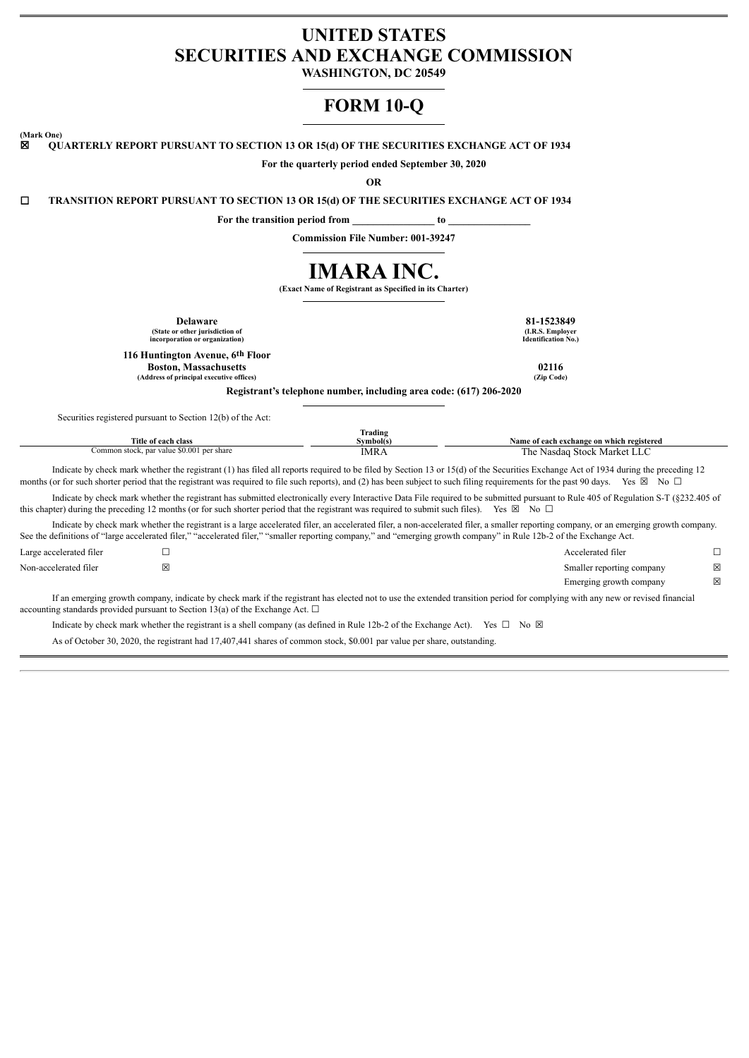# UNITED STATES SECURITIES AND EXCHANGE COMMISSION

**WASHINGTON, DC 20549**

# FORM 10-Q

**(Mark One)**

☒ **QUARTERLY REPORT PURSUANT TO SECTION 13 OR 15(d) OF THE SECURITIES EXCHANGE ACT OF 1934**

**For the quarterly period ended September 30, 2020**

**OR**

☐ **TRANSITION REPORT PURSUANT TO SECTION 13 OR 15(d) OF THE SECURITIES EXCHANGE ACT OF 1934**

**For the transition period from ________________ to ________________**

**Commission File Number: 001-39247**

# IMARA INC.

**(Exact Name of Registrant as Specified in its Charter)**

| | |
|---|---|
| **Delaware**<br>(State or other jurisdiction of incorporation or organization) | **81-1523849**<br>(I.R.S. Employer Identification No.) |
| **116 Huntington Avenue, 6th Floor**<br>**Boston, Massachusetts**<br>(Address of principal executive offices) | **02116**<br>(Zip Code) |

**Registrant's telephone number, including area code: (617) 206-2020**

Securities registered pursuant to Section 12(b) of the Act:

| Title of each class | Trading Symbol(s) | Name of each exchange on which registered |
|---|---|---|
| Common stock, par value $0.001 per share | IMRA | The Nasdaq Stock Market LLC |

Indicate by check mark whether the registrant (1) has filed all reports required to be filed by Section 13 or 15(d) of the Securities Exchange Act of 1934 during the preceding 12 months (or for such shorter period that the registrant was required to file such reports), and (2) has been subject to such filing requirements for the past 90 days. Yes ☒ No ☐

Indicate by check mark whether the registrant has submitted electronically every Interactive Data File required to be submitted pursuant to Rule 405 of Regulation S-T (§232.405 of this chapter) during the preceding 12 months (or for such shorter period that the registrant was required to submit such files). Yes ☒ No ☐

Indicate by check mark whether the registrant is a large accelerated filer, an accelerated filer, a non-accelerated filer, a smaller reporting company, or an emerging growth company. See the definitions of "large accelerated filer," "accelerated filer," "smaller reporting company," and "emerging growth company" in Rule 12b-2 of the Exchange Act.

| | | | |
|---|---|---|---|
| Large accelerated filer | ☐ | Accelerated filer | ☐ |
| Non-accelerated filer | ☒ | Smaller reporting company | ☒ |
| | | Emerging growth company | ☒ |

If an emerging growth company, indicate by check mark if the registrant has elected not to use the extended transition period for complying with any new or revised financial accounting standards provided pursuant to Section 13(a) of the Exchange Act. ☐

Indicate by check mark whether the registrant is a shell company (as defined in Rule 12b-2 of the Exchange Act). Yes ☐ No ☒

As of October 30, 2020, the registrant had 17,407,441 shares of common stock, $0.001 par value per share, outstanding.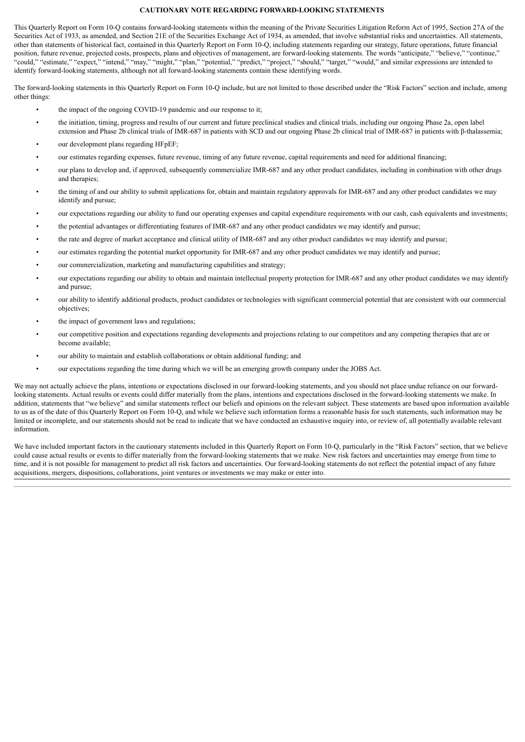## CAUTIONARY NOTE REGARDING FORWARD-LOOKING STATEMENTS

This Quarterly Report on Form 10-Q contains forward-looking statements within the meaning of the Private Securities Litigation Reform Act of 1995, Section 27A of the Securities Act of 1933, as amended, and Section 21E of the Securities Exchange Act of 1934, as amended, that involve substantial risks and uncertainties. All statements, other than statements of historical fact, contained in this Quarterly Report on Form 10-Q, including statements regarding our strategy, future operations, future financial position, future revenue, projected costs, prospects, plans and objectives of management, are forward-looking statements. The words "anticipate," "believe," "continue," "could," "estimate," "expect," "intend," "may," "might," "plan," "potential," "predict," "project," "should," "target," "would," and similar expressions are intended to identify forward-looking statements, although not all forward-looking statements contain these identifying words.

The forward-looking statements in this Quarterly Report on Form 10-Q include, but are not limited to those described under the "Risk Factors" section and include, among other things:

- the impact of the ongoing COVID-19 pandemic and our response to it;
- the initiation, timing, progress and results of our current and future preclinical studies and clinical trials, including our ongoing Phase 2a, open label extension and Phase 2b clinical trials of IMR-687 in patients with SCD and our ongoing Phase 2b clinical trial of IMR-687 in patients with β-thalassemia;
- our development plans regarding HFpEF;
- our estimates regarding expenses, future revenue, timing of any future revenue, capital requirements and need for additional financing;
- our plans to develop and, if approved, subsequently commercialize IMR-687 and any other product candidates, including in combination with other drugs and therapies;
- the timing of and our ability to submit applications for, obtain and maintain regulatory approvals for IMR-687 and any other product candidates we may identify and pursue;
- our expectations regarding our ability to fund our operating expenses and capital expenditure requirements with our cash, cash equivalents and investments;
- the potential advantages or differentiating features of IMR-687 and any other product candidates we may identify and pursue;
- the rate and degree of market acceptance and clinical utility of IMR-687 and any other product candidates we may identify and pursue;
- our estimates regarding the potential market opportunity for IMR-687 and any other product candidates we may identify and pursue;
- our commercialization, marketing and manufacturing capabilities and strategy;
- our expectations regarding our ability to obtain and maintain intellectual property protection for IMR-687 and any other product candidates we may identify and pursue;
- our ability to identify additional products, product candidates or technologies with significant commercial potential that are consistent with our commercial objectives;
- the impact of government laws and regulations;
- our competitive position and expectations regarding developments and projections relating to our competitors and any competing therapies that are or become available;
- our ability to maintain and establish collaborations or obtain additional funding; and
- our expectations regarding the time during which we will be an emerging growth company under the JOBS Act.

We may not actually achieve the plans, intentions or expectations disclosed in our forward-looking statements, and you should not place undue reliance on our forward-looking statements. Actual results or events could differ materially from the plans, intentions and expectations disclosed in the forward-looking statements we make. In addition, statements that "we believe" and similar statements reflect our beliefs and opinions on the relevant subject. These statements are based upon information available to us as of the date of this Quarterly Report on Form 10-Q, and while we believe such information forms a reasonable basis for such statements, such information may be limited or incomplete, and our statements should not be read to indicate that we have conducted an exhaustive inquiry into, or review of, all potentially available relevant information.

We have included important factors in the cautionary statements included in this Quarterly Report on Form 10-Q, particularly in the "Risk Factors" section, that we believe could cause actual results or events to differ materially from the forward-looking statements that we make. New risk factors and uncertainties may emerge from time to time, and it is not possible for management to predict all risk factors and uncertainties. Our forward-looking statements do not reflect the potential impact of any future acquisitions, mergers, dispositions, collaborations, joint ventures or investments we may make or enter into.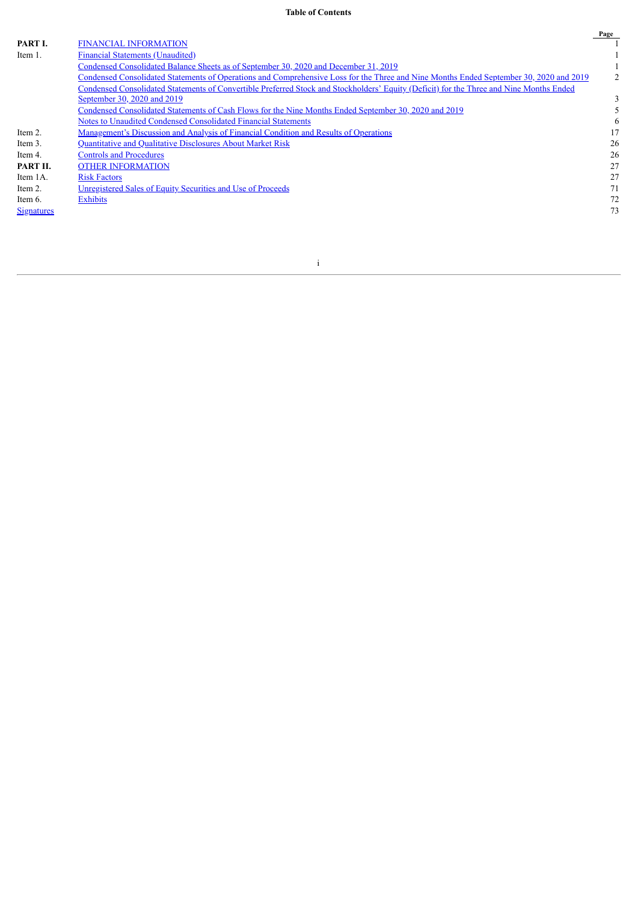**Table of Contents**

| | | Page |
|---|---|---|
| **PART I.** | FINANCIAL INFORMATION | 1 |
| Item 1. | Financial Statements (Unaudited) | 1 |
| | Condensed Consolidated Balance Sheets as of September 30, 2020 and December 31, 2019 | 1 |
| | Condensed Consolidated Statements of Operations and Comprehensive Loss for the Three and Nine Months Ended September 30, 2020 and 2019 | 2 |
| | Condensed Consolidated Statements of Convertible Preferred Stock and Stockholders' Equity (Deficit) for the Three and Nine Months Ended September 30, 2020 and 2019 | 3 |
| | Condensed Consolidated Statements of Cash Flows for the Nine Months Ended September 30, 2020 and 2019 | 5 |
| | Notes to Unaudited Condensed Consolidated Financial Statements | 6 |
| Item 2. | Management's Discussion and Analysis of Financial Condition and Results of Operations | 17 |
| Item 3. | Quantitative and Qualitative Disclosures About Market Risk | 26 |
| Item 4. | Controls and Procedures | 26 |
| **PART II.** | OTHER INFORMATION | 27 |
| Item 1A. | Risk Factors | 27 |
| Item 2. | Unregistered Sales of Equity Securities and Use of Proceeds | 71 |
| Item 6. | Exhibits | 72 |
| Signatures | | 73 |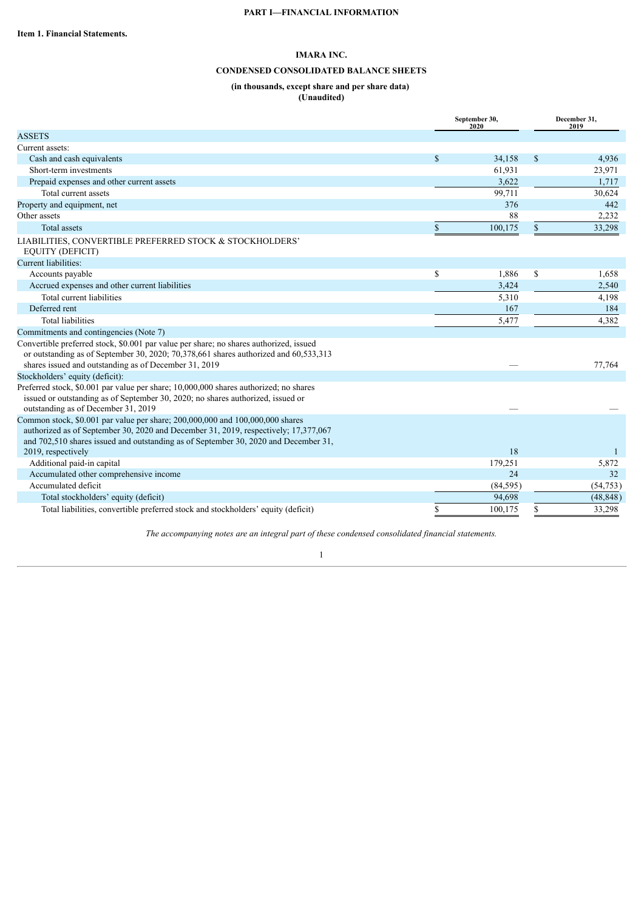**PART I—FINANCIAL INFORMATION**

**Item 1. Financial Statements.**

**IMARA INC.**

**CONDENSED CONSOLIDATED BALANCE SHEETS**

**(in thousands, except share and per share data)**
**(Unaudited)**

| | September 30, 2020 | December 31, 2019 |
|---|---|---|
| ASSETS | | |
| Current assets: | | |
| Cash and cash equivalents | $ 34,158 | $ 4,936 |
| Short-term investments | 61,931 | 23,971 |
| Prepaid expenses and other current assets | 3,622 | 1,717 |
| Total current assets | 99,711 | 30,624 |
| Property and equipment, net | 376 | 442 |
| Other assets | 88 | 2,232 |
| Total assets | $ 100,175 | $ 33,298 |
| LIABILITIES, CONVERTIBLE PREFERRED STOCK & STOCKHOLDERS' EQUITY (DEFICIT) | | |
| Current liabilities: | | |
| Accounts payable | $ 1,886 | $ 1,658 |
| Accrued expenses and other current liabilities | 3,424 | 2,540 |
| Total current liabilities | 5,310 | 4,198 |
| Deferred rent | 167 | 184 |
| Total liabilities | 5,477 | 4,382 |
| Commitments and contingencies (Note 7) | | |
| Convertible preferred stock, $0.001 par value per share; no shares authorized, issued or outstanding as of September 30, 2020; 70,378,661 shares authorized and 60,533,313 shares issued and outstanding as of December 31, 2019 | — | 77,764 |
| Stockholders' equity (deficit): | | |
| Preferred stock, $0.001 par value per share; 10,000,000 shares authorized; no shares issued or outstanding as of September 30, 2020; no shares authorized, issued or outstanding as of December 31, 2019 | — | — |
| Common stock, $0.001 par value per share; 200,000,000 and 100,000,000 shares authorized as of September 30, 2020 and December 31, 2019, respectively; 17,377,067 and 702,510 shares issued and outstanding as of September 30, 2020 and December 31, 2019, respectively | 18 | 1 |
| Additional paid-in capital | 179,251 | 5,872 |
| Accumulated other comprehensive income | 24 | 32 |
| Accumulated deficit | (84,595) | (54,753) |
| Total stockholders' equity (deficit) | 94,698 | (48,848) |
| Total liabilities, convertible preferred stock and stockholders' equity (deficit) | $ 100,175 | $ 33,298 |

*The accompanying notes are an integral part of these condensed consolidated financial statements.*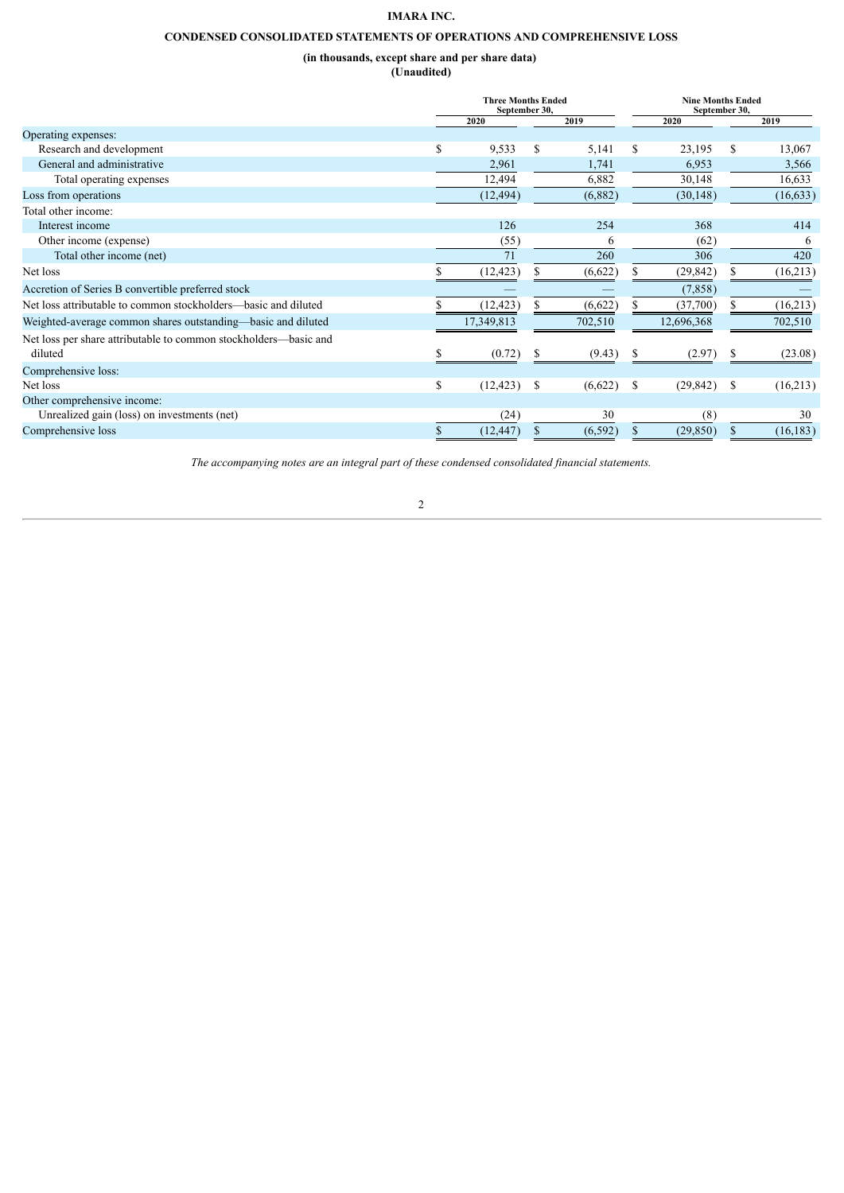# IMARA INC.

## CONDENSED CONSOLIDATED STATEMENTS OF OPERATIONS AND COMPREHENSIVE LOSS

**(in thousands, except share and per share data)**
**(Unaudited)**

| | Three Months Ended September 30, | | Nine Months Ended September 30, | |
|---|---|---|---|---|
| | 2020 | 2019 | 2020 | 2019 |
| Operating expenses: | | | | |
| Research and development | $ 9,533 | $ 5,141 | $ 23,195 | $ 13,067 |
| General and administrative | 2,961 | 1,741 | 6,953 | 3,566 |
| Total operating expenses | 12,494 | 6,882 | 30,148 | 16,633 |
| Loss from operations | (12,494) | (6,882) | (30,148) | (16,633) |
| Total other income: | | | | |
| Interest income | 126 | 254 | 368 | 414 |
| Other income (expense) | (55) | 6 | (62) | 6 |
| Total other income (net) | 71 | 260 | 306 | 420 |
| Net loss | $ (12,423) | $ (6,622) | $ (29,842) | $ (16,213) |
| Accretion of Series B convertible preferred stock | — | — | (7,858) | — |
| Net loss attributable to common stockholders—basic and diluted | $ (12,423) | $ (6,622) | $ (37,700) | $ (16,213) |
| Weighted-average common shares outstanding—basic and diluted | 17,349,813 | 702,510 | 12,696,368 | 702,510 |
| Net loss per share attributable to common stockholders—basic and diluted | $ (0.72) | $ (9.43) | $ (2.97) | $ (23.08) |
| Comprehensive loss: | | | | |
| Net loss | $ (12,423) | $ (6,622) | $ (29,842) | $ (16,213) |
| Other comprehensive income: | | | | |
| Unrealized gain (loss) on investments (net) | (24) | 30 | (8) | 30 |
| Comprehensive loss | $ (12,447) | $ (6,592) | $ (29,850) | $ (16,183) |

*The accompanying notes are an integral part of these condensed consolidated financial statements.*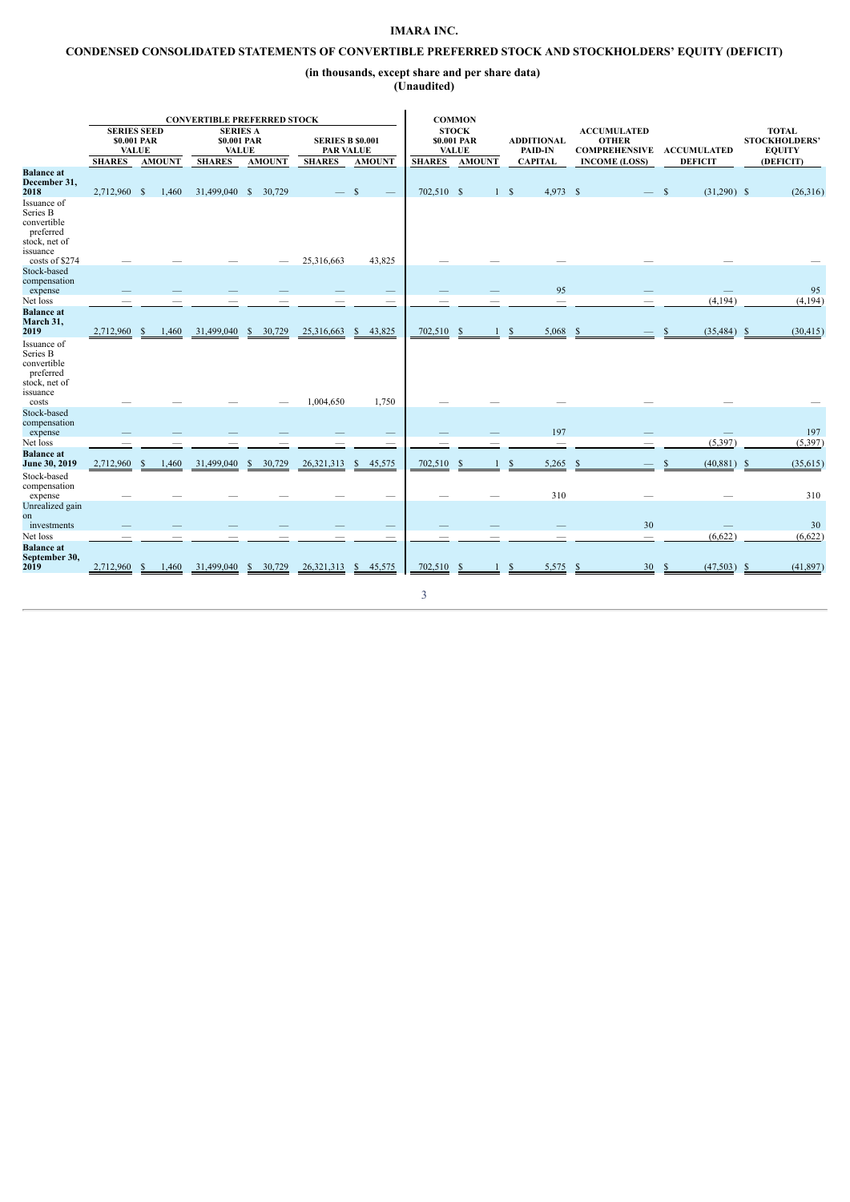# IMARA INC.

## CONDENSED CONSOLIDATED STATEMENTS OF CONVERTIBLE PREFERRED STOCK AND STOCKHOLDERS' EQUITY (DEFICIT)

### (in thousands, except share and per share data)
### (Unaudited)

| | CONVERTIBLE PREFERRED STOCK | | | | | | COMMON STOCK $0.001 PAR VALUE | | ADDITIONAL PAID-IN CAPITAL | ACCUMULATED OTHER COMPREHENSIVE INCOME (LOSS) | ACCUMULATED DEFICIT | TOTAL STOCKHOLDERS' EQUITY (DEFICIT) |
|---|---|---|---|---|---|---|---|---|---|---|---|---|
| | SERIES SEED $0.001 PAR VALUE | | SERIES A $0.001 PAR VALUE | | SERIES B $0.001 PAR VALUE | | | | | | | |
| | SHARES | AMOUNT | SHARES | AMOUNT | SHARES | AMOUNT | SHARES | AMOUNT | | | | |
| **Balance at December 31, 2018** | 2,712,960 | $ 1,460 | 31,499,040 | $ 30,729 | — | $ — | 702,510 | $ 1 | $ 4,973 | $ — | $ (31,290) | $ (26,316) |
| Issuance of Series B convertible preferred stock, net of issuance costs of $274 | — | — | — | — | 25,316,663 | 43,825 | — | — | — | — | — | — |
| Stock-based compensation expense | — | — | — | — | — | — | — | — | 95 | — | — | 95 |
| Net loss | — | — | — | — | — | — | — | — | — | — | (4,194) | (4,194) |
| **Balance at March 31, 2019** | 2,712,960 | $ 1,460 | 31,499,040 | $ 30,729 | 25,316,663 | $ 43,825 | 702,510 | $ 1 | $ 5,068 | $ — | $ (35,484) | $ (30,415) |
| Issuance of Series B convertible preferred stock, net of issuance costs | — | — | — | — | 1,004,650 | 1,750 | — | — | — | — | — | — |
| Stock-based compensation expense | — | — | — | — | — | — | — | — | 197 | — | — | 197 |
| Net loss | — | — | — | — | — | — | — | — | — | — | (5,397) | (5,397) |
| **Balance at June 30, 2019** | 2,712,960 | $ 1,460 | 31,499,040 | $ 30,729 | 26,321,313 | $ 45,575 | 702,510 | $ 1 | $ 5,265 | $ — | $ (40,881) | $ (35,615) |
| Stock-based compensation expense | — | — | — | — | — | — | — | — | 310 | — | — | 310 |
| Unrealized gain on investments | — | — | — | — | — | — | — | — | — | 30 | — | 30 |
| Net loss | — | — | — | — | — | — | — | — | — | — | (6,622) | (6,622) |
| **Balance at September 30, 2019** | 2,712,960 | $ 1,460 | 31,499,040 | $ 30,729 | 26,321,313 | $ 45,575 | 702,510 | $ 1 | $ 5,575 | $ 30 | $ (47,503) | $ (41,897) |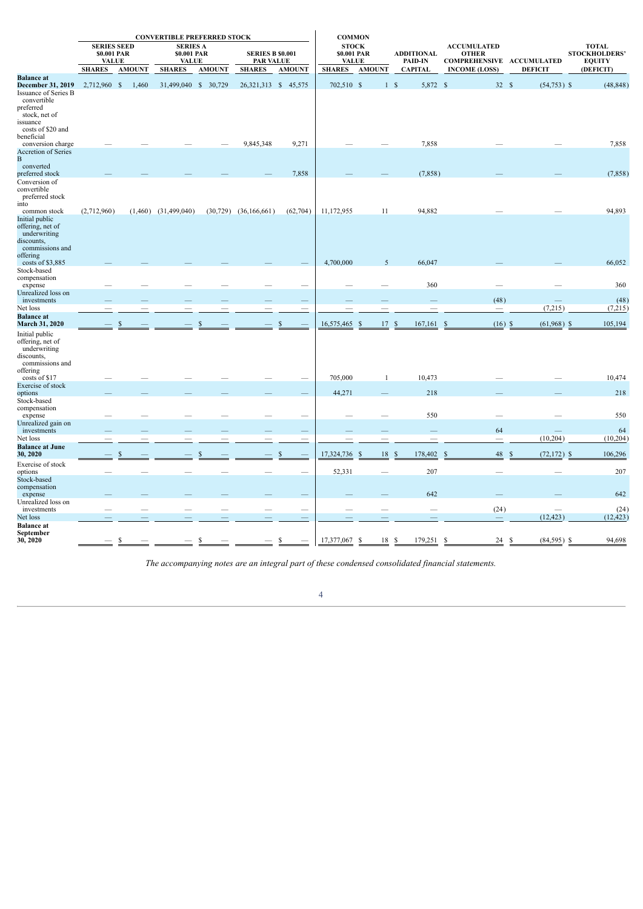| | CONVERTIBLE PREFERRED STOCK | | | | | | COMMON | | | | | | |
|---|---|---|---|---|---|---|---|---|---|---|---|---|---|
| | SERIES SEED $0.001 PAR VALUE | | SERIES A $0.001 PAR VALUE | | SERIES B $0.001 PAR VALUE | | STOCK $0.001 PAR VALUE | | ADDITIONAL PAID-IN | ACCUMULATED OTHER COMPREHENSIVE | ACCUMULATED | TOTAL STOCKHOLDERS' EQUITY |
| | SHARES | AMOUNT | SHARES | AMOUNT | SHARES | AMOUNT | SHARES | AMOUNT | CAPITAL | INCOME (LOSS) | DEFICIT | (DEFICIT) |
| **Balance at December 31, 2019** | 2,712,960 | $ 1,460 | 31,499,040 | $ 30,729 | 26,321,313 | $ 45,575 | 702,510 | $ 1 | $ 5,872 | $ 32 | $ (54,753) | $ (48,848) |
| Issuance of Series B convertible preferred stock, net of issuance costs of $20 and beneficial conversion charge | — | — | — | — | 9,845,348 | 9,271 | — | — | 7,858 | — | — | 7,858 |
| Accretion of Series B converted preferred stock | — | — | — | — | — | 7,858 | — | — | (7,858) | — | — | (7,858) |
| Conversion of convertible preferred stock into common stock | (2,712,960) | (1,460) | (31,499,040) | (30,729) | (36,166,661) | (62,704) | 11,172,955 | 11 | 94,882 | — | — | 94,893 |
| Initial public offering, net of underwriting discounts, commissions and offering costs of $3,885 | — | — | — | — | — | — | 4,700,000 | 5 | 66,047 | — | — | 66,052 |
| Stock-based compensation expense | — | — | — | — | — | — | — | — | 360 | — | — | 360 |
| Unrealized loss on investments | — | — | — | — | — | — | — | — | — | (48) | — | (48) |
| Net loss | — | — | — | — | — | — | — | — | — | — | (7,215) | (7,215) |
| **Balance at March 31, 2020** | — | $ — | — | $ — | — | $ — | 16,575,465 | $ 17 | $ 167,161 | $ (16) | $ (61,968) | $ 105,194 |
| Initial public offering, net of underwriting discounts, commissions and offering costs of $17 | — | — | — | — | — | — | 705,000 | 1 | 10,473 | — | — | 10,474 |
| Exercise of stock options | — | — | — | — | — | — | 44,271 | — | 218 | — | — | 218 |
| Stock-based compensation expense | — | — | — | — | — | — | — | — | 550 | — | — | 550 |
| Unrealized gain on investments | — | — | — | — | — | — | — | — | — | 64 | — | 64 |
| Net loss | — | — | — | — | — | — | — | — | — | — | (10,204) | (10,204) |
| **Balance at June 30, 2020** | — | $ — | — | $ — | — | $ — | 17,324,736 | $ 18 | $ 178,402 | $ 48 | $ (72,172) | $ 106,296 |
| Exercise of stock options | — | — | — | — | — | — | 52,331 | — | 207 | — | — | 207 |
| Stock-based compensation expense | — | — | — | — | — | — | — | — | 642 | — | — | 642 |
| Unrealized loss on investments | — | — | — | — | — | — | — | — | — | (24) | — | (24) |
| Net loss | — | — | — | — | — | — | — | — | — | — | (12,423) | (12,423) |
| **Balance at September 30, 2020** | — | $ — | — | $ — | — | $ — | 17,377,067 | $ 18 | $ 179,251 | $ 24 | $ (84,595) | $ 94,698 |

*The accompanying notes are an integral part of these condensed consolidated financial statements.*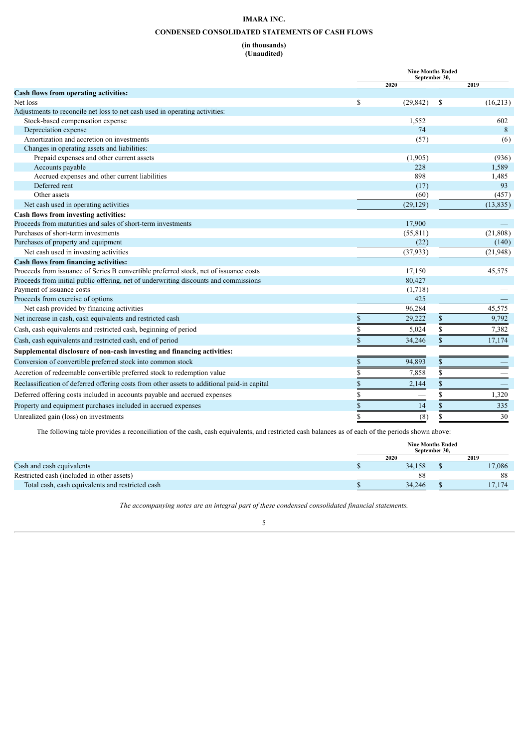# IMARA INC.

## CONDENSED CONSOLIDATED STATEMENTS OF CASH FLOWS

**(in thousands)**
**(Unaudited)**

| | Nine Months Ended September 30, | |
|---|---|---|
| | 2020 | 2019 |
| **Cash flows from operating activities:** | | |
| Net loss | $ (29,842) | $ (16,213) |
| Adjustments to reconcile net loss to net cash used in operating activities: | | |
| Stock-based compensation expense | 1,552 | 602 |
| Depreciation expense | 74 | 8 |
| Amortization and accretion on investments | (57) | (6) |
| Changes in operating assets and liabilities: | | |
| Prepaid expenses and other current assets | (1,905) | (936) |
| Accounts payable | 228 | 1,589 |
| Accrued expenses and other current liabilities | 898 | 1,485 |
| Deferred rent | (17) | 93 |
| Other assets | (60) | (457) |
| Net cash used in operating activities | (29,129) | (13,835) |
| **Cash flows from investing activities:** | | |
| Proceeds from maturities and sales of short-term investments | 17,900 | — |
| Purchases of short-term investments | (55,811) | (21,808) |
| Purchases of property and equipment | (22) | (140) |
| Net cash used in investing activities | (37,933) | (21,948) |
| **Cash flows from financing activities:** | | |
| Proceeds from issuance of Series B convertible preferred stock, net of issuance costs | 17,150 | 45,575 |
| Proceeds from initial public offering, net of underwriting discounts and commissions | 80,427 | — |
| Payment of issuance costs | (1,718) | — |
| Proceeds from exercise of options | 425 | — |
| Net cash provided by financing activities | 96,284 | 45,575 |
| Net increase in cash, cash equivalents and restricted cash | $ 29,222 | $ 9,792 |
| Cash, cash equivalents and restricted cash, beginning of period | $ 5,024 | $ 7,382 |
| Cash, cash equivalents and restricted cash, end of period | $ 34,246 | $ 17,174 |
| **Supplemental disclosure of non-cash investing and financing activities:** | | |
| Conversion of convertible preferred stock into common stock | $ 94,893 | $ — |
| Accretion of redeemable convertible preferred stock to redemption value | $ 7,858 | $ — |
| Reclassification of deferred offering costs from other assets to additional paid-in capital | $ 2,144 | $ — |
| Deferred offering costs included in accounts payable and accrued expenses | $ — | $ 1,320 |
| Property and equipment purchases included in accrued expenses | $ 14 | $ 335 |
| Unrealized gain (loss) on investments | $ (8) | $ 30 |

The following table provides a reconciliation of the cash, cash equivalents, and restricted cash balances as of each of the periods shown above:

| | Nine Months Ended September 30, | |
|---|---|---|
| | 2020 | 2019 |
| Cash and cash equivalents | $ 34,158 | $ 17,086 |
| Restricted cash (included in other assets) | 88 | 88 |
| Total cash, cash equivalents and restricted cash | $ 34,246 | $ 17,174 |

*The accompanying notes are an integral part of these condensed consolidated financial statements.*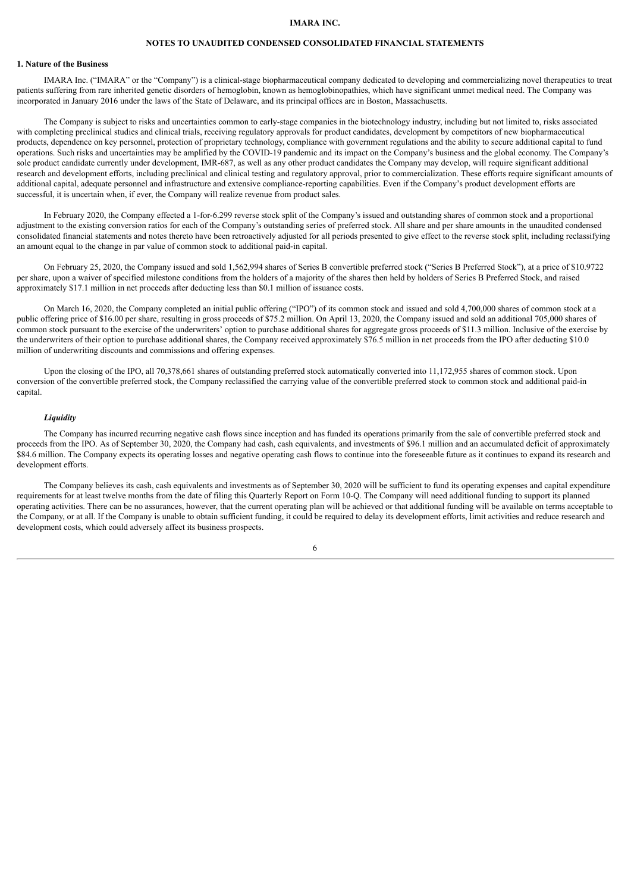**IMARA INC.**

**NOTES TO UNAUDITED CONDENSED CONSOLIDATED FINANCIAL STATEMENTS**

**1. Nature of the Business**

IMARA Inc. ("IMARA" or the "Company") is a clinical-stage biopharmaceutical company dedicated to developing and commercializing novel therapeutics to treat patients suffering from rare inherited genetic disorders of hemoglobin, known as hemoglobinopathies, which have significant unmet medical need. The Company was incorporated in January 2016 under the laws of the State of Delaware, and its principal offices are in Boston, Massachusetts.

The Company is subject to risks and uncertainties common to early-stage companies in the biotechnology industry, including but not limited to, risks associated with completing preclinical studies and clinical trials, receiving regulatory approvals for product candidates, development by competitors of new biopharmaceutical products, dependence on key personnel, protection of proprietary technology, compliance with government regulations and the ability to secure additional capital to fund operations. Such risks and uncertainties may be amplified by the COVID-19 pandemic and its impact on the Company's business and the global economy. The Company's sole product candidate currently under development, IMR-687, as well as any other product candidates the Company may develop, will require significant additional research and development efforts, including preclinical and clinical testing and regulatory approval, prior to commercialization. These efforts require significant amounts of additional capital, adequate personnel and infrastructure and extensive compliance-reporting capabilities. Even if the Company's product development efforts are successful, it is uncertain when, if ever, the Company will realize revenue from product sales.

In February 2020, the Company effected a 1-for-6.299 reverse stock split of the Company's issued and outstanding shares of common stock and a proportional adjustment to the existing conversion ratios for each of the Company's outstanding series of preferred stock. All share and per share amounts in the unaudited condensed consolidated financial statements and notes thereto have been retroactively adjusted for all periods presented to give effect to the reverse stock split, including reclassifying an amount equal to the change in par value of common stock to additional paid-in capital.

On February 25, 2020, the Company issued and sold 1,562,994 shares of Series B convertible preferred stock ("Series B Preferred Stock"), at a price of $10.9722 per share, upon a waiver of specified milestone conditions from the holders of a majority of the shares then held by holders of Series B Preferred Stock, and raised approximately $17.1 million in net proceeds after deducting less than $0.1 million of issuance costs.

On March 16, 2020, the Company completed an initial public offering ("IPO") of its common stock and issued and sold 4,700,000 shares of common stock at a public offering price of $16.00 per share, resulting in gross proceeds of $75.2 million. On April 13, 2020, the Company issued and sold an additional 705,000 shares of common stock pursuant to the exercise of the underwriters' option to purchase additional shares for aggregate gross proceeds of $11.3 million. Inclusive of the exercise by the underwriters of their option to purchase additional shares, the Company received approximately $76.5 million in net proceeds from the IPO after deducting $10.0 million of underwriting discounts and commissions and offering expenses.

Upon the closing of the IPO, all 70,378,661 shares of outstanding preferred stock automatically converted into 11,172,955 shares of common stock. Upon conversion of the convertible preferred stock, the Company reclassified the carrying value of the convertible preferred stock to common stock and additional paid-in capital.

***Liquidity***

The Company has incurred recurring negative cash flows since inception and has funded its operations primarily from the sale of convertible preferred stock and proceeds from the IPO. As of September 30, 2020, the Company had cash, cash equivalents, and investments of $96.1 million and an accumulated deficit of approximately $84.6 million. The Company expects its operating losses and negative operating cash flows to continue into the foreseeable future as it continues to expand its research and development efforts.

The Company believes its cash, cash equivalents and investments as of September 30, 2020 will be sufficient to fund its operating expenses and capital expenditure requirements for at least twelve months from the date of filing this Quarterly Report on Form 10-Q. The Company will need additional funding to support its planned operating activities. There can be no assurances, however, that the current operating plan will be achieved or that additional funding will be available on terms acceptable to the Company, or at all. If the Company is unable to obtain sufficient funding, it could be required to delay its development efforts, limit activities and reduce research and development costs, which could adversely affect its business prospects.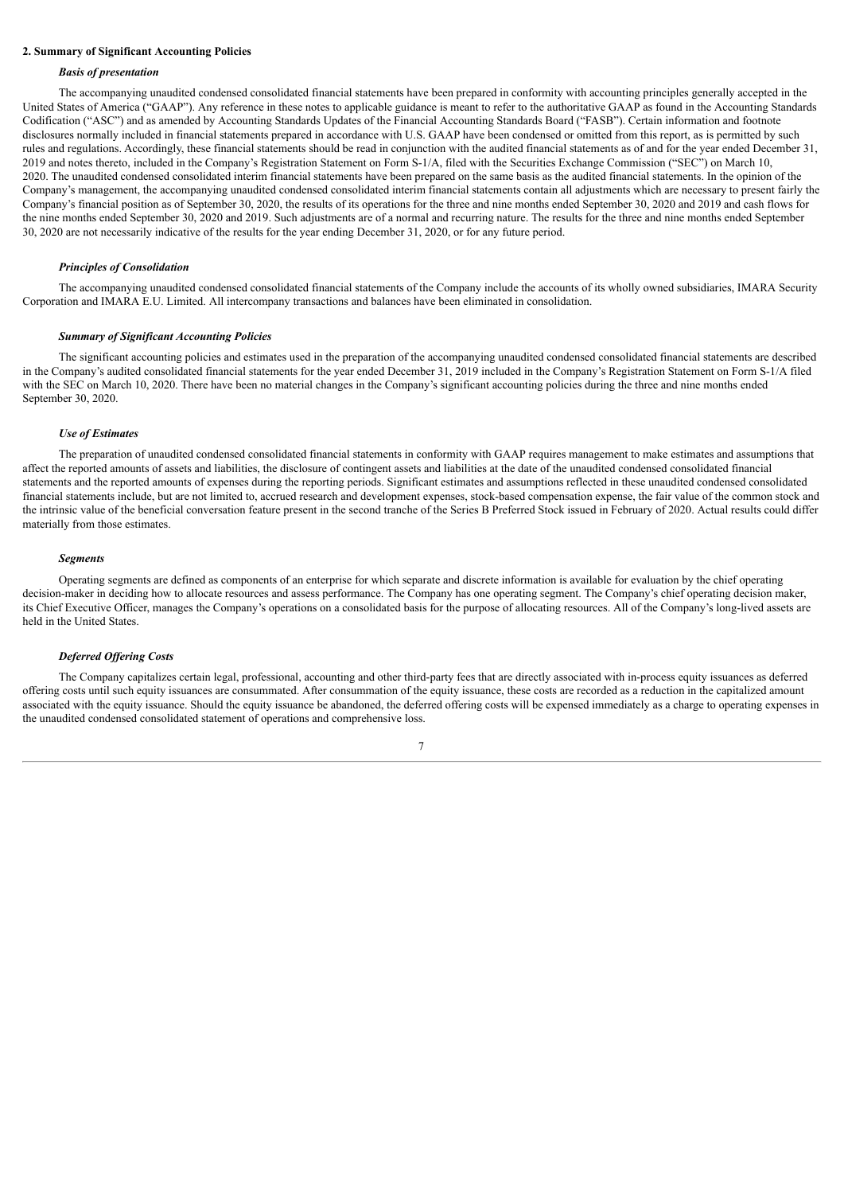**2. Summary of Significant Accounting Policies**

***Basis of presentation***

The accompanying unaudited condensed consolidated financial statements have been prepared in conformity with accounting principles generally accepted in the United States of America ("GAAP"). Any reference in these notes to applicable guidance is meant to refer to the authoritative GAAP as found in the Accounting Standards Codification ("ASC") and as amended by Accounting Standards Updates of the Financial Accounting Standards Board ("FASB"). Certain information and footnote disclosures normally included in financial statements prepared in accordance with U.S. GAAP have been condensed or omitted from this report, as is permitted by such rules and regulations. Accordingly, these financial statements should be read in conjunction with the audited financial statements as of and for the year ended December 31, 2019 and notes thereto, included in the Company's Registration Statement on Form S-1/A, filed with the Securities Exchange Commission ("SEC") on March 10, 2020. The unaudited condensed consolidated interim financial statements have been prepared on the same basis as the audited financial statements. In the opinion of the Company's management, the accompanying unaudited condensed consolidated interim financial statements contain all adjustments which are necessary to present fairly the Company's financial position as of September 30, 2020, the results of its operations for the three and nine months ended September 30, 2020 and 2019 and cash flows for the nine months ended September 30, 2020 and 2019. Such adjustments are of a normal and recurring nature. The results for the three and nine months ended September 30, 2020 are not necessarily indicative of the results for the year ending December 31, 2020, or for any future period.

***Principles of Consolidation***

The accompanying unaudited condensed consolidated financial statements of the Company include the accounts of its wholly owned subsidiaries, IMARA Security Corporation and IMARA E.U. Limited. All intercompany transactions and balances have been eliminated in consolidation.

***Summary of Significant Accounting Policies***

The significant accounting policies and estimates used in the preparation of the accompanying unaudited condensed consolidated financial statements are described in the Company's audited consolidated financial statements for the year ended December 31, 2019 included in the Company's Registration Statement on Form S-1/A filed with the SEC on March 10, 2020. There have been no material changes in the Company's significant accounting policies during the three and nine months ended September 30, 2020.

***Use of Estimates***

The preparation of unaudited condensed consolidated financial statements in conformity with GAAP requires management to make estimates and assumptions that affect the reported amounts of assets and liabilities, the disclosure of contingent assets and liabilities at the date of the unaudited condensed consolidated financial statements and the reported amounts of expenses during the reporting periods. Significant estimates and assumptions reflected in these unaudited condensed consolidated financial statements include, but are not limited to, accrued research and development expenses, stock-based compensation expense, the fair value of the common stock and the intrinsic value of the beneficial conversation feature present in the second tranche of the Series B Preferred Stock issued in February of 2020. Actual results could differ materially from those estimates.

***Segments***

Operating segments are defined as components of an enterprise for which separate and discrete information is available for evaluation by the chief operating decision-maker in deciding how to allocate resources and assess performance. The Company has one operating segment. The Company's chief operating decision maker, its Chief Executive Officer, manages the Company's operations on a consolidated basis for the purpose of allocating resources. All of the Company's long-lived assets are held in the United States.

***Deferred Offering Costs***

The Company capitalizes certain legal, professional, accounting and other third-party fees that are directly associated with in-process equity issuances as deferred offering costs until such equity issuances are consummated. After consummation of the equity issuance, these costs are recorded as a reduction in the capitalized amount associated with the equity issuance. Should the equity issuance be abandoned, the deferred offering costs will be expensed immediately as a charge to operating expenses in the unaudited condensed consolidated statement of operations and comprehensive loss.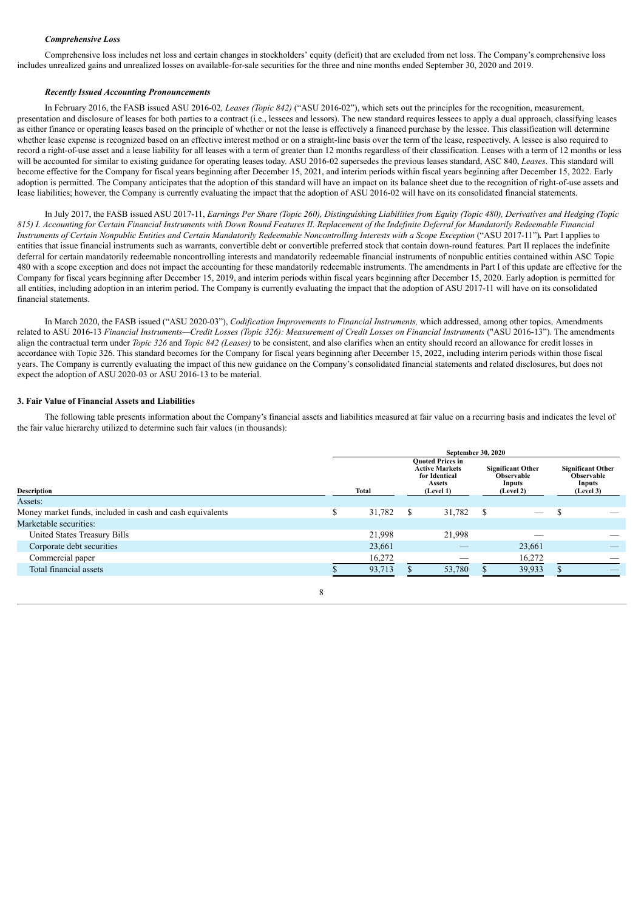*Comprehensive Loss*

Comprehensive loss includes net loss and certain changes in stockholders' equity (deficit) that are excluded from net loss. The Company's comprehensive loss includes unrealized gains and unrealized losses on available-for-sale securities for the three and nine months ended September 30, 2020 and 2019.

*Recently Issued Accounting Pronouncements*

In February 2016, the FASB issued ASU 2016-02*, Leases (Topic 842)* ("ASU 2016-02"), which sets out the principles for the recognition, measurement, presentation and disclosure of leases for both parties to a contract (i.e., lessees and lessors). The new standard requires lessees to apply a dual approach, classifying leases as either finance or operating leases based on the principle of whether or not the lease is effectively a financed purchase by the lessee. This classification will determine whether lease expense is recognized based on an effective interest method or on a straight-line basis over the term of the lease, respectively. A lessee is also required to record a right-of-use asset and a lease liability for all leases with a term of greater than 12 months regardless of their classification. Leases with a term of 12 months or less will be accounted for similar to existing guidance for operating leases today. ASU 2016-02 supersedes the previous leases standard, ASC 840, *Leases*. This standard will become effective for the Company for fiscal years beginning after December 15, 2021, and interim periods within fiscal years beginning after December 15, 2022. Early adoption is permitted. The Company anticipates that the adoption of this standard will have an impact on its balance sheet due to the recognition of right-of-use assets and lease liabilities; however, the Company is currently evaluating the impact that the adoption of ASU 2016-02 will have on its consolidated financial statements.

In July 2017, the FASB issued ASU 2017-11, *Earnings Per Share (Topic 260), Distinguishing Liabilities from Equity (Topic 480), Derivatives and Hedging (Topic 815) I. Accounting for Certain Financial Instruments with Down Round Features II. Replacement of the Indefinite Deferral for Mandatorily Redeemable Financial Instruments of Certain Nonpublic Entities and Certain Mandatorily Redeemable Noncontrolling Interests with a Scope Exception* ("ASU 2017-11")**.** Part I applies to entities that issue financial instruments such as warrants, convertible debt or convertible preferred stock that contain down-round features. Part II replaces the indefinite deferral for certain mandatorily redeemable noncontrolling interests and mandatorily redeemable financial instruments of nonpublic entities contained within ASC Topic 480 with a scope exception and does not impact the accounting for these mandatorily redeemable instruments. The amendments in Part I of this update are effective for the Company for fiscal years beginning after December 15, 2019, and interim periods within fiscal years beginning after December 15, 2020. Early adoption is permitted for all entities, including adoption in an interim period. The Company is currently evaluating the impact that the adoption of ASU 2017-11 will have on its consolidated financial statements.

In March 2020, the FASB issued ("ASU 2020-03"), *Codification Improvements to Financial Instruments,* which addressed, among other topics, Amendments related to ASU 2016-13 *Financial Instruments—Credit Losses (Topic 326): Measurement of Credit Losses on Financial Instruments* ("ASU 2016-13"). The amendments align the contractual term under *Topic 326* and *Topic 842 (Leases)* to be consistent, and also clarifies when an entity should record an allowance for credit losses in accordance with Topic 326. This standard becomes for the Company for fiscal years beginning after December 15, 2022, including interim periods within those fiscal years. The Company is currently evaluating the impact of this new guidance on the Company's consolidated financial statements and related disclosures, but does not expect the adoption of ASU 2020-03 or ASU 2016-13 to be material.

**3. Fair Value of Financial Assets and Liabilities**

The following table presents information about the Company's financial assets and liabilities measured at fair value on a recurring basis and indicates the level of the fair value hierarchy utilized to determine such fair values (in thousands):

| | September 30, 2020 | | | |
|---|---|---|---|---|
| Description | Total | Quoted Prices in Active Markets for Identical Assets (Level 1) | Significant Other Observable Inputs (Level 2) | Significant Other Observable Inputs (Level 3) |
| Assets: | | | | |
| Money market funds, included in cash and cash equivalents | $ 31,782 | $ 31,782 | $ — | $ — |
| Marketable securities: | | | | |
| United States Treasury Bills | 21,998 | 21,998 | — | — |
| Corporate debt securities | 23,661 | — | 23,661 | — |
| Commercial paper | 16,272 | — | 16,272 | — |
| Total financial assets | $ 93,713 | $ 53,780 | $ 39,933 | $ — |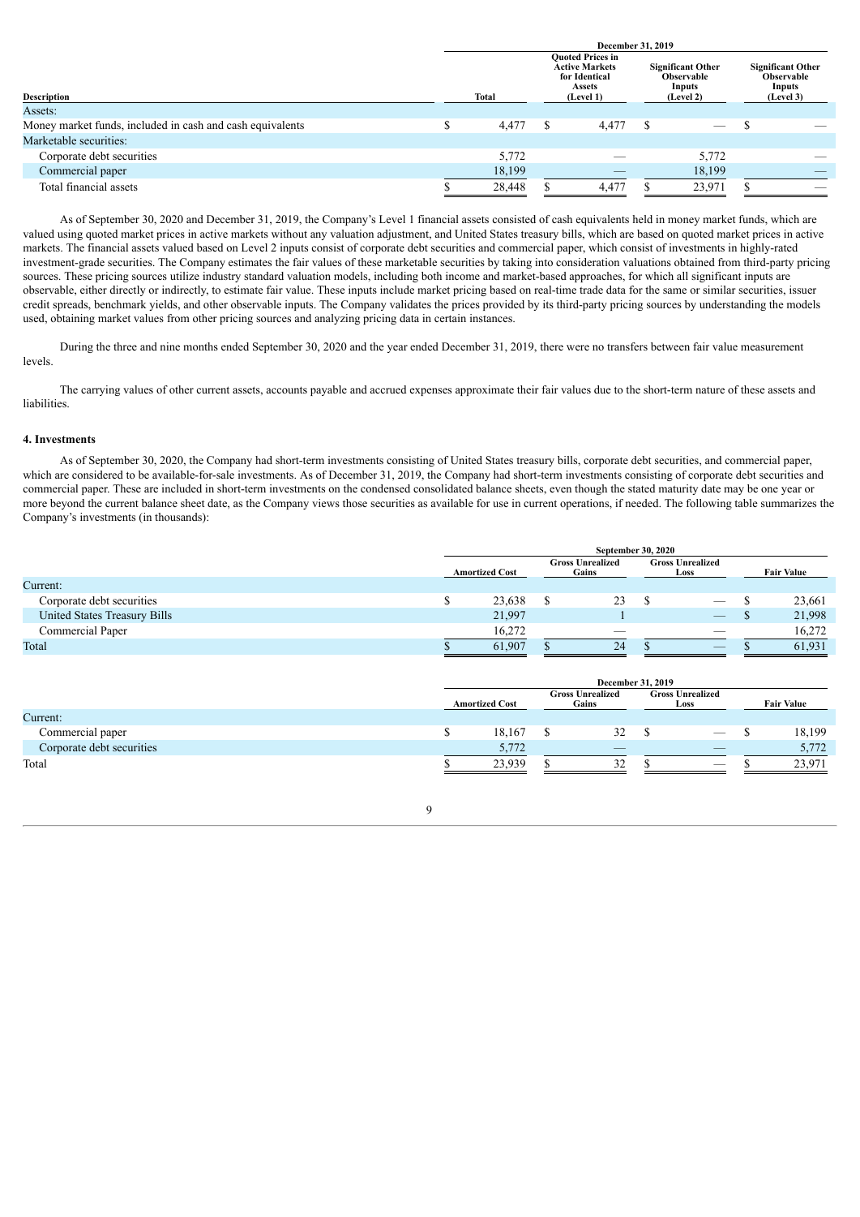| | December 31, 2019 | | | |
|---|---|---|---|---|
| Description | Total | Quoted Prices in Active Markets for Identical Assets (Level 1) | Significant Other Observable Inputs (Level 2) | Significant Other Observable Inputs (Level 3) |
| Assets: | | | | |
| Money market funds, included in cash and cash equivalents | $ 4,477 | $ 4,477 | $ — | $ — |
| Marketable securities: | | | | |
| Corporate debt securities | 5,772 | — | 5,772 | — |
| Commercial paper | 18,199 | — | 18,199 | — |
| Total financial assets | $ 28,448 | $ 4,477 | $ 23,971 | $ — |

As of September 30, 2020 and December 31, 2019, the Company's Level 1 financial assets consisted of cash equivalents held in money market funds, which are valued using quoted market prices in active markets without any valuation adjustment, and United States treasury bills, which are based on quoted market prices in active markets. The financial assets valued based on Level 2 inputs consist of corporate debt securities and commercial paper, which consist of investments in highly-rated investment-grade securities. The Company estimates the fair values of these marketable securities by taking into consideration valuations obtained from third-party pricing sources. These pricing sources utilize industry standard valuation models, including both income and market-based approaches, for which all significant inputs are observable, either directly or indirectly, to estimate fair value. These inputs include market pricing based on real-time trade data for the same or similar securities, issuer credit spreads, benchmark yields, and other observable inputs. The Company validates the prices provided by its third-party pricing sources by understanding the models used, obtaining market values from other pricing sources and analyzing pricing data in certain instances.

During the three and nine months ended September 30, 2020 and the year ended December 31, 2019, there were no transfers between fair value measurement levels.

The carrying values of other current assets, accounts payable and accrued expenses approximate their fair values due to the short-term nature of these assets and liabilities.

**4. Investments**

As of September 30, 2020, the Company had short-term investments consisting of United States treasury bills, corporate debt securities, and commercial paper, which are considered to be available-for-sale investments. As of December 31, 2019, the Company had short-term investments consisting of corporate debt securities and commercial paper. These are included in short-term investments on the condensed consolidated balance sheets, even though the stated maturity date may be one year or more beyond the current balance sheet date, as the Company views those securities as available for use in current operations, if needed. The following table summarizes the Company's investments (in thousands):

| | September 30, 2020 | | | |
|---|---|---|---|---|
| | Amortized Cost | Gross Unrealized Gains | Gross Unrealized Loss | Fair Value |
| Current: | | | | |
| Corporate debt securities | $ 23,638 | $ 23 | $ — | $ 23,661 |
| United States Treasury Bills | 21,997 | 1 | — | $ 21,998 |
| Commercial Paper | 16,272 | — | — | 16,272 |
| Total | $ 61,907 | $ 24 | $ — | $ 61,931 |

| | December 31, 2019 | | | |
|---|---|---|---|---|
| | Amortized Cost | Gross Unrealized Gains | Gross Unrealized Loss | Fair Value |
| Current: | | | | |
| Commercial paper | $ 18,167 | $ 32 | $ — | $ 18,199 |
| Corporate debt securities | 5,772 | — | — | 5,772 |
| Total | $ 23,939 | $ 32 | $ — | $ 23,971 |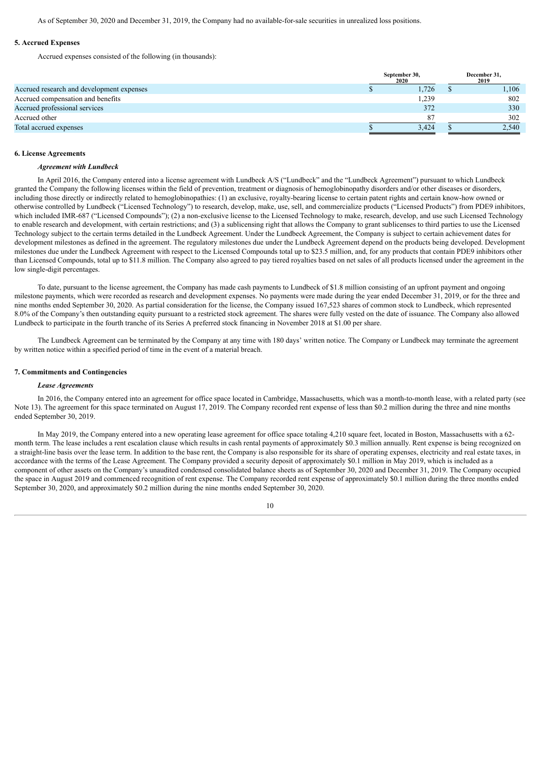As of September 30, 2020 and December 31, 2019, the Company had no available-for-sale securities in unrealized loss positions.

## 5. Accrued Expenses

Accrued expenses consisted of the following (in thousands):

| | September 30, 2020 | December 31, 2019 |
|---|---|---|
| Accrued research and development expenses | $ 1,726 | $ 1,106 |
| Accrued compensation and benefits | 1,239 | 802 |
| Accrued professional services | 372 | 330 |
| Accrued other | 87 | 302 |
| Total accrued expenses | $ 3,424 | $ 2,540 |

## 6. License Agreements

### *Agreement with Lundbeck*

In April 2016, the Company entered into a license agreement with Lundbeck A/S ("Lundbeck" and the "Lundbeck Agreement") pursuant to which Lundbeck granted the Company the following licenses within the field of prevention, treatment or diagnosis of hemoglobinopathy disorders and/or other diseases or disorders, including those directly or indirectly related to hemoglobinopathies: (1) an exclusive, royalty-bearing license to certain patent rights and certain know-how owned or otherwise controlled by Lundbeck ("Licensed Technology") to research, develop, make, use, sell, and commercialize products ("Licensed Products") from PDE9 inhibitors, which included IMR-687 ("Licensed Compounds"); (2) a non-exclusive license to the Licensed Technology to make, research, develop, and use such Licensed Technology to enable research and development, with certain restrictions; and (3) a sublicensing right that allows the Company to grant sublicenses to third parties to use the Licensed Technology subject to the certain terms detailed in the Lundbeck Agreement. Under the Lundbeck Agreement, the Company is subject to certain achievement dates for development milestones as defined in the agreement. The regulatory milestones due under the Lundbeck Agreement depend on the products being developed. Development milestones due under the Lundbeck Agreement with respect to the Licensed Compounds total up to $23.5 million, and, for any products that contain PDE9 inhibitors other than Licensed Compounds, total up to $11.8 million. The Company also agreed to pay tiered royalties based on net sales of all products licensed under the agreement in the low single-digit percentages.

To date, pursuant to the license agreement, the Company has made cash payments to Lundbeck of $1.8 million consisting of an upfront payment and ongoing milestone payments, which were recorded as research and development expenses. No payments were made during the year ended December 31, 2019, or for the three and nine months ended September 30, 2020. As partial consideration for the license, the Company issued 167,523 shares of common stock to Lundbeck, which represented 8.0% of the Company's then outstanding equity pursuant to a restricted stock agreement. The shares were fully vested on the date of issuance. The Company also allowed Lundbeck to participate in the fourth tranche of its Series A preferred stock financing in November 2018 at $1.00 per share.

The Lundbeck Agreement can be terminated by the Company at any time with 180 days' written notice. The Company or Lundbeck may terminate the agreement by written notice within a specified period of time in the event of a material breach.

## 7. Commitments and Contingencies

### *Lease Agreements*

In 2016, the Company entered into an agreement for office space located in Cambridge, Massachusetts, which was a month-to-month lease, with a related party (see Note 13). The agreement for this space terminated on August 17, 2019. The Company recorded rent expense of less than $0.2 million during the three and nine months ended September 30, 2019.

In May 2019, the Company entered into a new operating lease agreement for office space totaling 4,210 square feet, located in Boston, Massachusetts with a 62-month term. The lease includes a rent escalation clause which results in cash rental payments of approximately $0.3 million annually. Rent expense is being recognized on a straight-line basis over the lease term. In addition to the base rent, the Company is also responsible for its share of operating expenses, electricity and real estate taxes, in accordance with the terms of the Lease Agreement. The Company provided a security deposit of approximately $0.1 million in May 2019, which is included as a component of other assets on the Company's unaudited condensed consolidated balance sheets as of September 30, 2020 and December 31, 2019. The Company occupied the space in August 2019 and commenced recognition of rent expense. The Company recorded rent expense of approximately $0.1 million during the three months ended September 30, 2020, and approximately $0.2 million during the nine months ended September 30, 2020.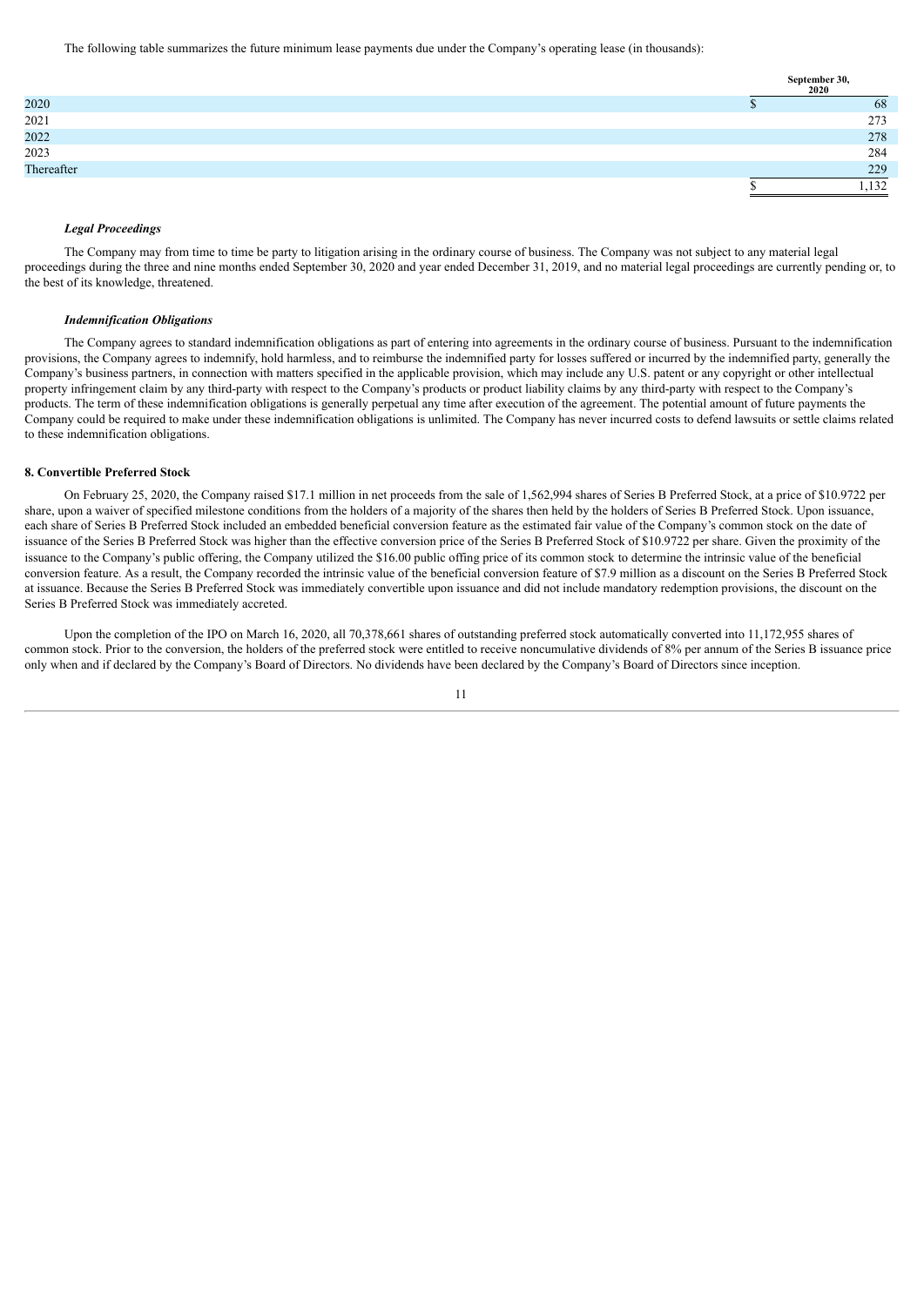The following table summarizes the future minimum lease payments due under the Company's operating lease (in thousands):

| | September 30, 2020 |
|---|---|
| 2020 | $ 68 |
| 2021 | 273 |
| 2022 | 278 |
| 2023 | 284 |
| Thereafter | 229 |
| | $ 1,132 |

### *Legal Proceedings*

The Company may from time to time be party to litigation arising in the ordinary course of business. The Company was not subject to any material legal proceedings during the three and nine months ended September 30, 2020 and year ended December 31, 2019, and no material legal proceedings are currently pending or, to the best of its knowledge, threatened.

### *Indemnification Obligations*

The Company agrees to standard indemnification obligations as part of entering into agreements in the ordinary course of business. Pursuant to the indemnification provisions, the Company agrees to indemnify, hold harmless, and to reimburse the indemnified party for losses suffered or incurred by the indemnified party, generally the Company's business partners, in connection with matters specified in the applicable provision, which may include any U.S. patent or any copyright or other intellectual property infringement claim by any third-party with respect to the Company's products or product liability claims by any third-party with respect to the Company's products. The term of these indemnification obligations is generally perpetual any time after execution of the agreement. The potential amount of future payments the Company could be required to make under these indemnification obligations is unlimited. The Company has never incurred costs to defend lawsuits or settle claims related to these indemnification obligations.

## 8. Convertible Preferred Stock

On February 25, 2020, the Company raised $17.1 million in net proceeds from the sale of 1,562,994 shares of Series B Preferred Stock, at a price of $10.9722 per share, upon a waiver of specified milestone conditions from the holders of a majority of the shares then held by the holders of Series B Preferred Stock. Upon issuance, each share of Series B Preferred Stock included an embedded beneficial conversion feature as the estimated fair value of the Company's common stock on the date of issuance of the Series B Preferred Stock was higher than the effective conversion price of the Series B Preferred Stock of $10.9722 per share. Given the proximity of the issuance to the Company's public offering, the Company utilized the $16.00 public offing price of its common stock to determine the intrinsic value of the beneficial conversion feature. As a result, the Company recorded the intrinsic value of the beneficial conversion feature of $7.9 million as a discount on the Series B Preferred Stock at issuance. Because the Series B Preferred Stock was immediately convertible upon issuance and did not include mandatory redemption provisions, the discount on the Series B Preferred Stock was immediately accreted.

Upon the completion of the IPO on March 16, 2020, all 70,378,661 shares of outstanding preferred stock automatically converted into 11,172,955 shares of common stock. Prior to the conversion, the holders of the preferred stock were entitled to receive noncumulative dividends of 8% per annum of the Series B issuance price only when and if declared by the Company's Board of Directors. No dividends have been declared by the Company's Board of Directors since inception.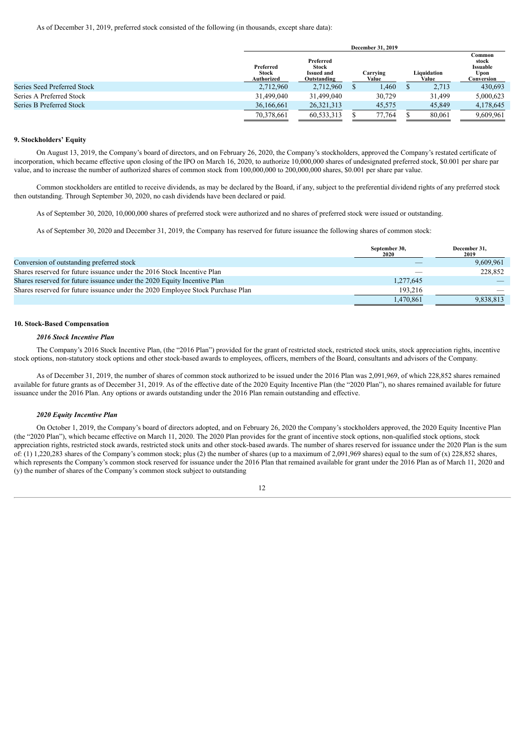As of December 31, 2019, preferred stock consisted of the following (in thousands, except share data):

| | December 31, 2019 | | | | |
|---|---|---|---|---|---|
| | Preferred Stock Authorized | Preferred Stock Issued and Outstanding | Carrying Value | Liquidation Value | Common stock Issuable Upon Conversion |
| Series Seed Preferred Stock | 2,712,960 | 2,712,960 | $ 1,460 | $ 2,713 | 430,693 |
| Series A Preferred Stock | 31,499,040 | 31,499,040 | 30,729 | 31,499 | 5,000,623 |
| Series B Preferred Stock | 36,166,661 | 26,321,313 | 45,575 | 45,849 | 4,178,645 |
| | 70,378,661 | 60,533,313 | $ 77,764 | $ 80,061 | 9,609,961 |

**9. Stockholders' Equity**

On August 13, 2019, the Company's board of directors, and on February 26, 2020, the Company's stockholders, approved the Company's restated certificate of incorporation, which became effective upon closing of the IPO on March 16, 2020, to authorize 10,000,000 shares of undesignated preferred stock, $0.001 per share par value, and to increase the number of authorized shares of common stock from 100,000,000 to 200,000,000 shares, $0.001 per share par value.

Common stockholders are entitled to receive dividends, as may be declared by the Board, if any, subject to the preferential dividend rights of any preferred stock then outstanding. Through September 30, 2020, no cash dividends have been declared or paid.

As of September 30, 2020, 10,000,000 shares of preferred stock were authorized and no shares of preferred stock were issued or outstanding.

As of September 30, 2020 and December 31, 2019, the Company has reserved for future issuance the following shares of common stock:

| | September 30, 2020 | December 31, 2019 |
|---|---|---|
| Conversion of outstanding preferred stock | — | 9,609,961 |
| Shares reserved for future issuance under the 2016 Stock Incentive Plan | — | 228,852 |
| Shares reserved for future issuance under the 2020 Equity Incentive Plan | 1,277,645 | — |
| Shares reserved for future issuance under the 2020 Employee Stock Purchase Plan | 193,216 | — |
| | 1,470,861 | 9,838,813 |

**10. Stock-Based Compensation**

***2016 Stock Incentive Plan***

The Company's 2016 Stock Incentive Plan, (the "2016 Plan") provided for the grant of restricted stock, restricted stock units, stock appreciation rights, incentive stock options, non-statutory stock options and other stock-based awards to employees, officers, members of the Board, consultants and advisors of the Company.

As of December 31, 2019, the number of shares of common stock authorized to be issued under the 2016 Plan was 2,091,969, of which 228,852 shares remained available for future grants as of December 31, 2019. As of the effective date of the 2020 Equity Incentive Plan (the "2020 Plan"), no shares remained available for future issuance under the 2016 Plan. Any options or awards outstanding under the 2016 Plan remain outstanding and effective.

***2020 Equity Incentive Plan***

On October 1, 2019, the Company's board of directors adopted, and on February 26, 2020 the Company's stockholders approved, the 2020 Equity Incentive Plan (the "2020 Plan"), which became effective on March 11, 2020. The 2020 Plan provides for the grant of incentive stock options, non-qualified stock options, stock appreciation rights, restricted stock awards, restricted stock units and other stock-based awards. The number of shares reserved for issuance under the 2020 Plan is the sum of: (1) 1,220,283 shares of the Company's common stock; plus (2) the number of shares (up to a maximum of 2,091,969 shares) equal to the sum of (x) 228,852 shares, which represents the Company's common stock reserved for issuance under the 2016 Plan that remained available for grant under the 2016 Plan as of March 11, 2020 and (y) the number of shares of the Company's common stock subject to outstanding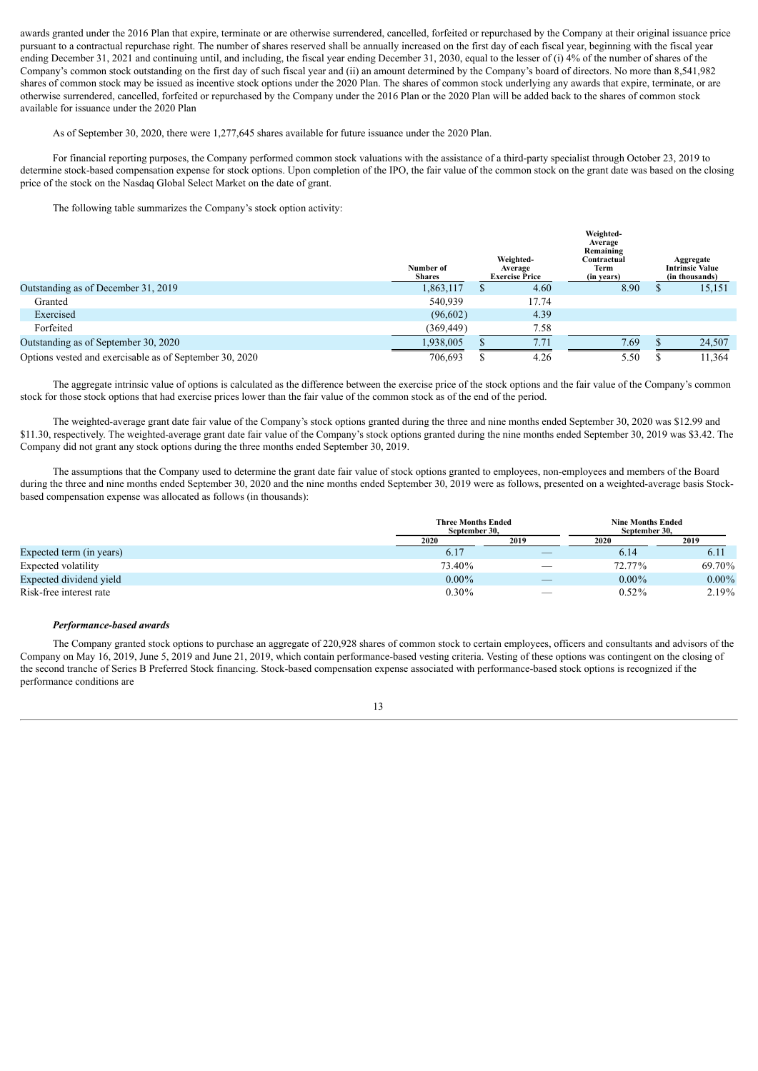awards granted under the 2016 Plan that expire, terminate or are otherwise surrendered, cancelled, forfeited or repurchased by the Company at their original issuance price pursuant to a contractual repurchase right. The number of shares reserved shall be annually increased on the first day of each fiscal year, beginning with the fiscal year ending December 31, 2021 and continuing until, and including, the fiscal year ending December 31, 2030, equal to the lesser of (i) 4% of the number of shares of the Company's common stock outstanding on the first day of such fiscal year and (ii) an amount determined by the Company's board of directors. No more than 8,541,982 shares of common stock may be issued as incentive stock options under the 2020 Plan. The shares of common stock underlying any awards that expire, terminate, or are otherwise surrendered, cancelled, forfeited or repurchased by the Company under the 2016 Plan or the 2020 Plan will be added back to the shares of common stock available for issuance under the 2020 Plan

As of September 30, 2020, there were 1,277,645 shares available for future issuance under the 2020 Plan.

For financial reporting purposes, the Company performed common stock valuations with the assistance of a third-party specialist through October 23, 2019 to determine stock-based compensation expense for stock options. Upon completion of the IPO, the fair value of the common stock on the grant date was based on the closing price of the stock on the Nasdaq Global Select Market on the date of grant.

The following table summarizes the Company's stock option activity:

| | Number of Shares | Weighted-Average Exercise Price | Weighted-Average Remaining Contractual Term (in years) | Aggregate Intrinsic Value (in thousands) |
|---|---|---|---|---|
| Outstanding as of December 31, 2019 | 1,863,117 | $ 4.60 | 8.90 | $ 15,151 |
| Granted | 540,939 | 17.74 | | |
| Exercised | (96,602) | 4.39 | | |
| Forfeited | (369,449) | 7.58 | | |
| Outstanding as of September 30, 2020 | 1,938,005 | $ 7.71 | 7.69 | $ 24,507 |
| Options vested and exercisable as of September 30, 2020 | 706,693 | $ 4.26 | 5.50 | $ 11,364 |

The aggregate intrinsic value of options is calculated as the difference between the exercise price of the stock options and the fair value of the Company's common stock for those stock options that had exercise prices lower than the fair value of the common stock as of the end of the period.

The weighted-average grant date fair value of the Company's stock options granted during the three and nine months ended September 30, 2020 was $12.99 and $11.30, respectively. The weighted-average grant date fair value of the Company's stock options granted during the nine months ended September 30, 2019 was $3.42. The Company did not grant any stock options during the three months ended September 30, 2019.

The assumptions that the Company used to determine the grant date fair value of stock options granted to employees, non-employees and members of the Board during the three and nine months ended September 30, 2020 and the nine months ended September 30, 2019 were as follows, presented on a weighted-average basis Stock-based compensation expense was allocated as follows (in thousands):

| | Three Months Ended September 30, | | Nine Months Ended September 30, | |
|---|---|---|---|---|
| | 2020 | 2019 | 2020 | 2019 |
| Expected term (in years) | 6.17 | — | 6.14 | 6.11 |
| Expected volatility | 73.40% | — | 72.77% | 69.70% |
| Expected dividend yield | 0.00% | — | 0.00% | 0.00% |
| Risk-free interest rate | 0.30% | — | 0.52% | 2.19% |

***Performance-based awards***

The Company granted stock options to purchase an aggregate of 220,928 shares of common stock to certain employees, officers and consultants and advisors of the Company on May 16, 2019, June 5, 2019 and June 21, 2019, which contain performance-based vesting criteria. Vesting of these options was contingent on the closing of the second tranche of Series B Preferred Stock financing. Stock-based compensation expense associated with performance-based stock options is recognized if the performance conditions are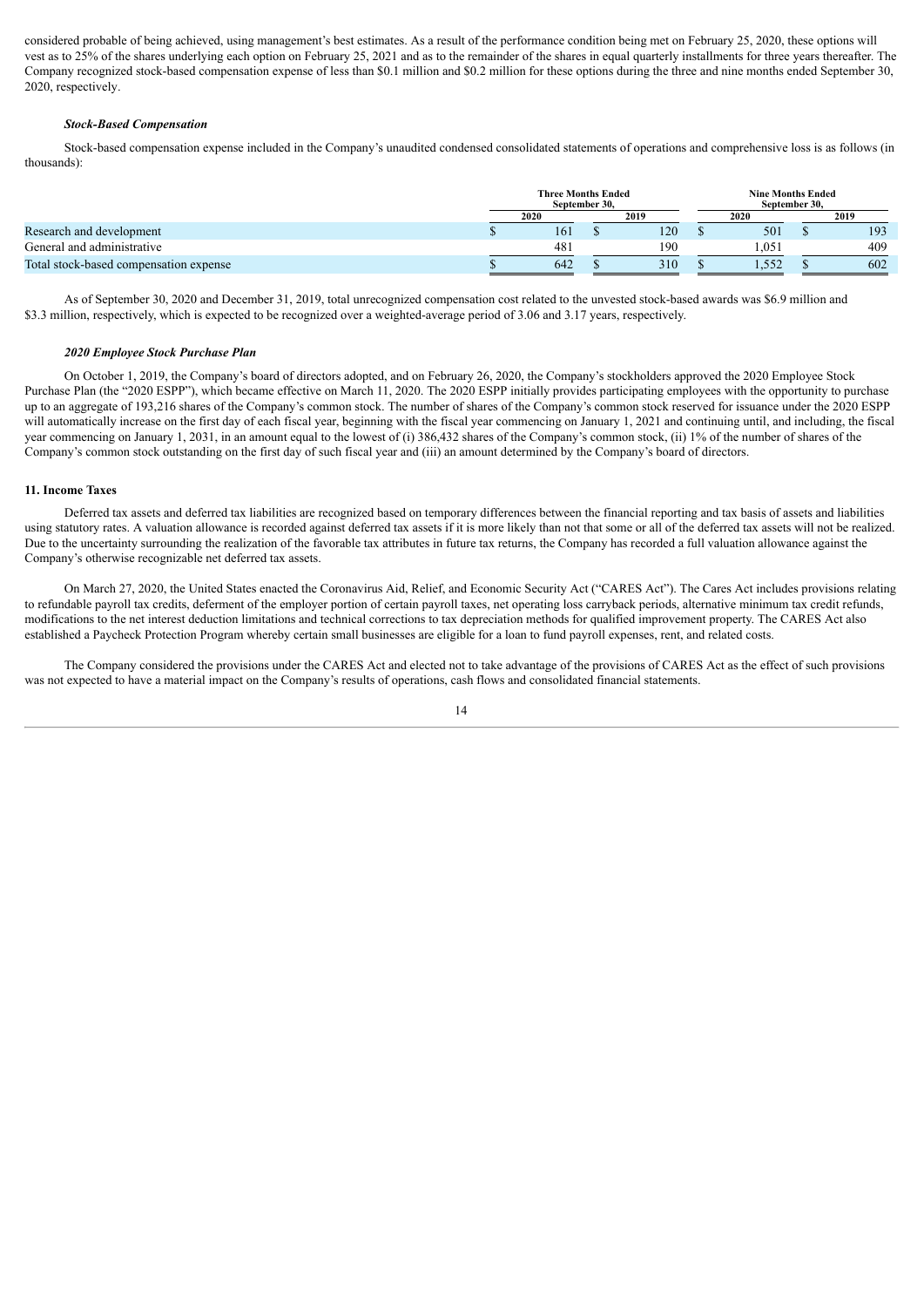considered probable of being achieved, using management's best estimates. As a result of the performance condition being met on February 25, 2020, these options will vest as to 25% of the shares underlying each option on February 25, 2021 and as to the remainder of the shares in equal quarterly installments for three years thereafter. The Company recognized stock-based compensation expense of less than $0.1 million and $0.2 million for these options during the three and nine months ended September 30, 2020, respectively.

***Stock-Based Compensation***

Stock-based compensation expense included in the Company's unaudited condensed consolidated statements of operations and comprehensive loss is as follows (in thousands):

| | Three Months Ended September 30, | | Nine Months Ended September 30, | |
|---|---|---|---|---|
| | 2020 | 2019 | 2020 | 2019 |
| Research and development | $ 161 | $ 120 | $ 501 | $ 193 |
| General and administrative | 481 | 190 | 1,051 | 409 |
| Total stock-based compensation expense | $ 642 | $ 310 | $ 1,552 | $ 602 |

As of September 30, 2020 and December 31, 2019, total unrecognized compensation cost related to the unvested stock-based awards was $6.9 million and $3.3 million, respectively, which is expected to be recognized over a weighted-average period of 3.06 and 3.17 years, respectively.

***2020 Employee Stock Purchase Plan***

On October 1, 2019, the Company's board of directors adopted, and on February 26, 2020, the Company's stockholders approved the 2020 Employee Stock Purchase Plan (the "2020 ESPP"), which became effective on March 11, 2020. The 2020 ESPP initially provides participating employees with the opportunity to purchase up to an aggregate of 193,216 shares of the Company's common stock. The number of shares of the Company's common stock reserved for issuance under the 2020 ESPP will automatically increase on the first day of each fiscal year, beginning with the fiscal year commencing on January 1, 2021 and continuing until, and including, the fiscal year commencing on January 1, 2031, in an amount equal to the lowest of (i) 386,432 shares of the Company's common stock, (ii) 1% of the number of shares of the Company's common stock outstanding on the first day of such fiscal year and (iii) an amount determined by the Company's board of directors.

**11. Income Taxes**

Deferred tax assets and deferred tax liabilities are recognized based on temporary differences between the financial reporting and tax basis of assets and liabilities using statutory rates. A valuation allowance is recorded against deferred tax assets if it is more likely than not that some or all of the deferred tax assets will not be realized. Due to the uncertainty surrounding the realization of the favorable tax attributes in future tax returns, the Company has recorded a full valuation allowance against the Company's otherwise recognizable net deferred tax assets.

On March 27, 2020, the United States enacted the Coronavirus Aid, Relief, and Economic Security Act ("CARES Act"). The Cares Act includes provisions relating to refundable payroll tax credits, deferment of the employer portion of certain payroll taxes, net operating loss carryback periods, alternative minimum tax credit refunds, modifications to the net interest deduction limitations and technical corrections to tax depreciation methods for qualified improvement property. The CARES Act also established a Paycheck Protection Program whereby certain small businesses are eligible for a loan to fund payroll expenses, rent, and related costs.

The Company considered the provisions under the CARES Act and elected not to take advantage of the provisions of CARES Act as the effect of such provisions was not expected to have a material impact on the Company's results of operations, cash flows and consolidated financial statements.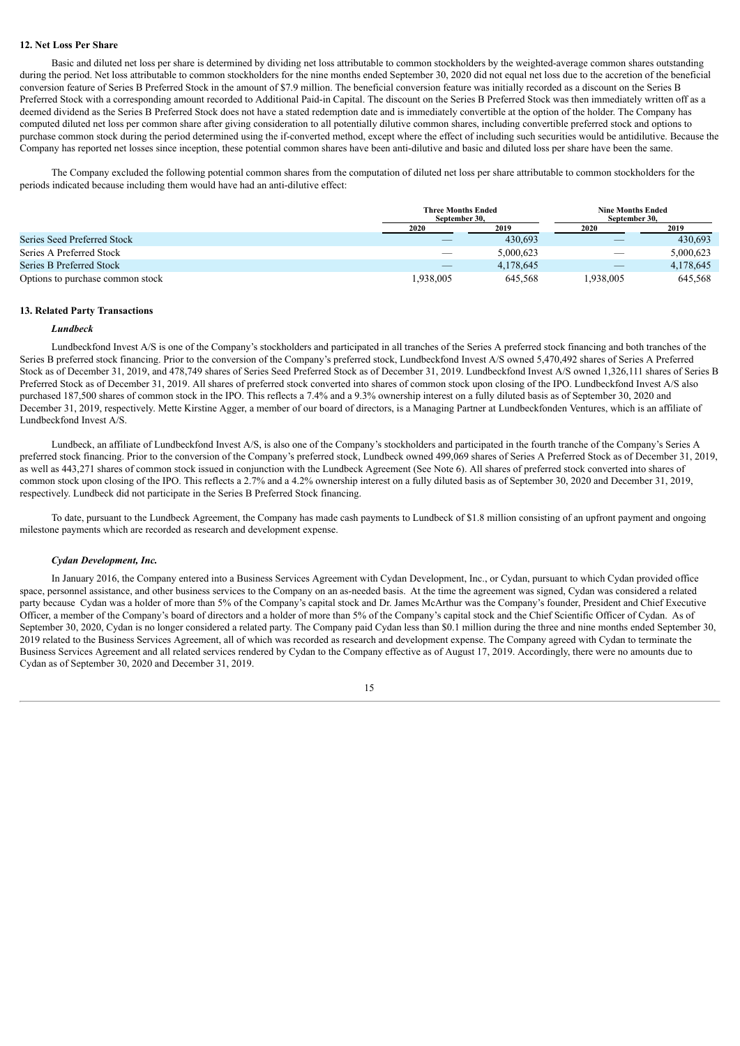### 12. Net Loss Per Share

Basic and diluted net loss per share is determined by dividing net loss attributable to common stockholders by the weighted-average common shares outstanding during the period. Net loss attributable to common stockholders for the nine months ended September 30, 2020 did not equal net loss due to the accretion of the beneficial conversion feature of Series B Preferred Stock in the amount of $7.9 million. The beneficial conversion feature was initially recorded as a discount on the Series B Preferred Stock with a corresponding amount recorded to Additional Paid-in Capital. The discount on the Series B Preferred Stock was then immediately written off as a deemed dividend as the Series B Preferred Stock does not have a stated redemption date and is immediately convertible at the option of the holder. The Company has computed diluted net loss per common share after giving consideration to all potentially dilutive common shares, including convertible preferred stock and options to purchase common stock during the period determined using the if-converted method, except where the effect of including such securities would be antidilutive. Because the Company has reported net losses since inception, these potential common shares have been anti-dilutive and basic and diluted loss per share have been the same.

The Company excluded the following potential common shares from the computation of diluted net loss per share attributable to common stockholders for the periods indicated because including them would have had an anti-dilutive effect:

| | Three Months Ended September 30, | | Nine Months Ended September 30, | |
|---|---|---|---|---|
| | 2020 | 2019 | 2020 | 2019 |
| Series Seed Preferred Stock | — | 430,693 | — | 430,693 |
| Series A Preferred Stock | — | 5,000,623 | — | 5,000,623 |
| Series B Preferred Stock | — | 4,178,645 | — | 4,178,645 |
| Options to purchase common stock | 1,938,005 | 645,568 | 1,938,005 | 645,568 |

### 13. Related Party Transactions

#### *Lundbeck*

Lundbeckfond Invest A/S is one of the Company's stockholders and participated in all tranches of the Series A preferred stock financing and both tranches of the Series B preferred stock financing. Prior to the conversion of the Company's preferred stock, Lundbeckfond Invest A/S owned 5,470,492 shares of Series A Preferred Stock as of December 31, 2019, and 478,749 shares of Series Seed Preferred Stock as of December 31, 2019. Lundbeckfond Invest A/S owned 1,326,111 shares of Series B Preferred Stock as of December 31, 2019. All shares of preferred stock converted into shares of common stock upon closing of the IPO. Lundbeckfond Invest A/S also purchased 187,500 shares of common stock in the IPO. This reflects a 7.4% and a 9.3% ownership interest on a fully diluted basis as of September 30, 2020 and December 31, 2019, respectively. Mette Kirstine Agger, a member of our board of directors, is a Managing Partner at Lundbeckfonden Ventures, which is an affiliate of Lundbeckfond Invest A/S.

Lundbeck, an affiliate of Lundbeckfond Invest A/S, is also one of the Company's stockholders and participated in the fourth tranche of the Company's Series A preferred stock financing. Prior to the conversion of the Company's preferred stock, Lundbeck owned 499,069 shares of Series A Preferred Stock as of December 31, 2019, as well as 443,271 shares of common stock issued in conjunction with the Lundbeck Agreement (See Note 6). All shares of preferred stock converted into shares of common stock upon closing of the IPO. This reflects a 2.7% and a 4.2% ownership interest on a fully diluted basis as of September 30, 2020 and December 31, 2019, respectively. Lundbeck did not participate in the Series B Preferred Stock financing.

To date, pursuant to the Lundbeck Agreement, the Company has made cash payments to Lundbeck of $1.8 million consisting of an upfront payment and ongoing milestone payments which are recorded as research and development expense.

#### *Cydan Development, Inc.*

In January 2016, the Company entered into a Business Services Agreement with Cydan Development, Inc., or Cydan, pursuant to which Cydan provided office space, personnel assistance, and other business services to the Company on an as-needed basis. At the time the agreement was signed, Cydan was considered a related party because Cydan was a holder of more than 5% of the Company's capital stock and Dr. James McArthur was the Company's founder, President and Chief Executive Officer, a member of the Company's board of directors and a holder of more than 5% of the Company's capital stock and the Chief Scientific Officer of Cydan. As of September 30, 2020, Cydan is no longer considered a related party. The Company paid Cydan less than $0.1 million during the three and nine months ended September 30, 2019 related to the Business Services Agreement, all of which was recorded as research and development expense. The Company agreed with Cydan to terminate the Business Services Agreement and all related services rendered by Cydan to the Company effective as of August 17, 2019. Accordingly, there were no amounts due to Cydan as of September 30, 2020 and December 31, 2019.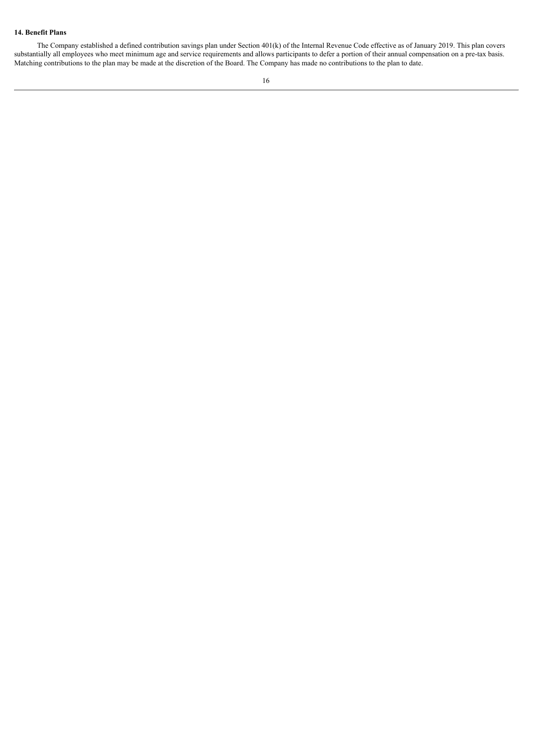**14. Benefit Plans**

The Company established a defined contribution savings plan under Section 401(k) of the Internal Revenue Code effective as of January 2019. This plan covers substantially all employees who meet minimum age and service requirements and allows participants to defer a portion of their annual compensation on a pre-tax basis. Matching contributions to the plan may be made at the discretion of the Board. The Company has made no contributions to the plan to date.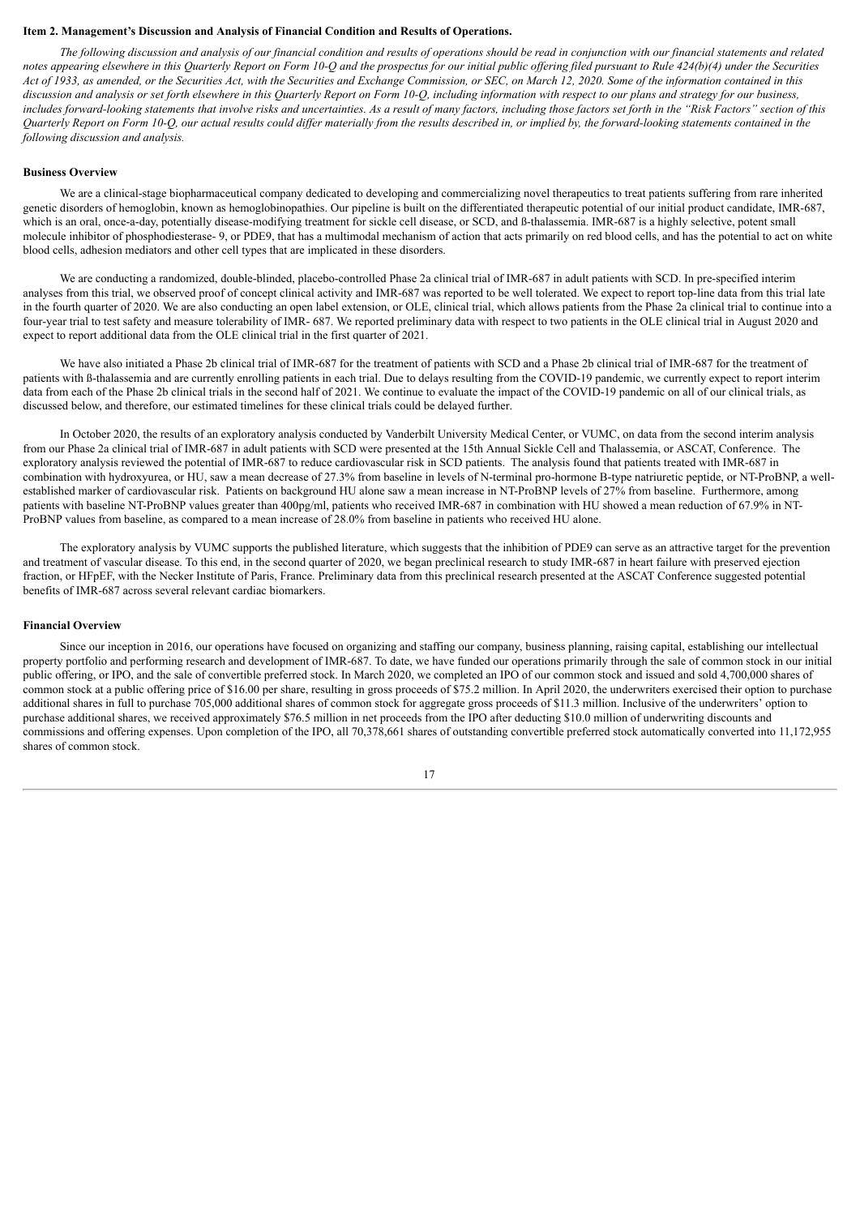**Item 2. Management's Discussion and Analysis of Financial Condition and Results of Operations.**

*The following discussion and analysis of our financial condition and results of operations should be read in conjunction with our financial statements and related notes appearing elsewhere in this Quarterly Report on Form 10-Q and the prospectus for our initial public offering filed pursuant to Rule 424(b)(4) under the Securities Act of 1933, as amended, or the Securities Act, with the Securities and Exchange Commission, or SEC, on March 12, 2020. Some of the information contained in this discussion and analysis or set forth elsewhere in this Quarterly Report on Form 10-Q, including information with respect to our plans and strategy for our business, includes forward-looking statements that involve risks and uncertainties. As a result of many factors, including those factors set forth in the "Risk Factors" section of this Quarterly Report on Form 10-Q, our actual results could differ materially from the results described in, or implied by, the forward-looking statements contained in the following discussion and analysis.*

**Business Overview**

We are a clinical-stage biopharmaceutical company dedicated to developing and commercializing novel therapeutics to treat patients suffering from rare inherited genetic disorders of hemoglobin, known as hemoglobinopathies. Our pipeline is built on the differentiated therapeutic potential of our initial product candidate, IMR-687, which is an oral, once-a-day, potentially disease-modifying treatment for sickle cell disease, or SCD, and ß-thalassemia. IMR-687 is a highly selective, potent small molecule inhibitor of phosphodiesterase- 9, or PDE9, that has a multimodal mechanism of action that acts primarily on red blood cells, and has the potential to act on white blood cells, adhesion mediators and other cell types that are implicated in these disorders.

We are conducting a randomized, double-blinded, placebo-controlled Phase 2a clinical trial of IMR-687 in adult patients with SCD. In pre-specified interim analyses from this trial, we observed proof of concept clinical activity and IMR-687 was reported to be well tolerated. We expect to report top-line data from this trial late in the fourth quarter of 2020. We are also conducting an open label extension, or OLE, clinical trial, which allows patients from the Phase 2a clinical trial to continue into a four-year trial to test safety and measure tolerability of IMR- 687. We reported preliminary data with respect to two patients in the OLE clinical trial in August 2020 and expect to report additional data from the OLE clinical trial in the first quarter of 2021.

We have also initiated a Phase 2b clinical trial of IMR-687 for the treatment of patients with SCD and a Phase 2b clinical trial of IMR-687 for the treatment of patients with ß-thalassemia and are currently enrolling patients in each trial. Due to delays resulting from the COVID-19 pandemic, we currently expect to report interim data from each of the Phase 2b clinical trials in the second half of 2021. We continue to evaluate the impact of the COVID-19 pandemic on all of our clinical trials, as discussed below, and therefore, our estimated timelines for these clinical trials could be delayed further.

In October 2020, the results of an exploratory analysis conducted by Vanderbilt University Medical Center, or VUMC, on data from the second interim analysis from our Phase 2a clinical trial of IMR-687 in adult patients with SCD were presented at the 15th Annual Sickle Cell and Thalassemia, or ASCAT, Conference. The exploratory analysis reviewed the potential of IMR-687 to reduce cardiovascular risk in SCD patients. The analysis found that patients treated with IMR-687 in combination with hydroxyurea, or HU, saw a mean decrease of 27.3% from baseline in levels of N-terminal pro-hormone B-type natriuretic peptide, or NT-ProBNP, a well-established marker of cardiovascular risk. Patients on background HU alone saw a mean increase in NT-ProBNP levels of 27% from baseline. Furthermore, among patients with baseline NT-ProBNP values greater than 400pg/ml, patients who received IMR-687 in combination with HU showed a mean reduction of 67.9% in NT-ProBNP values from baseline, as compared to a mean increase of 28.0% from baseline in patients who received HU alone.

The exploratory analysis by VUMC supports the published literature, which suggests that the inhibition of PDE9 can serve as an attractive target for the prevention and treatment of vascular disease. To this end, in the second quarter of 2020, we began preclinical research to study IMR-687 in heart failure with preserved ejection fraction, or HFpEF, with the Necker Institute of Paris, France. Preliminary data from this preclinical research presented at the ASCAT Conference suggested potential benefits of IMR-687 across several relevant cardiac biomarkers.

**Financial Overview**

Since our inception in 2016, our operations have focused on organizing and staffing our company, business planning, raising capital, establishing our intellectual property portfolio and performing research and development of IMR-687. To date, we have funded our operations primarily through the sale of common stock in our initial public offering, or IPO, and the sale of convertible preferred stock. In March 2020, we completed an IPO of our common stock and issued and sold 4,700,000 shares of common stock at a public offering price of $16.00 per share, resulting in gross proceeds of $75.2 million. In April 2020, the underwriters exercised their option to purchase additional shares in full to purchase 705,000 additional shares of common stock for aggregate gross proceeds of $11.3 million. Inclusive of the underwriters' option to purchase additional shares, we received approximately $76.5 million in net proceeds from the IPO after deducting $10.0 million of underwriting discounts and commissions and offering expenses. Upon completion of the IPO, all 70,378,661 shares of outstanding convertible preferred stock automatically converted into 11,172,955 shares of common stock.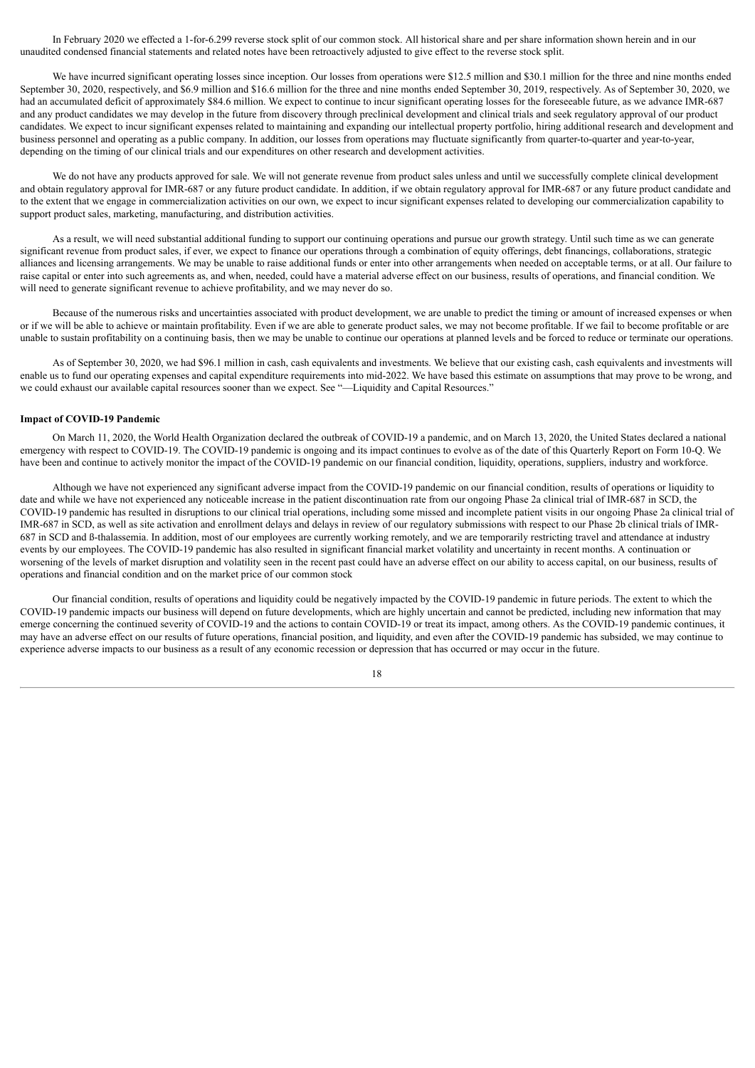In February 2020 we effected a 1-for-6.299 reverse stock split of our common stock. All historical share and per share information shown herein and in our unaudited condensed financial statements and related notes have been retroactively adjusted to give effect to the reverse stock split.

We have incurred significant operating losses since inception. Our losses from operations were $12.5 million and $30.1 million for the three and nine months ended September 30, 2020, respectively, and $6.9 million and $16.6 million for the three and nine months ended September 30, 2019, respectively. As of September 30, 2020, we had an accumulated deficit of approximately $84.6 million. We expect to continue to incur significant operating losses for the foreseeable future, as we advance IMR-687 and any product candidates we may develop in the future from discovery through preclinical development and clinical trials and seek regulatory approval of our product candidates. We expect to incur significant expenses related to maintaining and expanding our intellectual property portfolio, hiring additional research and development and business personnel and operating as a public company. In addition, our losses from operations may fluctuate significantly from quarter-to-quarter and year-to-year, depending on the timing of our clinical trials and our expenditures on other research and development activities.

We do not have any products approved for sale. We will not generate revenue from product sales unless and until we successfully complete clinical development and obtain regulatory approval for IMR-687 or any future product candidate. In addition, if we obtain regulatory approval for IMR-687 or any future product candidate and to the extent that we engage in commercialization activities on our own, we expect to incur significant expenses related to developing our commercialization capability to support product sales, marketing, manufacturing, and distribution activities.

As a result, we will need substantial additional funding to support our continuing operations and pursue our growth strategy. Until such time as we can generate significant revenue from product sales, if ever, we expect to finance our operations through a combination of equity offerings, debt financings, collaborations, strategic alliances and licensing arrangements. We may be unable to raise additional funds or enter into other arrangements when needed on acceptable terms, or at all. Our failure to raise capital or enter into such agreements as, and when, needed, could have a material adverse effect on our business, results of operations, and financial condition. We will need to generate significant revenue to achieve profitability, and we may never do so.

Because of the numerous risks and uncertainties associated with product development, we are unable to predict the timing or amount of increased expenses or when or if we will be able to achieve or maintain profitability. Even if we are able to generate product sales, we may not become profitable. If we fail to become profitable or are unable to sustain profitability on a continuing basis, then we may be unable to continue our operations at planned levels and be forced to reduce or terminate our operations.

As of September 30, 2020, we had $96.1 million in cash, cash equivalents and investments. We believe that our existing cash, cash equivalents and investments will enable us to fund our operating expenses and capital expenditure requirements into mid-2022. We have based this estimate on assumptions that may prove to be wrong, and we could exhaust our available capital resources sooner than we expect. See "—Liquidity and Capital Resources."

**Impact of COVID-19 Pandemic**

On March 11, 2020, the World Health Organization declared the outbreak of COVID-19 a pandemic, and on March 13, 2020, the United States declared a national emergency with respect to COVID-19. The COVID-19 pandemic is ongoing and its impact continues to evolve as of the date of this Quarterly Report on Form 10-Q. We have been and continue to actively monitor the impact of the COVID-19 pandemic on our financial condition, liquidity, operations, suppliers, industry and workforce.

Although we have not experienced any significant adverse impact from the COVID-19 pandemic on our financial condition, results of operations or liquidity to date and while we have not experienced any noticeable increase in the patient discontinuation rate from our ongoing Phase 2a clinical trial of IMR-687 in SCD, the COVID-19 pandemic has resulted in disruptions to our clinical trial operations, including some missed and incomplete patient visits in our ongoing Phase 2a clinical trial of IMR-687 in SCD, as well as site activation and enrollment delays and delays in review of our regulatory submissions with respect to our Phase 2b clinical trials of IMR-687 in SCD and ß-thalassemia. In addition, most of our employees are currently working remotely, and we are temporarily restricting travel and attendance at industry events by our employees. The COVID-19 pandemic has also resulted in significant financial market volatility and uncertainty in recent months. A continuation or worsening of the levels of market disruption and volatility seen in the recent past could have an adverse effect on our ability to access capital, on our business, results of operations and financial condition and on the market price of our common stock

Our financial condition, results of operations and liquidity could be negatively impacted by the COVID-19 pandemic in future periods. The extent to which the COVID-19 pandemic impacts our business will depend on future developments, which are highly uncertain and cannot be predicted, including new information that may emerge concerning the continued severity of COVID-19 and the actions to contain COVID-19 or treat its impact, among others. As the COVID-19 pandemic continues, it may have an adverse effect on our results of future operations, financial position, and liquidity, and even after the COVID-19 pandemic has subsided, we may continue to experience adverse impacts to our business as a result of any economic recession or depression that has occurred or may occur in the future.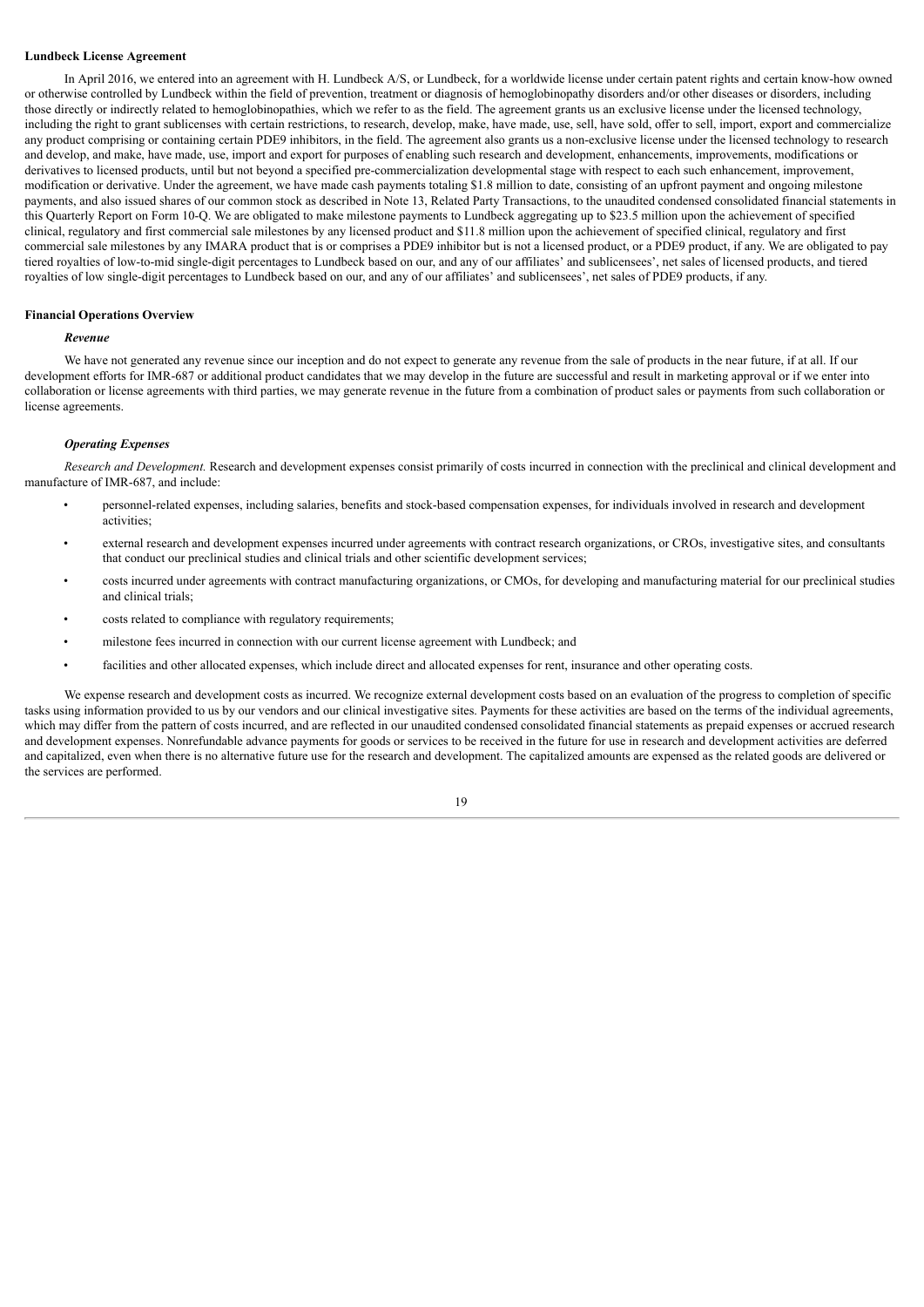**Lundbeck License Agreement**

In April 2016, we entered into an agreement with H. Lundbeck A/S, or Lundbeck, for a worldwide license under certain patent rights and certain know-how owned or otherwise controlled by Lundbeck within the field of prevention, treatment or diagnosis of hemoglobinopathy disorders and/or other diseases or disorders, including those directly or indirectly related to hemoglobinopathies, which we refer to as the field. The agreement grants us an exclusive license under the licensed technology, including the right to grant sublicenses with certain restrictions, to research, develop, make, have made, use, sell, have sold, offer to sell, import, export and commercialize any product comprising or containing certain PDE9 inhibitors, in the field. The agreement also grants us a non-exclusive license under the licensed technology to research and develop, and make, have made, use, import and export for purposes of enabling such research and development, enhancements, improvements, modifications or derivatives to licensed products, until but not beyond a specified pre-commercialization developmental stage with respect to each such enhancement, improvement, modification or derivative. Under the agreement, we have made cash payments totaling $1.8 million to date, consisting of an upfront payment and ongoing milestone payments, and also issued shares of our common stock as described in Note 13, Related Party Transactions, to the unaudited condensed consolidated financial statements in this Quarterly Report on Form 10-Q. We are obligated to make milestone payments to Lundbeck aggregating up to $23.5 million upon the achievement of specified clinical, regulatory and first commercial sale milestones by any licensed product and $11.8 million upon the achievement of specified clinical, regulatory and first commercial sale milestones by any IMARA product that is or comprises a PDE9 inhibitor but is not a licensed product, or a PDE9 product, if any. We are obligated to pay tiered royalties of low-to-mid single-digit percentages to Lundbeck based on our, and any of our affiliates' and sublicensees', net sales of licensed products, and tiered royalties of low single-digit percentages to Lundbeck based on our, and any of our affiliates' and sublicensees', net sales of PDE9 products, if any.

**Financial Operations Overview**

***Revenue***

We have not generated any revenue since our inception and do not expect to generate any revenue from the sale of products in the near future, if at all. If our development efforts for IMR-687 or additional product candidates that we may develop in the future are successful and result in marketing approval or if we enter into collaboration or license agreements with third parties, we may generate revenue in the future from a combination of product sales or payments from such collaboration or license agreements.

***Operating Expenses***

*Research and Development.* Research and development expenses consist primarily of costs incurred in connection with the preclinical and clinical development and manufacture of IMR-687, and include:

- personnel-related expenses, including salaries, benefits and stock-based compensation expenses, for individuals involved in research and development activities;
- external research and development expenses incurred under agreements with contract research organizations, or CROs, investigative sites, and consultants that conduct our preclinical studies and clinical trials and other scientific development services;
- costs incurred under agreements with contract manufacturing organizations, or CMOs, for developing and manufacturing material for our preclinical studies and clinical trials;
- costs related to compliance with regulatory requirements;
- milestone fees incurred in connection with our current license agreement with Lundbeck; and
- facilities and other allocated expenses, which include direct and allocated expenses for rent, insurance and other operating costs.

We expense research and development costs as incurred. We recognize external development costs based on an evaluation of the progress to completion of specific tasks using information provided to us by our vendors and our clinical investigative sites. Payments for these activities are based on the terms of the individual agreements, which may differ from the pattern of costs incurred, and are reflected in our unaudited condensed consolidated financial statements as prepaid expenses or accrued research and development expenses. Nonrefundable advance payments for goods or services to be received in the future for use in research and development activities are deferred and capitalized, even when there is no alternative future use for the research and development. The capitalized amounts are expensed as the related goods are delivered or the services are performed.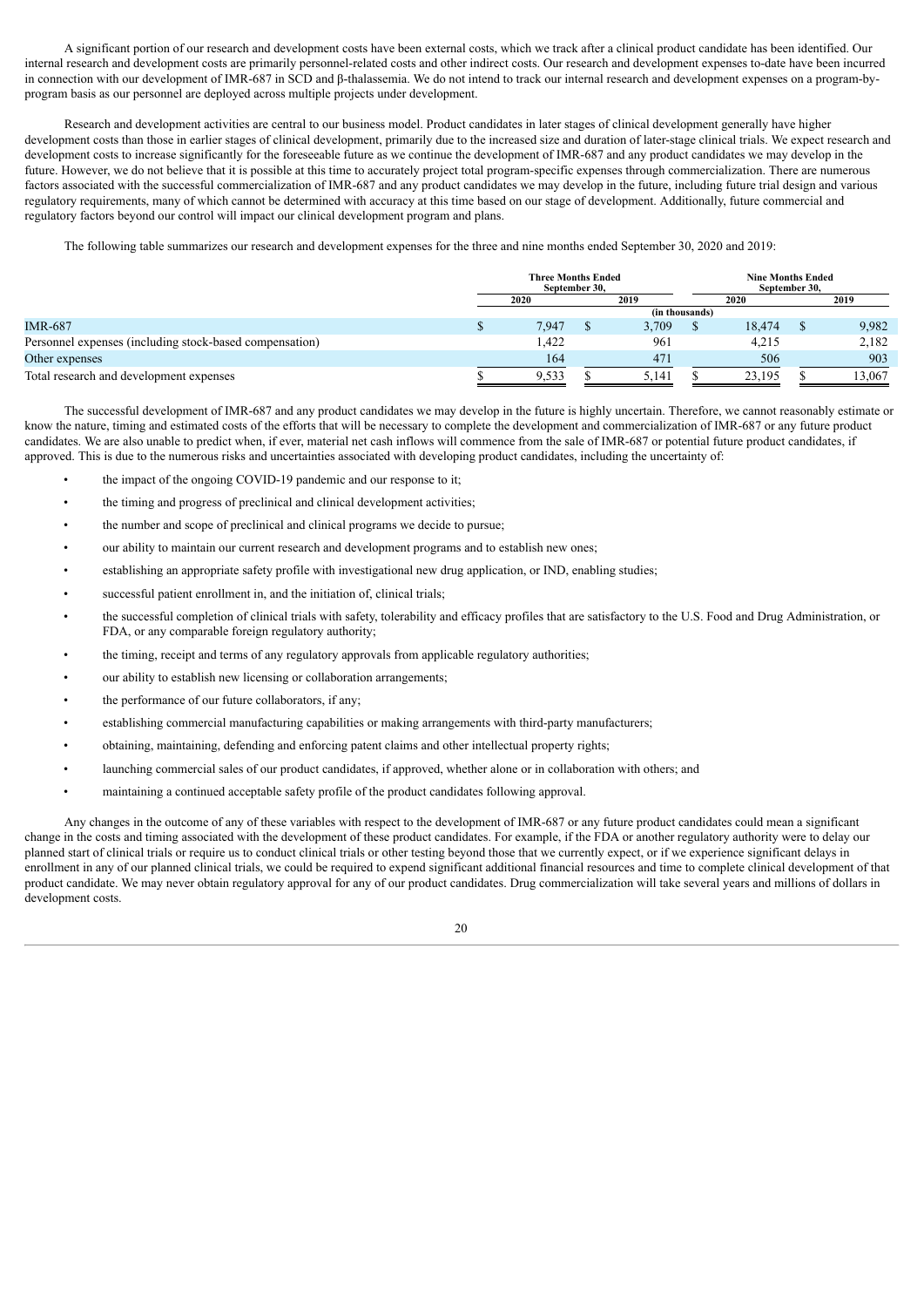A significant portion of our research and development costs have been external costs, which we track after a clinical product candidate has been identified. Our internal research and development costs are primarily personnel-related costs and other indirect costs. Our research and development expenses to-date have been incurred in connection with our development of IMR-687 in SCD and β-thalassemia. We do not intend to track our internal research and development expenses on a program-by-program basis as our personnel are deployed across multiple projects under development.

Research and development activities are central to our business model. Product candidates in later stages of clinical development generally have higher development costs than those in earlier stages of clinical development, primarily due to the increased size and duration of later-stage clinical trials. We expect research and development costs to increase significantly for the foreseeable future as we continue the development of IMR-687 and any product candidates we may develop in the future. However, we do not believe that it is possible at this time to accurately project total program-specific expenses through commercialization. There are numerous factors associated with the successful commercialization of IMR-687 and any product candidates we may develop in the future, including future trial design and various regulatory requirements, many of which cannot be determined with accuracy at this time based on our stage of development. Additionally, future commercial and regulatory factors beyond our control will impact our clinical development program and plans.

The following table summarizes our research and development expenses for the three and nine months ended September 30, 2020 and 2019:

| | Three Months Ended September 30, | | Nine Months Ended September 30, | |
|---|---|---|---|---|
| | 2020 | 2019 | 2020 | 2019 |
| | (in thousands) | | | |
| IMR-687 | $ 7,947 | $ 3,709 | $ 18,474 | $ 9,982 |
| Personnel expenses (including stock-based compensation) | 1,422 | 961 | 4,215 | 2,182 |
| Other expenses | 164 | 471 | 506 | 903 |
| Total research and development expenses | $ 9,533 | $ 5,141 | $ 23,195 | $ 13,067 |

The successful development of IMR-687 and any product candidates we may develop in the future is highly uncertain. Therefore, we cannot reasonably estimate or know the nature, timing and estimated costs of the efforts that will be necessary to complete the development and commercialization of IMR-687 or any future product candidates. We are also unable to predict when, if ever, material net cash inflows will commence from the sale of IMR-687 or potential future product candidates, if approved. This is due to the numerous risks and uncertainties associated with developing product candidates, including the uncertainty of:

- the impact of the ongoing COVID-19 pandemic and our response to it;
- the timing and progress of preclinical and clinical development activities;
- the number and scope of preclinical and clinical programs we decide to pursue;
- our ability to maintain our current research and development programs and to establish new ones;
- establishing an appropriate safety profile with investigational new drug application, or IND, enabling studies;
- successful patient enrollment in, and the initiation of, clinical trials;
- the successful completion of clinical trials with safety, tolerability and efficacy profiles that are satisfactory to the U.S. Food and Drug Administration, or FDA, or any comparable foreign regulatory authority;
- the timing, receipt and terms of any regulatory approvals from applicable regulatory authorities;
- our ability to establish new licensing or collaboration arrangements;
- the performance of our future collaborators, if any;
- establishing commercial manufacturing capabilities or making arrangements with third-party manufacturers;
- obtaining, maintaining, defending and enforcing patent claims and other intellectual property rights;
- launching commercial sales of our product candidates, if approved, whether alone or in collaboration with others; and
- maintaining a continued acceptable safety profile of the product candidates following approval.

Any changes in the outcome of any of these variables with respect to the development of IMR-687 or any future product candidates could mean a significant change in the costs and timing associated with the development of these product candidates. For example, if the FDA or another regulatory authority were to delay our planned start of clinical trials or require us to conduct clinical trials or other testing beyond those that we currently expect, or if we experience significant delays in enrollment in any of our planned clinical trials, we could be required to expend significant additional financial resources and time to complete clinical development of that product candidate. We may never obtain regulatory approval for any of our product candidates. Drug commercialization will take several years and millions of dollars in development costs.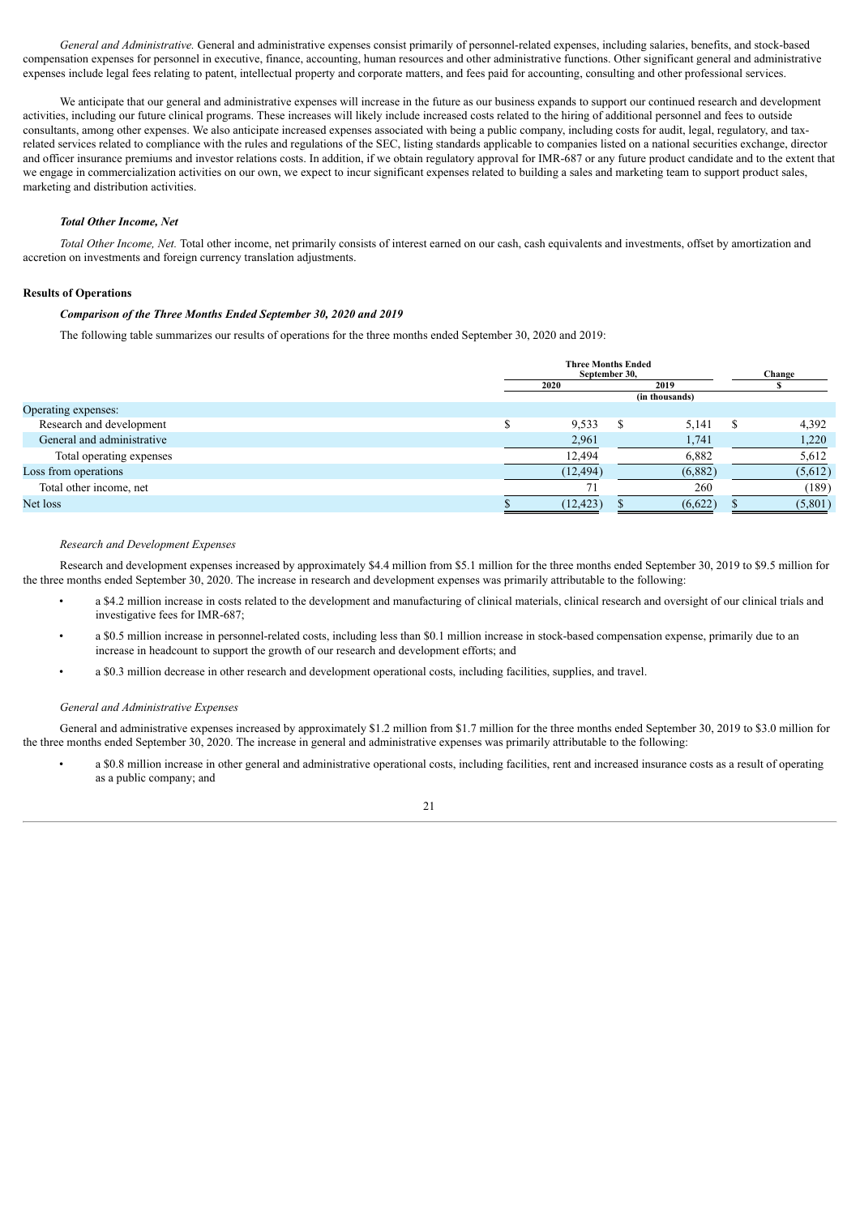*General and Administrative.* General and administrative expenses consist primarily of personnel-related expenses, including salaries, benefits, and stock-based compensation expenses for personnel in executive, finance, accounting, human resources and other administrative functions. Other significant general and administrative expenses include legal fees relating to patent, intellectual property and corporate matters, and fees paid for accounting, consulting and other professional services.

We anticipate that our general and administrative expenses will increase in the future as our business expands to support our continued research and development activities, including our future clinical programs. These increases will likely include increased costs related to the hiring of additional personnel and fees to outside consultants, among other expenses. We also anticipate increased expenses associated with being a public company, including costs for audit, legal, regulatory, and tax-related services related to compliance with the rules and regulations of the SEC, listing standards applicable to companies listed on a national securities exchange, director and officer insurance premiums and investor relations costs. In addition, if we obtain regulatory approval for IMR-687 or any future product candidate and to the extent that we engage in commercialization activities on our own, we expect to incur significant expenses related to building a sales and marketing team to support product sales, marketing and distribution activities.

***Total Other Income, Net***

*Total Other Income, Net.* Total other income, net primarily consists of interest earned on our cash, cash equivalents and investments, offset by amortization and accretion on investments and foreign currency translation adjustments.

**Results of Operations**

***Comparison of the Three Months Ended September 30, 2020 and 2019***

The following table summarizes our results of operations for the three months ended September 30, 2020 and 2019:

| | Three Months Ended September 30, | | Change |
|---|---|---|---|
| | 2020 | 2019 | $ |
| | (in thousands) | | |
| Operating expenses: | | | |
| Research and development | $ 9,533 | $ 5,141 | $ 4,392 |
| General and administrative | 2,961 | 1,741 | 1,220 |
| Total operating expenses | 12,494 | 6,882 | 5,612 |
| Loss from operations | (12,494) | (6,882) | (5,612) |
| Total other income, net | 71 | 260 | (189) |
| Net loss | $ (12,423) | $ (6,622) | $ (5,801) |

*Research and Development Expenses*

Research and development expenses increased by approximately $4.4 million from $5.1 million for the three months ended September 30, 2019 to $9.5 million for the three months ended September 30, 2020. The increase in research and development expenses was primarily attributable to the following:

- a $4.2 million increase in costs related to the development and manufacturing of clinical materials, clinical research and oversight of our clinical trials and investigative fees for IMR-687;
- a $0.5 million increase in personnel-related costs, including less than $0.1 million increase in stock-based compensation expense, primarily due to an increase in headcount to support the growth of our research and development efforts; and
- a $0.3 million decrease in other research and development operational costs, including facilities, supplies, and travel.

*General and Administrative Expenses*

General and administrative expenses increased by approximately $1.2 million from $1.7 million for the three months ended September 30, 2019 to $3.0 million for the three months ended September 30, 2020. The increase in general and administrative expenses was primarily attributable to the following:

- a $0.8 million increase in other general and administrative operational costs, including facilities, rent and increased insurance costs as a result of operating as a public company; and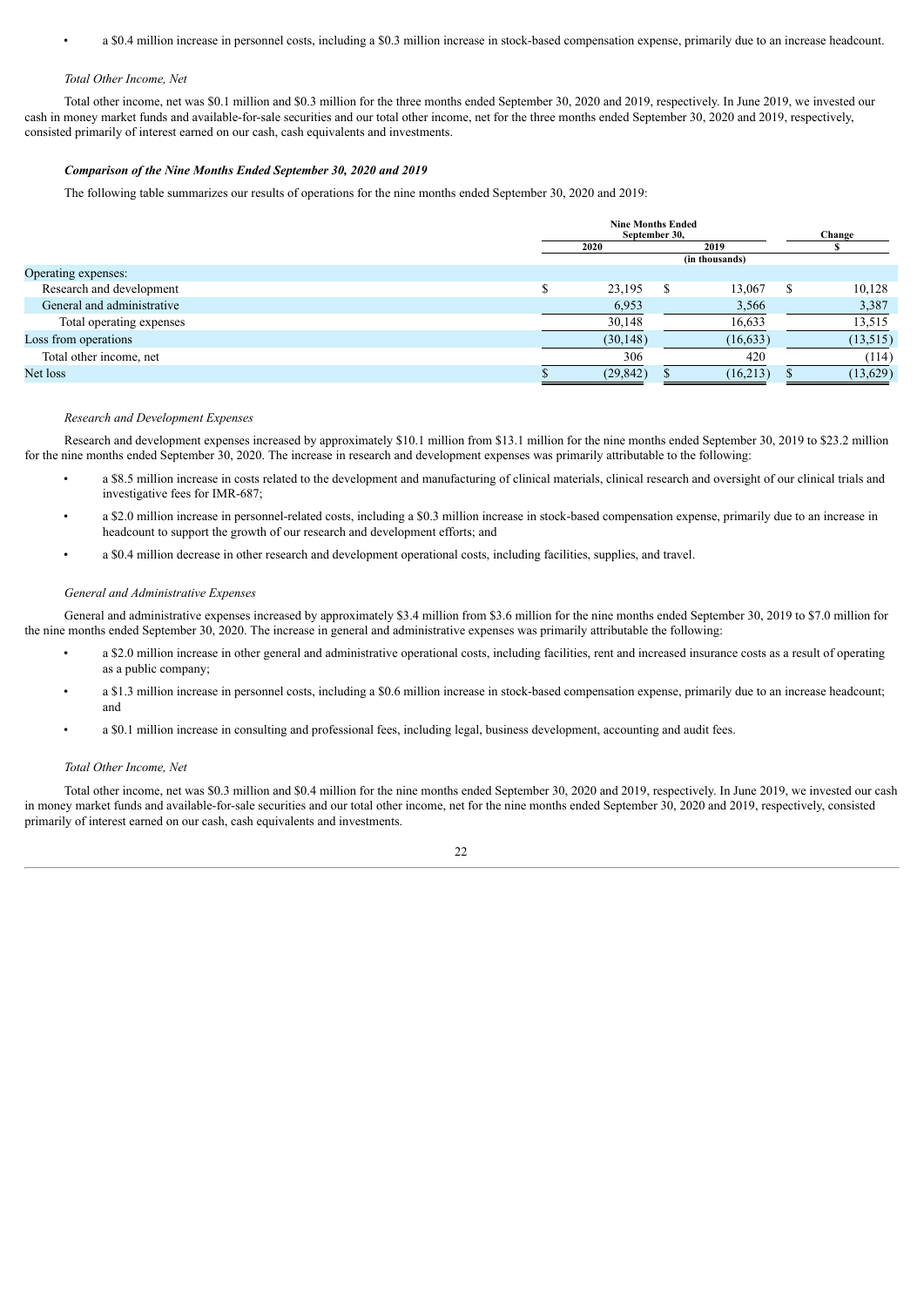- a $0.4 million increase in personnel costs, including a $0.3 million increase in stock-based compensation expense, primarily due to an increase headcount.

*Total Other Income, Net*

Total other income, net was $0.1 million and $0.3 million for the three months ended September 30, 2020 and 2019, respectively. In June 2019, we invested our cash in money market funds and available-for-sale securities and our total other income, net for the three months ended September 30, 2020 and 2019, respectively, consisted primarily of interest earned on our cash, cash equivalents and investments.

***Comparison of the Nine Months Ended September 30, 2020 and 2019***

The following table summarizes our results of operations for the nine months ended September 30, 2020 and 2019:

| | Nine Months Ended September 30, | | Change |
|---|---|---|---|
| | 2020 | 2019 | $ |
| | (in thousands) | | |
| Operating expenses: | | | |
| Research and development | $ 23,195 | $ 13,067 | $ 10,128 |
| General and administrative | 6,953 | 3,566 | 3,387 |
| Total operating expenses | 30,148 | 16,633 | 13,515 |
| Loss from operations | (30,148) | (16,633) | (13,515) |
| Total other income, net | 306 | 420 | (114) |
| Net loss | $ (29,842) | $ (16,213) | $ (13,629) |

*Research and Development Expenses*

Research and development expenses increased by approximately $10.1 million from $13.1 million for the nine months ended September 30, 2019 to $23.2 million for the nine months ended September 30, 2020. The increase in research and development expenses was primarily attributable to the following:

- a $8.5 million increase in costs related to the development and manufacturing of clinical materials, clinical research and oversight of our clinical trials and investigative fees for IMR-687;
- a $2.0 million increase in personnel-related costs, including a $0.3 million increase in stock-based compensation expense, primarily due to an increase in headcount to support the growth of our research and development efforts; and
- a $0.4 million decrease in other research and development operational costs, including facilities, supplies, and travel.

*General and Administrative Expenses*

General and administrative expenses increased by approximately $3.4 million from $3.6 million for the nine months ended September 30, 2019 to $7.0 million for the nine months ended September 30, 2020. The increase in general and administrative expenses was primarily attributable the following:

- a $2.0 million increase in other general and administrative operational costs, including facilities, rent and increased insurance costs as a result of operating as a public company;
- a $1.3 million increase in personnel costs, including a $0.6 million increase in stock-based compensation expense, primarily due to an increase headcount; and
- a $0.1 million increase in consulting and professional fees, including legal, business development, accounting and audit fees.

*Total Other Income, Net*

Total other income, net was $0.3 million and $0.4 million for the nine months ended September 30, 2020 and 2019, respectively. In June 2019, we invested our cash in money market funds and available-for-sale securities and our total other income, net for the nine months ended September 30, 2020 and 2019, respectively, consisted primarily of interest earned on our cash, cash equivalents and investments.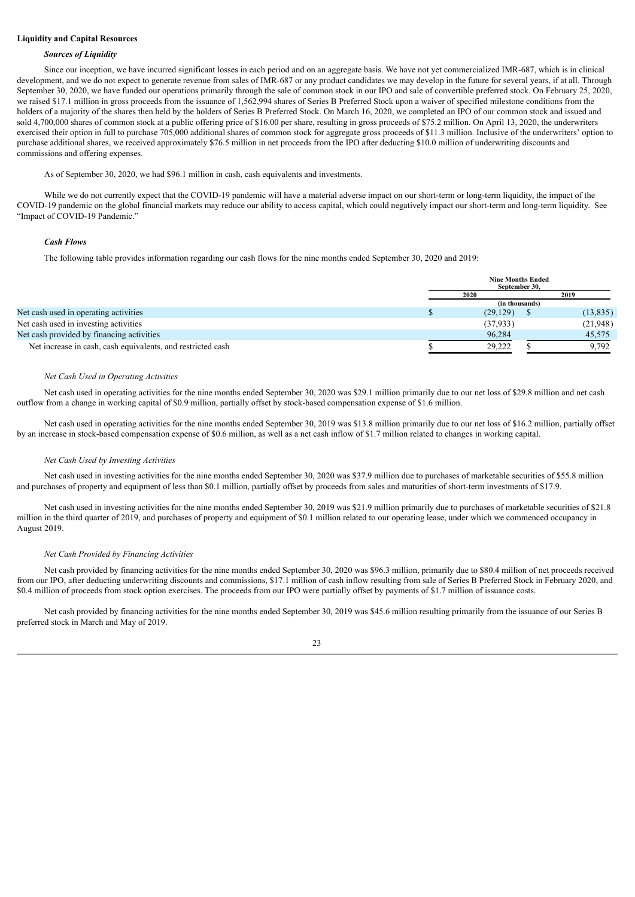**Liquidity and Capital Resources**

***Sources of Liquidity***

Since our inception, we have incurred significant losses in each period and on an aggregate basis. We have not yet commercialized IMR-687, which is in clinical development, and we do not expect to generate revenue from sales of IMR-687 or any product candidates we may develop in the future for several years, if at all. Through September 30, 2020, we have funded our operations primarily through the sale of common stock in our IPO and sale of convertible preferred stock. On February 25, 2020, we raised $17.1 million in gross proceeds from the issuance of 1,562,994 shares of Series B Preferred Stock upon a waiver of specified milestone conditions from the holders of a majority of the shares then held by the holders of Series B Preferred Stock. On March 16, 2020, we completed an IPO of our common stock and issued and sold 4,700,000 shares of common stock at a public offering price of $16.00 per share, resulting in gross proceeds of $75.2 million. On April 13, 2020, the underwriters exercised their option in full to purchase 705,000 additional shares of common stock for aggregate gross proceeds of $11.3 million. Inclusive of the underwriters' option to purchase additional shares, we received approximately $76.5 million in net proceeds from the IPO after deducting $10.0 million of underwriting discounts and commissions and offering expenses.

As of September 30, 2020, we had $96.1 million in cash, cash equivalents and investments.

While we do not currently expect that the COVID-19 pandemic will have a material adverse impact on our short-term or long-term liquidity, the impact of the COVID-19 pandemic on the global financial markets may reduce our ability to access capital, which could negatively impact our short-term and long-term liquidity. See "Impact of COVID-19 Pandemic."

***Cash Flows***

The following table provides information regarding our cash flows for the nine months ended September 30, 2020 and 2019:

| | Nine Months Ended September 30, | |
|---|---|---|
| | 2020 | 2019 |
| | (in thousands) | |
| Net cash used in operating activities | $ (29,129) | $ (13,835) |
| Net cash used in investing activities | (37,933) | (21,948) |
| Net cash provided by financing activities | 96,284 | 45,575 |
| Net increase in cash, cash equivalents, and restricted cash | $ 29,222 | $ 9,792 |

*Net Cash Used in Operating Activities*

Net cash used in operating activities for the nine months ended September 30, 2020 was $29.1 million primarily due to our net loss of $29.8 million and net cash outflow from a change in working capital of $0.9 million, partially offset by stock-based compensation expense of $1.6 million.

Net cash used in operating activities for the nine months ended September 30, 2019 was $13.8 million primarily due to our net loss of $16.2 million, partially offset by an increase in stock-based compensation expense of $0.6 million, as well as a net cash inflow of $1.7 million related to changes in working capital.

*Net Cash Used by Investing Activities*

Net cash used in investing activities for the nine months ended September 30, 2020 was $37.9 million due to purchases of marketable securities of $55.8 million and purchases of property and equipment of less than $0.1 million, partially offset by proceeds from sales and maturities of short-term investments of $17.9.

Net cash used in investing activities for the nine months ended September 30, 2019 was $21.9 million primarily due to purchases of marketable securities of $21.8 million in the third quarter of 2019, and purchases of property and equipment of $0.1 million related to our operating lease, under which we commenced occupancy in August 2019.

*Net Cash Provided by Financing Activities*

Net cash provided by financing activities for the nine months ended September 30, 2020 was $96.3 million, primarily due to $80.4 million of net proceeds received from our IPO, after deducting underwriting discounts and commissions, $17.1 million of cash inflow resulting from sale of Series B Preferred Stock in February 2020, and $0.4 million of proceeds from stock option exercises. The proceeds from our IPO were partially offset by payments of $1.7 million of issuance costs.

Net cash provided by financing activities for the nine months ended September 30, 2019 was $45.6 million resulting primarily from the issuance of our Series B preferred stock in March and May of 2019.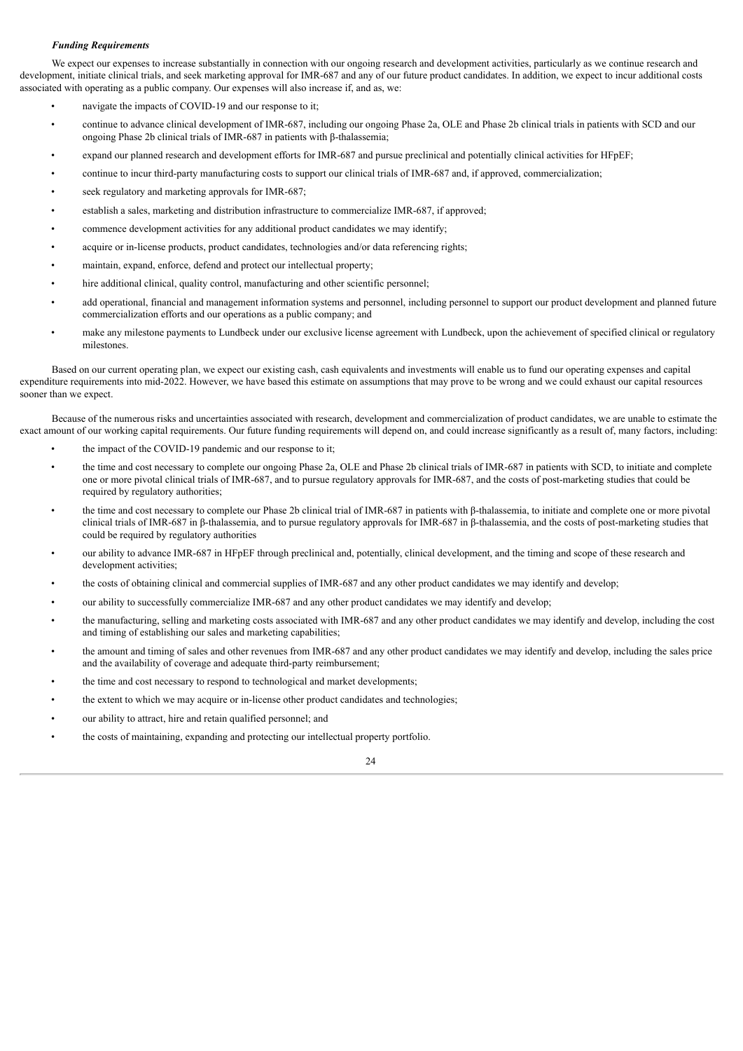***Funding Requirements***

We expect our expenses to increase substantially in connection with our ongoing research and development activities, particularly as we continue research and development, initiate clinical trials, and seek marketing approval for IMR-687 and any of our future product candidates. In addition, we expect to incur additional costs associated with operating as a public company. Our expenses will also increase if, and as, we:

- navigate the impacts of COVID-19 and our response to it;
- continue to advance clinical development of IMR-687, including our ongoing Phase 2a, OLE and Phase 2b clinical trials in patients with SCD and our ongoing Phase 2b clinical trials of IMR-687 in patients with β-thalassemia;
- expand our planned research and development efforts for IMR-687 and pursue preclinical and potentially clinical activities for HFpEF;
- continue to incur third-party manufacturing costs to support our clinical trials of IMR-687 and, if approved, commercialization;
- seek regulatory and marketing approvals for IMR-687;
- establish a sales, marketing and distribution infrastructure to commercialize IMR-687, if approved;
- commence development activities for any additional product candidates we may identify;
- acquire or in-license products, product candidates, technologies and/or data referencing rights;
- maintain, expand, enforce, defend and protect our intellectual property;
- hire additional clinical, quality control, manufacturing and other scientific personnel;
- add operational, financial and management information systems and personnel, including personnel to support our product development and planned future commercialization efforts and our operations as a public company; and
- make any milestone payments to Lundbeck under our exclusive license agreement with Lundbeck, upon the achievement of specified clinical or regulatory milestones.

Based on our current operating plan, we expect our existing cash, cash equivalents and investments will enable us to fund our operating expenses and capital expenditure requirements into mid-2022. However, we have based this estimate on assumptions that may prove to be wrong and we could exhaust our capital resources sooner than we expect.

Because of the numerous risks and uncertainties associated with research, development and commercialization of product candidates, we are unable to estimate the exact amount of our working capital requirements. Our future funding requirements will depend on, and could increase significantly as a result of, many factors, including:

- the impact of the COVID-19 pandemic and our response to it;
- the time and cost necessary to complete our ongoing Phase 2a, OLE and Phase 2b clinical trials of IMR-687 in patients with SCD, to initiate and complete one or more pivotal clinical trials of IMR-687, and to pursue regulatory approvals for IMR-687, and the costs of post-marketing studies that could be required by regulatory authorities;
- the time and cost necessary to complete our Phase 2b clinical trial of IMR-687 in patients with β-thalassemia, to initiate and complete one or more pivotal clinical trials of IMR-687 in β-thalassemia, and to pursue regulatory approvals for IMR-687 in β-thalassemia, and the costs of post-marketing studies that could be required by regulatory authorities
- our ability to advance IMR-687 in HFpEF through preclinical and, potentially, clinical development, and the timing and scope of these research and development activities;
- the costs of obtaining clinical and commercial supplies of IMR-687 and any other product candidates we may identify and develop;
- our ability to successfully commercialize IMR-687 and any other product candidates we may identify and develop;
- the manufacturing, selling and marketing costs associated with IMR-687 and any other product candidates we may identify and develop, including the cost and timing of establishing our sales and marketing capabilities;
- the amount and timing of sales and other revenues from IMR-687 and any other product candidates we may identify and develop, including the sales price and the availability of coverage and adequate third-party reimbursement;
- the time and cost necessary to respond to technological and market developments;
- the extent to which we may acquire or in-license other product candidates and technologies;
- our ability to attract, hire and retain qualified personnel; and
- the costs of maintaining, expanding and protecting our intellectual property portfolio.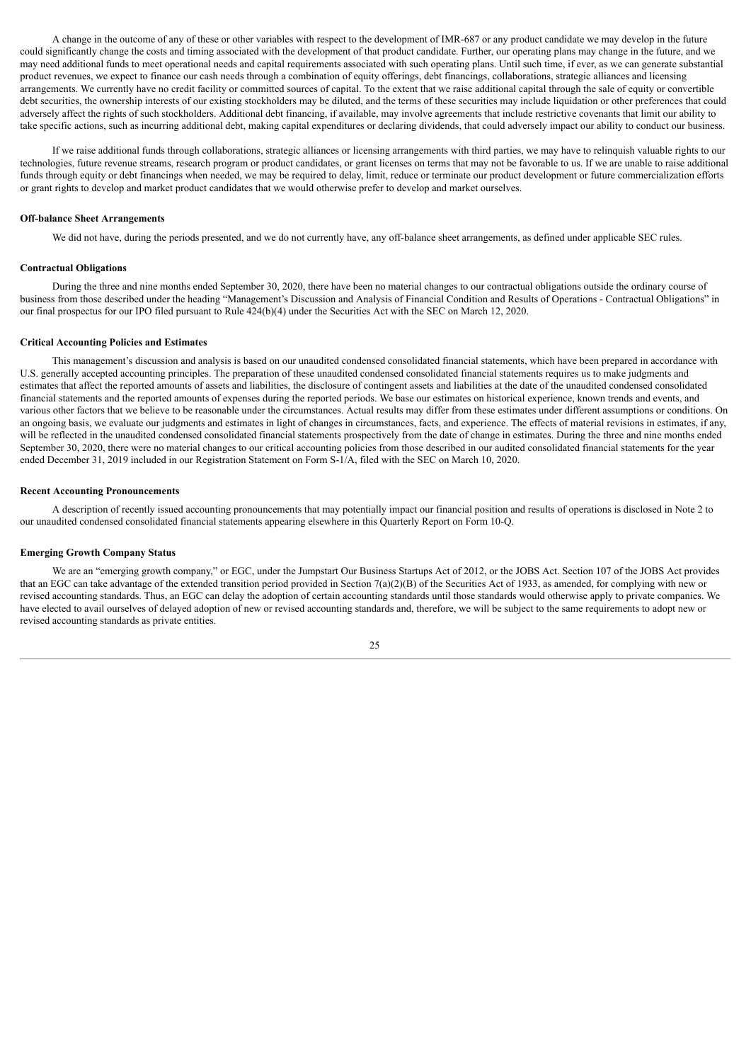A change in the outcome of any of these or other variables with respect to the development of IMR-687 or any product candidate we may develop in the future could significantly change the costs and timing associated with the development of that product candidate. Further, our operating plans may change in the future, and we may need additional funds to meet operational needs and capital requirements associated with such operating plans. Until such time, if ever, as we can generate substantial product revenues, we expect to finance our cash needs through a combination of equity offerings, debt financings, collaborations, strategic alliances and licensing arrangements. We currently have no credit facility or committed sources of capital. To the extent that we raise additional capital through the sale of equity or convertible debt securities, the ownership interests of our existing stockholders may be diluted, and the terms of these securities may include liquidation or other preferences that could adversely affect the rights of such stockholders. Additional debt financing, if available, may involve agreements that include restrictive covenants that limit our ability to take specific actions, such as incurring additional debt, making capital expenditures or declaring dividends, that could adversely impact our ability to conduct our business.

If we raise additional funds through collaborations, strategic alliances or licensing arrangements with third parties, we may have to relinquish valuable rights to our technologies, future revenue streams, research program or product candidates, or grant licenses on terms that may not be favorable to us. If we are unable to raise additional funds through equity or debt financings when needed, we may be required to delay, limit, reduce or terminate our product development or future commercialization efforts or grant rights to develop and market product candidates that we would otherwise prefer to develop and market ourselves.

**Off-balance Sheet Arrangements**

We did not have, during the periods presented, and we do not currently have, any off-balance sheet arrangements, as defined under applicable SEC rules.

**Contractual Obligations**

During the three and nine months ended September 30, 2020, there have been no material changes to our contractual obligations outside the ordinary course of business from those described under the heading "Management's Discussion and Analysis of Financial Condition and Results of Operations - Contractual Obligations" in our final prospectus for our IPO filed pursuant to Rule 424(b)(4) under the Securities Act with the SEC on March 12, 2020.

**Critical Accounting Policies and Estimates**

This management's discussion and analysis is based on our unaudited condensed consolidated financial statements, which have been prepared in accordance with U.S. generally accepted accounting principles. The preparation of these unaudited condensed consolidated financial statements requires us to make judgments and estimates that affect the reported amounts of assets and liabilities, the disclosure of contingent assets and liabilities at the date of the unaudited condensed consolidated financial statements and the reported amounts of expenses during the reported periods. We base our estimates on historical experience, known trends and events, and various other factors that we believe to be reasonable under the circumstances. Actual results may differ from these estimates under different assumptions or conditions. On an ongoing basis, we evaluate our judgments and estimates in light of changes in circumstances, facts, and experience. The effects of material revisions in estimates, if any, will be reflected in the unaudited condensed consolidated financial statements prospectively from the date of change in estimates. During the three and nine months ended September 30, 2020, there were no material changes to our critical accounting policies from those described in our audited consolidated financial statements for the year ended December 31, 2019 included in our Registration Statement on Form S-1/A, filed with the SEC on March 10, 2020.

**Recent Accounting Pronouncements**

A description of recently issued accounting pronouncements that may potentially impact our financial position and results of operations is disclosed in Note 2 to our unaudited condensed consolidated financial statements appearing elsewhere in this Quarterly Report on Form 10-Q.

**Emerging Growth Company Status**

We are an "emerging growth company," or EGC, under the Jumpstart Our Business Startups Act of 2012, or the JOBS Act. Section 107 of the JOBS Act provides that an EGC can take advantage of the extended transition period provided in Section 7(a)(2)(B) of the Securities Act of 1933, as amended, for complying with new or revised accounting standards. Thus, an EGC can delay the adoption of certain accounting standards until those standards would otherwise apply to private companies. We have elected to avail ourselves of delayed adoption of new or revised accounting standards and, therefore, we will be subject to the same requirements to adopt new or revised accounting standards as private entities.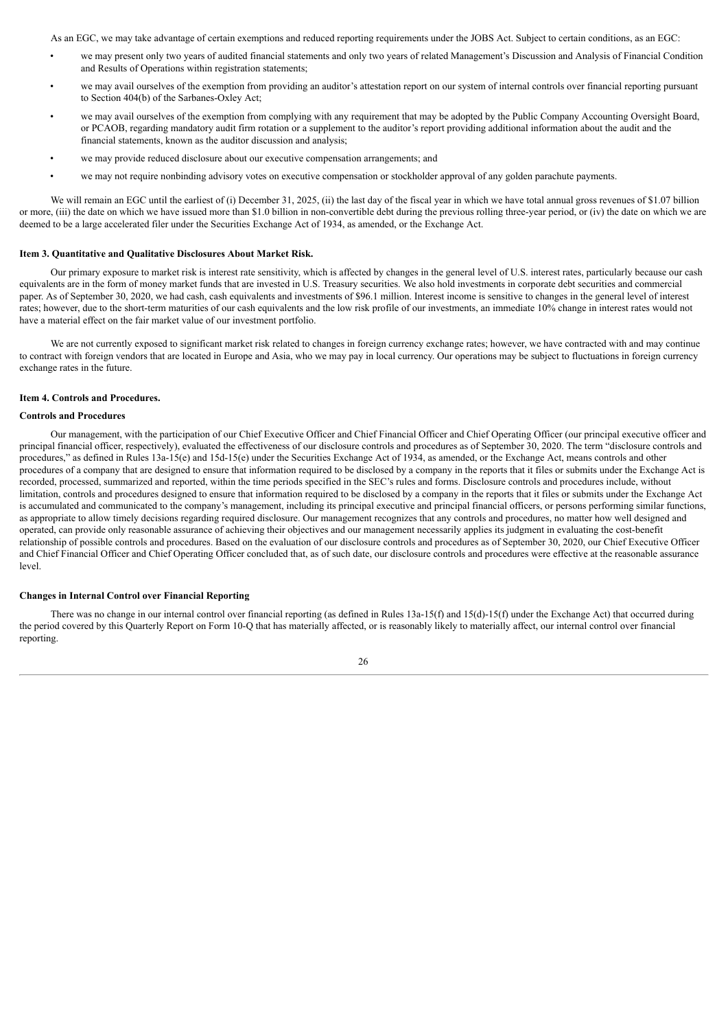As an EGC, we may take advantage of certain exemptions and reduced reporting requirements under the JOBS Act. Subject to certain conditions, as an EGC:

- we may present only two years of audited financial statements and only two years of related Management's Discussion and Analysis of Financial Condition and Results of Operations within registration statements;
- we may avail ourselves of the exemption from providing an auditor's attestation report on our system of internal controls over financial reporting pursuant to Section 404(b) of the Sarbanes-Oxley Act;
- we may avail ourselves of the exemption from complying with any requirement that may be adopted by the Public Company Accounting Oversight Board, or PCAOB, regarding mandatory audit firm rotation or a supplement to the auditor's report providing additional information about the audit and the financial statements, known as the auditor discussion and analysis;
- we may provide reduced disclosure about our executive compensation arrangements; and
- we may not require nonbinding advisory votes on executive compensation or stockholder approval of any golden parachute payments.

We will remain an EGC until the earliest of (i) December 31, 2025, (ii) the last day of the fiscal year in which we have total annual gross revenues of $1.07 billion or more, (iii) the date on which we have issued more than $1.0 billion in non-convertible debt during the previous rolling three-year period, or (iv) the date on which we are deemed to be a large accelerated filer under the Securities Exchange Act of 1934, as amended, or the Exchange Act.

### Item 3. Quantitative and Qualitative Disclosures About Market Risk.

Our primary exposure to market risk is interest rate sensitivity, which is affected by changes in the general level of U.S. interest rates, particularly because our cash equivalents are in the form of money market funds that are invested in U.S. Treasury securities. We also hold investments in corporate debt securities and commercial paper. As of September 30, 2020, we had cash, cash equivalents and investments of $96.1 million. Interest income is sensitive to changes in the general level of interest rates; however, due to the short-term maturities of our cash equivalents and the low risk profile of our investments, an immediate 10% change in interest rates would not have a material effect on the fair market value of our investment portfolio.

We are not currently exposed to significant market risk related to changes in foreign currency exchange rates; however, we have contracted with and may continue to contract with foreign vendors that are located in Europe and Asia, who we may pay in local currency. Our operations may be subject to fluctuations in foreign currency exchange rates in the future.

### Item 4. Controls and Procedures.

#### Controls and Procedures

Our management, with the participation of our Chief Executive Officer and Chief Financial Officer and Chief Operating Officer (our principal executive officer and principal financial officer, respectively), evaluated the effectiveness of our disclosure controls and procedures as of September 30, 2020. The term "disclosure controls and procedures," as defined in Rules 13a-15(e) and 15d-15(e) under the Securities Exchange Act of 1934, as amended, or the Exchange Act, means controls and other procedures of a company that are designed to ensure that information required to be disclosed by a company in the reports that it files or submits under the Exchange Act is recorded, processed, summarized and reported, within the time periods specified in the SEC's rules and forms. Disclosure controls and procedures include, without limitation, controls and procedures designed to ensure that information required to be disclosed by a company in the reports that it files or submits under the Exchange Act is accumulated and communicated to the company's management, including its principal executive and principal financial officers, or persons performing similar functions, as appropriate to allow timely decisions regarding required disclosure. Our management recognizes that any controls and procedures, no matter how well designed and operated, can provide only reasonable assurance of achieving their objectives and our management necessarily applies its judgment in evaluating the cost-benefit relationship of possible controls and procedures. Based on the evaluation of our disclosure controls and procedures as of September 30, 2020, our Chief Executive Officer and Chief Financial Officer and Chief Operating Officer concluded that, as of such date, our disclosure controls and procedures were effective at the reasonable assurance level.

#### Changes in Internal Control over Financial Reporting

There was no change in our internal control over financial reporting (as defined in Rules 13a-15(f) and 15(d)-15(f) under the Exchange Act) that occurred during the period covered by this Quarterly Report on Form 10-Q that has materially affected, or is reasonably likely to materially affect, our internal control over financial reporting.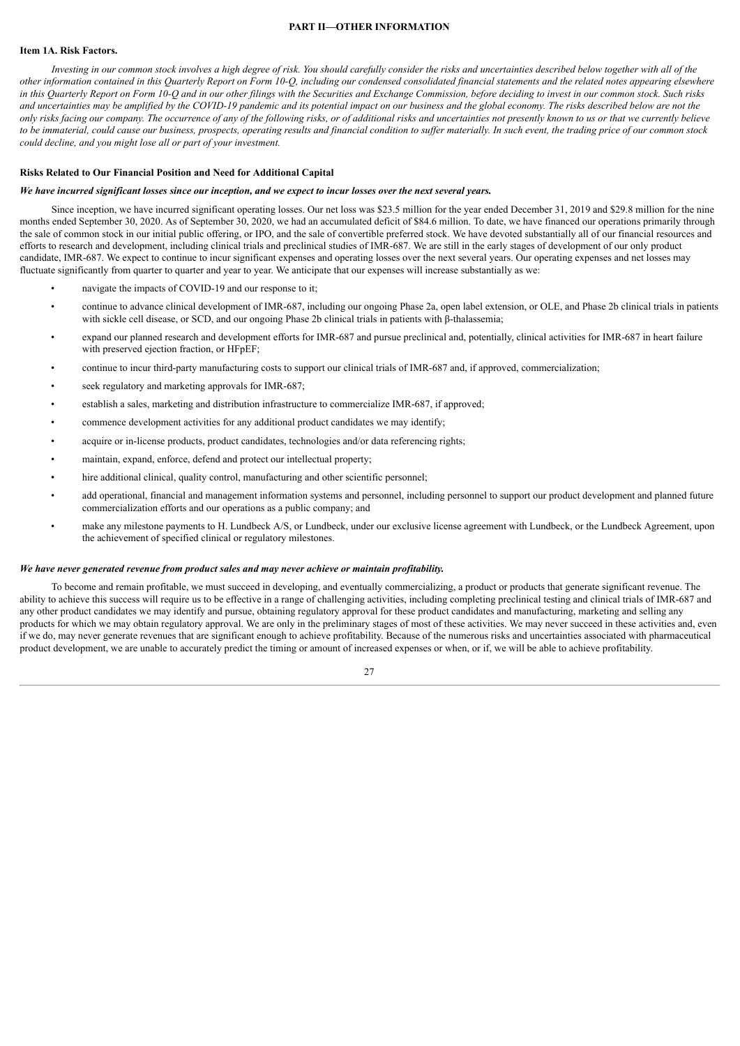## PART II—OTHER INFORMATION

### Item 1A. Risk Factors.

*Investing in our common stock involves a high degree of risk. You should carefully consider the risks and uncertainties described below together with all of the other information contained in this Quarterly Report on Form 10-Q, including our condensed consolidated financial statements and the related notes appearing elsewhere in this Quarterly Report on Form 10-Q and in our other filings with the Securities and Exchange Commission, before deciding to invest in our common stock. Such risks and uncertainties may be amplified by the COVID-19 pandemic and its potential impact on our business and the global economy. The risks described below are not the only risks facing our company. The occurrence of any of the following risks, or of additional risks and uncertainties not presently known to us or that we currently believe to be immaterial, could cause our business, prospects, operating results and financial condition to suffer materially. In such event, the trading price of our common stock could decline, and you might lose all or part of your investment.*

### Risks Related to Our Financial Position and Need for Additional Capital

***We have incurred significant losses since our inception, and we expect to incur losses over the next several years.***

Since inception, we have incurred significant operating losses. Our net loss was $23.5 million for the year ended December 31, 2019 and $29.8 million for the nine months ended September 30, 2020. As of September 30, 2020, we had an accumulated deficit of $84.6 million. To date, we have financed our operations primarily through the sale of common stock in our initial public offering, or IPO, and the sale of convertible preferred stock. We have devoted substantially all of our financial resources and efforts to research and development, including clinical trials and preclinical studies of IMR-687. We are still in the early stages of development of our only product candidate, IMR-687. We expect to continue to incur significant expenses and operating losses over the next several years. Our operating expenses and net losses may fluctuate significantly from quarter to quarter and year to year. We anticipate that our expenses will increase substantially as we:

- navigate the impacts of COVID-19 and our response to it;
- continue to advance clinical development of IMR-687, including our ongoing Phase 2a, open label extension, or OLE, and Phase 2b clinical trials in patients with sickle cell disease, or SCD, and our ongoing Phase 2b clinical trials in patients with β-thalassemia;
- expand our planned research and development efforts for IMR-687 and pursue preclinical and, potentially, clinical activities for IMR-687 in heart failure with preserved ejection fraction, or HFpEF;
- continue to incur third-party manufacturing costs to support our clinical trials of IMR-687 and, if approved, commercialization;
- seek regulatory and marketing approvals for IMR-687;
- establish a sales, marketing and distribution infrastructure to commercialize IMR-687, if approved;
- commence development activities for any additional product candidates we may identify;
- acquire or in-license products, product candidates, technologies and/or data referencing rights;
- maintain, expand, enforce, defend and protect our intellectual property;
- hire additional clinical, quality control, manufacturing and other scientific personnel;
- add operational, financial and management information systems and personnel, including personnel to support our product development and planned future commercialization efforts and our operations as a public company; and
- make any milestone payments to H. Lundbeck A/S, or Lundbeck, under our exclusive license agreement with Lundbeck, or the Lundbeck Agreement, upon the achievement of specified clinical or regulatory milestones.

***We have never generated revenue from product sales and may never achieve or maintain profitability.***

To become and remain profitable, we must succeed in developing, and eventually commercializing, a product or products that generate significant revenue. The ability to achieve this success will require us to be effective in a range of challenging activities, including completing preclinical testing and clinical trials of IMR-687 and any other product candidates we may identify and pursue, obtaining regulatory approval for these product candidates and manufacturing, marketing and selling any products for which we may obtain regulatory approval. We are only in the preliminary stages of most of these activities. We may never succeed in these activities and, even if we do, may never generate revenues that are significant enough to achieve profitability. Because of the numerous risks and uncertainties associated with pharmaceutical product development, we are unable to accurately predict the timing or amount of increased expenses or when, or if, we will be able to achieve profitability.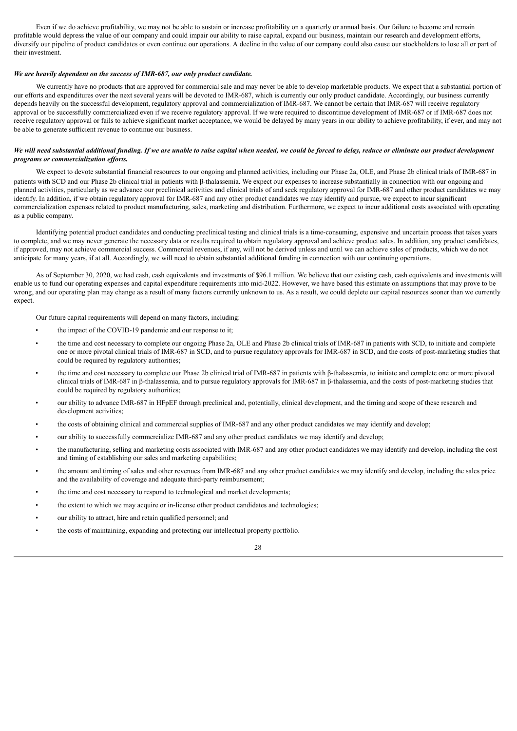Even if we do achieve profitability, we may not be able to sustain or increase profitability on a quarterly or annual basis. Our failure to become and remain profitable would depress the value of our company and could impair our ability to raise capital, expand our business, maintain our research and development efforts, diversify our pipeline of product candidates or even continue our operations. A decline in the value of our company could also cause our stockholders to lose all or part of their investment.

***We are heavily dependent on the success of IMR-687, our only product candidate.***

We currently have no products that are approved for commercial sale and may never be able to develop marketable products. We expect that a substantial portion of our efforts and expenditures over the next several years will be devoted to IMR-687, which is currently our only product candidate. Accordingly, our business currently depends heavily on the successful development, regulatory approval and commercialization of IMR-687. We cannot be certain that IMR-687 will receive regulatory approval or be successfully commercialized even if we receive regulatory approval. If we were required to discontinue development of IMR-687 or if IMR-687 does not receive regulatory approval or fails to achieve significant market acceptance, we would be delayed by many years in our ability to achieve profitability, if ever, and may not be able to generate sufficient revenue to continue our business.

***We will need substantial additional funding. If we are unable to raise capital when needed, we could be forced to delay, reduce or eliminate our product development programs or commercialization efforts.***

We expect to devote substantial financial resources to our ongoing and planned activities, including our Phase 2a, OLE, and Phase 2b clinical trials of IMR-687 in patients with SCD and our Phase 2b clinical trial in patients with β-thalassemia. We expect our expenses to increase substantially in connection with our ongoing and planned activities, particularly as we advance our preclinical activities and clinical trials of and seek regulatory approval for IMR-687 and other product candidates we may identify. In addition, if we obtain regulatory approval for IMR-687 and any other product candidates we may identify and pursue, we expect to incur significant commercialization expenses related to product manufacturing, sales, marketing and distribution. Furthermore, we expect to incur additional costs associated with operating as a public company.

Identifying potential product candidates and conducting preclinical testing and clinical trials is a time-consuming, expensive and uncertain process that takes years to complete, and we may never generate the necessary data or results required to obtain regulatory approval and achieve product sales. In addition, any product candidates, if approved, may not achieve commercial success. Commercial revenues, if any, will not be derived unless and until we can achieve sales of products, which we do not anticipate for many years, if at all. Accordingly, we will need to obtain substantial additional funding in connection with our continuing operations.

As of September 30, 2020, we had cash, cash equivalents and investments of $96.1 million. We believe that our existing cash, cash equivalents and investments will enable us to fund our operating expenses and capital expenditure requirements into mid-2022. However, we have based this estimate on assumptions that may prove to be wrong, and our operating plan may change as a result of many factors currently unknown to us. As a result, we could deplete our capital resources sooner than we currently expect.

Our future capital requirements will depend on many factors, including:

- the impact of the COVID-19 pandemic and our response to it;
- the time and cost necessary to complete our ongoing Phase 2a, OLE and Phase 2b clinical trials of IMR-687 in patients with SCD, to initiate and complete one or more pivotal clinical trials of IMR-687 in SCD, and to pursue regulatory approvals for IMR-687 in SCD, and the costs of post-marketing studies that could be required by regulatory authorities;
- the time and cost necessary to complete our Phase 2b clinical trial of IMR-687 in patients with β-thalassemia, to initiate and complete one or more pivotal clinical trials of IMR-687 in β-thalassemia, and to pursue regulatory approvals for IMR-687 in β-thalassemia, and the costs of post-marketing studies that could be required by regulatory authorities;
- our ability to advance IMR-687 in HFpEF through preclinical and, potentially, clinical development, and the timing and scope of these research and development activities;
- the costs of obtaining clinical and commercial supplies of IMR-687 and any other product candidates we may identify and develop;
- our ability to successfully commercialize IMR-687 and any other product candidates we may identify and develop;
- the manufacturing, selling and marketing costs associated with IMR-687 and any other product candidates we may identify and develop, including the cost and timing of establishing our sales and marketing capabilities;
- the amount and timing of sales and other revenues from IMR-687 and any other product candidates we may identify and develop, including the sales price and the availability of coverage and adequate third-party reimbursement;
- the time and cost necessary to respond to technological and market developments;
- the extent to which we may acquire or in-license other product candidates and technologies;
- our ability to attract, hire and retain qualified personnel; and
- the costs of maintaining, expanding and protecting our intellectual property portfolio.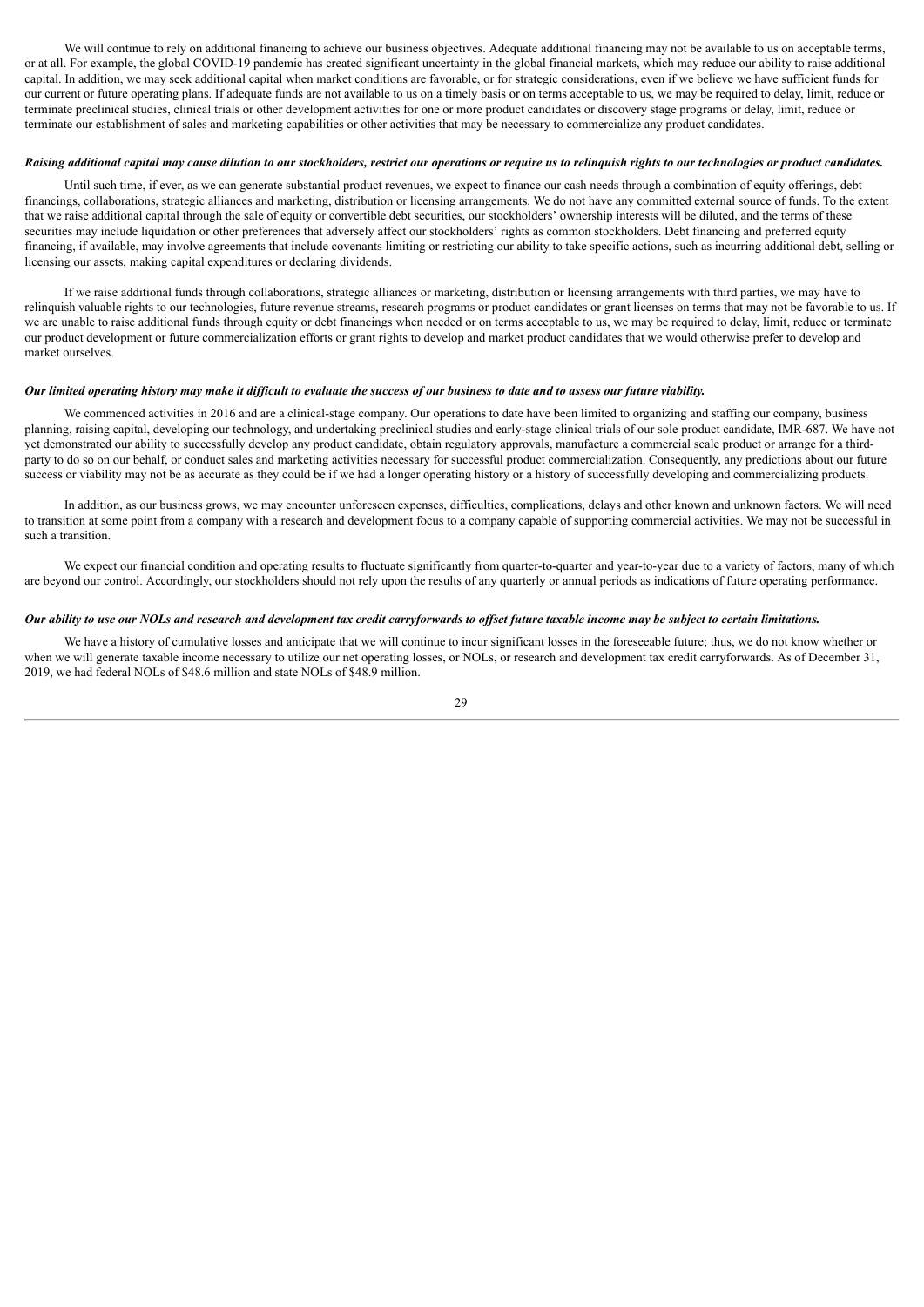We will continue to rely on additional financing to achieve our business objectives. Adequate additional financing may not be available to us on acceptable terms, or at all. For example, the global COVID-19 pandemic has created significant uncertainty in the global financial markets, which may reduce our ability to raise additional capital. In addition, we may seek additional capital when market conditions are favorable, or for strategic considerations, even if we believe we have sufficient funds for our current or future operating plans. If adequate funds are not available to us on a timely basis or on terms acceptable to us, we may be required to delay, limit, reduce or terminate preclinical studies, clinical trials or other development activities for one or more product candidates or discovery stage programs or delay, limit, reduce or terminate our establishment of sales and marketing capabilities or other activities that may be necessary to commercialize any product candidates.

***Raising additional capital may cause dilution to our stockholders, restrict our operations or require us to relinquish rights to our technologies or product candidates.***

Until such time, if ever, as we can generate substantial product revenues, we expect to finance our cash needs through a combination of equity offerings, debt financings, collaborations, strategic alliances and marketing, distribution or licensing arrangements. We do not have any committed external source of funds. To the extent that we raise additional capital through the sale of equity or convertible debt securities, our stockholders' ownership interests will be diluted, and the terms of these securities may include liquidation or other preferences that adversely affect our stockholders' rights as common stockholders. Debt financing and preferred equity financing, if available, may involve agreements that include covenants limiting or restricting our ability to take specific actions, such as incurring additional debt, selling or licensing our assets, making capital expenditures or declaring dividends.

If we raise additional funds through collaborations, strategic alliances or marketing, distribution or licensing arrangements with third parties, we may have to relinquish valuable rights to our technologies, future revenue streams, research programs or product candidates or grant licenses on terms that may not be favorable to us. If we are unable to raise additional funds through equity or debt financings when needed or on terms acceptable to us, we may be required to delay, limit, reduce or terminate our product development or future commercialization efforts or grant rights to develop and market product candidates that we would otherwise prefer to develop and market ourselves.

***Our limited operating history may make it difficult to evaluate the success of our business to date and to assess our future viability.***

We commenced activities in 2016 and are a clinical-stage company. Our operations to date have been limited to organizing and staffing our company, business planning, raising capital, developing our technology, and undertaking preclinical studies and early-stage clinical trials of our sole product candidate, IMR-687. We have not yet demonstrated our ability to successfully develop any product candidate, obtain regulatory approvals, manufacture a commercial scale product or arrange for a third-party to do so on our behalf, or conduct sales and marketing activities necessary for successful product commercialization. Consequently, any predictions about our future success or viability may not be as accurate as they could be if we had a longer operating history or a history of successfully developing and commercializing products.

In addition, as our business grows, we may encounter unforeseen expenses, difficulties, complications, delays and other known and unknown factors. We will need to transition at some point from a company with a research and development focus to a company capable of supporting commercial activities. We may not be successful in such a transition.

We expect our financial condition and operating results to fluctuate significantly from quarter-to-quarter and year-to-year due to a variety of factors, many of which are beyond our control. Accordingly, our stockholders should not rely upon the results of any quarterly or annual periods as indications of future operating performance.

***Our ability to use our NOLs and research and development tax credit carryforwards to offset future taxable income may be subject to certain limitations.***

We have a history of cumulative losses and anticipate that we will continue to incur significant losses in the foreseeable future; thus, we do not know whether or when we will generate taxable income necessary to utilize our net operating losses, or NOLs, or research and development tax credit carryforwards. As of December 31, 2019, we had federal NOLs of $48.6 million and state NOLs of $48.9 million.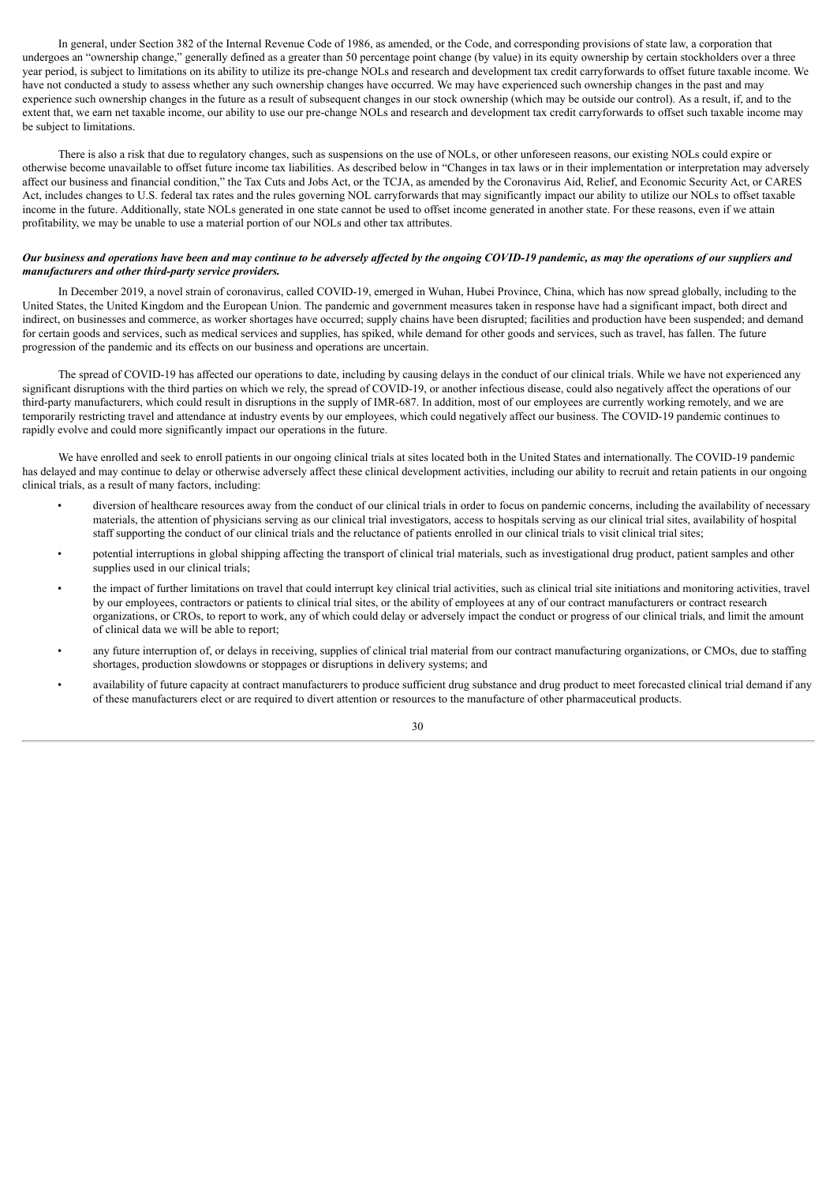In general, under Section 382 of the Internal Revenue Code of 1986, as amended, or the Code, and corresponding provisions of state law, a corporation that undergoes an "ownership change," generally defined as a greater than 50 percentage point change (by value) in its equity ownership by certain stockholders over a three year period, is subject to limitations on its ability to utilize its pre-change NOLs and research and development tax credit carryforwards to offset future taxable income. We have not conducted a study to assess whether any such ownership changes have occurred. We may have experienced such ownership changes in the past and may experience such ownership changes in the future as a result of subsequent changes in our stock ownership (which may be outside our control). As a result, if, and to the extent that, we earn net taxable income, our ability to use our pre-change NOLs and research and development tax credit carryforwards to offset such taxable income may be subject to limitations.

There is also a risk that due to regulatory changes, such as suspensions on the use of NOLs, or other unforeseen reasons, our existing NOLs could expire or otherwise become unavailable to offset future income tax liabilities. As described below in "Changes in tax laws or in their implementation or interpretation may adversely affect our business and financial condition," the Tax Cuts and Jobs Act, or the TCJA, as amended by the Coronavirus Aid, Relief, and Economic Security Act, or CARES Act, includes changes to U.S. federal tax rates and the rules governing NOL carryforwards that may significantly impact our ability to utilize our NOLs to offset taxable income in the future. Additionally, state NOLs generated in one state cannot be used to offset income generated in another state. For these reasons, even if we attain profitability, we may be unable to use a material portion of our NOLs and other tax attributes.

***Our business and operations have been and may continue to be adversely affected by the ongoing COVID-19 pandemic, as may the operations of our suppliers and manufacturers and other third-party service providers.***

In December 2019, a novel strain of coronavirus, called COVID-19, emerged in Wuhan, Hubei Province, China, which has now spread globally, including to the United States, the United Kingdom and the European Union. The pandemic and government measures taken in response have had a significant impact, both direct and indirect, on businesses and commerce, as worker shortages have occurred; supply chains have been disrupted; facilities and production have been suspended; and demand for certain goods and services, such as medical services and supplies, has spiked, while demand for other goods and services, such as travel, has fallen. The future progression of the pandemic and its effects on our business and operations are uncertain.

The spread of COVID-19 has affected our operations to date, including by causing delays in the conduct of our clinical trials. While we have not experienced any significant disruptions with the third parties on which we rely, the spread of COVID-19, or another infectious disease, could also negatively affect the operations of our third-party manufacturers, which could result in disruptions in the supply of IMR-687. In addition, most of our employees are currently working remotely, and we are temporarily restricting travel and attendance at industry events by our employees, which could negatively affect our business. The COVID-19 pandemic continues to rapidly evolve and could more significantly impact our operations in the future.

We have enrolled and seek to enroll patients in our ongoing clinical trials at sites located both in the United States and internationally. The COVID-19 pandemic has delayed and may continue to delay or otherwise adversely affect these clinical development activities, including our ability to recruit and retain patients in our ongoing clinical trials, as a result of many factors, including:

- diversion of healthcare resources away from the conduct of our clinical trials in order to focus on pandemic concerns, including the availability of necessary materials, the attention of physicians serving as our clinical trial investigators, access to hospitals serving as our clinical trial sites, availability of hospital staff supporting the conduct of our clinical trials and the reluctance of patients enrolled in our clinical trials to visit clinical trial sites;
- potential interruptions in global shipping affecting the transport of clinical trial materials, such as investigational drug product, patient samples and other supplies used in our clinical trials;
- the impact of further limitations on travel that could interrupt key clinical trial activities, such as clinical trial site initiations and monitoring activities, travel by our employees, contractors or patients to clinical trial sites, or the ability of employees at any of our contract manufacturers or contract research organizations, or CROs, to report to work, any of which could delay or adversely impact the conduct or progress of our clinical trials, and limit the amount of clinical data we will be able to report;
- any future interruption of, or delays in receiving, supplies of clinical trial material from our contract manufacturing organizations, or CMOs, due to staffing shortages, production slowdowns or stoppages or disruptions in delivery systems; and
- availability of future capacity at contract manufacturers to produce sufficient drug substance and drug product to meet forecasted clinical trial demand if any of these manufacturers elect or are required to divert attention or resources to the manufacture of other pharmaceutical products.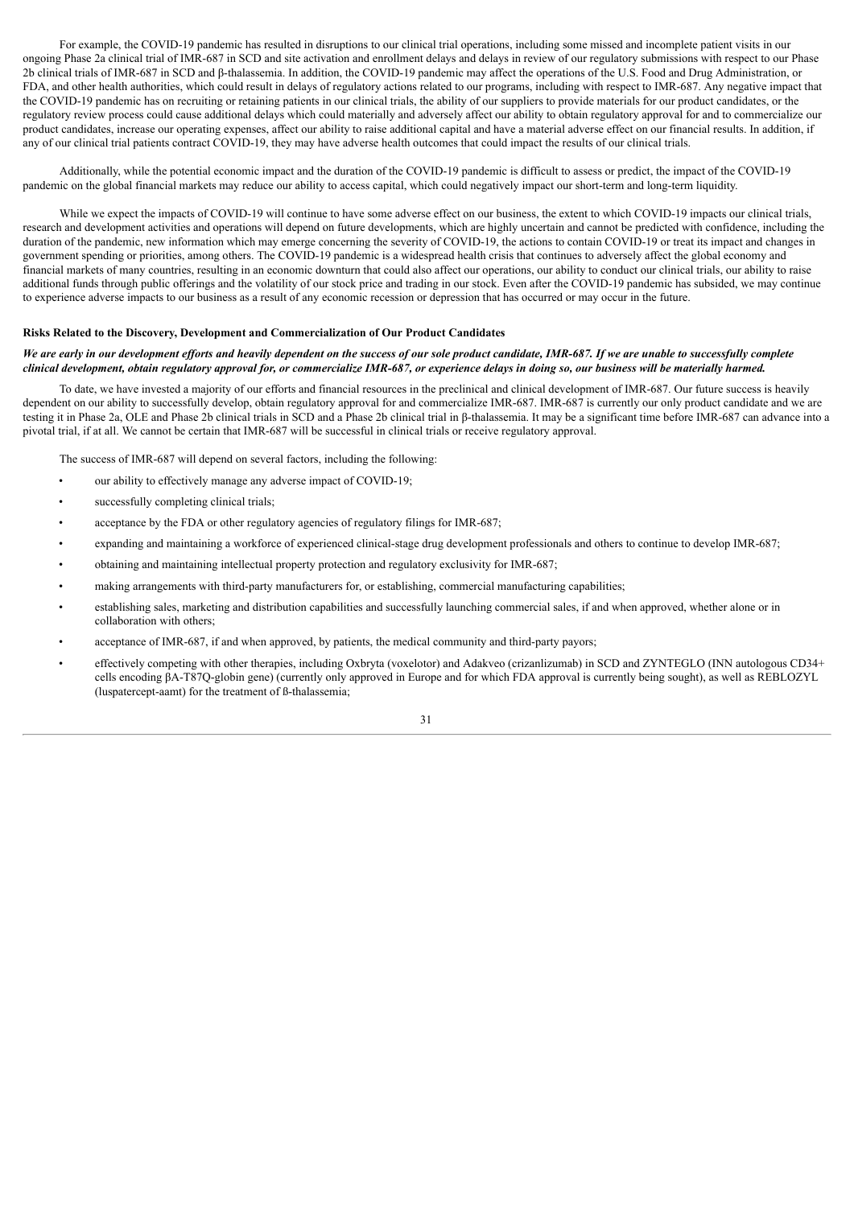For example, the COVID-19 pandemic has resulted in disruptions to our clinical trial operations, including some missed and incomplete patient visits in our ongoing Phase 2a clinical trial of IMR-687 in SCD and site activation and enrollment delays and delays in review of our regulatory submissions with respect to our Phase 2b clinical trials of IMR-687 in SCD and β-thalassemia. In addition, the COVID-19 pandemic may affect the operations of the U.S. Food and Drug Administration, or FDA, and other health authorities, which could result in delays of regulatory actions related to our programs, including with respect to IMR-687. Any negative impact that the COVID-19 pandemic has on recruiting or retaining patients in our clinical trials, the ability of our suppliers to provide materials for our product candidates, or the regulatory review process could cause additional delays which could materially and adversely affect our ability to obtain regulatory approval for and to commercialize our product candidates, increase our operating expenses, affect our ability to raise additional capital and have a material adverse effect on our financial results. In addition, if any of our clinical trial patients contract COVID-19, they may have adverse health outcomes that could impact the results of our clinical trials.

Additionally, while the potential economic impact and the duration of the COVID-19 pandemic is difficult to assess or predict, the impact of the COVID-19 pandemic on the global financial markets may reduce our ability to access capital, which could negatively impact our short-term and long-term liquidity.

While we expect the impacts of COVID-19 will continue to have some adverse effect on our business, the extent to which COVID-19 impacts our clinical trials, research and development activities and operations will depend on future developments, which are highly uncertain and cannot be predicted with confidence, including the duration of the pandemic, new information which may emerge concerning the severity of COVID-19, the actions to contain COVID-19 or treat its impact and changes in government spending or priorities, among others. The COVID-19 pandemic is a widespread health crisis that continues to adversely affect the global economy and financial markets of many countries, resulting in an economic downturn that could also affect our operations, our ability to conduct our clinical trials, our ability to raise additional funds through public offerings and the volatility of our stock price and trading in our stock. Even after the COVID-19 pandemic has subsided, we may continue to experience adverse impacts to our business as a result of any economic recession or depression that has occurred or may occur in the future.

**Risks Related to the Discovery, Development and Commercialization of Our Product Candidates**

***We are early in our development efforts and heavily dependent on the success of our sole product candidate, IMR-687. If we are unable to successfully complete clinical development, obtain regulatory approval for, or commercialize IMR-687, or experience delays in doing so, our business will be materially harmed.***

To date, we have invested a majority of our efforts and financial resources in the preclinical and clinical development of IMR-687. Our future success is heavily dependent on our ability to successfully develop, obtain regulatory approval for and commercialize IMR-687. IMR-687 is currently our only product candidate and we are testing it in Phase 2a, OLE and Phase 2b clinical trials in SCD and a Phase 2b clinical trial in β-thalassemia. It may be a significant time before IMR-687 can advance into a pivotal trial, if at all. We cannot be certain that IMR-687 will be successful in clinical trials or receive regulatory approval.

The success of IMR-687 will depend on several factors, including the following:

- our ability to effectively manage any adverse impact of COVID-19;
- successfully completing clinical trials;
- acceptance by the FDA or other regulatory agencies of regulatory filings for IMR-687;
- expanding and maintaining a workforce of experienced clinical-stage drug development professionals and others to continue to develop IMR-687;
- obtaining and maintaining intellectual property protection and regulatory exclusivity for IMR-687;
- making arrangements with third-party manufacturers for, or establishing, commercial manufacturing capabilities;
- establishing sales, marketing and distribution capabilities and successfully launching commercial sales, if and when approved, whether alone or in collaboration with others;
- acceptance of IMR-687, if and when approved, by patients, the medical community and third-party payors;
- effectively competing with other therapies, including Oxbryta (voxelotor) and Adakveo (crizanlizumab) in SCD and ZYNTEGLO (INN autologous CD34+ cells encoding βA-T87Q-globin gene) (currently only approved in Europe and for which FDA approval is currently being sought), as well as REBLOZYL (luspatercept-aamt) for the treatment of ß-thalassemia;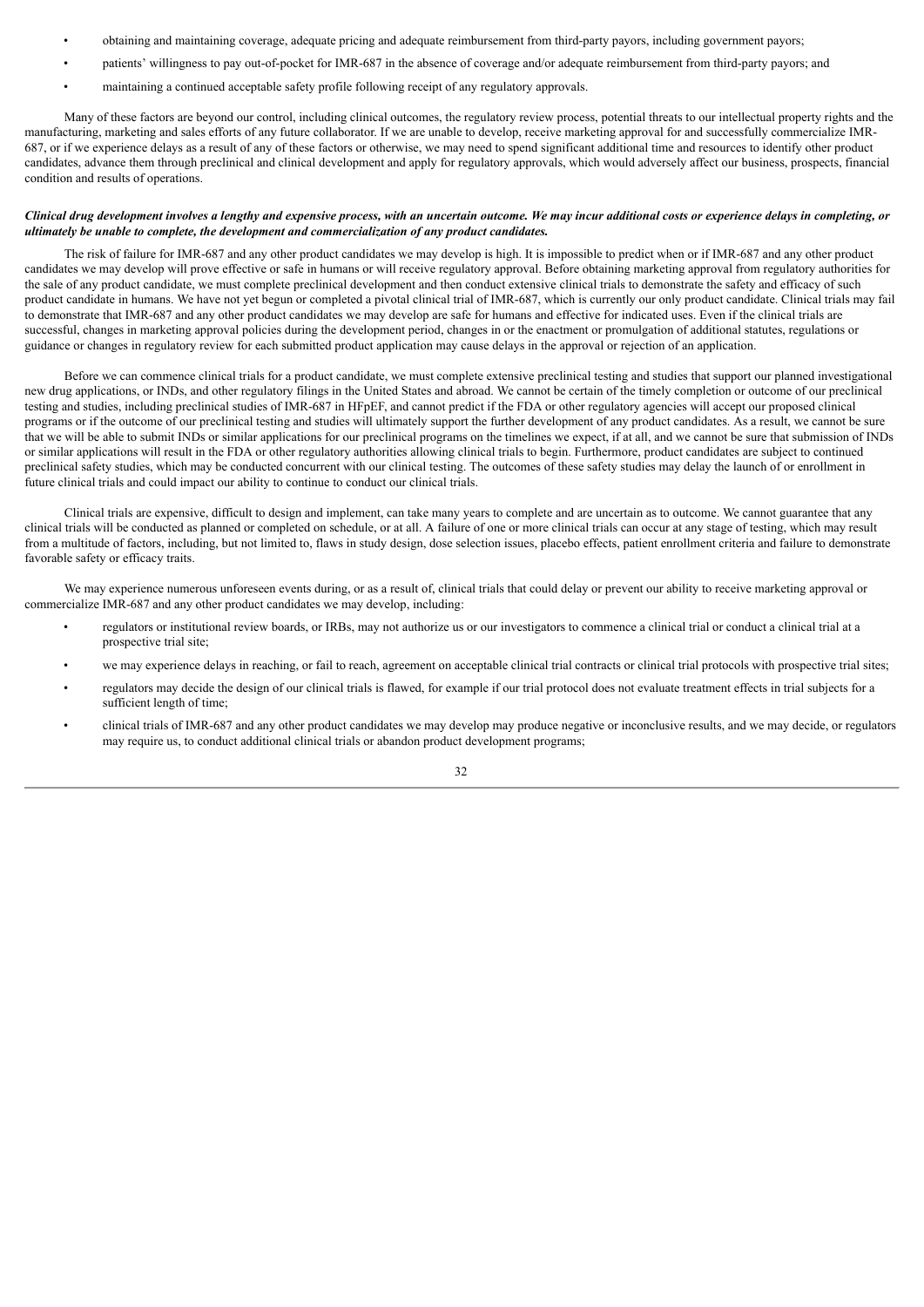- obtaining and maintaining coverage, adequate pricing and adequate reimbursement from third-party payors, including government payors;
- patients' willingness to pay out-of-pocket for IMR-687 in the absence of coverage and/or adequate reimbursement from third-party payors; and
- maintaining a continued acceptable safety profile following receipt of any regulatory approvals.

Many of these factors are beyond our control, including clinical outcomes, the regulatory review process, potential threats to our intellectual property rights and the manufacturing, marketing and sales efforts of any future collaborator. If we are unable to develop, receive marketing approval for and successfully commercialize IMR-687, or if we experience delays as a result of any of these factors or otherwise, we may need to spend significant additional time and resources to identify other product candidates, advance them through preclinical and clinical development and apply for regulatory approvals, which would adversely affect our business, prospects, financial condition and results of operations.

***Clinical drug development involves a lengthy and expensive process, with an uncertain outcome. We may incur additional costs or experience delays in completing, or ultimately be unable to complete, the development and commercialization of any product candidates.***

The risk of failure for IMR-687 and any other product candidates we may develop is high. It is impossible to predict when or if IMR-687 and any other product candidates we may develop will prove effective or safe in humans or will receive regulatory approval. Before obtaining marketing approval from regulatory authorities for the sale of any product candidate, we must complete preclinical development and then conduct extensive clinical trials to demonstrate the safety and efficacy of such product candidate in humans. We have not yet begun or completed a pivotal clinical trial of IMR-687, which is currently our only product candidate. Clinical trials may fail to demonstrate that IMR-687 and any other product candidates we may develop are safe for humans and effective for indicated uses. Even if the clinical trials are successful, changes in marketing approval policies during the development period, changes in or the enactment or promulgation of additional statutes, regulations or guidance or changes in regulatory review for each submitted product application may cause delays in the approval or rejection of an application.

Before we can commence clinical trials for a product candidate, we must complete extensive preclinical testing and studies that support our planned investigational new drug applications, or INDs, and other regulatory filings in the United States and abroad. We cannot be certain of the timely completion or outcome of our preclinical testing and studies, including preclinical studies of IMR-687 in HFpEF, and cannot predict if the FDA or other regulatory agencies will accept our proposed clinical programs or if the outcome of our preclinical testing and studies will ultimately support the further development of any product candidates. As a result, we cannot be sure that we will be able to submit INDs or similar applications for our preclinical programs on the timelines we expect, if at all, and we cannot be sure that submission of INDs or similar applications will result in the FDA or other regulatory authorities allowing clinical trials to begin. Furthermore, product candidates are subject to continued preclinical safety studies, which may be conducted concurrent with our clinical testing. The outcomes of these safety studies may delay the launch of or enrollment in future clinical trials and could impact our ability to continue to conduct our clinical trials.

Clinical trials are expensive, difficult to design and implement, can take many years to complete and are uncertain as to outcome. We cannot guarantee that any clinical trials will be conducted as planned or completed on schedule, or at all. A failure of one or more clinical trials can occur at any stage of testing, which may result from a multitude of factors, including, but not limited to, flaws in study design, dose selection issues, placebo effects, patient enrollment criteria and failure to demonstrate favorable safety or efficacy traits.

We may experience numerous unforeseen events during, or as a result of, clinical trials that could delay or prevent our ability to receive marketing approval or commercialize IMR-687 and any other product candidates we may develop, including:

- regulators or institutional review boards, or IRBs, may not authorize us or our investigators to commence a clinical trial or conduct a clinical trial at a prospective trial site;
- we may experience delays in reaching, or fail to reach, agreement on acceptable clinical trial contracts or clinical trial protocols with prospective trial sites;
- regulators may decide the design of our clinical trials is flawed, for example if our trial protocol does not evaluate treatment effects in trial subjects for a sufficient length of time;
- clinical trials of IMR-687 and any other product candidates we may develop may produce negative or inconclusive results, and we may decide, or regulators may require us, to conduct additional clinical trials or abandon product development programs;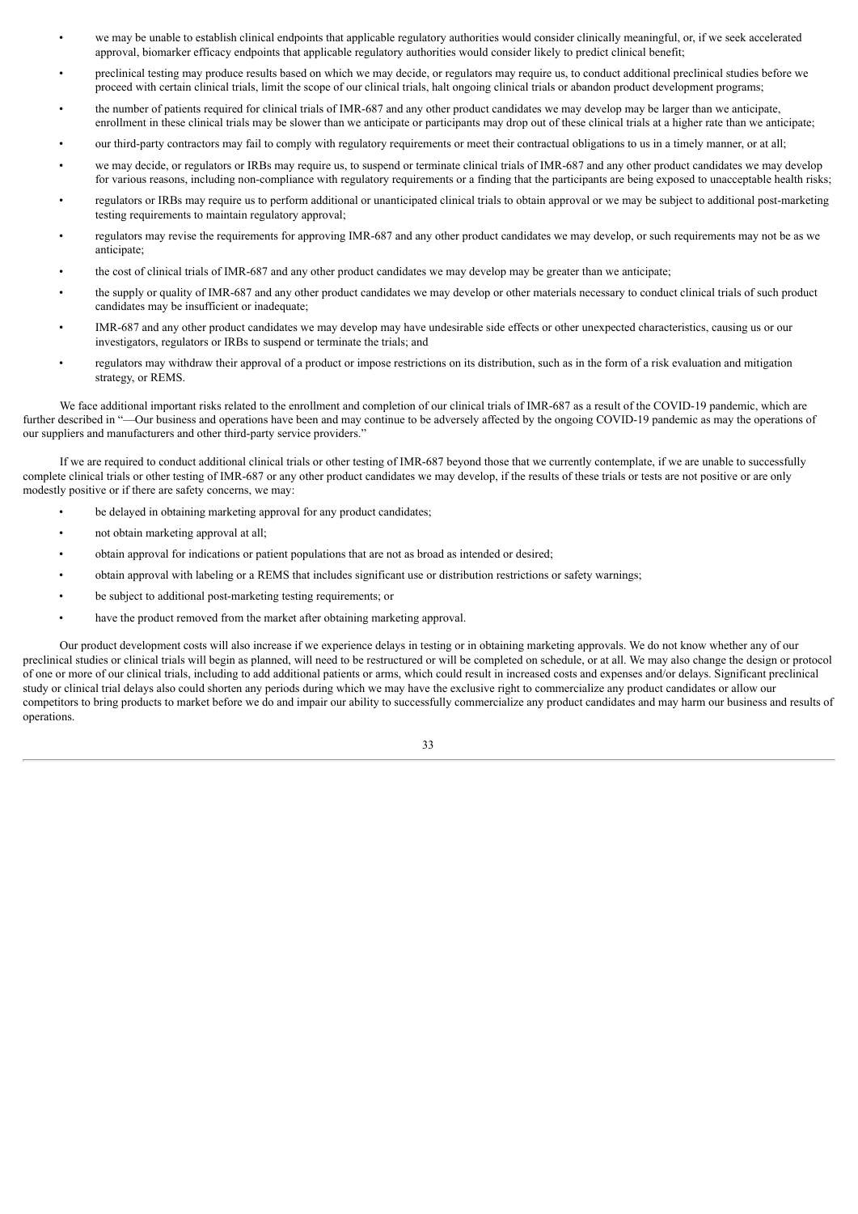- we may be unable to establish clinical endpoints that applicable regulatory authorities would consider clinically meaningful, or, if we seek accelerated approval, biomarker efficacy endpoints that applicable regulatory authorities would consider likely to predict clinical benefit;
- preclinical testing may produce results based on which we may decide, or regulators may require us, to conduct additional preclinical studies before we proceed with certain clinical trials, limit the scope of our clinical trials, halt ongoing clinical trials or abandon product development programs;
- the number of patients required for clinical trials of IMR-687 and any other product candidates we may develop may be larger than we anticipate, enrollment in these clinical trials may be slower than we anticipate or participants may drop out of these clinical trials at a higher rate than we anticipate;
- our third-party contractors may fail to comply with regulatory requirements or meet their contractual obligations to us in a timely manner, or at all;
- we may decide, or regulators or IRBs may require us, to suspend or terminate clinical trials of IMR-687 and any other product candidates we may develop for various reasons, including non-compliance with regulatory requirements or a finding that the participants are being exposed to unacceptable health risks;
- regulators or IRBs may require us to perform additional or unanticipated clinical trials to obtain approval or we may be subject to additional post-marketing testing requirements to maintain regulatory approval;
- regulators may revise the requirements for approving IMR-687 and any other product candidates we may develop, or such requirements may not be as we anticipate;
- the cost of clinical trials of IMR-687 and any other product candidates we may develop may be greater than we anticipate;
- the supply or quality of IMR-687 and any other product candidates we may develop or other materials necessary to conduct clinical trials of such product candidates may be insufficient or inadequate;
- IMR-687 and any other product candidates we may develop may have undesirable side effects or other unexpected characteristics, causing us or our investigators, regulators or IRBs to suspend or terminate the trials; and
- regulators may withdraw their approval of a product or impose restrictions on its distribution, such as in the form of a risk evaluation and mitigation strategy, or REMS.

We face additional important risks related to the enrollment and completion of our clinical trials of IMR-687 as a result of the COVID-19 pandemic, which are further described in "—Our business and operations have been and may continue to be adversely affected by the ongoing COVID-19 pandemic as may the operations of our suppliers and manufacturers and other third-party service providers."

If we are required to conduct additional clinical trials or other testing of IMR-687 beyond those that we currently contemplate, if we are unable to successfully complete clinical trials or other testing of IMR-687 or any other product candidates we may develop, if the results of these trials or tests are not positive or are only modestly positive or if there are safety concerns, we may:

- be delayed in obtaining marketing approval for any product candidates;
- not obtain marketing approval at all;
- obtain approval for indications or patient populations that are not as broad as intended or desired;
- obtain approval with labeling or a REMS that includes significant use or distribution restrictions or safety warnings;
- be subject to additional post-marketing testing requirements; or
- have the product removed from the market after obtaining marketing approval.

Our product development costs will also increase if we experience delays in testing or in obtaining marketing approvals. We do not know whether any of our preclinical studies or clinical trials will begin as planned, will need to be restructured or will be completed on schedule, or at all. We may also change the design or protocol of one or more of our clinical trials, including to add additional patients or arms, which could result in increased costs and expenses and/or delays. Significant preclinical study or clinical trial delays also could shorten any periods during which we may have the exclusive right to commercialize any product candidates or allow our competitors to bring products to market before we do and impair our ability to successfully commercialize any product candidates and may harm our business and results of operations.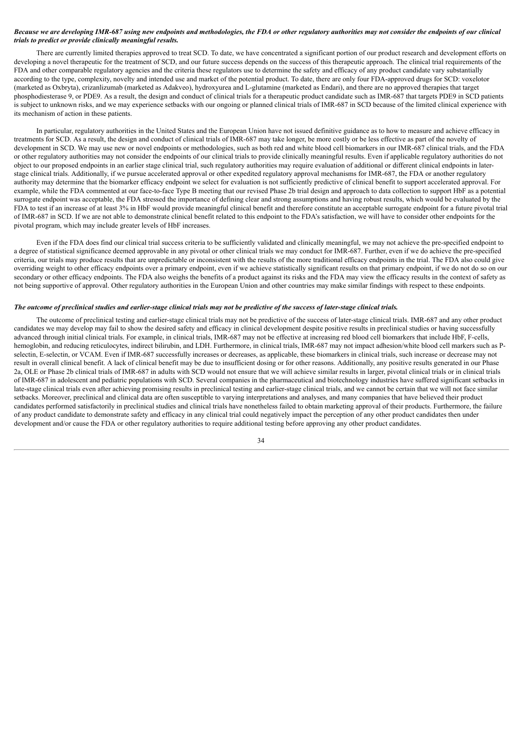***Because we are developing IMR-687 using new endpoints and methodologies, the FDA or other regulatory authorities may not consider the endpoints of our clinical trials to predict or provide clinically meaningful results.***

There are currently limited therapies approved to treat SCD. To date, we have concentrated a significant portion of our product research and development efforts on developing a novel therapeutic for the treatment of SCD, and our future success depends on the success of this therapeutic approach. The clinical trial requirements of the FDA and other comparable regulatory agencies and the criteria these regulators use to determine the safety and efficacy of any product candidate vary substantially according to the type, complexity, novelty and intended use and market of the potential product. To date, there are only four FDA-approved drugs for SCD: voxelotor (marketed as Oxbryta), crizanlizumab (marketed as Adakveo), hydroxyurea and L-glutamine (marketed as Endari), and there are no approved therapies that target phosphodiesterase 9, or PDE9. As a result, the design and conduct of clinical trials for a therapeutic product candidate such as IMR-687 that targets PDE9 in SCD patients is subject to unknown risks, and we may experience setbacks with our ongoing or planned clinical trials of IMR-687 in SCD because of the limited clinical experience with its mechanism of action in these patients.

In particular, regulatory authorities in the United States and the European Union have not issued definitive guidance as to how to measure and achieve efficacy in treatments for SCD. As a result, the design and conduct of clinical trials of IMR-687 may take longer, be more costly or be less effective as part of the novelty of development in SCD. We may use new or novel endpoints or methodologies, such as both red and white blood cell biomarkers in our IMR-687 clinical trials, and the FDA or other regulatory authorities may not consider the endpoints of our clinical trials to provide clinically meaningful results. Even if applicable regulatory authorities do not object to our proposed endpoints in an earlier stage clinical trial, such regulatory authorities may require evaluation of additional or different clinical endpoints in later-stage clinical trials. Additionally, if we pursue accelerated approval or other expedited regulatory approval mechanisms for IMR-687, the FDA or another regulatory authority may determine that the biomarker efficacy endpoint we select for evaluation is not sufficiently predictive of clinical benefit to support accelerated approval. For example, while the FDA commented at our face-to-face Type B meeting that our revised Phase 2b trial design and approach to data collection to support HbF as a potential surrogate endpoint was acceptable, the FDA stressed the importance of defining clear and strong assumptions and having robust results, which would be evaluated by the FDA to test if an increase of at least 3% in HbF would provide meaningful clinical benefit and therefore constitute an acceptable surrogate endpoint for a future pivotal trial of IMR-687 in SCD. If we are not able to demonstrate clinical benefit related to this endpoint to the FDA's satisfaction, we will have to consider other endpoints for the pivotal program, which may include greater levels of HbF increases.

Even if the FDA does find our clinical trial success criteria to be sufficiently validated and clinically meaningful, we may not achieve the pre-specified endpoint to a degree of statistical significance deemed approvable in any pivotal or other clinical trials we may conduct for IMR-687. Further, even if we do achieve the pre-specified criteria, our trials may produce results that are unpredictable or inconsistent with the results of the more traditional efficacy endpoints in the trial. The FDA also could give overriding weight to other efficacy endpoints over a primary endpoint, even if we achieve statistically significant results on that primary endpoint, if we do not do so on our secondary or other efficacy endpoints. The FDA also weighs the benefits of a product against its risks and the FDA may view the efficacy results in the context of safety as not being supportive of approval. Other regulatory authorities in the European Union and other countries may make similar findings with respect to these endpoints.

***The outcome of preclinical studies and earlier-stage clinical trials may not be predictive of the success of later-stage clinical trials.***

The outcome of preclinical testing and earlier-stage clinical trials may not be predictive of the success of later-stage clinical trials. IMR-687 and any other product candidates we may develop may fail to show the desired safety and efficacy in clinical development despite positive results in preclinical studies or having successfully advanced through initial clinical trials. For example, in clinical trials, IMR-687 may not be effective at increasing red blood cell biomarkers that include HbF, F-cells, hemoglobin, and reducing reticulocytes, indirect bilirubin, and LDH. Furthermore, in clinical trials, IMR-687 may not impact adhesion/white blood cell markers such as P-selectin, E-selectin, or VCAM. Even if IMR-687 successfully increases or decreases, as applicable, these biomarkers in clinical trials, such increase or decrease may not result in overall clinical benefit. A lack of clinical benefit may be due to insufficient dosing or for other reasons. Additionally, any positive results generated in our Phase 2a, OLE or Phase 2b clinical trials of IMR-687 in adults with SCD would not ensure that we will achieve similar results in larger, pivotal clinical trials or in clinical trials of IMR-687 in adolescent and pediatric populations with SCD. Several companies in the pharmaceutical and biotechnology industries have suffered significant setbacks in late-stage clinical trials even after achieving promising results in preclinical testing and earlier-stage clinical trials, and we cannot be certain that we will not face similar setbacks. Moreover, preclinical and clinical data are often susceptible to varying interpretations and analyses, and many companies that have believed their product candidates performed satisfactorily in preclinical studies and clinical trials have nonetheless failed to obtain marketing approval of their products. Furthermore, the failure of any product candidate to demonstrate safety and efficacy in any clinical trial could negatively impact the perception of any other product candidates then under development and/or cause the FDA or other regulatory authorities to require additional testing before approving any other product candidates.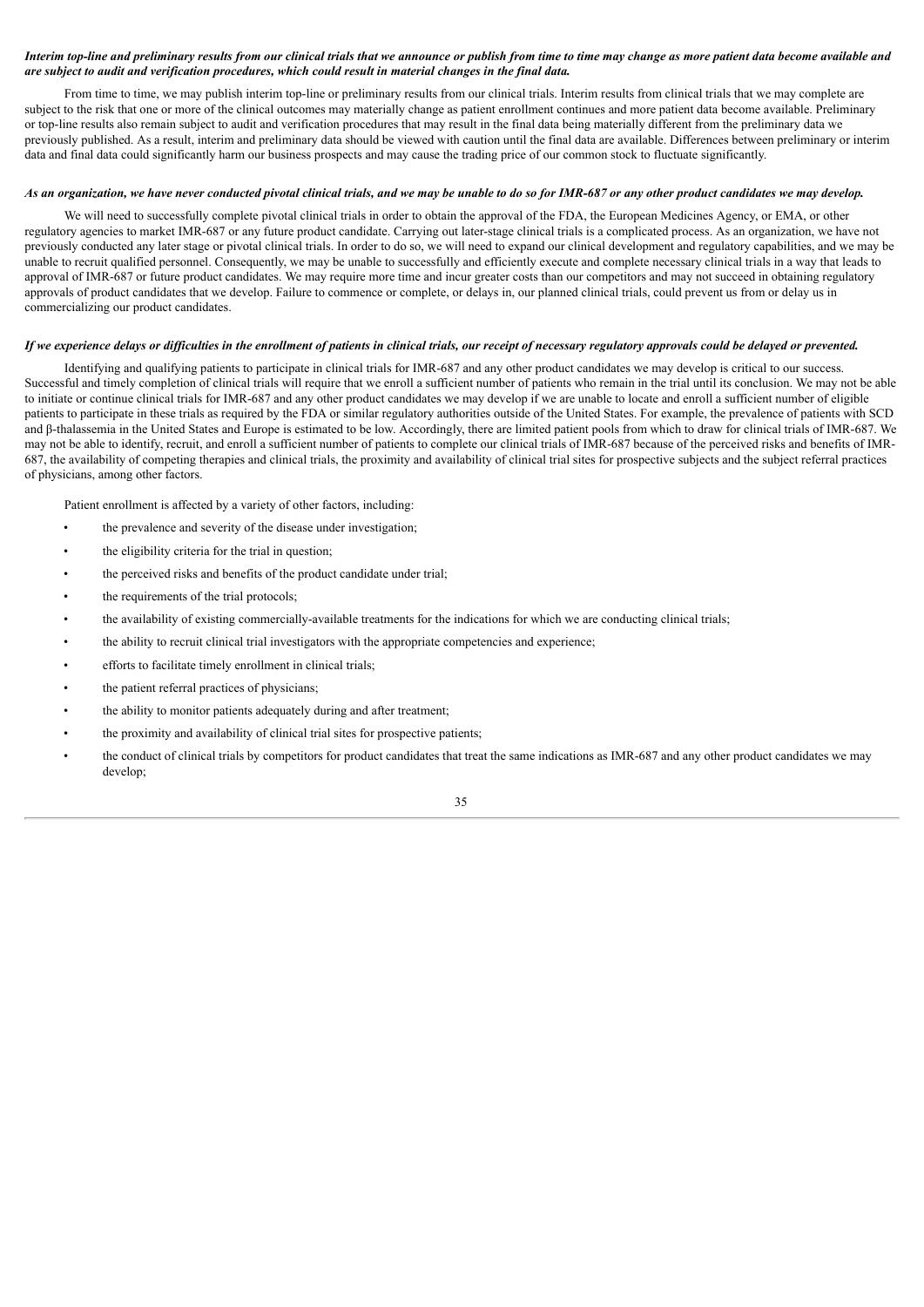***Interim top-line and preliminary results from our clinical trials that we announce or publish from time to time may change as more patient data become available and are subject to audit and verification procedures, which could result in material changes in the final data.***

From time to time, we may publish interim top-line or preliminary results from our clinical trials. Interim results from clinical trials that we may complete are subject to the risk that one or more of the clinical outcomes may materially change as patient enrollment continues and more patient data become available. Preliminary or top-line results also remain subject to audit and verification procedures that may result in the final data being materially different from the preliminary data we previously published. As a result, interim and preliminary data should be viewed with caution until the final data are available. Differences between preliminary or interim data and final data could significantly harm our business prospects and may cause the trading price of our common stock to fluctuate significantly.

***As an organization, we have never conducted pivotal clinical trials, and we may be unable to do so for IMR-687 or any other product candidates we may develop.***

We will need to successfully complete pivotal clinical trials in order to obtain the approval of the FDA, the European Medicines Agency, or EMA, or other regulatory agencies to market IMR-687 or any future product candidate. Carrying out later-stage clinical trials is a complicated process. As an organization, we have not previously conducted any later stage or pivotal clinical trials. In order to do so, we will need to expand our clinical development and regulatory capabilities, and we may be unable to recruit qualified personnel. Consequently, we may be unable to successfully and efficiently execute and complete necessary clinical trials in a way that leads to approval of IMR-687 or future product candidates. We may require more time and incur greater costs than our competitors and may not succeed in obtaining regulatory approvals of product candidates that we develop. Failure to commence or complete, or delays in, our planned clinical trials, could prevent us from or delay us in commercializing our product candidates.

***If we experience delays or difficulties in the enrollment of patients in clinical trials, our receipt of necessary regulatory approvals could be delayed or prevented.***

Identifying and qualifying patients to participate in clinical trials for IMR-687 and any other product candidates we may develop is critical to our success. Successful and timely completion of clinical trials will require that we enroll a sufficient number of patients who remain in the trial until its conclusion. We may not be able to initiate or continue clinical trials for IMR-687 and any other product candidates we may develop if we are unable to locate and enroll a sufficient number of eligible patients to participate in these trials as required by the FDA or similar regulatory authorities outside of the United States. For example, the prevalence of patients with SCD and β-thalassemia in the United States and Europe is estimated to be low. Accordingly, there are limited patient pools from which to draw for clinical trials of IMR-687. We may not be able to identify, recruit, and enroll a sufficient number of patients to complete our clinical trials of IMR-687 because of the perceived risks and benefits of IMR-687, the availability of competing therapies and clinical trials, the proximity and availability of clinical trial sites for prospective subjects and the subject referral practices of physicians, among other factors.

Patient enrollment is affected by a variety of other factors, including:

- the prevalence and severity of the disease under investigation;
- the eligibility criteria for the trial in question;
- the perceived risks and benefits of the product candidate under trial;
- the requirements of the trial protocols;
- the availability of existing commercially-available treatments for the indications for which we are conducting clinical trials;
- the ability to recruit clinical trial investigators with the appropriate competencies and experience;
- efforts to facilitate timely enrollment in clinical trials;
- the patient referral practices of physicians;
- the ability to monitor patients adequately during and after treatment;
- the proximity and availability of clinical trial sites for prospective patients;
- the conduct of clinical trials by competitors for product candidates that treat the same indications as IMR-687 and any other product candidates we may develop;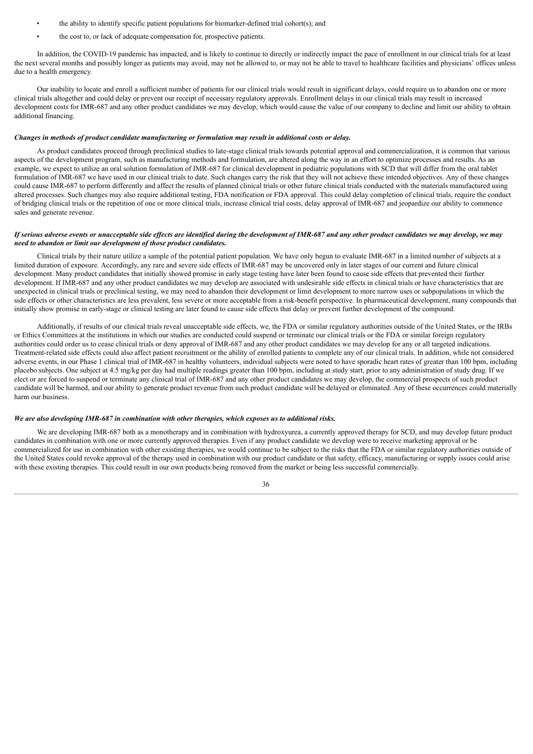- the ability to identify specific patient populations for biomarker-defined trial cohort(s); and
- the cost to, or lack of adequate compensation for, prospective patients.

In addition, the COVID-19 pandemic has impacted, and is likely to continue to directly or indirectly impact the pace of enrollment in our clinical trials for at least the next several months and possibly longer as patients may avoid, may not be allowed to, or may not be able to travel to healthcare facilities and physicians' offices unless due to a health emergency.

Our inability to locate and enroll a sufficient number of patients for our clinical trials would result in significant delays, could require us to abandon one or more clinical trials altogether and could delay or prevent our receipt of necessary regulatory approvals. Enrollment delays in our clinical trials may result in increased development costs for IMR-687 and any other product candidates we may develop, which would cause the value of our company to decline and limit our ability to obtain additional financing.

***Changes in methods of product candidate manufacturing or formulation may result in additional costs or delay.***

As product candidates proceed through preclinical studies to late-stage clinical trials towards potential approval and commercialization, it is common that various aspects of the development program, such as manufacturing methods and formulation, are altered along the way in an effort to optimize processes and results. As an example, we expect to utilize an oral solution formulation of IMR-687 for clinical development in pediatric populations with SCD that will differ from the oral tablet formulation of IMR-687 we have used in our clinical trials to date. Such changes carry the risk that they will not achieve these intended objectives. Any of these changes could cause IMR-687 to perform differently and affect the results of planned clinical trials or other future clinical trials conducted with the materials manufactured using altered processes. Such changes may also require additional testing, FDA notification or FDA approval. This could delay completion of clinical trials, require the conduct of bridging clinical trials or the repetition of one or more clinical trials, increase clinical trial costs, delay approval of IMR-687 and jeopardize our ability to commence sales and generate revenue.

***If serious adverse events or unacceptable side effects are identified during the development of IMR-687 and any other product candidates we may develop, we may need to abandon or limit our development of those product candidates.***

Clinical trials by their nature utilize a sample of the potential patient population. We have only begun to evaluate IMR-687 in a limited number of subjects at a limited duration of exposure. Accordingly, any rare and severe side effects of IMR-687 may be uncovered only in later stages of our current and future clinical development. Many product candidates that initially showed promise in early stage testing have later been found to cause side effects that prevented their further development. If IMR-687 and any other product candidates we may develop are associated with undesirable side effects in clinical trials or have characteristics that are unexpected in clinical trials or preclinical testing, we may need to abandon their development or limit development to more narrow uses or subpopulations in which the side effects or other characteristics are less prevalent, less severe or more acceptable from a risk-benefit perspective. In pharmaceutical development, many compounds that initially show promise in early-stage or clinical testing are later found to cause side effects that delay or prevent further development of the compound.

Additionally, if results of our clinical trials reveal unacceptable side effects, we, the FDA or similar regulatory authorities outside of the United States, or the IRBs or Ethics Committees at the institutions in which our studies are conducted could suspend or terminate our clinical trials or the FDA or similar foreign regulatory authorities could order us to cease clinical trials or deny approval of IMR-687 and any other product candidates we may develop for any or all targeted indications. Treatment-related side effects could also affect patient recruitment or the ability of enrolled patients to complete any of our clinical trials. In addition, while not considered adverse events, in our Phase 1 clinical trial of IMR-687 in healthy volunteers, individual subjects were noted to have sporadic heart rates of greater than 100 bpm, including placebo subjects. One subject at 4.5 mg/kg per day had multiple readings greater than 100 bpm, including at study start, prior to any administration of study drug. If we elect or are forced to suspend or terminate any clinical trial of IMR-687 and any other product candidates we may develop, the commercial prospects of such product candidate will be harmed, and our ability to generate product revenue from such product candidate will be delayed or eliminated. Any of these occurrences could materially harm our business.

***We are also developing IMR-687 in combination with other therapies, which exposes us to additional risks.***

We are developing IMR-687 both as a monotherapy and in combination with hydroxyurea, a currently approved therapy for SCD, and may develop future product candidates in combination with one or more currently approved therapies. Even if any product candidate we develop were to receive marketing approval or be commercialized for use in combination with other existing therapies, we would continue to be subject to the risks that the FDA or similar regulatory authorities outside of the United States could revoke approval of the therapy used in combination with our product candidate or that safety, efficacy, manufacturing or supply issues could arise with these existing therapies. This could result in our own products being removed from the market or being less successful commercially.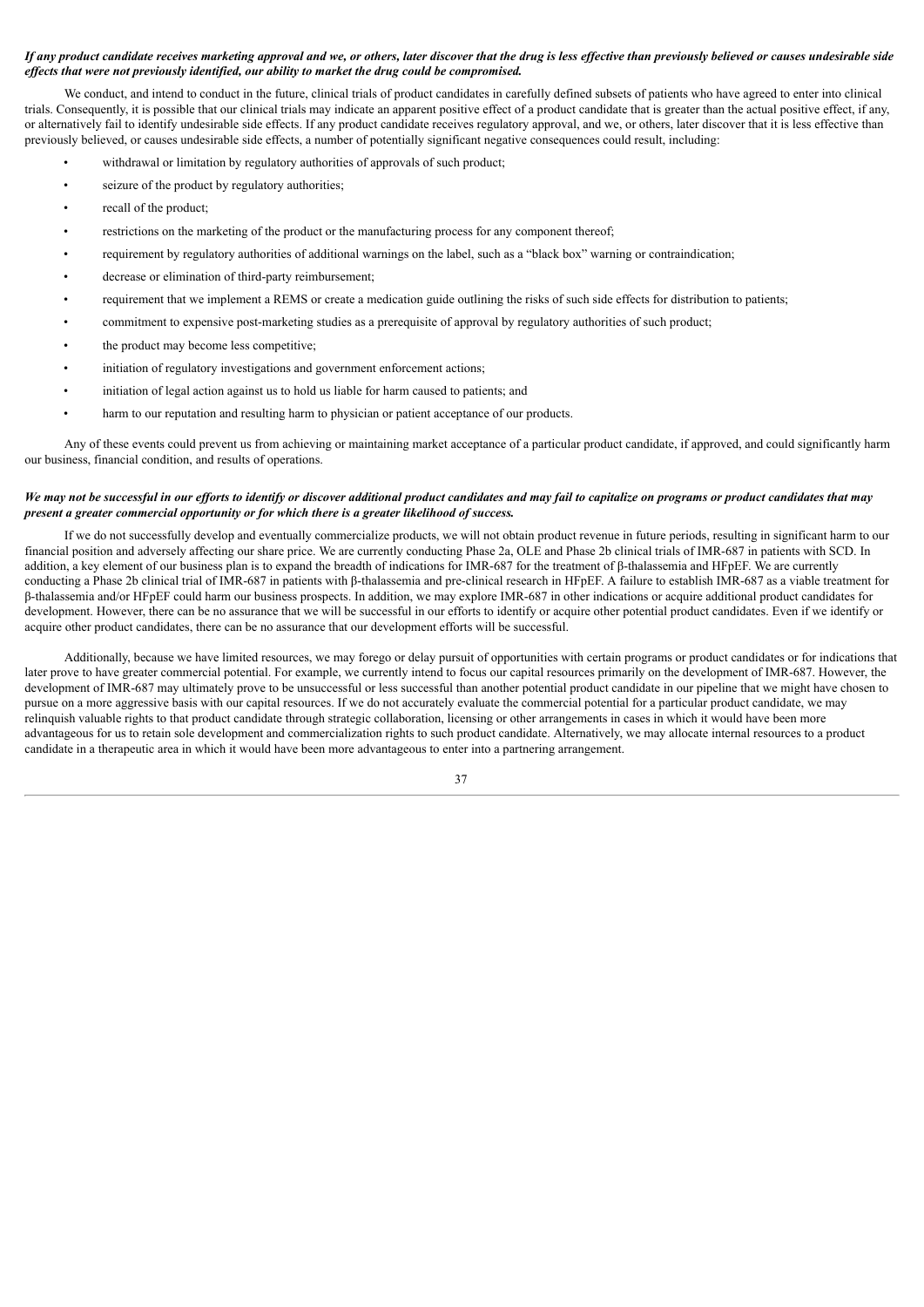***If any product candidate receives marketing approval and we, or others, later discover that the drug is less effective than previously believed or causes undesirable side effects that were not previously identified, our ability to market the drug could be compromised.***

We conduct, and intend to conduct in the future, clinical trials of product candidates in carefully defined subsets of patients who have agreed to enter into clinical trials. Consequently, it is possible that our clinical trials may indicate an apparent positive effect of a product candidate that is greater than the actual positive effect, if any, or alternatively fail to identify undesirable side effects. If any product candidate receives regulatory approval, and we, or others, later discover that it is less effective than previously believed, or causes undesirable side effects, a number of potentially significant negative consequences could result, including:

- withdrawal or limitation by regulatory authorities of approvals of such product;
- seizure of the product by regulatory authorities;
- recall of the product;
- restrictions on the marketing of the product or the manufacturing process for any component thereof;
- requirement by regulatory authorities of additional warnings on the label, such as a "black box" warning or contraindication;
- decrease or elimination of third-party reimbursement;
- requirement that we implement a REMS or create a medication guide outlining the risks of such side effects for distribution to patients;
- commitment to expensive post-marketing studies as a prerequisite of approval by regulatory authorities of such product;
- the product may become less competitive;
- initiation of regulatory investigations and government enforcement actions;
- initiation of legal action against us to hold us liable for harm caused to patients; and
- harm to our reputation and resulting harm to physician or patient acceptance of our products.

Any of these events could prevent us from achieving or maintaining market acceptance of a particular product candidate, if approved, and could significantly harm our business, financial condition, and results of operations.

***We may not be successful in our efforts to identify or discover additional product candidates and may fail to capitalize on programs or product candidates that may present a greater commercial opportunity or for which there is a greater likelihood of success.***

If we do not successfully develop and eventually commercialize products, we will not obtain product revenue in future periods, resulting in significant harm to our financial position and adversely affecting our share price. We are currently conducting Phase 2a, OLE and Phase 2b clinical trials of IMR-687 in patients with SCD. In addition, a key element of our business plan is to expand the breadth of indications for IMR-687 for the treatment of β-thalassemia and HFpEF. We are currently conducting a Phase 2b clinical trial of IMR-687 in patients with β-thalassemia and pre-clinical research in HFpEF. A failure to establish IMR-687 as a viable treatment for β-thalassemia and/or HFpEF could harm our business prospects. In addition, we may explore IMR-687 in other indications or acquire additional product candidates for development. However, there can be no assurance that we will be successful in our efforts to identify or acquire other potential product candidates. Even if we identify or acquire other product candidates, there can be no assurance that our development efforts will be successful.

Additionally, because we have limited resources, we may forego or delay pursuit of opportunities with certain programs or product candidates or for indications that later prove to have greater commercial potential. For example, we currently intend to focus our capital resources primarily on the development of IMR-687. However, the development of IMR-687 may ultimately prove to be unsuccessful or less successful than another potential product candidate in our pipeline that we might have chosen to pursue on a more aggressive basis with our capital resources. If we do not accurately evaluate the commercial potential for a particular product candidate, we may relinquish valuable rights to that product candidate through strategic collaboration, licensing or other arrangements in cases in which it would have been more advantageous for us to retain sole development and commercialization rights to such product candidate. Alternatively, we may allocate internal resources to a product candidate in a therapeutic area in which it would have been more advantageous to enter into a partnering arrangement.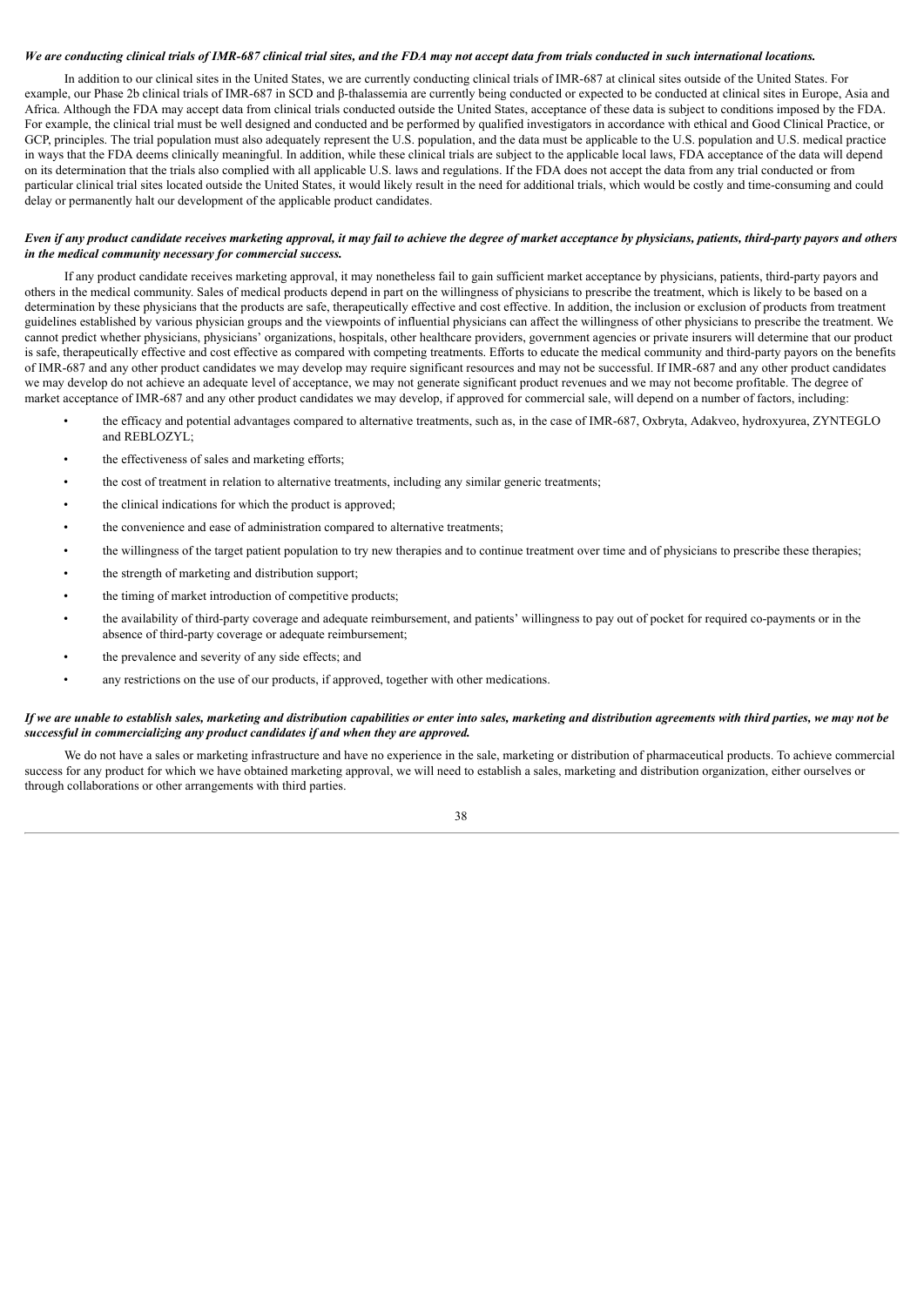***We are conducting clinical trials of IMR-687 clinical trial sites, and the FDA may not accept data from trials conducted in such international locations.***

In addition to our clinical sites in the United States, we are currently conducting clinical trials of IMR-687 at clinical sites outside of the United States. For example, our Phase 2b clinical trials of IMR-687 in SCD and β-thalassemia are currently being conducted or expected to be conducted at clinical sites in Europe, Asia and Africa. Although the FDA may accept data from clinical trials conducted outside the United States, acceptance of these data is subject to conditions imposed by the FDA. For example, the clinical trial must be well designed and conducted and be performed by qualified investigators in accordance with ethical and Good Clinical Practice, or GCP, principles. The trial population must also adequately represent the U.S. population, and the data must be applicable to the U.S. population and U.S. medical practice in ways that the FDA deems clinically meaningful. In addition, while these clinical trials are subject to the applicable local laws, FDA acceptance of the data will depend on its determination that the trials also complied with all applicable U.S. laws and regulations. If the FDA does not accept the data from any trial conducted or from particular clinical trial sites located outside the United States, it would likely result in the need for additional trials, which would be costly and time-consuming and could delay or permanently halt our development of the applicable product candidates.

***Even if any product candidate receives marketing approval, it may fail to achieve the degree of market acceptance by physicians, patients, third-party payors and others in the medical community necessary for commercial success.***

If any product candidate receives marketing approval, it may nonetheless fail to gain sufficient market acceptance by physicians, patients, third-party payors and others in the medical community. Sales of medical products depend in part on the willingness of physicians to prescribe the treatment, which is likely to be based on a determination by these physicians that the products are safe, therapeutically effective and cost effective. In addition, the inclusion or exclusion of products from treatment guidelines established by various physician groups and the viewpoints of influential physicians can affect the willingness of other physicians to prescribe the treatment. We cannot predict whether physicians, physicians' organizations, hospitals, other healthcare providers, government agencies or private insurers will determine that our product is safe, therapeutically effective and cost effective as compared with competing treatments. Efforts to educate the medical community and third-party payors on the benefits of IMR-687 and any other product candidates we may develop may require significant resources and may not be successful. If IMR-687 and any other product candidates we may develop do not achieve an adequate level of acceptance, we may not generate significant product revenues and we may not become profitable. The degree of market acceptance of IMR-687 and any other product candidates we may develop, if approved for commercial sale, will depend on a number of factors, including:

- the efficacy and potential advantages compared to alternative treatments, such as, in the case of IMR-687, Oxbryta, Adakveo, hydroxyurea, ZYNTEGLO and REBLOZYL;
- the effectiveness of sales and marketing efforts;
- the cost of treatment in relation to alternative treatments, including any similar generic treatments;
- the clinical indications for which the product is approved;
- the convenience and ease of administration compared to alternative treatments;
- the willingness of the target patient population to try new therapies and to continue treatment over time and of physicians to prescribe these therapies;
- the strength of marketing and distribution support;
- the timing of market introduction of competitive products;
- the availability of third-party coverage and adequate reimbursement, and patients' willingness to pay out of pocket for required co-payments or in the absence of third-party coverage or adequate reimbursement;
- the prevalence and severity of any side effects; and
- any restrictions on the use of our products, if approved, together with other medications.

***If we are unable to establish sales, marketing and distribution capabilities or enter into sales, marketing and distribution agreements with third parties, we may not be successful in commercializing any product candidates if and when they are approved.***

We do not have a sales or marketing infrastructure and have no experience in the sale, marketing or distribution of pharmaceutical products. To achieve commercial success for any product for which we have obtained marketing approval, we will need to establish a sales, marketing and distribution organization, either ourselves or through collaborations or other arrangements with third parties.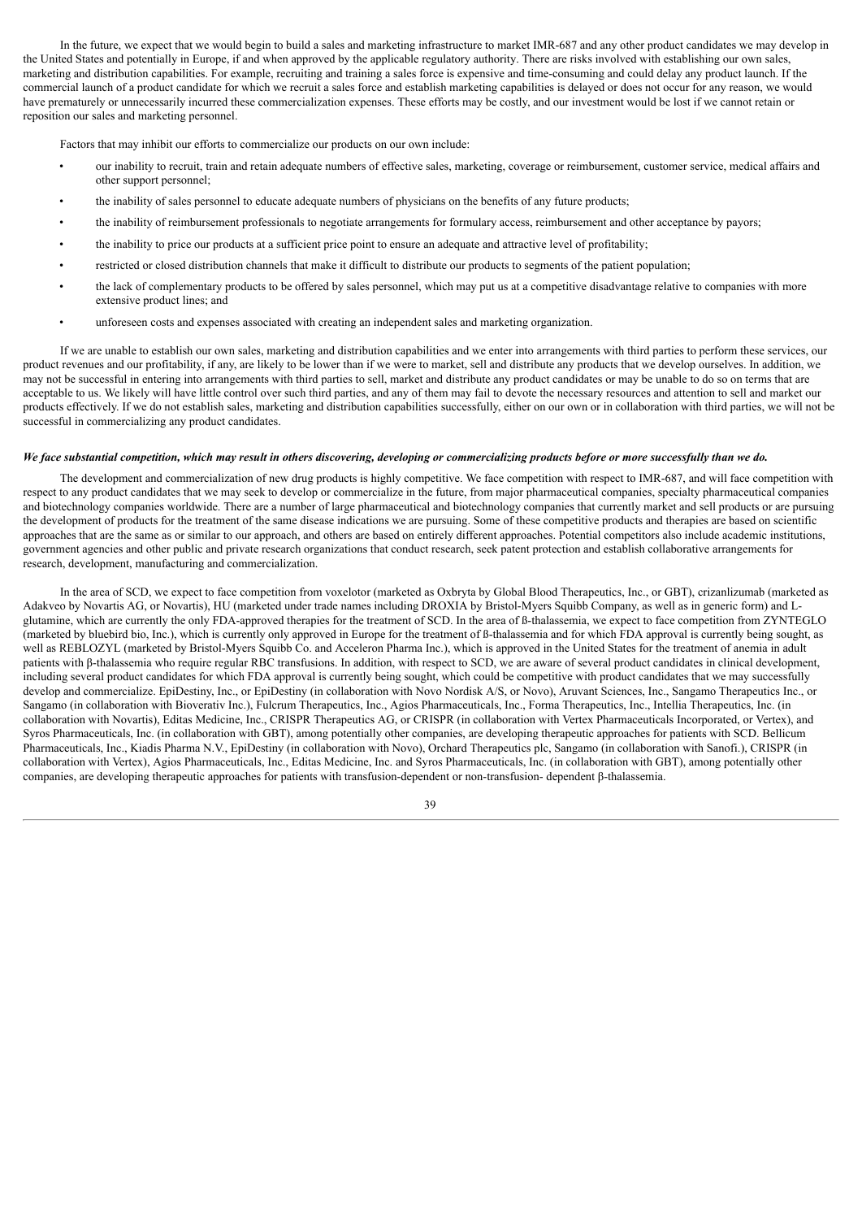In the future, we expect that we would begin to build a sales and marketing infrastructure to market IMR-687 and any other product candidates we may develop in the United States and potentially in Europe, if and when approved by the applicable regulatory authority. There are risks involved with establishing our own sales, marketing and distribution capabilities. For example, recruiting and training a sales force is expensive and time-consuming and could delay any product launch. If the commercial launch of a product candidate for which we recruit a sales force and establish marketing capabilities is delayed or does not occur for any reason, we would have prematurely or unnecessarily incurred these commercialization expenses. These efforts may be costly, and our investment would be lost if we cannot retain or reposition our sales and marketing personnel.

Factors that may inhibit our efforts to commercialize our products on our own include:

- our inability to recruit, train and retain adequate numbers of effective sales, marketing, coverage or reimbursement, customer service, medical affairs and other support personnel;
- the inability of sales personnel to educate adequate numbers of physicians on the benefits of any future products;
- the inability of reimbursement professionals to negotiate arrangements for formulary access, reimbursement and other acceptance by payors;
- the inability to price our products at a sufficient price point to ensure an adequate and attractive level of profitability;
- restricted or closed distribution channels that make it difficult to distribute our products to segments of the patient population;
- the lack of complementary products to be offered by sales personnel, which may put us at a competitive disadvantage relative to companies with more extensive product lines; and
- unforeseen costs and expenses associated with creating an independent sales and marketing organization.

If we are unable to establish our own sales, marketing and distribution capabilities and we enter into arrangements with third parties to perform these services, our product revenues and our profitability, if any, are likely to be lower than if we were to market, sell and distribute any products that we develop ourselves. In addition, we may not be successful in entering into arrangements with third parties to sell, market and distribute any product candidates or may be unable to do so on terms that are acceptable to us. We likely will have little control over such third parties, and any of them may fail to devote the necessary resources and attention to sell and market our products effectively. If we do not establish sales, marketing and distribution capabilities successfully, either on our own or in collaboration with third parties, we will not be successful in commercializing any product candidates.

***We face substantial competition, which may result in others discovering, developing or commercializing products before or more successfully than we do.***

The development and commercialization of new drug products is highly competitive. We face competition with respect to IMR-687, and will face competition with respect to any product candidates that we may seek to develop or commercialize in the future, from major pharmaceutical companies, specialty pharmaceutical companies and biotechnology companies worldwide. There are a number of large pharmaceutical and biotechnology companies that currently market and sell products or are pursuing the development of products for the treatment of the same disease indications we are pursuing. Some of these competitive products and therapies are based on scientific approaches that are the same as or similar to our approach, and others are based on entirely different approaches. Potential competitors also include academic institutions, government agencies and other public and private research organizations that conduct research, seek patent protection and establish collaborative arrangements for research, development, manufacturing and commercialization.

In the area of SCD, we expect to face competition from voxelotor (marketed as Oxbryta by Global Blood Therapeutics, Inc., or GBT), crizanlizumab (marketed as Adakveo by Novartis AG, or Novartis), HU (marketed under trade names including DROXIA by Bristol-Myers Squibb Company, as well as in generic form) and L-glutamine, which are currently the only FDA-approved therapies for the treatment of SCD. In the area of ß-thalassemia, we expect to face competition from ZYNTEGLO (marketed by bluebird bio, Inc.), which is currently only approved in Europe for the treatment of ß-thalassemia and for which FDA approval is currently being sought, as well as REBLOZYL (marketed by Bristol-Myers Squibb Co. and Acceleron Pharma Inc.), which is approved in the United States for the treatment of anemia in adult patients with β-thalassemia who require regular RBC transfusions. In addition, with respect to SCD, we are aware of several product candidates in clinical development, including several product candidates for which FDA approval is currently being sought, which could be competitive with product candidates that we may successfully develop and commercialize. EpiDestiny, Inc., or EpiDestiny (in collaboration with Novo Nordisk A/S, or Novo), Aruvant Sciences, Inc., Sangamo Therapeutics Inc., or Sangamo (in collaboration with Bioverativ Inc.), Fulcrum Therapeutics, Inc., Agios Pharmaceuticals, Inc., Forma Therapeutics, Inc., Intellia Therapeutics, Inc. (in collaboration with Novartis), Editas Medicine, Inc., CRISPR Therapeutics AG, or CRISPR (in collaboration with Vertex Pharmaceuticals Incorporated, or Vertex), and Syros Pharmaceuticals, Inc. (in collaboration with GBT), among potentially other companies, are developing therapeutic approaches for patients with SCD. Bellicum Pharmaceuticals, Inc., Kiadis Pharma N.V., EpiDestiny (in collaboration with Novo), Orchard Therapeutics plc, Sangamo (in collaboration with Sanofi.), CRISPR (in collaboration with Vertex), Agios Pharmaceuticals, Inc., Editas Medicine, Inc. and Syros Pharmaceuticals, Inc. (in collaboration with GBT), among potentially other companies, are developing therapeutic approaches for patients with transfusion-dependent or non-transfusion- dependent β-thalassemia.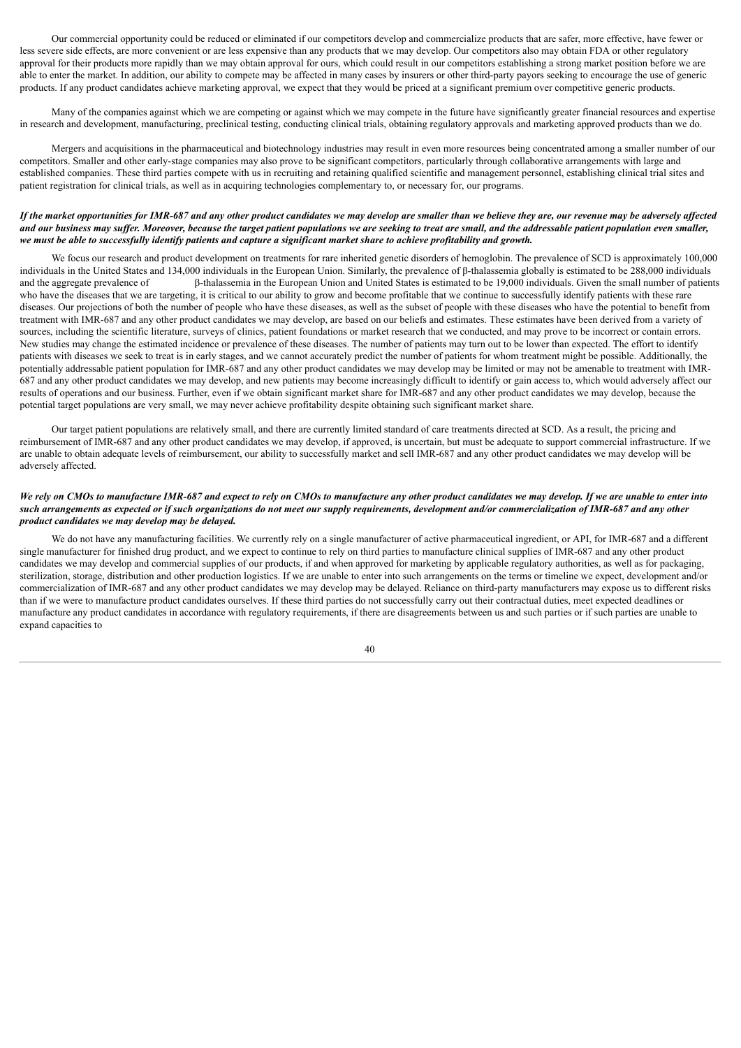Our commercial opportunity could be reduced or eliminated if our competitors develop and commercialize products that are safer, more effective, have fewer or less severe side effects, are more convenient or are less expensive than any products that we may develop. Our competitors also may obtain FDA or other regulatory approval for their products more rapidly than we may obtain approval for ours, which could result in our competitors establishing a strong market position before we are able to enter the market. In addition, our ability to compete may be affected in many cases by insurers or other third-party payors seeking to encourage the use of generic products. If any product candidates achieve marketing approval, we expect that they would be priced at a significant premium over competitive generic products.

Many of the companies against which we are competing or against which we may compete in the future have significantly greater financial resources and expertise in research and development, manufacturing, preclinical testing, conducting clinical trials, obtaining regulatory approvals and marketing approved products than we do.

Mergers and acquisitions in the pharmaceutical and biotechnology industries may result in even more resources being concentrated among a smaller number of our competitors. Smaller and other early-stage companies may also prove to be significant competitors, particularly through collaborative arrangements with large and established companies. These third parties compete with us in recruiting and retaining qualified scientific and management personnel, establishing clinical trial sites and patient registration for clinical trials, as well as in acquiring technologies complementary to, or necessary for, our programs.

***If the market opportunities for IMR-687 and any other product candidates we may develop are smaller than we believe they are, our revenue may be adversely affected and our business may suffer. Moreover, because the target patient populations we are seeking to treat are small, and the addressable patient population even smaller, we must be able to successfully identify patients and capture a significant market share to achieve profitability and growth.***

We focus our research and product development on treatments for rare inherited genetic disorders of hemoglobin. The prevalence of SCD is approximately 100,000 individuals in the United States and 134,000 individuals in the European Union. Similarly, the prevalence of β-thalassemia globally is estimated to be 288,000 individuals and the aggregate prevalence of β-thalassemia in the European Union and United States is estimated to be 19,000 individuals. Given the small number of patients who have the diseases that we are targeting, it is critical to our ability to grow and become profitable that we continue to successfully identify patients with these rare diseases. Our projections of both the number of people who have these diseases, as well as the subset of people with these diseases who have the potential to benefit from treatment with IMR-687 and any other product candidates we may develop, are based on our beliefs and estimates. These estimates have been derived from a variety of sources, including the scientific literature, surveys of clinics, patient foundations or market research that we conducted, and may prove to be incorrect or contain errors. New studies may change the estimated incidence or prevalence of these diseases. The number of patients may turn out to be lower than expected. The effort to identify patients with diseases we seek to treat is in early stages, and we cannot accurately predict the number of patients for whom treatment might be possible. Additionally, the potentially addressable patient population for IMR-687 and any other product candidates we may develop may be limited or may not be amenable to treatment with IMR-687 and any other product candidates we may develop, and new patients may become increasingly difficult to identify or gain access to, which would adversely affect our results of operations and our business. Further, even if we obtain significant market share for IMR-687 and any other product candidates we may develop, because the potential target populations are very small, we may never achieve profitability despite obtaining such significant market share.

Our target patient populations are relatively small, and there are currently limited standard of care treatments directed at SCD. As a result, the pricing and reimbursement of IMR-687 and any other product candidates we may develop, if approved, is uncertain, but must be adequate to support commercial infrastructure. If we are unable to obtain adequate levels of reimbursement, our ability to successfully market and sell IMR-687 and any other product candidates we may develop will be adversely affected.

***We rely on CMOs to manufacture IMR-687 and expect to rely on CMOs to manufacture any other product candidates we may develop. If we are unable to enter into such arrangements as expected or if such organizations do not meet our supply requirements, development and/or commercialization of IMR-687 and any other product candidates we may develop may be delayed.***

We do not have any manufacturing facilities. We currently rely on a single manufacturer of active pharmaceutical ingredient, or API, for IMR-687 and a different single manufacturer for finished drug product, and we expect to continue to rely on third parties to manufacture clinical supplies of IMR-687 and any other product candidates we may develop and commercial supplies of our products, if and when approved for marketing by applicable regulatory authorities, as well as for packaging, sterilization, storage, distribution and other production logistics. If we are unable to enter into such arrangements on the terms or timeline we expect, development and/or commercialization of IMR-687 and any other product candidates we may develop may be delayed. Reliance on third-party manufacturers may expose us to different risks than if we were to manufacture product candidates ourselves. If these third parties do not successfully carry out their contractual duties, meet expected deadlines or manufacture any product candidates in accordance with regulatory requirements, if there are disagreements between us and such parties or if such parties are unable to expand capacities to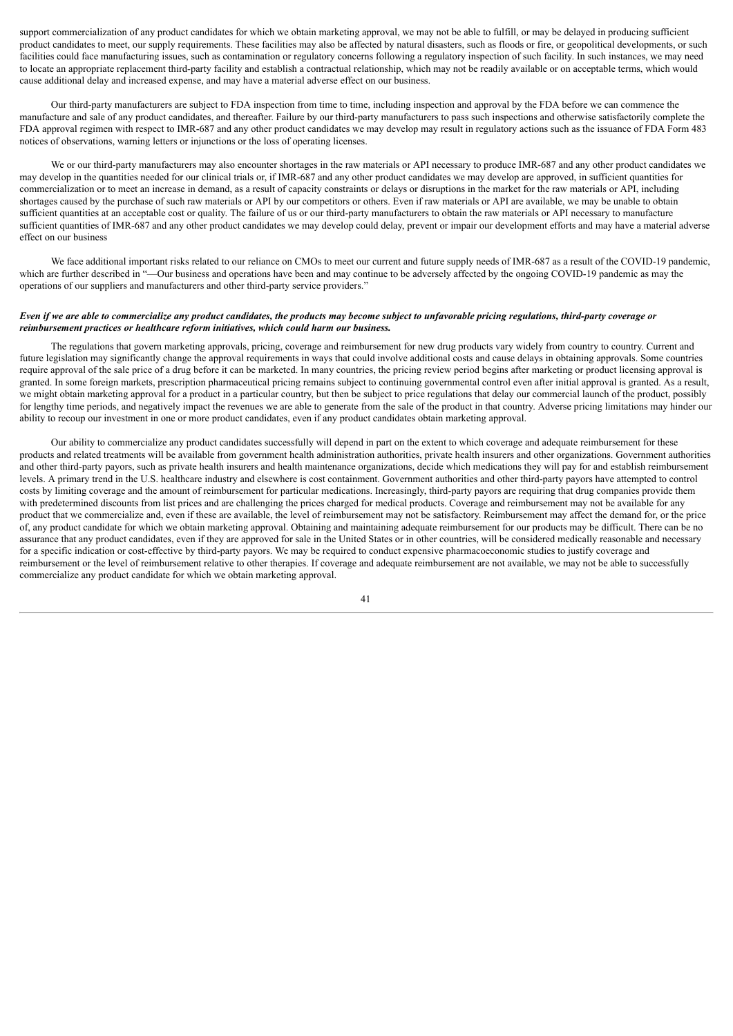support commercialization of any product candidates for which we obtain marketing approval, we may not be able to fulfill, or may be delayed in producing sufficient product candidates to meet, our supply requirements. These facilities may also be affected by natural disasters, such as floods or fire, or geopolitical developments, or such facilities could face manufacturing issues, such as contamination or regulatory concerns following a regulatory inspection of such facility. In such instances, we may need to locate an appropriate replacement third-party facility and establish a contractual relationship, which may not be readily available or on acceptable terms, which would cause additional delay and increased expense, and may have a material adverse effect on our business.

Our third-party manufacturers are subject to FDA inspection from time to time, including inspection and approval by the FDA before we can commence the manufacture and sale of any product candidates, and thereafter. Failure by our third-party manufacturers to pass such inspections and otherwise satisfactorily complete the FDA approval regimen with respect to IMR-687 and any other product candidates we may develop may result in regulatory actions such as the issuance of FDA Form 483 notices of observations, warning letters or injunctions or the loss of operating licenses.

We or our third-party manufacturers may also encounter shortages in the raw materials or API necessary to produce IMR-687 and any other product candidates we may develop in the quantities needed for our clinical trials or, if IMR-687 and any other product candidates we may develop are approved, in sufficient quantities for commercialization or to meet an increase in demand, as a result of capacity constraints or delays or disruptions in the market for the raw materials or API, including shortages caused by the purchase of such raw materials or API by our competitors or others. Even if raw materials or API are available, we may be unable to obtain sufficient quantities at an acceptable cost or quality. The failure of us or our third-party manufacturers to obtain the raw materials or API necessary to manufacture sufficient quantities of IMR-687 and any other product candidates we may develop could delay, prevent or impair our development efforts and may have a material adverse effect on our business

We face additional important risks related to our reliance on CMOs to meet our current and future supply needs of IMR-687 as a result of the COVID-19 pandemic, which are further described in "—Our business and operations have been and may continue to be adversely affected by the ongoing COVID-19 pandemic as may the operations of our suppliers and manufacturers and other third-party service providers."

***Even if we are able to commercialize any product candidates, the products may become subject to unfavorable pricing regulations, third-party coverage or reimbursement practices or healthcare reform initiatives, which could harm our business.***

The regulations that govern marketing approvals, pricing, coverage and reimbursement for new drug products vary widely from country to country. Current and future legislation may significantly change the approval requirements in ways that could involve additional costs and cause delays in obtaining approvals. Some countries require approval of the sale price of a drug before it can be marketed. In many countries, the pricing review period begins after marketing or product licensing approval is granted. In some foreign markets, prescription pharmaceutical pricing remains subject to continuing governmental control even after initial approval is granted. As a result, we might obtain marketing approval for a product in a particular country, but then be subject to price regulations that delay our commercial launch of the product, possibly for lengthy time periods, and negatively impact the revenues we are able to generate from the sale of the product in that country. Adverse pricing limitations may hinder our ability to recoup our investment in one or more product candidates, even if any product candidates obtain marketing approval.

Our ability to commercialize any product candidates successfully will depend in part on the extent to which coverage and adequate reimbursement for these products and related treatments will be available from government health administration authorities, private health insurers and other organizations. Government authorities and other third-party payors, such as private health insurers and health maintenance organizations, decide which medications they will pay for and establish reimbursement levels. A primary trend in the U.S. healthcare industry and elsewhere is cost containment. Government authorities and other third-party payors have attempted to control costs by limiting coverage and the amount of reimbursement for particular medications. Increasingly, third-party payors are requiring that drug companies provide them with predetermined discounts from list prices and are challenging the prices charged for medical products. Coverage and reimbursement may not be available for any product that we commercialize and, even if these are available, the level of reimbursement may not be satisfactory. Reimbursement may affect the demand for, or the price of, any product candidate for which we obtain marketing approval. Obtaining and maintaining adequate reimbursement for our products may be difficult. There can be no assurance that any product candidates, even if they are approved for sale in the United States or in other countries, will be considered medically reasonable and necessary for a specific indication or cost-effective by third-party payors. We may be required to conduct expensive pharmacoeconomic studies to justify coverage and reimbursement or the level of reimbursement relative to other therapies. If coverage and adequate reimbursement are not available, we may not be able to successfully commercialize any product candidate for which we obtain marketing approval.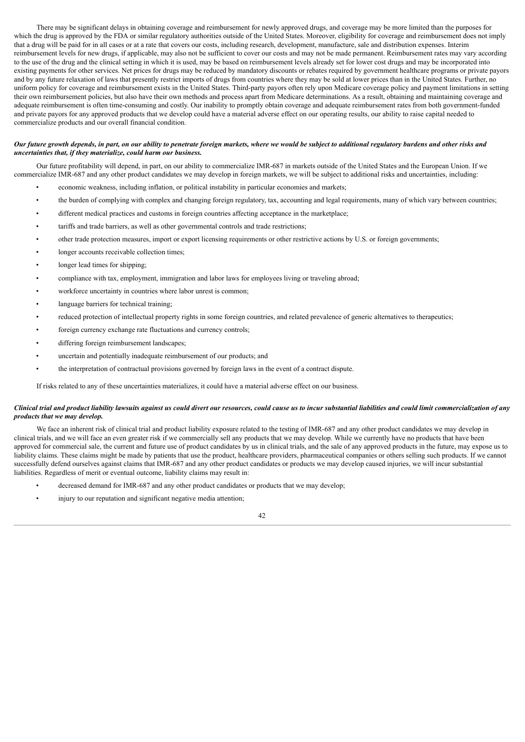There may be significant delays in obtaining coverage and reimbursement for newly approved drugs, and coverage may be more limited than the purposes for which the drug is approved by the FDA or similar regulatory authorities outside of the United States. Moreover, eligibility for coverage and reimbursement does not imply that a drug will be paid for in all cases or at a rate that covers our costs, including research, development, manufacture, sale and distribution expenses. Interim reimbursement levels for new drugs, if applicable, may also not be sufficient to cover our costs and may not be made permanent. Reimbursement rates may vary according to the use of the drug and the clinical setting in which it is used, may be based on reimbursement levels already set for lower cost drugs and may be incorporated into existing payments for other services. Net prices for drugs may be reduced by mandatory discounts or rebates required by government healthcare programs or private payors and by any future relaxation of laws that presently restrict imports of drugs from countries where they may be sold at lower prices than in the United States. Further, no uniform policy for coverage and reimbursement exists in the United States. Third-party payors often rely upon Medicare coverage policy and payment limitations in setting their own reimbursement policies, but also have their own methods and process apart from Medicare determinations. As a result, obtaining and maintaining coverage and adequate reimbursement is often time-consuming and costly. Our inability to promptly obtain coverage and adequate reimbursement rates from both government-funded and private payors for any approved products that we develop could have a material adverse effect on our operating results, our ability to raise capital needed to commercialize products and our overall financial condition.

***Our future growth depends, in part, on our ability to penetrate foreign markets, where we would be subject to additional regulatory burdens and other risks and uncertainties that, if they materialize, could harm our business.***

Our future profitability will depend, in part, on our ability to commercialize IMR-687 in markets outside of the United States and the European Union. If we commercialize IMR-687 and any other product candidates we may develop in foreign markets, we will be subject to additional risks and uncertainties, including:

- economic weakness, including inflation, or political instability in particular economies and markets;
- the burden of complying with complex and changing foreign regulatory, tax, accounting and legal requirements, many of which vary between countries;
- different medical practices and customs in foreign countries affecting acceptance in the marketplace;
- tariffs and trade barriers, as well as other governmental controls and trade restrictions;
- other trade protection measures, import or export licensing requirements or other restrictive actions by U.S. or foreign governments;
- longer accounts receivable collection times;
- longer lead times for shipping;
- compliance with tax, employment, immigration and labor laws for employees living or traveling abroad;
- workforce uncertainty in countries where labor unrest is common;
- language barriers for technical training;
- reduced protection of intellectual property rights in some foreign countries, and related prevalence of generic alternatives to therapeutics;
- foreign currency exchange rate fluctuations and currency controls;
- differing foreign reimbursement landscapes;
- uncertain and potentially inadequate reimbursement of our products; and
- the interpretation of contractual provisions governed by foreign laws in the event of a contract dispute.

If risks related to any of these uncertainties materializes, it could have a material adverse effect on our business.

***Clinical trial and product liability lawsuits against us could divert our resources, could cause us to incur substantial liabilities and could limit commercialization of any products that we may develop.***

We face an inherent risk of clinical trial and product liability exposure related to the testing of IMR-687 and any other product candidates we may develop in clinical trials, and we will face an even greater risk if we commercially sell any products that we may develop. While we currently have no products that have been approved for commercial sale, the current and future use of product candidates by us in clinical trials, and the sale of any approved products in the future, may expose us to liability claims. These claims might be made by patients that use the product, healthcare providers, pharmaceutical companies or others selling such products. If we cannot successfully defend ourselves against claims that IMR-687 and any other product candidates or products we may develop caused injuries, we will incur substantial liabilities. Regardless of merit or eventual outcome, liability claims may result in:

- decreased demand for IMR-687 and any other product candidates or products that we may develop;
- injury to our reputation and significant negative media attention;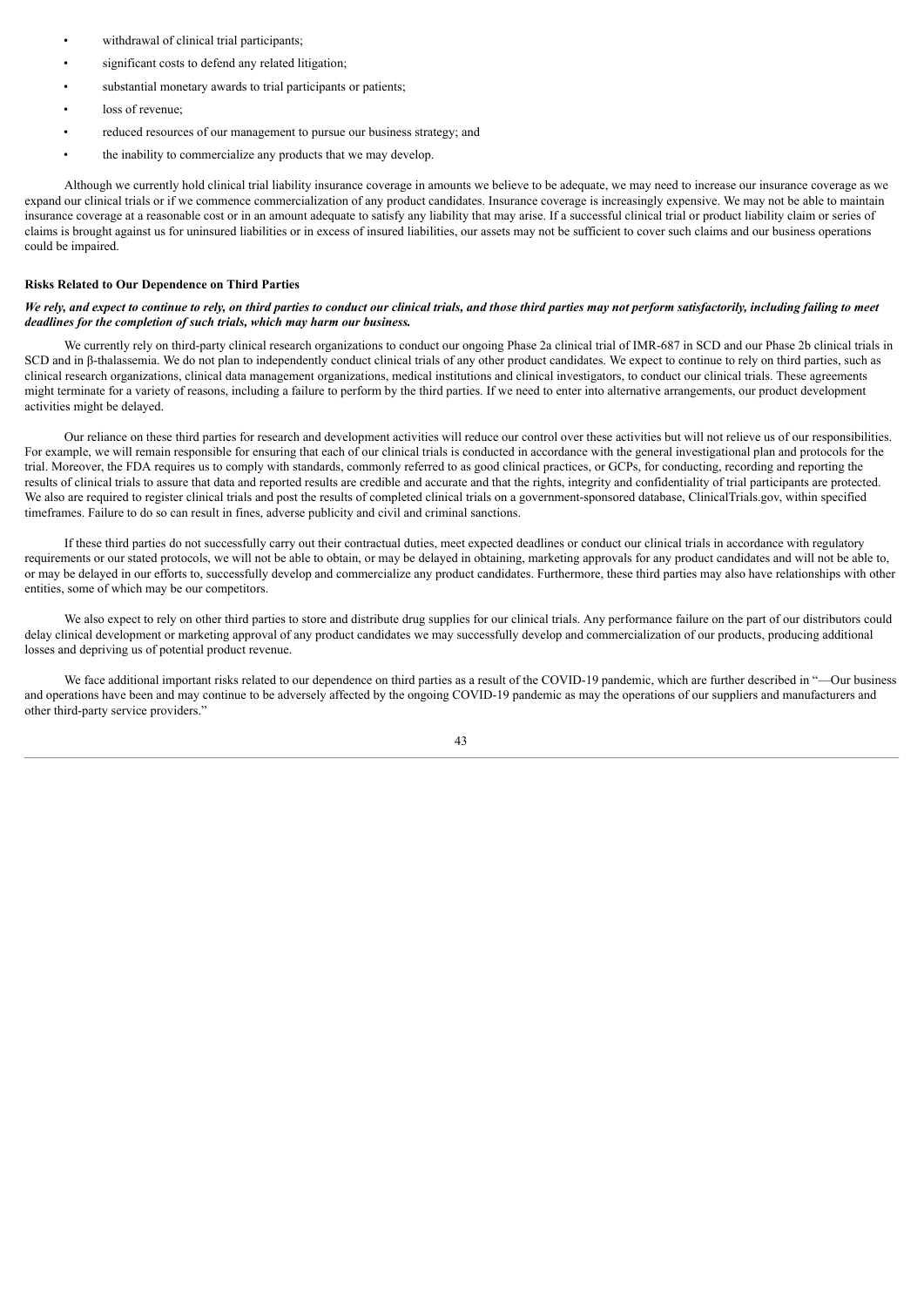- withdrawal of clinical trial participants;
- significant costs to defend any related litigation;
- substantial monetary awards to trial participants or patients;
- loss of revenue;
- reduced resources of our management to pursue our business strategy; and
- the inability to commercialize any products that we may develop.

Although we currently hold clinical trial liability insurance coverage in amounts we believe to be adequate, we may need to increase our insurance coverage as we expand our clinical trials or if we commence commercialization of any product candidates. Insurance coverage is increasingly expensive. We may not be able to maintain insurance coverage at a reasonable cost or in an amount adequate to satisfy any liability that may arise. If a successful clinical trial or product liability claim or series of claims is brought against us for uninsured liabilities or in excess of insured liabilities, our assets may not be sufficient to cover such claims and our business operations could be impaired.

**Risks Related to Our Dependence on Third Parties**

***We rely, and expect to continue to rely, on third parties to conduct our clinical trials, and those third parties may not perform satisfactorily, including failing to meet deadlines for the completion of such trials, which may harm our business.***

We currently rely on third-party clinical research organizations to conduct our ongoing Phase 2a clinical trial of IMR-687 in SCD and our Phase 2b clinical trials in SCD and in β-thalassemia. We do not plan to independently conduct clinical trials of any other product candidates. We expect to continue to rely on third parties, such as clinical research organizations, clinical data management organizations, medical institutions and clinical investigators, to conduct our clinical trials. These agreements might terminate for a variety of reasons, including a failure to perform by the third parties. If we need to enter into alternative arrangements, our product development activities might be delayed.

Our reliance on these third parties for research and development activities will reduce our control over these activities but will not relieve us of our responsibilities. For example, we will remain responsible for ensuring that each of our clinical trials is conducted in accordance with the general investigational plan and protocols for the trial. Moreover, the FDA requires us to comply with standards, commonly referred to as good clinical practices, or GCPs, for conducting, recording and reporting the results of clinical trials to assure that data and reported results are credible and accurate and that the rights, integrity and confidentiality of trial participants are protected. We also are required to register clinical trials and post the results of completed clinical trials on a government-sponsored database, ClinicalTrials.gov, within specified timeframes. Failure to do so can result in fines, adverse publicity and civil and criminal sanctions.

If these third parties do not successfully carry out their contractual duties, meet expected deadlines or conduct our clinical trials in accordance with regulatory requirements or our stated protocols, we will not be able to obtain, or may be delayed in obtaining, marketing approvals for any product candidates and will not be able to, or may be delayed in our efforts to, successfully develop and commercialize any product candidates. Furthermore, these third parties may also have relationships with other entities, some of which may be our competitors.

We also expect to rely on other third parties to store and distribute drug supplies for our clinical trials. Any performance failure on the part of our distributors could delay clinical development or marketing approval of any product candidates we may successfully develop and commercialization of our products, producing additional losses and depriving us of potential product revenue.

We face additional important risks related to our dependence on third parties as a result of the COVID-19 pandemic, which are further described in "—Our business and operations have been and may continue to be adversely affected by the ongoing COVID-19 pandemic as may the operations of our suppliers and manufacturers and other third-party service providers."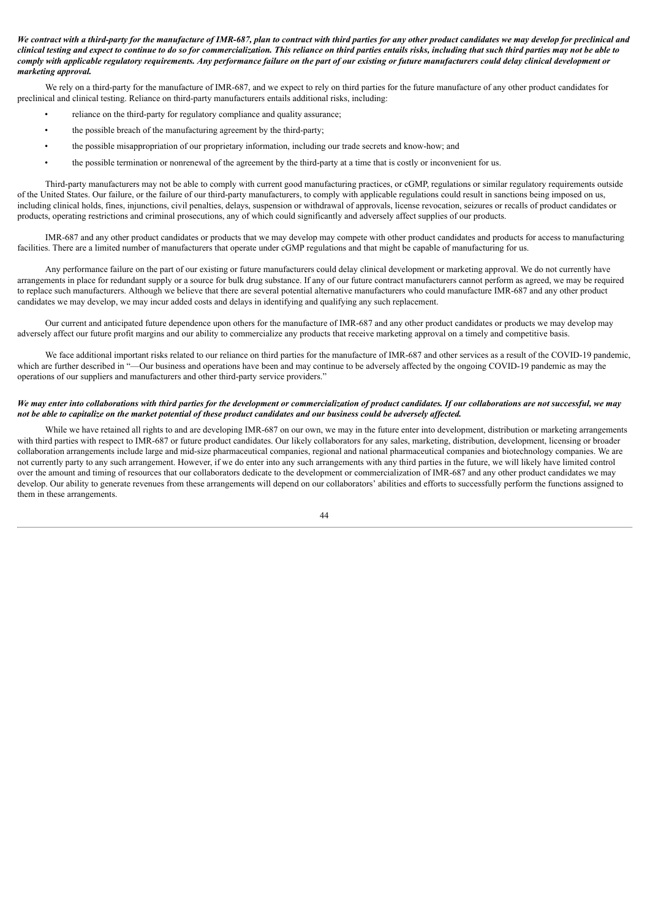***We contract with a third-party for the manufacture of IMR-687, plan to contract with third parties for any other product candidates we may develop for preclinical and clinical testing and expect to continue to do so for commercialization. This reliance on third parties entails risks, including that such third parties may not be able to comply with applicable regulatory requirements. Any performance failure on the part of our existing or future manufacturers could delay clinical development or marketing approval.***

We rely on a third-party for the manufacture of IMR-687, and we expect to rely on third parties for the future manufacture of any other product candidates for preclinical and clinical testing. Reliance on third-party manufacturers entails additional risks, including:

- reliance on the third-party for regulatory compliance and quality assurance;
- the possible breach of the manufacturing agreement by the third-party;
- the possible misappropriation of our proprietary information, including our trade secrets and know-how; and
- the possible termination or nonrenewal of the agreement by the third-party at a time that is costly or inconvenient for us.

Third-party manufacturers may not be able to comply with current good manufacturing practices, or cGMP, regulations or similar regulatory requirements outside of the United States. Our failure, or the failure of our third-party manufacturers, to comply with applicable regulations could result in sanctions being imposed on us, including clinical holds, fines, injunctions, civil penalties, delays, suspension or withdrawal of approvals, license revocation, seizures or recalls of product candidates or products, operating restrictions and criminal prosecutions, any of which could significantly and adversely affect supplies of our products.

IMR-687 and any other product candidates or products that we may develop may compete with other product candidates and products for access to manufacturing facilities. There are a limited number of manufacturers that operate under cGMP regulations and that might be capable of manufacturing for us.

Any performance failure on the part of our existing or future manufacturers could delay clinical development or marketing approval. We do not currently have arrangements in place for redundant supply or a source for bulk drug substance. If any of our future contract manufacturers cannot perform as agreed, we may be required to replace such manufacturers. Although we believe that there are several potential alternative manufacturers who could manufacture IMR-687 and any other product candidates we may develop, we may incur added costs and delays in identifying and qualifying any such replacement.

Our current and anticipated future dependence upon others for the manufacture of IMR-687 and any other product candidates or products we may develop may adversely affect our future profit margins and our ability to commercialize any products that receive marketing approval on a timely and competitive basis.

We face additional important risks related to our reliance on third parties for the manufacture of IMR-687 and other services as a result of the COVID-19 pandemic, which are further described in "—Our business and operations have been and may continue to be adversely affected by the ongoing COVID-19 pandemic as may the operations of our suppliers and manufacturers and other third-party service providers."

***We may enter into collaborations with third parties for the development or commercialization of product candidates. If our collaborations are not successful, we may not be able to capitalize on the market potential of these product candidates and our business could be adversely affected.***

While we have retained all rights to and are developing IMR-687 on our own, we may in the future enter into development, distribution or marketing arrangements with third parties with respect to IMR-687 or future product candidates. Our likely collaborators for any sales, marketing, distribution, development, licensing or broader collaboration arrangements include large and mid-size pharmaceutical companies, regional and national pharmaceutical companies and biotechnology companies. We are not currently party to any such arrangement. However, if we do enter into any such arrangements with any third parties in the future, we will likely have limited control over the amount and timing of resources that our collaborators dedicate to the development or commercialization of IMR-687 and any other product candidates we may develop. Our ability to generate revenues from these arrangements will depend on our collaborators' abilities and efforts to successfully perform the functions assigned to them in these arrangements.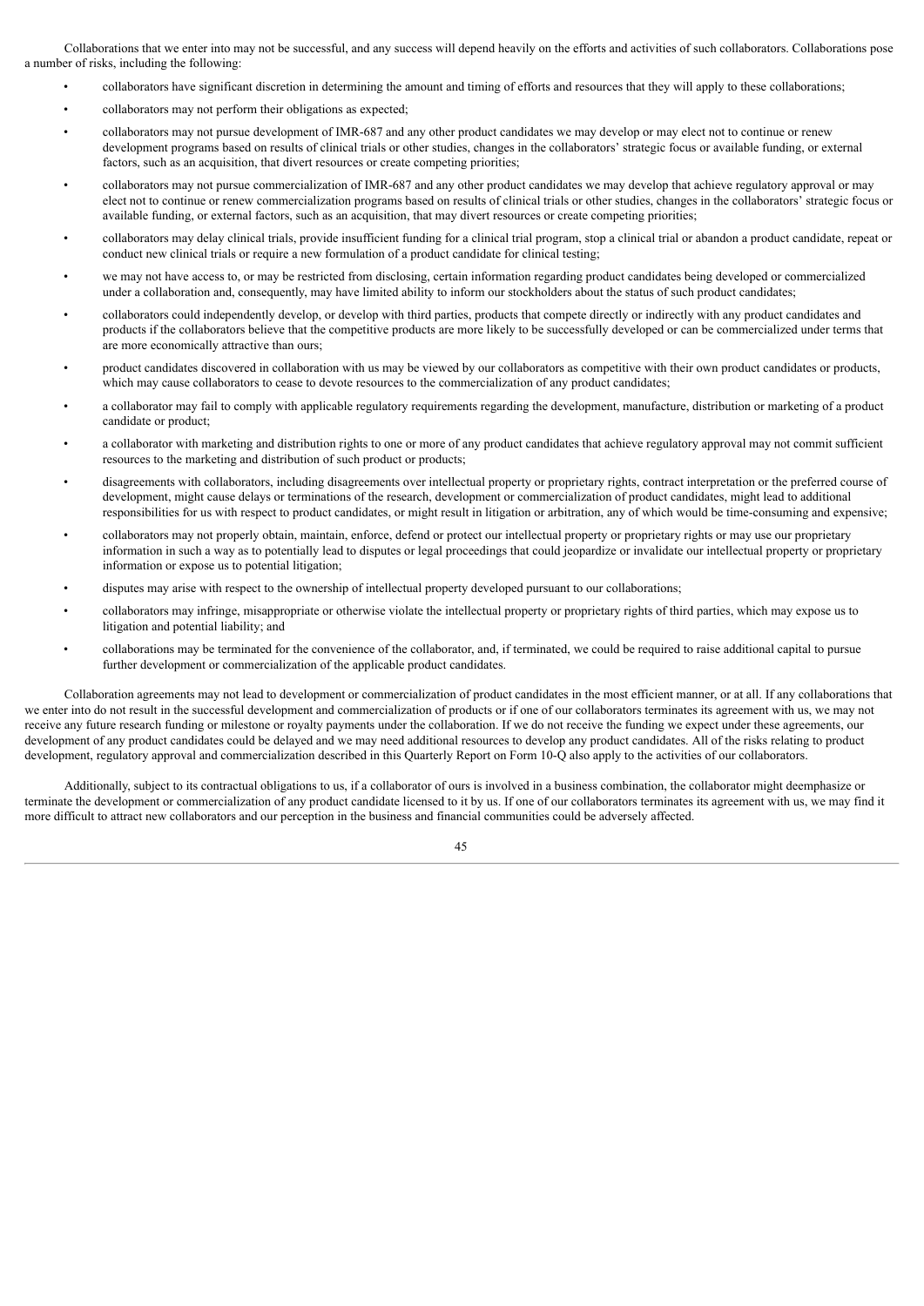Collaborations that we enter into may not be successful, and any success will depend heavily on the efforts and activities of such collaborators. Collaborations pose a number of risks, including the following:

- collaborators have significant discretion in determining the amount and timing of efforts and resources that they will apply to these collaborations;
- collaborators may not perform their obligations as expected;
- collaborators may not pursue development of IMR-687 and any other product candidates we may develop or may elect not to continue or renew development programs based on results of clinical trials or other studies, changes in the collaborators' strategic focus or available funding, or external factors, such as an acquisition, that divert resources or create competing priorities;
- collaborators may not pursue commercialization of IMR-687 and any other product candidates we may develop that achieve regulatory approval or may elect not to continue or renew commercialization programs based on results of clinical trials or other studies, changes in the collaborators' strategic focus or available funding, or external factors, such as an acquisition, that may divert resources or create competing priorities;
- collaborators may delay clinical trials, provide insufficient funding for a clinical trial program, stop a clinical trial or abandon a product candidate, repeat or conduct new clinical trials or require a new formulation of a product candidate for clinical testing;
- we may not have access to, or may be restricted from disclosing, certain information regarding product candidates being developed or commercialized under a collaboration and, consequently, may have limited ability to inform our stockholders about the status of such product candidates;
- collaborators could independently develop, or develop with third parties, products that compete directly or indirectly with any product candidates and products if the collaborators believe that the competitive products are more likely to be successfully developed or can be commercialized under terms that are more economically attractive than ours;
- product candidates discovered in collaboration with us may be viewed by our collaborators as competitive with their own product candidates or products, which may cause collaborators to cease to devote resources to the commercialization of any product candidates;
- a collaborator may fail to comply with applicable regulatory requirements regarding the development, manufacture, distribution or marketing of a product candidate or product;
- a collaborator with marketing and distribution rights to one or more of any product candidates that achieve regulatory approval may not commit sufficient resources to the marketing and distribution of such product or products;
- disagreements with collaborators, including disagreements over intellectual property or proprietary rights, contract interpretation or the preferred course of development, might cause delays or terminations of the research, development or commercialization of product candidates, might lead to additional responsibilities for us with respect to product candidates, or might result in litigation or arbitration, any of which would be time-consuming and expensive;
- collaborators may not properly obtain, maintain, enforce, defend or protect our intellectual property or proprietary rights or may use our proprietary information in such a way as to potentially lead to disputes or legal proceedings that could jeopardize or invalidate our intellectual property or proprietary information or expose us to potential litigation;
- disputes may arise with respect to the ownership of intellectual property developed pursuant to our collaborations;
- collaborators may infringe, misappropriate or otherwise violate the intellectual property or proprietary rights of third parties, which may expose us to litigation and potential liability; and
- collaborations may be terminated for the convenience of the collaborator, and, if terminated, we could be required to raise additional capital to pursue further development or commercialization of the applicable product candidates.

Collaboration agreements may not lead to development or commercialization of product candidates in the most efficient manner, or at all. If any collaborations that we enter into do not result in the successful development and commercialization of products or if one of our collaborators terminates its agreement with us, we may not receive any future research funding or milestone or royalty payments under the collaboration. If we do not receive the funding we expect under these agreements, our development of any product candidates could be delayed and we may need additional resources to develop any product candidates. All of the risks relating to product development, regulatory approval and commercialization described in this Quarterly Report on Form 10-Q also apply to the activities of our collaborators.

Additionally, subject to its contractual obligations to us, if a collaborator of ours is involved in a business combination, the collaborator might deemphasize or terminate the development or commercialization of any product candidate licensed to it by us. If one of our collaborators terminates its agreement with us, we may find it more difficult to attract new collaborators and our perception in the business and financial communities could be adversely affected.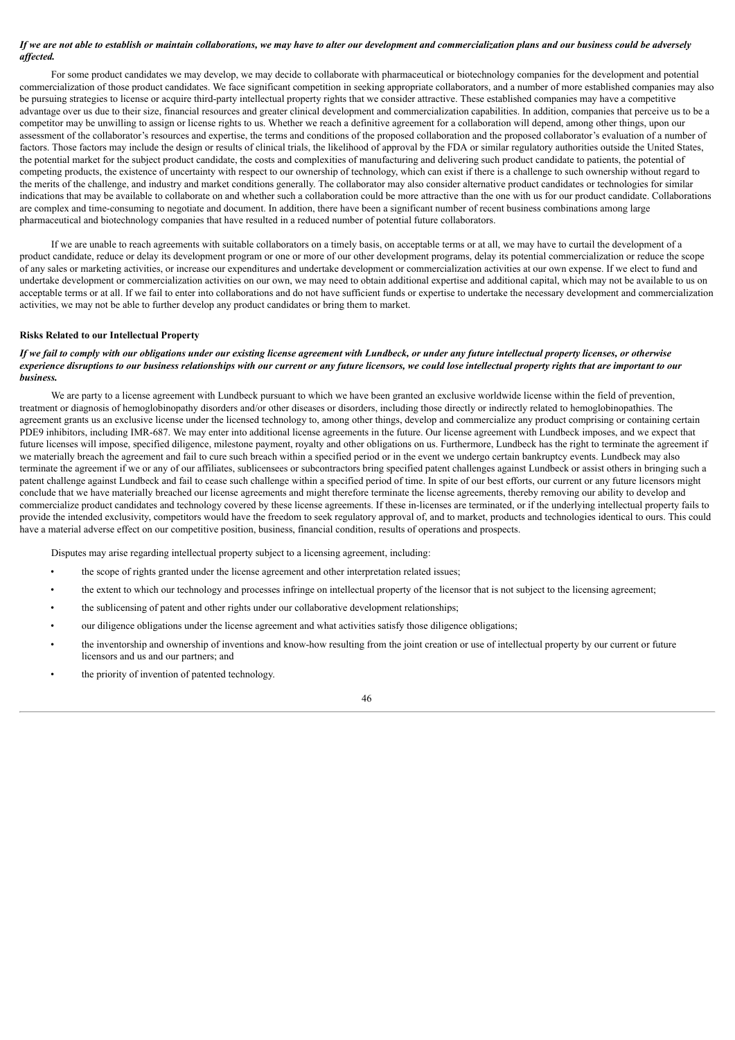***If we are not able to establish or maintain collaborations, we may have to alter our development and commercialization plans and our business could be adversely affected.***

For some product candidates we may develop, we may decide to collaborate with pharmaceutical or biotechnology companies for the development and potential commercialization of those product candidates. We face significant competition in seeking appropriate collaborators, and a number of more established companies may also be pursuing strategies to license or acquire third-party intellectual property rights that we consider attractive. These established companies may have a competitive advantage over us due to their size, financial resources and greater clinical development and commercialization capabilities. In addition, companies that perceive us to be a competitor may be unwilling to assign or license rights to us. Whether we reach a definitive agreement for a collaboration will depend, among other things, upon our assessment of the collaborator's resources and expertise, the terms and conditions of the proposed collaboration and the proposed collaborator's evaluation of a number of factors. Those factors may include the design or results of clinical trials, the likelihood of approval by the FDA or similar regulatory authorities outside the United States, the potential market for the subject product candidate, the costs and complexities of manufacturing and delivering such product candidate to patients, the potential of competing products, the existence of uncertainty with respect to our ownership of technology, which can exist if there is a challenge to such ownership without regard to the merits of the challenge, and industry and market conditions generally. The collaborator may also consider alternative product candidates or technologies for similar indications that may be available to collaborate on and whether such a collaboration could be more attractive than the one with us for our product candidate. Collaborations are complex and time-consuming to negotiate and document. In addition, there have been a significant number of recent business combinations among large pharmaceutical and biotechnology companies that have resulted in a reduced number of potential future collaborators.

If we are unable to reach agreements with suitable collaborators on a timely basis, on acceptable terms or at all, we may have to curtail the development of a product candidate, reduce or delay its development program or one or more of our other development programs, delay its potential commercialization or reduce the scope of any sales or marketing activities, or increase our expenditures and undertake development or commercialization activities at our own expense. If we elect to fund and undertake development or commercialization activities on our own, we may need to obtain additional expertise and additional capital, which may not be available to us on acceptable terms or at all. If we fail to enter into collaborations and do not have sufficient funds or expertise to undertake the necessary development and commercialization activities, we may not be able to further develop any product candidates or bring them to market.

**Risks Related to our Intellectual Property**

***If we fail to comply with our obligations under our existing license agreement with Lundbeck, or under any future intellectual property licenses, or otherwise experience disruptions to our business relationships with our current or any future licensors, we could lose intellectual property rights that are important to our business.***

We are party to a license agreement with Lundbeck pursuant to which we have been granted an exclusive worldwide license within the field of prevention, treatment or diagnosis of hemoglobinopathy disorders and/or other diseases or disorders, including those directly or indirectly related to hemoglobinopathies. The agreement grants us an exclusive license under the licensed technology to, among other things, develop and commercialize any product comprising or containing certain PDE9 inhibitors, including IMR-687. We may enter into additional license agreements in the future. Our license agreement with Lundbeck imposes, and we expect that future licenses will impose, specified diligence, milestone payment, royalty and other obligations on us. Furthermore, Lundbeck has the right to terminate the agreement if we materially breach the agreement and fail to cure such breach within a specified period or in the event we undergo certain bankruptcy events. Lundbeck may also terminate the agreement if we or any of our affiliates, sublicensees or subcontractors bring specified patent challenges against Lundbeck or assist others in bringing such a patent challenge against Lundbeck and fail to cease such challenge within a specified period of time. In spite of our best efforts, our current or any future licensors might conclude that we have materially breached our license agreements and might therefore terminate the license agreements, thereby removing our ability to develop and commercialize product candidates and technology covered by these license agreements. If these in-licenses are terminated, or if the underlying intellectual property fails to provide the intended exclusivity, competitors would have the freedom to seek regulatory approval of, and to market, products and technologies identical to ours. This could have a material adverse effect on our competitive position, business, financial condition, results of operations and prospects.

Disputes may arise regarding intellectual property subject to a licensing agreement, including:

- the scope of rights granted under the license agreement and other interpretation related issues;
- the extent to which our technology and processes infringe on intellectual property of the licensor that is not subject to the licensing agreement;
- the sublicensing of patent and other rights under our collaborative development relationships;
- our diligence obligations under the license agreement and what activities satisfy those diligence obligations;
- the inventorship and ownership of inventions and know-how resulting from the joint creation or use of intellectual property by our current or future licensors and us and our partners; and
- the priority of invention of patented technology.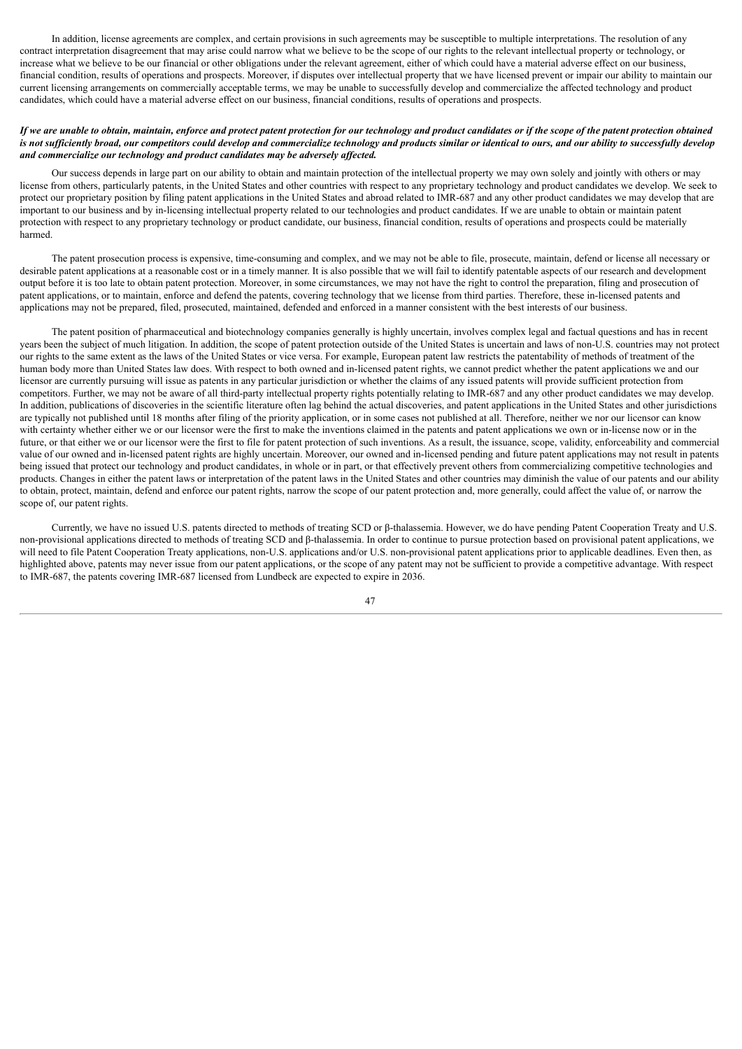In addition, license agreements are complex, and certain provisions in such agreements may be susceptible to multiple interpretations. The resolution of any contract interpretation disagreement that may arise could narrow what we believe to be the scope of our rights to the relevant intellectual property or technology, or increase what we believe to be our financial or other obligations under the relevant agreement, either of which could have a material adverse effect on our business, financial condition, results of operations and prospects. Moreover, if disputes over intellectual property that we have licensed prevent or impair our ability to maintain our current licensing arrangements on commercially acceptable terms, we may be unable to successfully develop and commercialize the affected technology and product candidates, which could have a material adverse effect on our business, financial conditions, results of operations and prospects.

***If we are unable to obtain, maintain, enforce and protect patent protection for our technology and product candidates or if the scope of the patent protection obtained is not sufficiently broad, our competitors could develop and commercialize technology and products similar or identical to ours, and our ability to successfully develop and commercialize our technology and product candidates may be adversely affected.***

Our success depends in large part on our ability to obtain and maintain protection of the intellectual property we may own solely and jointly with others or may license from others, particularly patents, in the United States and other countries with respect to any proprietary technology and product candidates we develop. We seek to protect our proprietary position by filing patent applications in the United States and abroad related to IMR-687 and any other product candidates we may develop that are important to our business and by in-licensing intellectual property related to our technologies and product candidates. If we are unable to obtain or maintain patent protection with respect to any proprietary technology or product candidate, our business, financial condition, results of operations and prospects could be materially harmed.

The patent prosecution process is expensive, time-consuming and complex, and we may not be able to file, prosecute, maintain, defend or license all necessary or desirable patent applications at a reasonable cost or in a timely manner. It is also possible that we will fail to identify patentable aspects of our research and development output before it is too late to obtain patent protection. Moreover, in some circumstances, we may not have the right to control the preparation, filing and prosecution of patent applications, or to maintain, enforce and defend the patents, covering technology that we license from third parties. Therefore, these in-licensed patents and applications may not be prepared, filed, prosecuted, maintained, defended and enforced in a manner consistent with the best interests of our business.

The patent position of pharmaceutical and biotechnology companies generally is highly uncertain, involves complex legal and factual questions and has in recent years been the subject of much litigation. In addition, the scope of patent protection outside of the United States is uncertain and laws of non-U.S. countries may not protect our rights to the same extent as the laws of the United States or vice versa. For example, European patent law restricts the patentability of methods of treatment of the human body more than United States law does. With respect to both owned and in-licensed patent rights, we cannot predict whether the patent applications we and our licensor are currently pursuing will issue as patents in any particular jurisdiction or whether the claims of any issued patents will provide sufficient protection from competitors. Further, we may not be aware of all third-party intellectual property rights potentially relating to IMR-687 and any other product candidates we may develop. In addition, publications of discoveries in the scientific literature often lag behind the actual discoveries, and patent applications in the United States and other jurisdictions are typically not published until 18 months after filing of the priority application, or in some cases not published at all. Therefore, neither we nor our licensor can know with certainty whether either we or our licensor were the first to make the inventions claimed in the patents and patent applications we own or in-license now or in the future, or that either we or our licensor were the first to file for patent protection of such inventions. As a result, the issuance, scope, validity, enforceability and commercial value of our owned and in-licensed patent rights are highly uncertain. Moreover, our owned and in-licensed pending and future patent applications may not result in patents being issued that protect our technology and product candidates, in whole or in part, or that effectively prevent others from commercializing competitive technologies and products. Changes in either the patent laws or interpretation of the patent laws in the United States and other countries may diminish the value of our patents and our ability to obtain, protect, maintain, defend and enforce our patent rights, narrow the scope of our patent protection and, more generally, could affect the value of, or narrow the scope of, our patent rights.

Currently, we have no issued U.S. patents directed to methods of treating SCD or β-thalassemia. However, we do have pending Patent Cooperation Treaty and U.S. non-provisional applications directed to methods of treating SCD and β-thalassemia. In order to continue to pursue protection based on provisional patent applications, we will need to file Patent Cooperation Treaty applications, non-U.S. applications and/or U.S. non-provisional patent applications prior to applicable deadlines. Even then, as highlighted above, patents may never issue from our patent applications, or the scope of any patent may not be sufficient to provide a competitive advantage. With respect to IMR-687, the patents covering IMR-687 licensed from Lundbeck are expected to expire in 2036.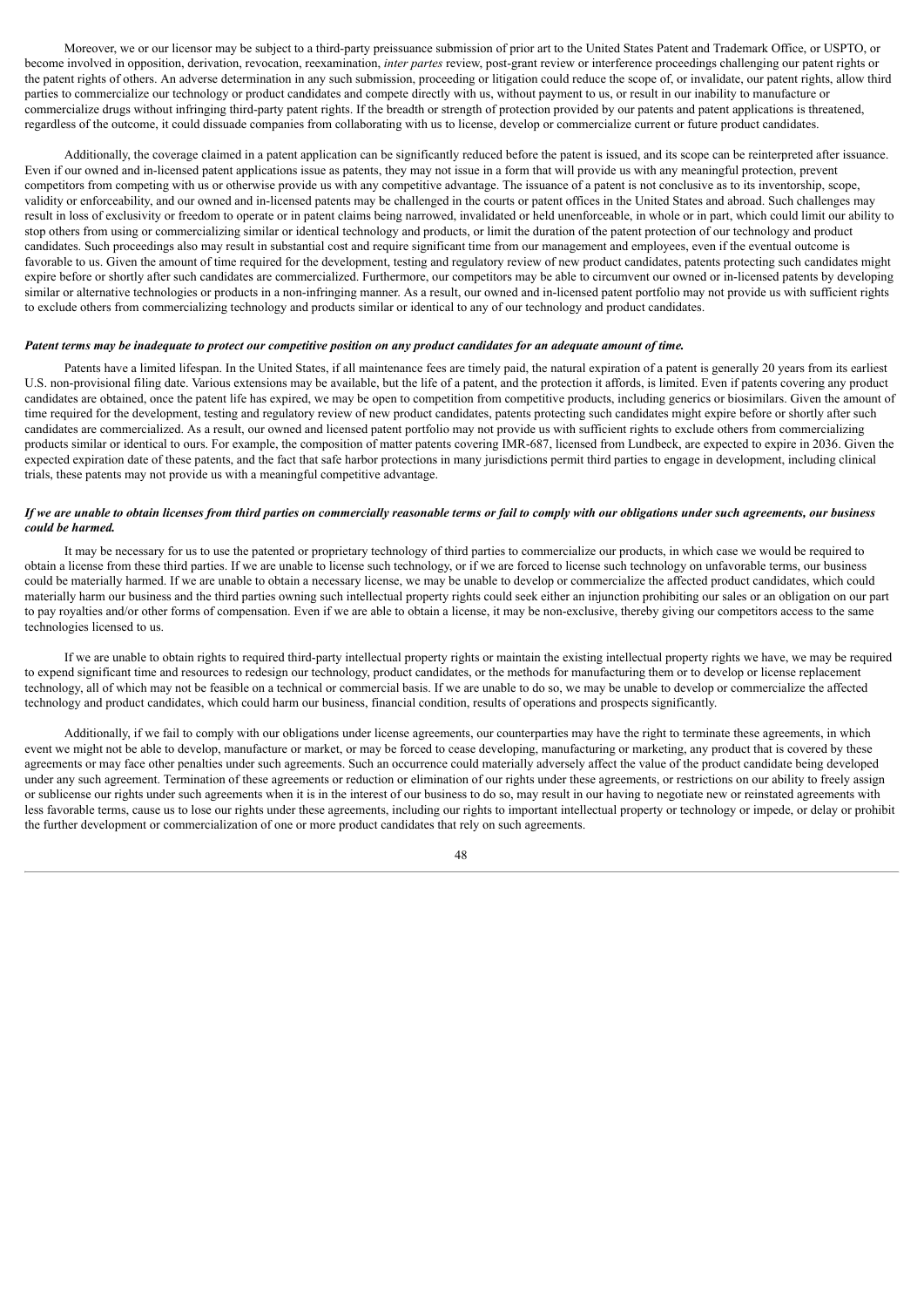Moreover, we or our licensor may be subject to a third-party preissuance submission of prior art to the United States Patent and Trademark Office, or USPTO, or become involved in opposition, derivation, revocation, reexamination, *inter partes* review, post-grant review or interference proceedings challenging our patent rights or the patent rights of others. An adverse determination in any such submission, proceeding or litigation could reduce the scope of, or invalidate, our patent rights, allow third parties to commercialize our technology or product candidates and compete directly with us, without payment to us, or result in our inability to manufacture or commercialize drugs without infringing third-party patent rights. If the breadth or strength of protection provided by our patents and patent applications is threatened, regardless of the outcome, it could dissuade companies from collaborating with us to license, develop or commercialize current or future product candidates.

Additionally, the coverage claimed in a patent application can be significantly reduced before the patent is issued, and its scope can be reinterpreted after issuance. Even if our owned and in-licensed patent applications issue as patents, they may not issue in a form that will provide us with any meaningful protection, prevent competitors from competing with us or otherwise provide us with any competitive advantage. The issuance of a patent is not conclusive as to its inventorship, scope, validity or enforceability, and our owned and in-licensed patents may be challenged in the courts or patent offices in the United States and abroad. Such challenges may result in loss of exclusivity or freedom to operate or in patent claims being narrowed, invalidated or held unenforceable, in whole or in part, which could limit our ability to stop others from using or commercializing similar or identical technology and products, or limit the duration of the patent protection of our technology and product candidates. Such proceedings also may result in substantial cost and require significant time from our management and employees, even if the eventual outcome is favorable to us. Given the amount of time required for the development, testing and regulatory review of new product candidates, patents protecting such candidates might expire before or shortly after such candidates are commercialized. Furthermore, our competitors may be able to circumvent our owned or in-licensed patents by developing similar or alternative technologies or products in a non-infringing manner. As a result, our owned and in-licensed patent portfolio may not provide us with sufficient rights to exclude others from commercializing technology and products similar or identical to any of our technology and product candidates.

***Patent terms may be inadequate to protect our competitive position on any product candidates for an adequate amount of time.***

Patents have a limited lifespan. In the United States, if all maintenance fees are timely paid, the natural expiration of a patent is generally 20 years from its earliest U.S. non-provisional filing date. Various extensions may be available, but the life of a patent, and the protection it affords, is limited. Even if patents covering any product candidates are obtained, once the patent life has expired, we may be open to competition from competitive products, including generics or biosimilars. Given the amount of time required for the development, testing and regulatory review of new product candidates, patents protecting such candidates might expire before or shortly after such candidates are commercialized. As a result, our owned and licensed patent portfolio may not provide us with sufficient rights to exclude others from commercializing products similar or identical to ours. For example, the composition of matter patents covering IMR-687, licensed from Lundbeck, are expected to expire in 2036. Given the expected expiration date of these patents, and the fact that safe harbor protections in many jurisdictions permit third parties to engage in development, including clinical trials, these patents may not provide us with a meaningful competitive advantage.

***If we are unable to obtain licenses from third parties on commercially reasonable terms or fail to comply with our obligations under such agreements, our business could be harmed.***

It may be necessary for us to use the patented or proprietary technology of third parties to commercialize our products, in which case we would be required to obtain a license from these third parties. If we are unable to license such technology, or if we are forced to license such technology on unfavorable terms, our business could be materially harmed. If we are unable to obtain a necessary license, we may be unable to develop or commercialize the affected product candidates, which could materially harm our business and the third parties owning such intellectual property rights could seek either an injunction prohibiting our sales or an obligation on our part to pay royalties and/or other forms of compensation. Even if we are able to obtain a license, it may be non-exclusive, thereby giving our competitors access to the same technologies licensed to us.

If we are unable to obtain rights to required third-party intellectual property rights or maintain the existing intellectual property rights we have, we may be required to expend significant time and resources to redesign our technology, product candidates, or the methods for manufacturing them or to develop or license replacement technology, all of which may not be feasible on a technical or commercial basis. If we are unable to do so, we may be unable to develop or commercialize the affected technology and product candidates, which could harm our business, financial condition, results of operations and prospects significantly.

Additionally, if we fail to comply with our obligations under license agreements, our counterparties may have the right to terminate these agreements, in which event we might not be able to develop, manufacture or market, or may be forced to cease developing, manufacturing or marketing, any product that is covered by these agreements or may face other penalties under such agreements. Such an occurrence could materially adversely affect the value of the product candidate being developed under any such agreement. Termination of these agreements or reduction or elimination of our rights under these agreements, or restrictions on our ability to freely assign or sublicense our rights under such agreements when it is in the interest of our business to do so, may result in our having to negotiate new or reinstated agreements with less favorable terms, cause us to lose our rights under these agreements, including our rights to important intellectual property or technology or impede, or delay or prohibit the further development or commercialization of one or more product candidates that rely on such agreements.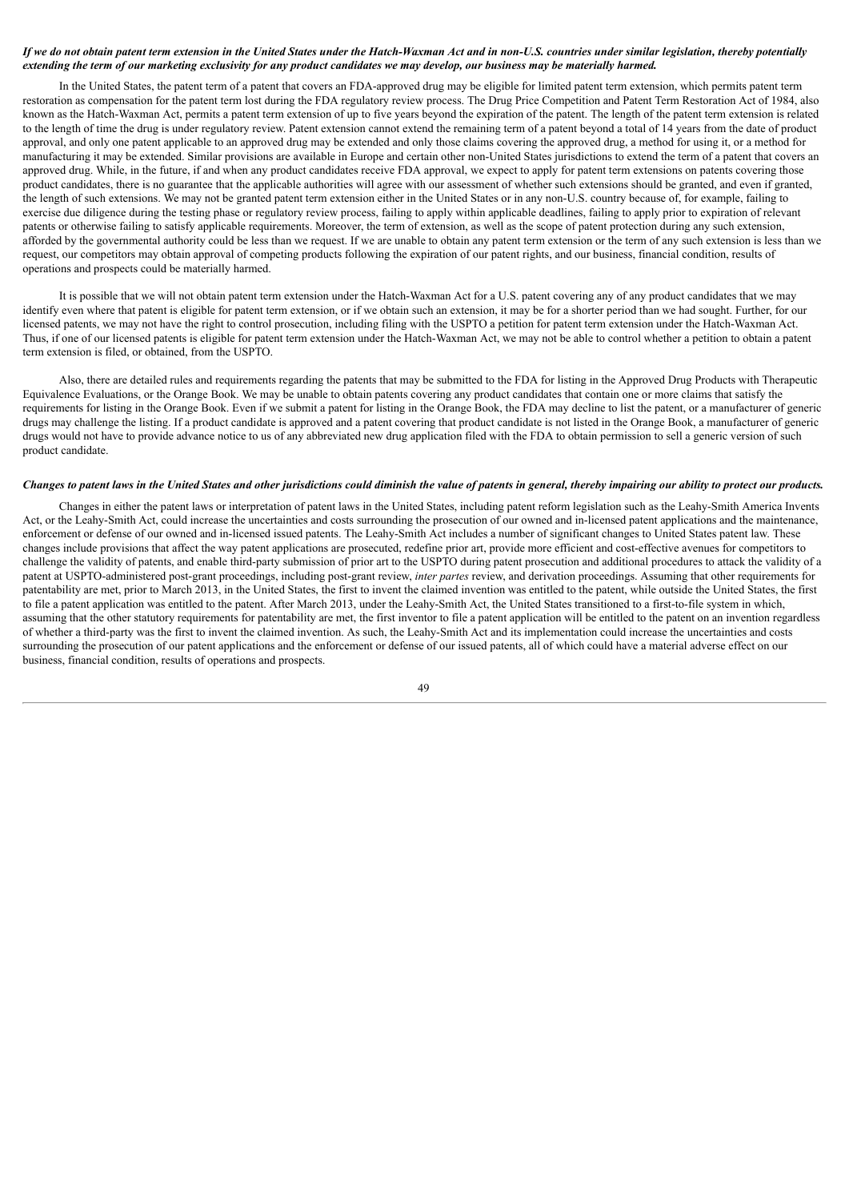***If we do not obtain patent term extension in the United States under the Hatch-Waxman Act and in non-U.S. countries under similar legislation, thereby potentially extending the term of our marketing exclusivity for any product candidates we may develop, our business may be materially harmed.***

In the United States, the patent term of a patent that covers an FDA-approved drug may be eligible for limited patent term extension, which permits patent term restoration as compensation for the patent term lost during the FDA regulatory review process. The Drug Price Competition and Patent Term Restoration Act of 1984, also known as the Hatch-Waxman Act, permits a patent term extension of up to five years beyond the expiration of the patent. The length of the patent term extension is related to the length of time the drug is under regulatory review. Patent extension cannot extend the remaining term of a patent beyond a total of 14 years from the date of product approval, and only one patent applicable to an approved drug may be extended and only those claims covering the approved drug, a method for using it, or a method for manufacturing it may be extended. Similar provisions are available in Europe and certain other non-United States jurisdictions to extend the term of a patent that covers an approved drug. While, in the future, if and when any product candidates receive FDA approval, we expect to apply for patent term extensions on patents covering those product candidates, there is no guarantee that the applicable authorities will agree with our assessment of whether such extensions should be granted, and even if granted, the length of such extensions. We may not be granted patent term extension either in the United States or in any non-U.S. country because of, for example, failing to exercise due diligence during the testing phase or regulatory review process, failing to apply within applicable deadlines, failing to apply prior to expiration of relevant patents or otherwise failing to satisfy applicable requirements. Moreover, the term of extension, as well as the scope of patent protection during any such extension, afforded by the governmental authority could be less than we request. If we are unable to obtain any patent term extension or the term of any such extension is less than we request, our competitors may obtain approval of competing products following the expiration of our patent rights, and our business, financial condition, results of operations and prospects could be materially harmed.

It is possible that we will not obtain patent term extension under the Hatch-Waxman Act for a U.S. patent covering any of any product candidates that we may identify even where that patent is eligible for patent term extension, or if we obtain such an extension, it may be for a shorter period than we had sought. Further, for our licensed patents, we may not have the right to control prosecution, including filing with the USPTO a petition for patent term extension under the Hatch-Waxman Act. Thus, if one of our licensed patents is eligible for patent term extension under the Hatch-Waxman Act, we may not be able to control whether a petition to obtain a patent term extension is filed, or obtained, from the USPTO.

Also, there are detailed rules and requirements regarding the patents that may be submitted to the FDA for listing in the Approved Drug Products with Therapeutic Equivalence Evaluations, or the Orange Book. We may be unable to obtain patents covering any product candidates that contain one or more claims that satisfy the requirements for listing in the Orange Book. Even if we submit a patent for listing in the Orange Book, the FDA may decline to list the patent, or a manufacturer of generic drugs may challenge the listing. If a product candidate is approved and a patent covering that product candidate is not listed in the Orange Book, a manufacturer of generic drugs would not have to provide advance notice to us of any abbreviated new drug application filed with the FDA to obtain permission to sell a generic version of such product candidate.

***Changes to patent laws in the United States and other jurisdictions could diminish the value of patents in general, thereby impairing our ability to protect our products.***

Changes in either the patent laws or interpretation of patent laws in the United States, including patent reform legislation such as the Leahy-Smith America Invents Act, or the Leahy-Smith Act, could increase the uncertainties and costs surrounding the prosecution of our owned and in-licensed patent applications and the maintenance, enforcement or defense of our owned and in-licensed issued patents. The Leahy-Smith Act includes a number of significant changes to United States patent law. These changes include provisions that affect the way patent applications are prosecuted, redefine prior art, provide more efficient and cost-effective avenues for competitors to challenge the validity of patents, and enable third-party submission of prior art to the USPTO during patent prosecution and additional procedures to attack the validity of a patent at USPTO-administered post-grant proceedings, including post-grant review, *inter partes* review, and derivation proceedings. Assuming that other requirements for patentability are met, prior to March 2013, in the United States, the first to invent the claimed invention was entitled to the patent, while outside the United States, the first to file a patent application was entitled to the patent. After March 2013, under the Leahy-Smith Act, the United States transitioned to a first-to-file system in which, assuming that the other statutory requirements for patentability are met, the first inventor to file a patent application will be entitled to the patent on an invention regardless of whether a third-party was the first to invent the claimed invention. As such, the Leahy-Smith Act and its implementation could increase the uncertainties and costs surrounding the prosecution of our patent applications and the enforcement or defense of our issued patents, all of which could have a material adverse effect on our business, financial condition, results of operations and prospects.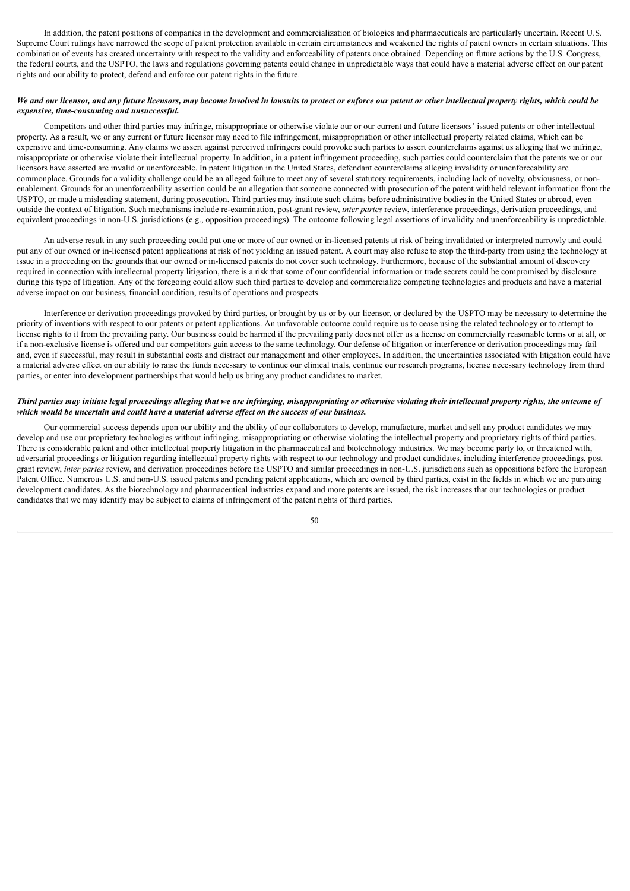In addition, the patent positions of companies in the development and commercialization of biologics and pharmaceuticals are particularly uncertain. Recent U.S. Supreme Court rulings have narrowed the scope of patent protection available in certain circumstances and weakened the rights of patent owners in certain situations. This combination of events has created uncertainty with respect to the validity and enforceability of patents once obtained. Depending on future actions by the U.S. Congress, the federal courts, and the USPTO, the laws and regulations governing patents could change in unpredictable ways that could have a material adverse effect on our patent rights and our ability to protect, defend and enforce our patent rights in the future.

***We and our licensor, and any future licensors, may become involved in lawsuits to protect or enforce our patent or other intellectual property rights, which could be expensive, time-consuming and unsuccessful.***

Competitors and other third parties may infringe, misappropriate or otherwise violate our or our current and future licensors' issued patents or other intellectual property. As a result, we or any current or future licensor may need to file infringement, misappropriation or other intellectual property related claims, which can be expensive and time-consuming. Any claims we assert against perceived infringers could provoke such parties to assert counterclaims against us alleging that we infringe, misappropriate or otherwise violate their intellectual property. In addition, in a patent infringement proceeding, such parties could counterclaim that the patents we or our licensors have asserted are invalid or unenforceable. In patent litigation in the United States, defendant counterclaims alleging invalidity or unenforceability are commonplace. Grounds for a validity challenge could be an alleged failure to meet any of several statutory requirements, including lack of novelty, obviousness, or non-enablement. Grounds for an unenforceability assertion could be an allegation that someone connected with prosecution of the patent withheld relevant information from the USPTO, or made a misleading statement, during prosecution. Third parties may institute such claims before administrative bodies in the United States or abroad, even outside the context of litigation. Such mechanisms include re-examination, post-grant review, *inter partes* review, interference proceedings, derivation proceedings, and equivalent proceedings in non-U.S. jurisdictions (e.g., opposition proceedings). The outcome following legal assertions of invalidity and unenforceability is unpredictable.

An adverse result in any such proceeding could put one or more of our owned or in-licensed patents at risk of being invalidated or interpreted narrowly and could put any of our owned or in-licensed patent applications at risk of not yielding an issued patent. A court may also refuse to stop the third-party from using the technology at issue in a proceeding on the grounds that our owned or in-licensed patents do not cover such technology. Furthermore, because of the substantial amount of discovery required in connection with intellectual property litigation, there is a risk that some of our confidential information or trade secrets could be compromised by disclosure during this type of litigation. Any of the foregoing could allow such third parties to develop and commercialize competing technologies and products and have a material adverse impact on our business, financial condition, results of operations and prospects.

Interference or derivation proceedings provoked by third parties, or brought by us or by our licensor, or declared by the USPTO may be necessary to determine the priority of inventions with respect to our patents or patent applications. An unfavorable outcome could require us to cease using the related technology or to attempt to license rights to it from the prevailing party. Our business could be harmed if the prevailing party does not offer us a license on commercially reasonable terms or at all, or if a non-exclusive license is offered and our competitors gain access to the same technology. Our defense of litigation or interference or derivation proceedings may fail and, even if successful, may result in substantial costs and distract our management and other employees. In addition, the uncertainties associated with litigation could have a material adverse effect on our ability to raise the funds necessary to continue our clinical trials, continue our research programs, license necessary technology from third parties, or enter into development partnerships that would help us bring any product candidates to market.

***Third parties may initiate legal proceedings alleging that we are infringing, misappropriating or otherwise violating their intellectual property rights, the outcome of which would be uncertain and could have a material adverse effect on the success of our business.***

Our commercial success depends upon our ability and the ability of our collaborators to develop, manufacture, market and sell any product candidates we may develop and use our proprietary technologies without infringing, misappropriating or otherwise violating the intellectual property and proprietary rights of third parties. There is considerable patent and other intellectual property litigation in the pharmaceutical and biotechnology industries. We may become party to, or threatened with, adversarial proceedings or litigation regarding intellectual property rights with respect to our technology and product candidates, including interference proceedings, post grant review, *inter partes* review, and derivation proceedings before the USPTO and similar proceedings in non-U.S. jurisdictions such as oppositions before the European Patent Office. Numerous U.S. and non-U.S. issued patents and pending patent applications, which are owned by third parties, exist in the fields in which we are pursuing development candidates. As the biotechnology and pharmaceutical industries expand and more patents are issued, the risk increases that our technologies or product candidates that we may identify may be subject to claims of infringement of the patent rights of third parties.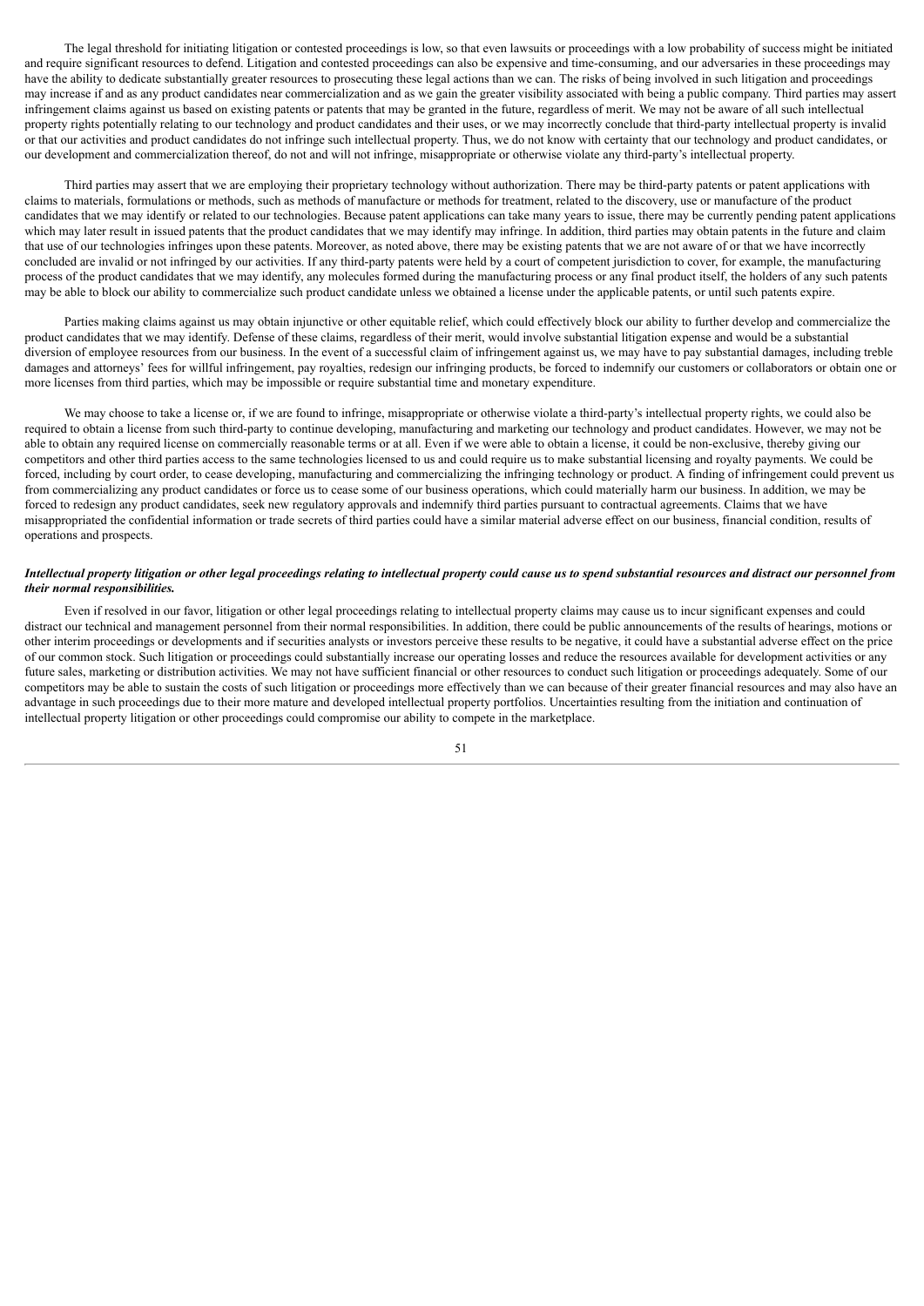The legal threshold for initiating litigation or contested proceedings is low, so that even lawsuits or proceedings with a low probability of success might be initiated and require significant resources to defend. Litigation and contested proceedings can also be expensive and time-consuming, and our adversaries in these proceedings may have the ability to dedicate substantially greater resources to prosecuting these legal actions than we can. The risks of being involved in such litigation and proceedings may increase if and as any product candidates near commercialization and as we gain the greater visibility associated with being a public company. Third parties may assert infringement claims against us based on existing patents or patents that may be granted in the future, regardless of merit. We may not be aware of all such intellectual property rights potentially relating to our technology and product candidates and their uses, or we may incorrectly conclude that third-party intellectual property is invalid or that our activities and product candidates do not infringe such intellectual property. Thus, we do not know with certainty that our technology and product candidates, or our development and commercialization thereof, do not and will not infringe, misappropriate or otherwise violate any third-party's intellectual property.

Third parties may assert that we are employing their proprietary technology without authorization. There may be third-party patents or patent applications with claims to materials, formulations or methods, such as methods of manufacture or methods for treatment, related to the discovery, use or manufacture of the product candidates that we may identify or related to our technologies. Because patent applications can take many years to issue, there may be currently pending patent applications which may later result in issued patents that the product candidates that we may identify may infringe. In addition, third parties may obtain patents in the future and claim that use of our technologies infringes upon these patents. Moreover, as noted above, there may be existing patents that we are not aware of or that we have incorrectly concluded are invalid or not infringed by our activities. If any third-party patents were held by a court of competent jurisdiction to cover, for example, the manufacturing process of the product candidates that we may identify, any molecules formed during the manufacturing process or any final product itself, the holders of any such patents may be able to block our ability to commercialize such product candidate unless we obtained a license under the applicable patents, or until such patents expire.

Parties making claims against us may obtain injunctive or other equitable relief, which could effectively block our ability to further develop and commercialize the product candidates that we may identify. Defense of these claims, regardless of their merit, would involve substantial litigation expense and would be a substantial diversion of employee resources from our business. In the event of a successful claim of infringement against us, we may have to pay substantial damages, including treble damages and attorneys' fees for willful infringement, pay royalties, redesign our infringing products, be forced to indemnify our customers or collaborators or obtain one or more licenses from third parties, which may be impossible or require substantial time and monetary expenditure.

We may choose to take a license or, if we are found to infringe, misappropriate or otherwise violate a third-party's intellectual property rights, we could also be required to obtain a license from such third-party to continue developing, manufacturing and marketing our technology and product candidates. However, we may not be able to obtain any required license on commercially reasonable terms or at all. Even if we were able to obtain a license, it could be non-exclusive, thereby giving our competitors and other third parties access to the same technologies licensed to us and could require us to make substantial licensing and royalty payments. We could be forced, including by court order, to cease developing, manufacturing and commercializing the infringing technology or product. A finding of infringement could prevent us from commercializing any product candidates or force us to cease some of our business operations, which could materially harm our business. In addition, we may be forced to redesign any product candidates, seek new regulatory approvals and indemnify third parties pursuant to contractual agreements. Claims that we have misappropriated the confidential information or trade secrets of third parties could have a similar material adverse effect on our business, financial condition, results of operations and prospects.

***Intellectual property litigation or other legal proceedings relating to intellectual property could cause us to spend substantial resources and distract our personnel from their normal responsibilities.***

Even if resolved in our favor, litigation or other legal proceedings relating to intellectual property claims may cause us to incur significant expenses and could distract our technical and management personnel from their normal responsibilities. In addition, there could be public announcements of the results of hearings, motions or other interim proceedings or developments and if securities analysts or investors perceive these results to be negative, it could have a substantial adverse effect on the price of our common stock. Such litigation or proceedings could substantially increase our operating losses and reduce the resources available for development activities or any future sales, marketing or distribution activities. We may not have sufficient financial or other resources to conduct such litigation or proceedings adequately. Some of our competitors may be able to sustain the costs of such litigation or proceedings more effectively than we can because of their greater financial resources and may also have an advantage in such proceedings due to their more mature and developed intellectual property portfolios. Uncertainties resulting from the initiation and continuation of intellectual property litigation or other proceedings could compromise our ability to compete in the marketplace.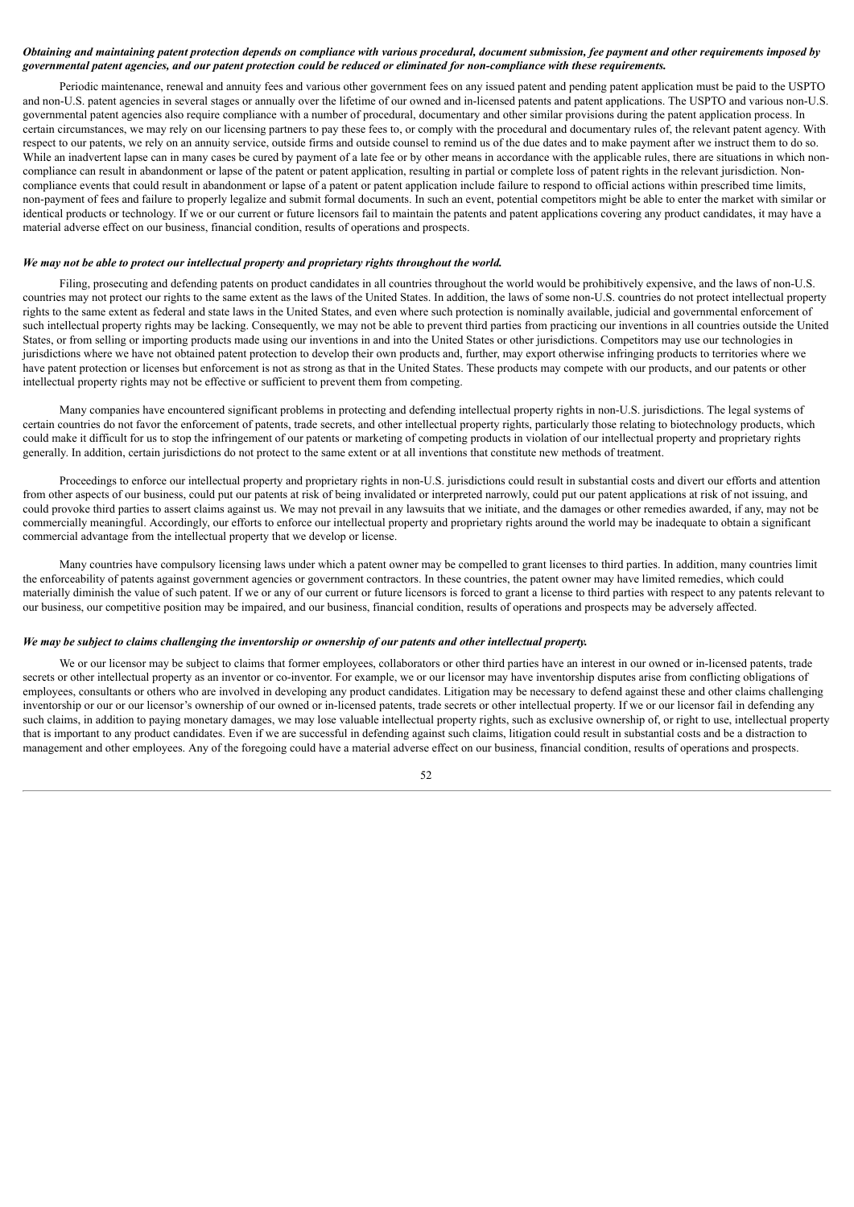***Obtaining and maintaining patent protection depends on compliance with various procedural, document submission, fee payment and other requirements imposed by governmental patent agencies, and our patent protection could be reduced or eliminated for non-compliance with these requirements.***

Periodic maintenance, renewal and annuity fees and various other government fees on any issued patent and pending patent application must be paid to the USPTO and non-U.S. patent agencies in several stages or annually over the lifetime of our owned and in-licensed patents and patent applications. The USPTO and various non-U.S. governmental patent agencies also require compliance with a number of procedural, documentary and other similar provisions during the patent application process. In certain circumstances, we may rely on our licensing partners to pay these fees to, or comply with the procedural and documentary rules of, the relevant patent agency. With respect to our patents, we rely on an annuity service, outside firms and outside counsel to remind us of the due dates and to make payment after we instruct them to do so. While an inadvertent lapse can in many cases be cured by payment of a late fee or by other means in accordance with the applicable rules, there are situations in which non-compliance can result in abandonment or lapse of the patent or patent application, resulting in partial or complete loss of patent rights in the relevant jurisdiction. Non-compliance events that could result in abandonment or lapse of a patent or patent application include failure to respond to official actions within prescribed time limits, non-payment of fees and failure to properly legalize and submit formal documents. In such an event, potential competitors might be able to enter the market with similar or identical products or technology. If we or our current or future licensors fail to maintain the patents and patent applications covering any product candidates, it may have a material adverse effect on our business, financial condition, results of operations and prospects.

***We may not be able to protect our intellectual property and proprietary rights throughout the world.***

Filing, prosecuting and defending patents on product candidates in all countries throughout the world would be prohibitively expensive, and the laws of non-U.S. countries may not protect our rights to the same extent as the laws of the United States. In addition, the laws of some non-U.S. countries do not protect intellectual property rights to the same extent as federal and state laws in the United States, and even where such protection is nominally available, judicial and governmental enforcement of such intellectual property rights may be lacking. Consequently, we may not be able to prevent third parties from practicing our inventions in all countries outside the United States, or from selling or importing products made using our inventions in and into the United States or other jurisdictions. Competitors may use our technologies in jurisdictions where we have not obtained patent protection to develop their own products and, further, may export otherwise infringing products to territories where we have patent protection or licenses but enforcement is not as strong as that in the United States. These products may compete with our products, and our patents or other intellectual property rights may not be effective or sufficient to prevent them from competing.

Many companies have encountered significant problems in protecting and defending intellectual property rights in non-U.S. jurisdictions. The legal systems of certain countries do not favor the enforcement of patents, trade secrets, and other intellectual property rights, particularly those relating to biotechnology products, which could make it difficult for us to stop the infringement of our patents or marketing of competing products in violation of our intellectual property and proprietary rights generally. In addition, certain jurisdictions do not protect to the same extent or at all inventions that constitute new methods of treatment.

Proceedings to enforce our intellectual property and proprietary rights in non-U.S. jurisdictions could result in substantial costs and divert our efforts and attention from other aspects of our business, could put our patents at risk of being invalidated or interpreted narrowly, could put our patent applications at risk of not issuing, and could provoke third parties to assert claims against us. We may not prevail in any lawsuits that we initiate, and the damages or other remedies awarded, if any, may not be commercially meaningful. Accordingly, our efforts to enforce our intellectual property and proprietary rights around the world may be inadequate to obtain a significant commercial advantage from the intellectual property that we develop or license.

Many countries have compulsory licensing laws under which a patent owner may be compelled to grant licenses to third parties. In addition, many countries limit the enforceability of patents against government agencies or government contractors. In these countries, the patent owner may have limited remedies, which could materially diminish the value of such patent. If we or any of our current or future licensors is forced to grant a license to third parties with respect to any patents relevant to our business, our competitive position may be impaired, and our business, financial condition, results of operations and prospects may be adversely affected.

***We may be subject to claims challenging the inventorship or ownership of our patents and other intellectual property.***

We or our licensor may be subject to claims that former employees, collaborators or other third parties have an interest in our owned or in-licensed patents, trade secrets or other intellectual property as an inventor or co-inventor. For example, we or our licensor may have inventorship disputes arise from conflicting obligations of employees, consultants or others who are involved in developing any product candidates. Litigation may be necessary to defend against these and other claims challenging inventorship or our or our licensor's ownership of our owned or in-licensed patents, trade secrets or other intellectual property. If we or our licensor fail in defending any such claims, in addition to paying monetary damages, we may lose valuable intellectual property rights, such as exclusive ownership of, or right to use, intellectual property that is important to any product candidates. Even if we are successful in defending against such claims, litigation could result in substantial costs and be a distraction to management and other employees. Any of the foregoing could have a material adverse effect on our business, financial condition, results of operations and prospects.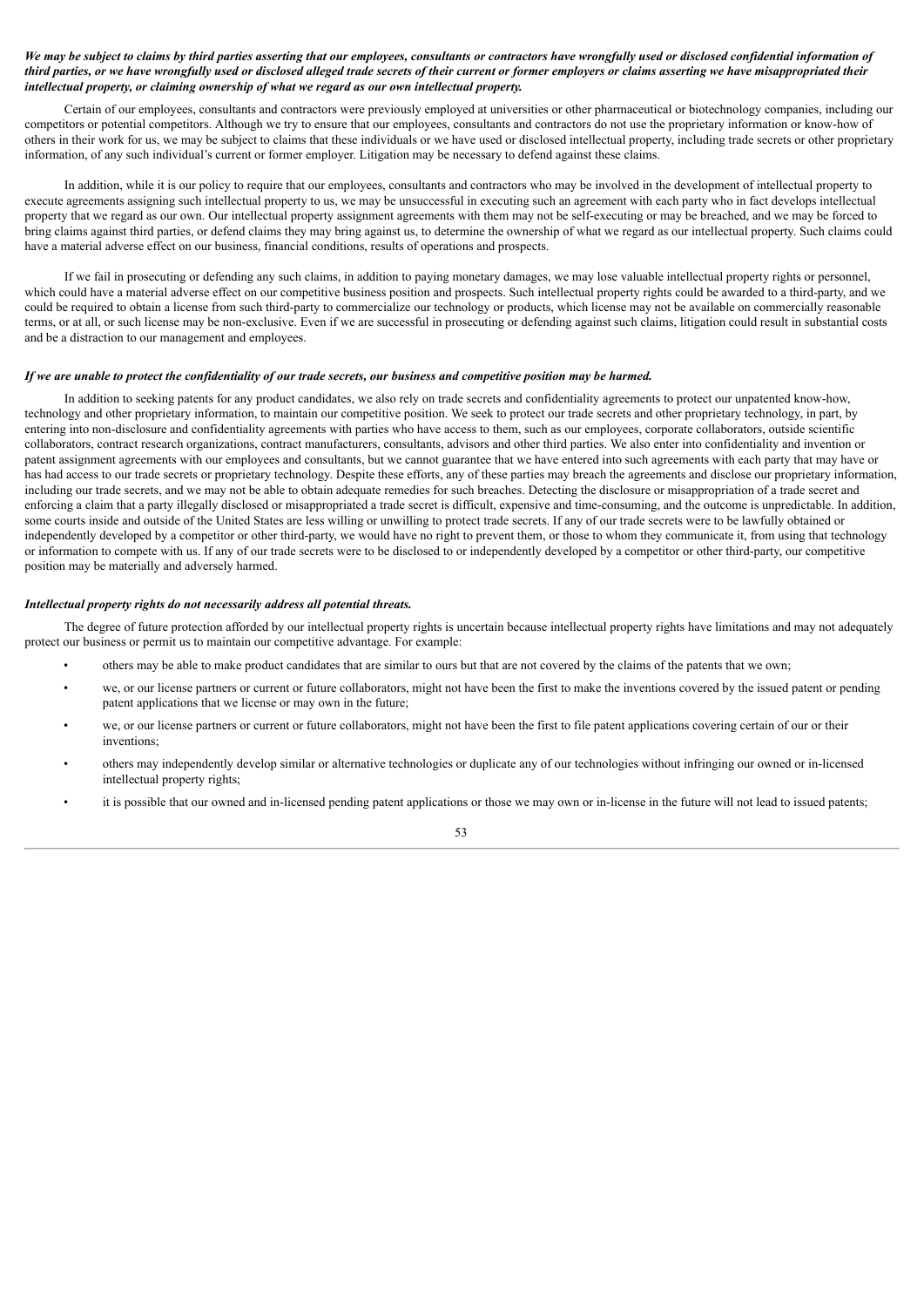***We may be subject to claims by third parties asserting that our employees, consultants or contractors have wrongfully used or disclosed confidential information of third parties, or we have wrongfully used or disclosed alleged trade secrets of their current or former employers or claims asserting we have misappropriated their intellectual property, or claiming ownership of what we regard as our own intellectual property.***

Certain of our employees, consultants and contractors were previously employed at universities or other pharmaceutical or biotechnology companies, including our competitors or potential competitors. Although we try to ensure that our employees, consultants and contractors do not use the proprietary information or know-how of others in their work for us, we may be subject to claims that these individuals or we have used or disclosed intellectual property, including trade secrets or other proprietary information, of any such individual's current or former employer. Litigation may be necessary to defend against these claims.

In addition, while it is our policy to require that our employees, consultants and contractors who may be involved in the development of intellectual property to execute agreements assigning such intellectual property to us, we may be unsuccessful in executing such an agreement with each party who in fact develops intellectual property that we regard as our own. Our intellectual property assignment agreements with them may not be self-executing or may be breached, and we may be forced to bring claims against third parties, or defend claims they may bring against us, to determine the ownership of what we regard as our intellectual property. Such claims could have a material adverse effect on our business, financial conditions, results of operations and prospects.

If we fail in prosecuting or defending any such claims, in addition to paying monetary damages, we may lose valuable intellectual property rights or personnel, which could have a material adverse effect on our competitive business position and prospects. Such intellectual property rights could be awarded to a third-party, and we could be required to obtain a license from such third-party to commercialize our technology or products, which license may not be available on commercially reasonable terms, or at all, or such license may be non-exclusive. Even if we are successful in prosecuting or defending against such claims, litigation could result in substantial costs and be a distraction to our management and employees.

***If we are unable to protect the confidentiality of our trade secrets, our business and competitive position may be harmed.***

In addition to seeking patents for any product candidates, we also rely on trade secrets and confidentiality agreements to protect our unpatented know-how, technology and other proprietary information, to maintain our competitive position. We seek to protect our trade secrets and other proprietary technology, in part, by entering into non-disclosure and confidentiality agreements with parties who have access to them, such as our employees, corporate collaborators, outside scientific collaborators, contract research organizations, contract manufacturers, consultants, advisors and other third parties. We also enter into confidentiality and invention or patent assignment agreements with our employees and consultants, but we cannot guarantee that we have entered into such agreements with each party that may have or has had access to our trade secrets or proprietary technology. Despite these efforts, any of these parties may breach the agreements and disclose our proprietary information, including our trade secrets, and we may not be able to obtain adequate remedies for such breaches. Detecting the disclosure or misappropriation of a trade secret and enforcing a claim that a party illegally disclosed or misappropriated a trade secret is difficult, expensive and time-consuming, and the outcome is unpredictable. In addition, some courts inside and outside of the United States are less willing or unwilling to protect trade secrets. If any of our trade secrets were to be lawfully obtained or independently developed by a competitor or other third-party, we would have no right to prevent them, or those to whom they communicate it, from using that technology or information to compete with us. If any of our trade secrets were to be disclosed to or independently developed by a competitor or other third-party, our competitive position may be materially and adversely harmed.

***Intellectual property rights do not necessarily address all potential threats.***

The degree of future protection afforded by our intellectual property rights is uncertain because intellectual property rights have limitations and may not adequately protect our business or permit us to maintain our competitive advantage. For example:

- others may be able to make product candidates that are similar to ours but that are not covered by the claims of the patents that we own;
- we, or our license partners or current or future collaborators, might not have been the first to make the inventions covered by the issued patent or pending patent applications that we license or may own in the future;
- we, or our license partners or current or future collaborators, might not have been the first to file patent applications covering certain of our or their inventions;
- others may independently develop similar or alternative technologies or duplicate any of our technologies without infringing our owned or in-licensed intellectual property rights;
- it is possible that our owned and in-licensed pending patent applications or those we may own or in-license in the future will not lead to issued patents;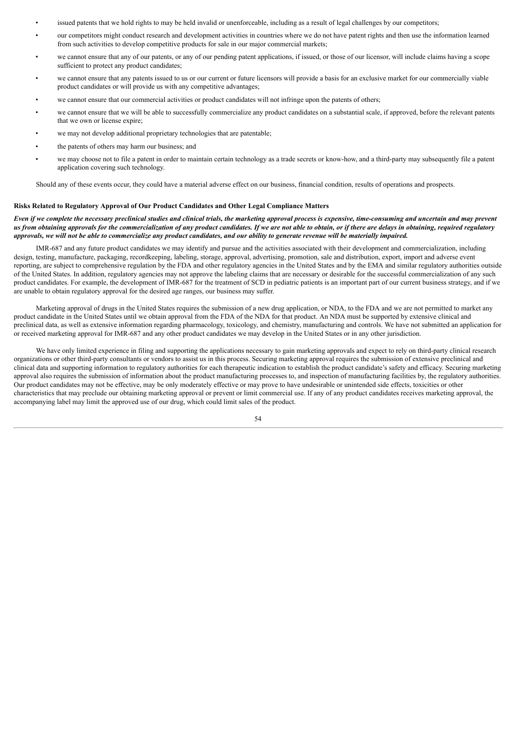- issued patents that we hold rights to may be held invalid or unenforceable, including as a result of legal challenges by our competitors;
- our competitors might conduct research and development activities in countries where we do not have patent rights and then use the information learned from such activities to develop competitive products for sale in our major commercial markets;
- we cannot ensure that any of our patents, or any of our pending patent applications, if issued, or those of our licensor, will include claims having a scope sufficient to protect any product candidates;
- we cannot ensure that any patents issued to us or our current or future licensors will provide a basis for an exclusive market for our commercially viable product candidates or will provide us with any competitive advantages;
- we cannot ensure that our commercial activities or product candidates will not infringe upon the patents of others;
- we cannot ensure that we will be able to successfully commercialize any product candidates on a substantial scale, if approved, before the relevant patents that we own or license expire;
- we may not develop additional proprietary technologies that are patentable;
- the patents of others may harm our business; and
- we may choose not to file a patent in order to maintain certain technology as a trade secrets or know-how, and a third-party may subsequently file a patent application covering such technology.

Should any of these events occur, they could have a material adverse effect on our business, financial condition, results of operations and prospects.

**Risks Related to Regulatory Approval of Our Product Candidates and Other Legal Compliance Matters**

***Even if we complete the necessary preclinical studies and clinical trials, the marketing approval process is expensive, time-consuming and uncertain and may prevent us from obtaining approvals for the commercialization of any product candidates. If we are not able to obtain, or if there are delays in obtaining, required regulatory approvals, we will not be able to commercialize any product candidates, and our ability to generate revenue will be materially impaired.***

IMR-687 and any future product candidates we may identify and pursue and the activities associated with their development and commercialization, including design, testing, manufacture, packaging, recordkeeping, labeling, storage, approval, advertising, promotion, sale and distribution, export, import and adverse event reporting, are subject to comprehensive regulation by the FDA and other regulatory agencies in the United States and by the EMA and similar regulatory authorities outside of the United States. In addition, regulatory agencies may not approve the labeling claims that are necessary or desirable for the successful commercialization of any such product candidates. For example, the development of IMR-687 for the treatment of SCD in pediatric patients is an important part of our current business strategy, and if we are unable to obtain regulatory approval for the desired age ranges, our business may suffer.

Marketing approval of drugs in the United States requires the submission of a new drug application, or NDA, to the FDA and we are not permitted to market any product candidate in the United States until we obtain approval from the FDA of the NDA for that product. An NDA must be supported by extensive clinical and preclinical data, as well as extensive information regarding pharmacology, toxicology, and chemistry, manufacturing and controls. We have not submitted an application for or received marketing approval for IMR-687 and any other product candidates we may develop in the United States or in any other jurisdiction.

We have only limited experience in filing and supporting the applications necessary to gain marketing approvals and expect to rely on third-party clinical research organizations or other third-party consultants or vendors to assist us in this process. Securing marketing approval requires the submission of extensive preclinical and clinical data and supporting information to regulatory authorities for each therapeutic indication to establish the product candidate's safety and efficacy. Securing marketing approval also requires the submission of information about the product manufacturing processes to, and inspection of manufacturing facilities by, the regulatory authorities. Our product candidates may not be effective, may be only moderately effective or may prove to have undesirable or unintended side effects, toxicities or other characteristics that may preclude our obtaining marketing approval or prevent or limit commercial use. If any of any product candidates receives marketing approval, the accompanying label may limit the approved use of our drug, which could limit sales of the product.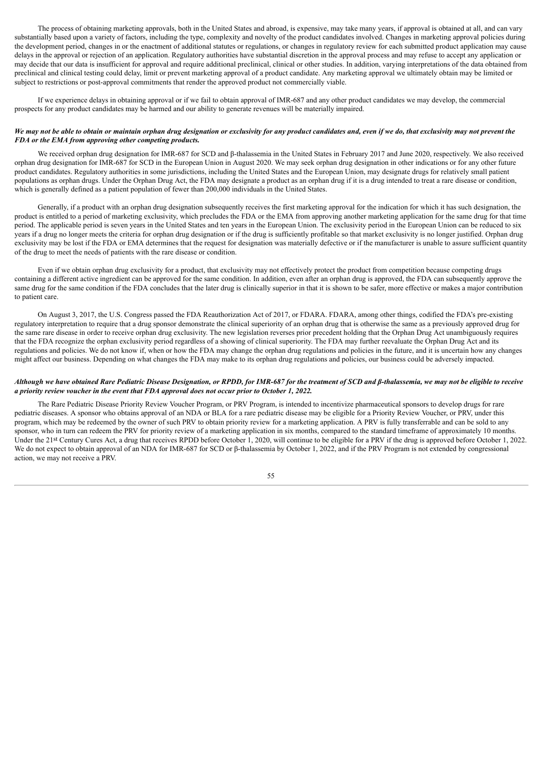The process of obtaining marketing approvals, both in the United States and abroad, is expensive, may take many years, if approval is obtained at all, and can vary substantially based upon a variety of factors, including the type, complexity and novelty of the product candidates involved. Changes in marketing approval policies during the development period, changes in or the enactment of additional statutes or regulations, or changes in regulatory review for each submitted product application may cause delays in the approval or rejection of an application. Regulatory authorities have substantial discretion in the approval process and may refuse to accept any application or may decide that our data is insufficient for approval and require additional preclinical, clinical or other studies. In addition, varying interpretations of the data obtained from preclinical and clinical testing could delay, limit or prevent marketing approval of a product candidate. Any marketing approval we ultimately obtain may be limited or subject to restrictions or post-approval commitments that render the approved product not commercially viable.

If we experience delays in obtaining approval or if we fail to obtain approval of IMR-687 and any other product candidates we may develop, the commercial prospects for any product candidates may be harmed and our ability to generate revenues will be materially impaired.

***We may not be able to obtain or maintain orphan drug designation or exclusivity for any product candidates and, even if we do, that exclusivity may not prevent the FDA or the EMA from approving other competing products.***

We received orphan drug designation for IMR-687 for SCD and β-thalassemia in the United States in February 2017 and June 2020, respectively. We also received orphan drug designation for IMR-687 for SCD in the European Union in August 2020. We may seek orphan drug designation in other indications or for any other future product candidates. Regulatory authorities in some jurisdictions, including the United States and the European Union, may designate drugs for relatively small patient populations as orphan drugs. Under the Orphan Drug Act, the FDA may designate a product as an orphan drug if it is a drug intended to treat a rare disease or condition, which is generally defined as a patient population of fewer than 200,000 individuals in the United States.

Generally, if a product with an orphan drug designation subsequently receives the first marketing approval for the indication for which it has such designation, the product is entitled to a period of marketing exclusivity, which precludes the FDA or the EMA from approving another marketing application for the same drug for that time period. The applicable period is seven years in the United States and ten years in the European Union. The exclusivity period in the European Union can be reduced to six years if a drug no longer meets the criteria for orphan drug designation or if the drug is sufficiently profitable so that market exclusivity is no longer justified. Orphan drug exclusivity may be lost if the FDA or EMA determines that the request for designation was materially defective or if the manufacturer is unable to assure sufficient quantity of the drug to meet the needs of patients with the rare disease or condition.

Even if we obtain orphan drug exclusivity for a product, that exclusivity may not effectively protect the product from competition because competing drugs containing a different active ingredient can be approved for the same condition. In addition, even after an orphan drug is approved, the FDA can subsequently approve the same drug for the same condition if the FDA concludes that the later drug is clinically superior in that it is shown to be safer, more effective or makes a major contribution to patient care.

On August 3, 2017, the U.S. Congress passed the FDA Reauthorization Act of 2017, or FDARA. FDARA, among other things, codified the FDA's pre-existing regulatory interpretation to require that a drug sponsor demonstrate the clinical superiority of an orphan drug that is otherwise the same as a previously approved drug for the same rare disease in order to receive orphan drug exclusivity. The new legislation reverses prior precedent holding that the Orphan Drug Act unambiguously requires that the FDA recognize the orphan exclusivity period regardless of a showing of clinical superiority. The FDA may further reevaluate the Orphan Drug Act and its regulations and policies. We do not know if, when or how the FDA may change the orphan drug regulations and policies in the future, and it is uncertain how any changes might affect our business. Depending on what changes the FDA may make to its orphan drug regulations and policies, our business could be adversely impacted.

***Although we have obtained Rare Pediatric Disease Designation, or RPDD, for IMR-687 for the treatment of SCD and β-thalassemia, we may not be eligible to receive a priority review voucher in the event that FDA approval does not occur prior to October 1, 2022.***

The Rare Pediatric Disease Priority Review Voucher Program, or PRV Program, is intended to incentivize pharmaceutical sponsors to develop drugs for rare pediatric diseases. A sponsor who obtains approval of an NDA or BLA for a rare pediatric disease may be eligible for a Priority Review Voucher, or PRV, under this program, which may be redeemed by the owner of such PRV to obtain priority review for a marketing application. A PRV is fully transferrable and can be sold to any sponsor, who in turn can redeem the PRV for priority review of a marketing application in six months, compared to the standard timeframe of approximately 10 months. Under the 21st Century Cures Act, a drug that receives RPDD before October 1, 2020, will continue to be eligible for a PRV if the drug is approved before October 1, 2022. We do not expect to obtain approval of an NDA for IMR-687 for SCD or β-thalassemia by October 1, 2022, and if the PRV Program is not extended by congressional action, we may not receive a PRV.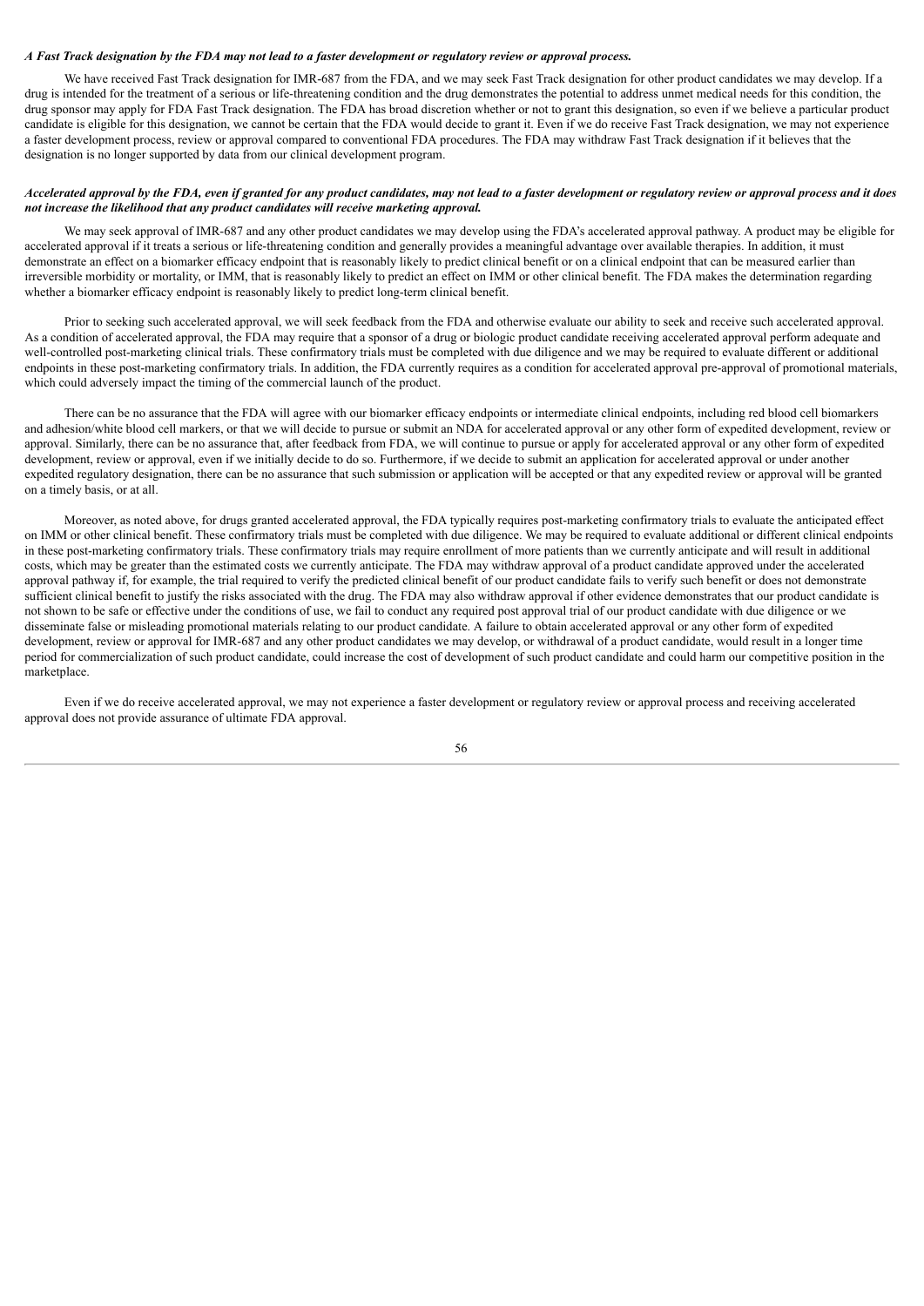***A Fast Track designation by the FDA may not lead to a faster development or regulatory review or approval process.***

We have received Fast Track designation for IMR-687 from the FDA, and we may seek Fast Track designation for other product candidates we may develop. If a drug is intended for the treatment of a serious or life-threatening condition and the drug demonstrates the potential to address unmet medical needs for this condition, the drug sponsor may apply for FDA Fast Track designation. The FDA has broad discretion whether or not to grant this designation, so even if we believe a particular product candidate is eligible for this designation, we cannot be certain that the FDA would decide to grant it. Even if we do receive Fast Track designation, we may not experience a faster development process, review or approval compared to conventional FDA procedures. The FDA may withdraw Fast Track designation if it believes that the designation is no longer supported by data from our clinical development program.

***Accelerated approval by the FDA, even if granted for any product candidates, may not lead to a faster development or regulatory review or approval process and it does not increase the likelihood that any product candidates will receive marketing approval.***

We may seek approval of IMR-687 and any other product candidates we may develop using the FDA's accelerated approval pathway. A product may be eligible for accelerated approval if it treats a serious or life-threatening condition and generally provides a meaningful advantage over available therapies. In addition, it must demonstrate an effect on a biomarker efficacy endpoint that is reasonably likely to predict clinical benefit or on a clinical endpoint that can be measured earlier than irreversible morbidity or mortality, or IMM, that is reasonably likely to predict an effect on IMM or other clinical benefit. The FDA makes the determination regarding whether a biomarker efficacy endpoint is reasonably likely to predict long-term clinical benefit.

Prior to seeking such accelerated approval, we will seek feedback from the FDA and otherwise evaluate our ability to seek and receive such accelerated approval. As a condition of accelerated approval, the FDA may require that a sponsor of a drug or biologic product candidate receiving accelerated approval perform adequate and well-controlled post-marketing clinical trials. These confirmatory trials must be completed with due diligence and we may be required to evaluate different or additional endpoints in these post-marketing confirmatory trials. In addition, the FDA currently requires as a condition for accelerated approval pre-approval of promotional materials, which could adversely impact the timing of the commercial launch of the product.

There can be no assurance that the FDA will agree with our biomarker efficacy endpoints or intermediate clinical endpoints, including red blood cell biomarkers and adhesion/white blood cell markers, or that we will decide to pursue or submit an NDA for accelerated approval or any other form of expedited development, review or approval. Similarly, there can be no assurance that, after feedback from FDA, we will continue to pursue or apply for accelerated approval or any other form of expedited development, review or approval, even if we initially decide to do so. Furthermore, if we decide to submit an application for accelerated approval or under another expedited regulatory designation, there can be no assurance that such submission or application will be accepted or that any expedited review or approval will be granted on a timely basis, or at all.

Moreover, as noted above, for drugs granted accelerated approval, the FDA typically requires post-marketing confirmatory trials to evaluate the anticipated effect on IMM or other clinical benefit. These confirmatory trials must be completed with due diligence. We may be required to evaluate additional or different clinical endpoints in these post-marketing confirmatory trials. These confirmatory trials may require enrollment of more patients than we currently anticipate and will result in additional costs, which may be greater than the estimated costs we currently anticipate. The FDA may withdraw approval of a product candidate approved under the accelerated approval pathway if, for example, the trial required to verify the predicted clinical benefit of our product candidate fails to verify such benefit or does not demonstrate sufficient clinical benefit to justify the risks associated with the drug. The FDA may also withdraw approval if other evidence demonstrates that our product candidate is not shown to be safe or effective under the conditions of use, we fail to conduct any required post approval trial of our product candidate with due diligence or we disseminate false or misleading promotional materials relating to our product candidate. A failure to obtain accelerated approval or any other form of expedited development, review or approval for IMR-687 and any other product candidates we may develop, or withdrawal of a product candidate, would result in a longer time period for commercialization of such product candidate, could increase the cost of development of such product candidate and could harm our competitive position in the marketplace.

Even if we do receive accelerated approval, we may not experience a faster development or regulatory review or approval process and receiving accelerated approval does not provide assurance of ultimate FDA approval.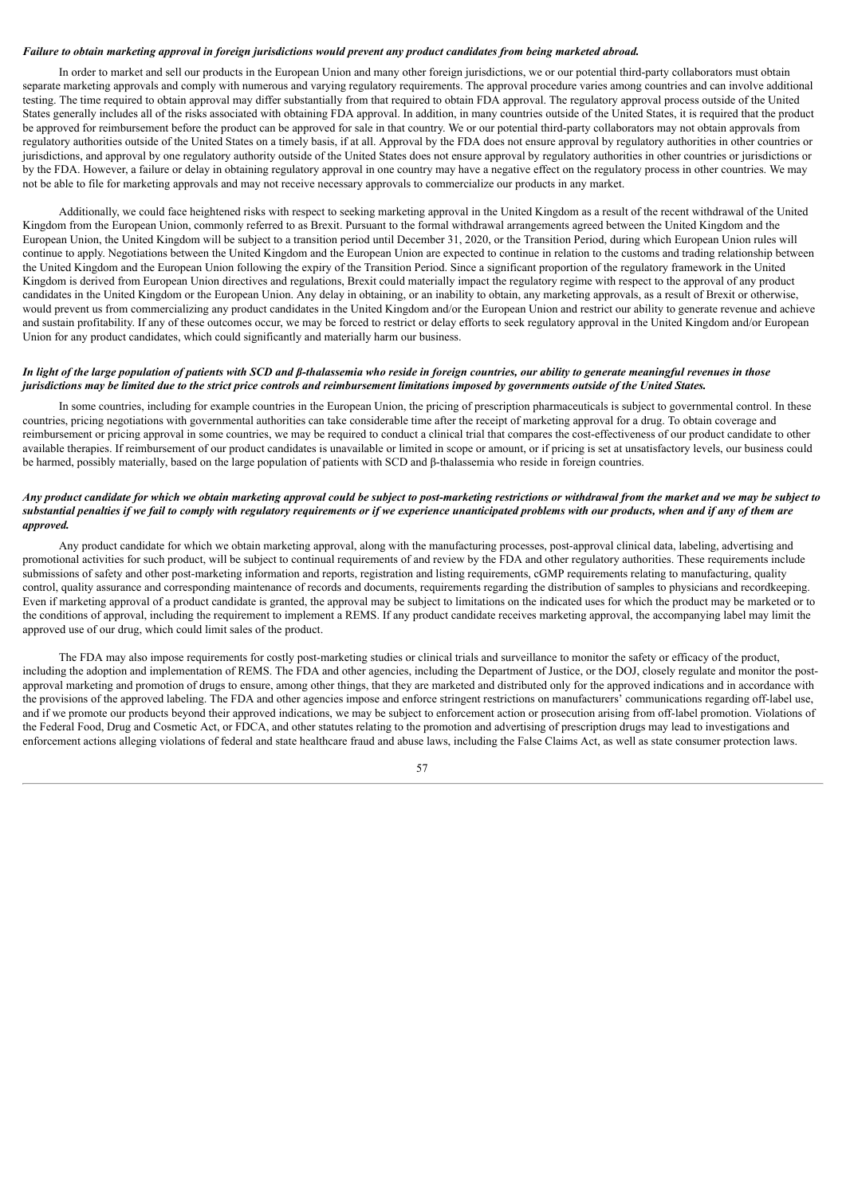***Failure to obtain marketing approval in foreign jurisdictions would prevent any product candidates from being marketed abroad.***

In order to market and sell our products in the European Union and many other foreign jurisdictions, we or our potential third-party collaborators must obtain separate marketing approvals and comply with numerous and varying regulatory requirements. The approval procedure varies among countries and can involve additional testing. The time required to obtain approval may differ substantially from that required to obtain FDA approval. The regulatory approval process outside of the United States generally includes all of the risks associated with obtaining FDA approval. In addition, in many countries outside of the United States, it is required that the product be approved for reimbursement before the product can be approved for sale in that country. We or our potential third-party collaborators may not obtain approvals from regulatory authorities outside of the United States on a timely basis, if at all. Approval by the FDA does not ensure approval by regulatory authorities in other countries or jurisdictions, and approval by one regulatory authority outside of the United States does not ensure approval by regulatory authorities in other countries or jurisdictions or by the FDA. However, a failure or delay in obtaining regulatory approval in one country may have a negative effect on the regulatory process in other countries. We may not be able to file for marketing approvals and may not receive necessary approvals to commercialize our products in any market.

Additionally, we could face heightened risks with respect to seeking marketing approval in the United Kingdom as a result of the recent withdrawal of the United Kingdom from the European Union, commonly referred to as Brexit. Pursuant to the formal withdrawal arrangements agreed between the United Kingdom and the European Union, the United Kingdom will be subject to a transition period until December 31, 2020, or the Transition Period, during which European Union rules will continue to apply. Negotiations between the United Kingdom and the European Union are expected to continue in relation to the customs and trading relationship between the United Kingdom and the European Union following the expiry of the Transition Period. Since a significant proportion of the regulatory framework in the United Kingdom is derived from European Union directives and regulations, Brexit could materially impact the regulatory regime with respect to the approval of any product candidates in the United Kingdom or the European Union. Any delay in obtaining, or an inability to obtain, any marketing approvals, as a result of Brexit or otherwise, would prevent us from commercializing any product candidates in the United Kingdom and/or the European Union and restrict our ability to generate revenue and achieve and sustain profitability. If any of these outcomes occur, we may be forced to restrict or delay efforts to seek regulatory approval in the United Kingdom and/or European Union for any product candidates, which could significantly and materially harm our business.

***In light of the large population of patients with SCD and β-thalassemia who reside in foreign countries, our ability to generate meaningful revenues in those jurisdictions may be limited due to the strict price controls and reimbursement limitations imposed by governments outside of the United States.***

In some countries, including for example countries in the European Union, the pricing of prescription pharmaceuticals is subject to governmental control. In these countries, pricing negotiations with governmental authorities can take considerable time after the receipt of marketing approval for a drug. To obtain coverage and reimbursement or pricing approval in some countries, we may be required to conduct a clinical trial that compares the cost-effectiveness of our product candidate to other available therapies. If reimbursement of our product candidates is unavailable or limited in scope or amount, or if pricing is set at unsatisfactory levels, our business could be harmed, possibly materially, based on the large population of patients with SCD and β-thalassemia who reside in foreign countries.

***Any product candidate for which we obtain marketing approval could be subject to post-marketing restrictions or withdrawal from the market and we may be subject to substantial penalties if we fail to comply with regulatory requirements or if we experience unanticipated problems with our products, when and if any of them are approved.***

Any product candidate for which we obtain marketing approval, along with the manufacturing processes, post-approval clinical data, labeling, advertising and promotional activities for such product, will be subject to continual requirements of and review by the FDA and other regulatory authorities. These requirements include submissions of safety and other post-marketing information and reports, registration and listing requirements, cGMP requirements relating to manufacturing, quality control, quality assurance and corresponding maintenance of records and documents, requirements regarding the distribution of samples to physicians and recordkeeping. Even if marketing approval of a product candidate is granted, the approval may be subject to limitations on the indicated uses for which the product may be marketed or to the conditions of approval, including the requirement to implement a REMS. If any product candidate receives marketing approval, the accompanying label may limit the approved use of our drug, which could limit sales of the product.

The FDA may also impose requirements for costly post-marketing studies or clinical trials and surveillance to monitor the safety or efficacy of the product, including the adoption and implementation of REMS. The FDA and other agencies, including the Department of Justice, or the DOJ, closely regulate and monitor the post-approval marketing and promotion of drugs to ensure, among other things, that they are marketed and distributed only for the approved indications and in accordance with the provisions of the approved labeling. The FDA and other agencies impose and enforce stringent restrictions on manufacturers' communications regarding off-label use, and if we promote our products beyond their approved indications, we may be subject to enforcement action or prosecution arising from off-label promotion. Violations of the Federal Food, Drug and Cosmetic Act, or FDCA, and other statutes relating to the promotion and advertising of prescription drugs may lead to investigations and enforcement actions alleging violations of federal and state healthcare fraud and abuse laws, including the False Claims Act, as well as state consumer protection laws.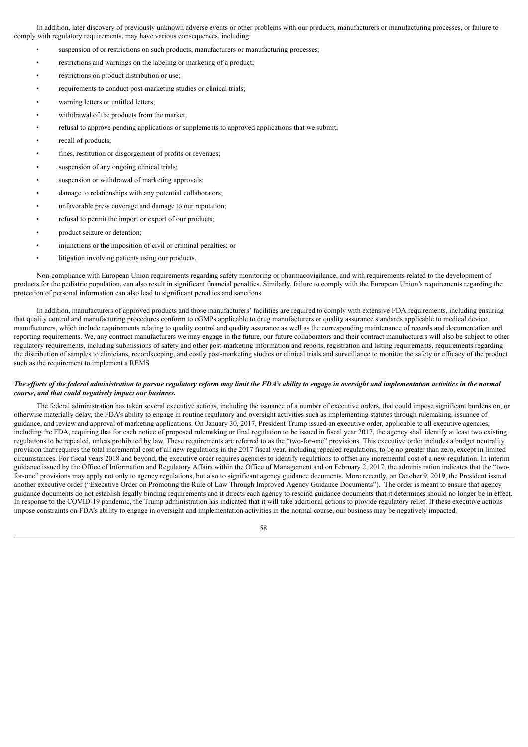In addition, later discovery of previously unknown adverse events or other problems with our products, manufacturers or manufacturing processes, or failure to comply with regulatory requirements, may have various consequences, including:

- suspension of or restrictions on such products, manufacturers or manufacturing processes;
- restrictions and warnings on the labeling or marketing of a product;
- restrictions on product distribution or use;
- requirements to conduct post-marketing studies or clinical trials;
- warning letters or untitled letters;
- withdrawal of the products from the market;
- refusal to approve pending applications or supplements to approved applications that we submit;
- recall of products;
- fines, restitution or disgorgement of profits or revenues;
- suspension of any ongoing clinical trials;
- suspension or withdrawal of marketing approvals;
- damage to relationships with any potential collaborators;
- unfavorable press coverage and damage to our reputation;
- refusal to permit the import or export of our products;
- product seizure or detention;
- injunctions or the imposition of civil or criminal penalties; or
- litigation involving patients using our products.

Non-compliance with European Union requirements regarding safety monitoring or pharmacovigilance, and with requirements related to the development of products for the pediatric population, can also result in significant financial penalties. Similarly, failure to comply with the European Union's requirements regarding the protection of personal information can also lead to significant penalties and sanctions.

In addition, manufacturers of approved products and those manufacturers' facilities are required to comply with extensive FDA requirements, including ensuring that quality control and manufacturing procedures conform to cGMPs applicable to drug manufacturers or quality assurance standards applicable to medical device manufacturers, which include requirements relating to quality control and quality assurance as well as the corresponding maintenance of records and documentation and reporting requirements. We, any contract manufacturers we may engage in the future, our future collaborators and their contract manufacturers will also be subject to other regulatory requirements, including submissions of safety and other post-marketing information and reports, registration and listing requirements, requirements regarding the distribution of samples to clinicians, recordkeeping, and costly post-marketing studies or clinical trials and surveillance to monitor the safety or efficacy of the product such as the requirement to implement a REMS.

***The efforts of the federal administration to pursue regulatory reform may limit the FDA's ability to engage in oversight and implementation activities in the normal course, and that could negatively impact our business.***

The federal administration has taken several executive actions, including the issuance of a number of executive orders, that could impose significant burdens on, or otherwise materially delay, the FDA's ability to engage in routine regulatory and oversight activities such as implementing statutes through rulemaking, issuance of guidance, and review and approval of marketing applications. On January 30, 2017, President Trump issued an executive order, applicable to all executive agencies, including the FDA, requiring that for each notice of proposed rulemaking or final regulation to be issued in fiscal year 2017, the agency shall identify at least two existing regulations to be repealed, unless prohibited by law. These requirements are referred to as the "two-for-one" provisions. This executive order includes a budget neutrality provision that requires the total incremental cost of all new regulations in the 2017 fiscal year, including repealed regulations, to be no greater than zero, except in limited circumstances. For fiscal years 2018 and beyond, the executive order requires agencies to identify regulations to offset any incremental cost of a new regulation. In interim guidance issued by the Office of Information and Regulatory Affairs within the Office of Management and on February 2, 2017, the administration indicates that the "two-for-one" provisions may apply not only to agency regulations, but also to significant agency guidance documents. More recently, on October 9, 2019, the President issued another executive order ("Executive Order on Promoting the Rule of Law Through Improved Agency Guidance Documents"). The order is meant to ensure that agency guidance documents do not establish legally binding requirements and it directs each agency to rescind guidance documents that it determines should no longer be in effect. In response to the COVID-19 pandemic, the Trump administration has indicated that it will take additional actions to provide regulatory relief. If these executive actions impose constraints on FDA's ability to engage in oversight and implementation activities in the normal course, our business may be negatively impacted.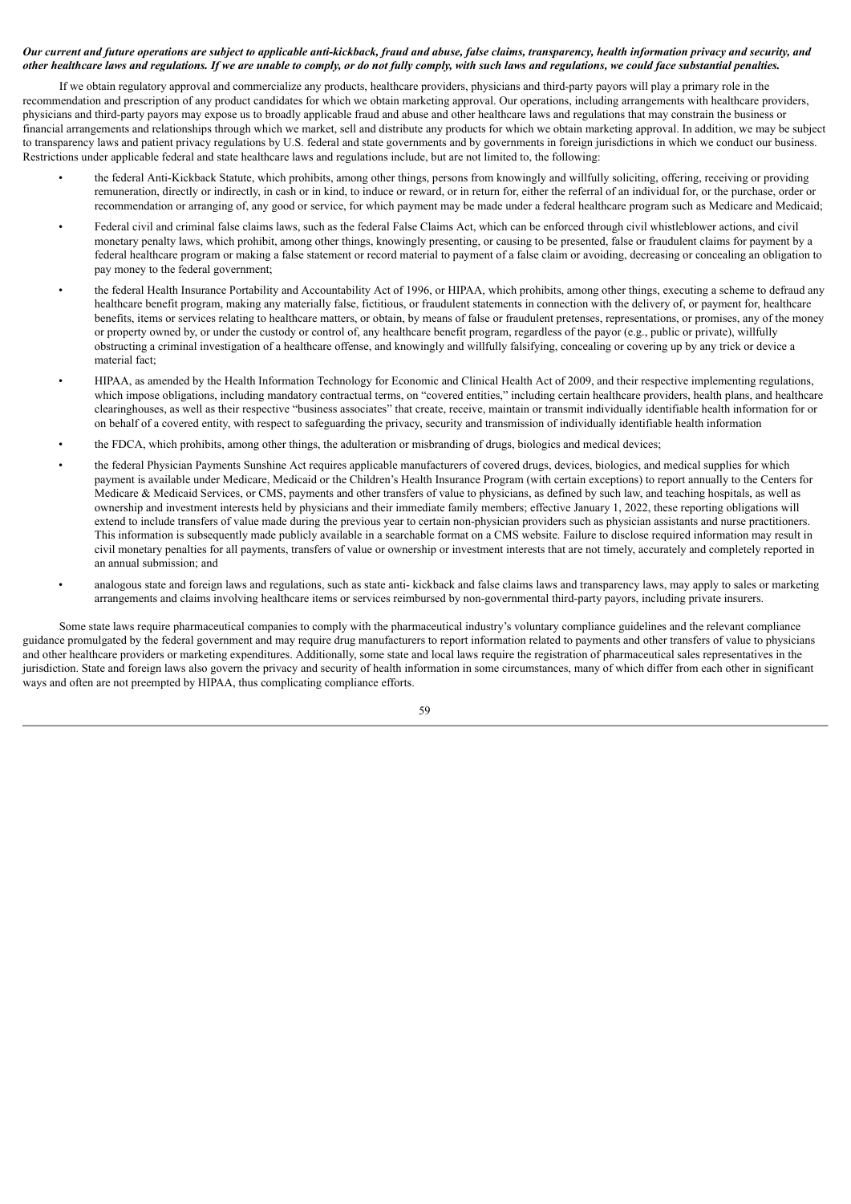***Our current and future operations are subject to applicable anti-kickback, fraud and abuse, false claims, transparency, health information privacy and security, and other healthcare laws and regulations. If we are unable to comply, or do not fully comply, with such laws and regulations, we could face substantial penalties.***

If we obtain regulatory approval and commercialize any products, healthcare providers, physicians and third-party payors will play a primary role in the recommendation and prescription of any product candidates for which we obtain marketing approval. Our operations, including arrangements with healthcare providers, physicians and third-party payors may expose us to broadly applicable fraud and abuse and other healthcare laws and regulations that may constrain the business or financial arrangements and relationships through which we market, sell and distribute any products for which we obtain marketing approval. In addition, we may be subject to transparency laws and patient privacy regulations by U.S. federal and state governments and by governments in foreign jurisdictions in which we conduct our business. Restrictions under applicable federal and state healthcare laws and regulations include, but are not limited to, the following:

- the federal Anti-Kickback Statute, which prohibits, among other things, persons from knowingly and willfully soliciting, offering, receiving or providing remuneration, directly or indirectly, in cash or in kind, to induce or reward, or in return for, either the referral of an individual for, or the purchase, order or recommendation or arranging of, any good or service, for which payment may be made under a federal healthcare program such as Medicare and Medicaid;
- Federal civil and criminal false claims laws, such as the federal False Claims Act, which can be enforced through civil whistleblower actions, and civil monetary penalty laws, which prohibit, among other things, knowingly presenting, or causing to be presented, false or fraudulent claims for payment by a federal healthcare program or making a false statement or record material to payment of a false claim or avoiding, decreasing or concealing an obligation to pay money to the federal government;
- the federal Health Insurance Portability and Accountability Act of 1996, or HIPAA, which prohibits, among other things, executing a scheme to defraud any healthcare benefit program, making any materially false, fictitious, or fraudulent statements in connection with the delivery of, or payment for, healthcare benefits, items or services relating to healthcare matters, or obtain, by means of false or fraudulent pretenses, representations, or promises, any of the money or property owned by, or under the custody or control of, any healthcare benefit program, regardless of the payor (e.g., public or private), willfully obstructing a criminal investigation of a healthcare offense, and knowingly and willfully falsifying, concealing or covering up by any trick or device a material fact;
- HIPAA, as amended by the Health Information Technology for Economic and Clinical Health Act of 2009, and their respective implementing regulations, which impose obligations, including mandatory contractual terms, on "covered entities," including certain healthcare providers, health plans, and healthcare clearinghouses, as well as their respective "business associates" that create, receive, maintain or transmit individually identifiable health information for or on behalf of a covered entity, with respect to safeguarding the privacy, security and transmission of individually identifiable health information
- the FDCA, which prohibits, among other things, the adulteration or misbranding of drugs, biologics and medical devices;
- the federal Physician Payments Sunshine Act requires applicable manufacturers of covered drugs, devices, biologics, and medical supplies for which payment is available under Medicare, Medicaid or the Children's Health Insurance Program (with certain exceptions) to report annually to the Centers for Medicare & Medicaid Services, or CMS, payments and other transfers of value to physicians, as defined by such law, and teaching hospitals, as well as ownership and investment interests held by physicians and their immediate family members; effective January 1, 2022, these reporting obligations will extend to include transfers of value made during the previous year to certain non-physician providers such as physician assistants and nurse practitioners. This information is subsequently made publicly available in a searchable format on a CMS website. Failure to disclose required information may result in civil monetary penalties for all payments, transfers of value or ownership or investment interests that are not timely, accurately and completely reported in an annual submission; and
- analogous state and foreign laws and regulations, such as state anti- kickback and false claims laws and transparency laws, may apply to sales or marketing arrangements and claims involving healthcare items or services reimbursed by non-governmental third-party payors, including private insurers.

Some state laws require pharmaceutical companies to comply with the pharmaceutical industry's voluntary compliance guidelines and the relevant compliance guidance promulgated by the federal government and may require drug manufacturers to report information related to payments and other transfers of value to physicians and other healthcare providers or marketing expenditures. Additionally, some state and local laws require the registration of pharmaceutical sales representatives in the jurisdiction. State and foreign laws also govern the privacy and security of health information in some circumstances, many of which differ from each other in significant ways and often are not preempted by HIPAA, thus complicating compliance efforts.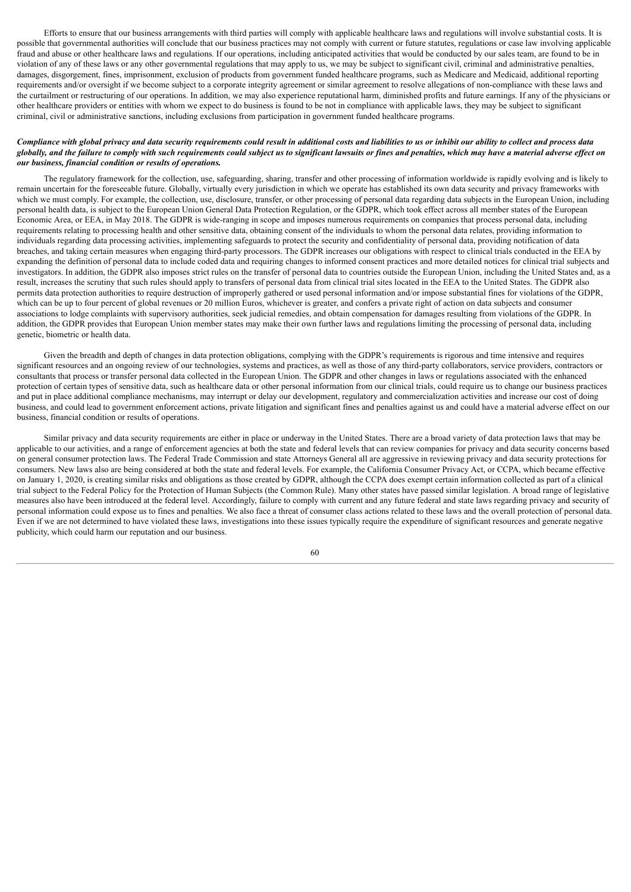Efforts to ensure that our business arrangements with third parties will comply with applicable healthcare laws and regulations will involve substantial costs. It is possible that governmental authorities will conclude that our business practices may not comply with current or future statutes, regulations or case law involving applicable fraud and abuse or other healthcare laws and regulations. If our operations, including anticipated activities that would be conducted by our sales team, are found to be in violation of any of these laws or any other governmental regulations that may apply to us, we may be subject to significant civil, criminal and administrative penalties, damages, disgorgement, fines, imprisonment, exclusion of products from government funded healthcare programs, such as Medicare and Medicaid, additional reporting requirements and/or oversight if we become subject to a corporate integrity agreement or similar agreement to resolve allegations of non-compliance with these laws and the curtailment or restructuring of our operations. In addition, we may also experience reputational harm, diminished profits and future earnings. If any of the physicians or other healthcare providers or entities with whom we expect to do business is found to be not in compliance with applicable laws, they may be subject to significant criminal, civil or administrative sanctions, including exclusions from participation in government funded healthcare programs.

***Compliance with global privacy and data security requirements could result in additional costs and liabilities to us or inhibit our ability to collect and process data globally, and the failure to comply with such requirements could subject us to significant lawsuits or fines and penalties, which may have a material adverse effect on our business, financial condition or results of operations.***

The regulatory framework for the collection, use, safeguarding, sharing, transfer and other processing of information worldwide is rapidly evolving and is likely to remain uncertain for the foreseeable future. Globally, virtually every jurisdiction in which we operate has established its own data security and privacy frameworks with which we must comply. For example, the collection, use, disclosure, transfer, or other processing of personal data regarding data subjects in the European Union, including personal health data, is subject to the European Union General Data Protection Regulation, or the GDPR, which took effect across all member states of the European Economic Area, or EEA, in May 2018. The GDPR is wide-ranging in scope and imposes numerous requirements on companies that process personal data, including requirements relating to processing health and other sensitive data, obtaining consent of the individuals to whom the personal data relates, providing information to individuals regarding data processing activities, implementing safeguards to protect the security and confidentiality of personal data, providing notification of data breaches, and taking certain measures when engaging third-party processors. The GDPR increases our obligations with respect to clinical trials conducted in the EEA by expanding the definition of personal data to include coded data and requiring changes to informed consent practices and more detailed notices for clinical trial subjects and investigators. In addition, the GDPR also imposes strict rules on the transfer of personal data to countries outside the European Union, including the United States and, as a result, increases the scrutiny that such rules should apply to transfers of personal data from clinical trial sites located in the EEA to the United States. The GDPR also permits data protection authorities to require destruction of improperly gathered or used personal information and/or impose substantial fines for violations of the GDPR, which can be up to four percent of global revenues or 20 million Euros, whichever is greater, and confers a private right of action on data subjects and consumer associations to lodge complaints with supervisory authorities, seek judicial remedies, and obtain compensation for damages resulting from violations of the GDPR. In addition, the GDPR provides that European Union member states may make their own further laws and regulations limiting the processing of personal data, including genetic, biometric or health data.

Given the breadth and depth of changes in data protection obligations, complying with the GDPR's requirements is rigorous and time intensive and requires significant resources and an ongoing review of our technologies, systems and practices, as well as those of any third-party collaborators, service providers, contractors or consultants that process or transfer personal data collected in the European Union. The GDPR and other changes in laws or regulations associated with the enhanced protection of certain types of sensitive data, such as healthcare data or other personal information from our clinical trials, could require us to change our business practices and put in place additional compliance mechanisms, may interrupt or delay our development, regulatory and commercialization activities and increase our cost of doing business, and could lead to government enforcement actions, private litigation and significant fines and penalties against us and could have a material adverse effect on our business, financial condition or results of operations.

Similar privacy and data security requirements are either in place or underway in the United States. There are a broad variety of data protection laws that may be applicable to our activities, and a range of enforcement agencies at both the state and federal levels that can review companies for privacy and data security concerns based on general consumer protection laws. The Federal Trade Commission and state Attorneys General all are aggressive in reviewing privacy and data security protections for consumers. New laws also are being considered at both the state and federal levels. For example, the California Consumer Privacy Act, or CCPA, which became effective on January 1, 2020, is creating similar risks and obligations as those created by GDPR, although the CCPA does exempt certain information collected as part of a clinical trial subject to the Federal Policy for the Protection of Human Subjects (the Common Rule). Many other states have passed similar legislation. A broad range of legislative measures also have been introduced at the federal level. Accordingly, failure to comply with current and any future federal and state laws regarding privacy and security of personal information could expose us to fines and penalties. We also face a threat of consumer class actions related to these laws and the overall protection of personal data. Even if we are not determined to have violated these laws, investigations into these issues typically require the expenditure of significant resources and generate negative publicity, which could harm our reputation and our business.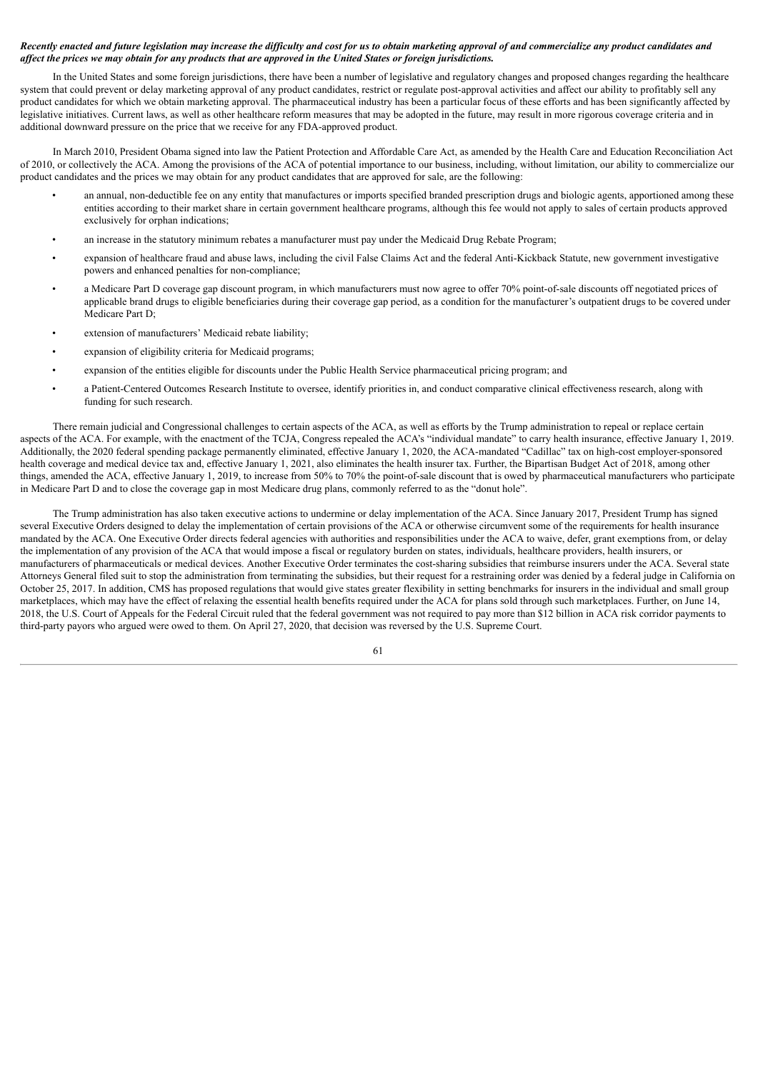***Recently enacted and future legislation may increase the difficulty and cost for us to obtain marketing approval of and commercialize any product candidates and affect the prices we may obtain for any products that are approved in the United States or foreign jurisdictions.***

In the United States and some foreign jurisdictions, there have been a number of legislative and regulatory changes and proposed changes regarding the healthcare system that could prevent or delay marketing approval of any product candidates, restrict or regulate post-approval activities and affect our ability to profitably sell any product candidates for which we obtain marketing approval. The pharmaceutical industry has been a particular focus of these efforts and has been significantly affected by legislative initiatives. Current laws, as well as other healthcare reform measures that may be adopted in the future, may result in more rigorous coverage criteria and in additional downward pressure on the price that we receive for any FDA-approved product.

In March 2010, President Obama signed into law the Patient Protection and Affordable Care Act, as amended by the Health Care and Education Reconciliation Act of 2010, or collectively the ACA. Among the provisions of the ACA of potential importance to our business, including, without limitation, our ability to commercialize our product candidates and the prices we may obtain for any product candidates that are approved for sale, are the following:

- an annual, non-deductible fee on any entity that manufactures or imports specified branded prescription drugs and biologic agents, apportioned among these entities according to their market share in certain government healthcare programs, although this fee would not apply to sales of certain products approved exclusively for orphan indications;
- an increase in the statutory minimum rebates a manufacturer must pay under the Medicaid Drug Rebate Program;
- expansion of healthcare fraud and abuse laws, including the civil False Claims Act and the federal Anti-Kickback Statute, new government investigative powers and enhanced penalties for non-compliance;
- a Medicare Part D coverage gap discount program, in which manufacturers must now agree to offer 70% point-of-sale discounts off negotiated prices of applicable brand drugs to eligible beneficiaries during their coverage gap period, as a condition for the manufacturer's outpatient drugs to be covered under Medicare Part D;
- extension of manufacturers' Medicaid rebate liability;
- expansion of eligibility criteria for Medicaid programs;
- expansion of the entities eligible for discounts under the Public Health Service pharmaceutical pricing program; and
- a Patient-Centered Outcomes Research Institute to oversee, identify priorities in, and conduct comparative clinical effectiveness research, along with funding for such research.

There remain judicial and Congressional challenges to certain aspects of the ACA, as well as efforts by the Trump administration to repeal or replace certain aspects of the ACA. For example, with the enactment of the TCJA, Congress repealed the ACA's "individual mandate" to carry health insurance, effective January 1, 2019. Additionally, the 2020 federal spending package permanently eliminated, effective January 1, 2020, the ACA-mandated "Cadillac" tax on high-cost employer-sponsored health coverage and medical device tax and, effective January 1, 2021, also eliminates the health insurer tax. Further, the Bipartisan Budget Act of 2018, among other things, amended the ACA, effective January 1, 2019, to increase from 50% to 70% the point-of-sale discount that is owed by pharmaceutical manufacturers who participate in Medicare Part D and to close the coverage gap in most Medicare drug plans, commonly referred to as the "donut hole".

The Trump administration has also taken executive actions to undermine or delay implementation of the ACA. Since January 2017, President Trump has signed several Executive Orders designed to delay the implementation of certain provisions of the ACA or otherwise circumvent some of the requirements for health insurance mandated by the ACA. One Executive Order directs federal agencies with authorities and responsibilities under the ACA to waive, defer, grant exemptions from, or delay the implementation of any provision of the ACA that would impose a fiscal or regulatory burden on states, individuals, healthcare providers, health insurers, or manufacturers of pharmaceuticals or medical devices. Another Executive Order terminates the cost-sharing subsidies that reimburse insurers under the ACA. Several state Attorneys General filed suit to stop the administration from terminating the subsidies, but their request for a restraining order was denied by a federal judge in California on October 25, 2017. In addition, CMS has proposed regulations that would give states greater flexibility in setting benchmarks for insurers in the individual and small group marketplaces, which may have the effect of relaxing the essential health benefits required under the ACA for plans sold through such marketplaces. Further, on June 14, 2018, the U.S. Court of Appeals for the Federal Circuit ruled that the federal government was not required to pay more than $12 billion in ACA risk corridor payments to third-party payors who argued were owed to them. On April 27, 2020, that decision was reversed by the U.S. Supreme Court.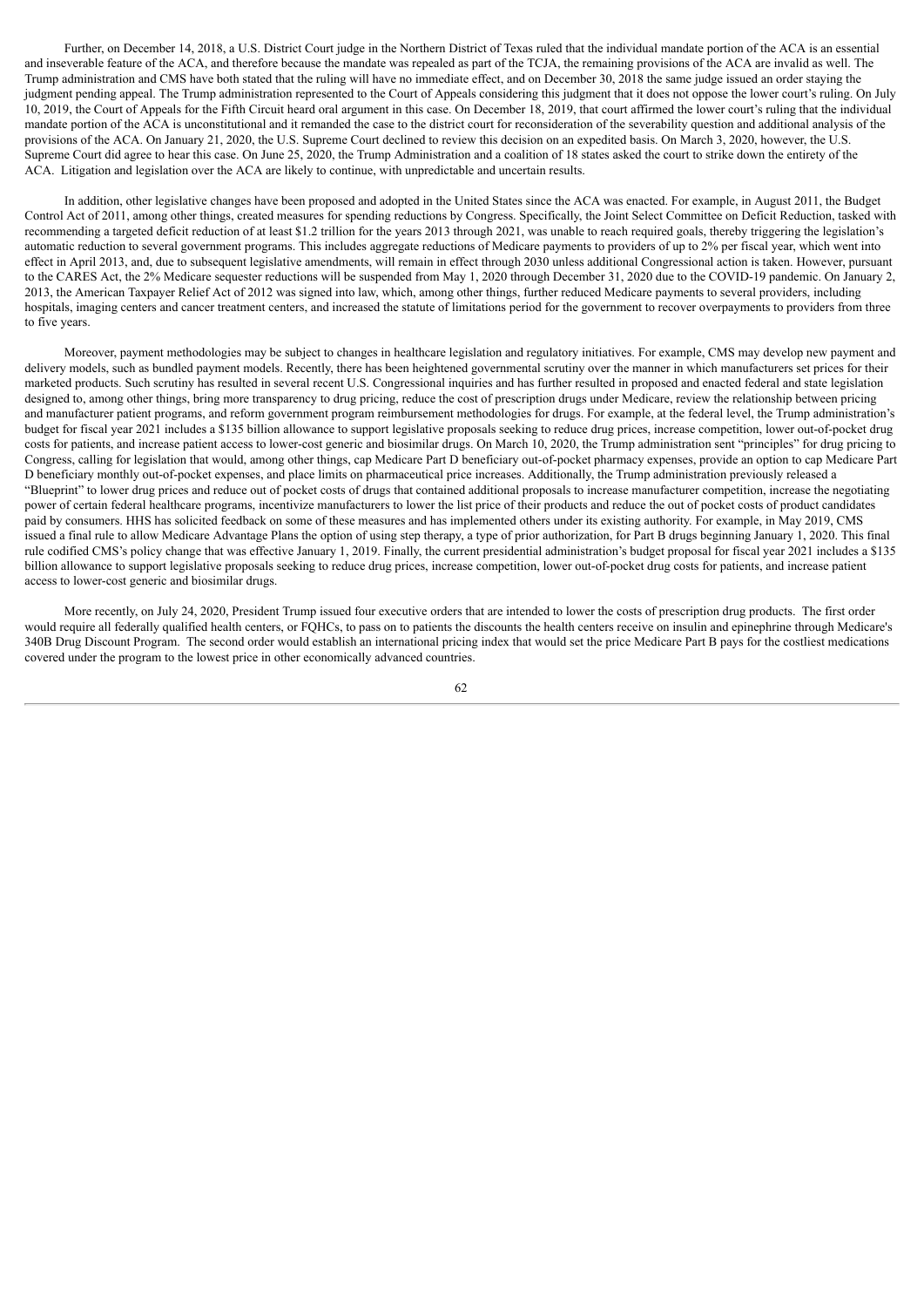Further, on December 14, 2018, a U.S. District Court judge in the Northern District of Texas ruled that the individual mandate portion of the ACA is an essential and inseverable feature of the ACA, and therefore because the mandate was repealed as part of the TCJA, the remaining provisions of the ACA are invalid as well. The Trump administration and CMS have both stated that the ruling will have no immediate effect, and on December 30, 2018 the same judge issued an order staying the judgment pending appeal. The Trump administration represented to the Court of Appeals considering this judgment that it does not oppose the lower court's ruling. On July 10, 2019, the Court of Appeals for the Fifth Circuit heard oral argument in this case. On December 18, 2019, that court affirmed the lower court's ruling that the individual mandate portion of the ACA is unconstitutional and it remanded the case to the district court for reconsideration of the severability question and additional analysis of the provisions of the ACA. On January 21, 2020, the U.S. Supreme Court declined to review this decision on an expedited basis. On March 3, 2020, however, the U.S. Supreme Court did agree to hear this case. On June 25, 2020, the Trump Administration and a coalition of 18 states asked the court to strike down the entirety of the ACA. Litigation and legislation over the ACA are likely to continue, with unpredictable and uncertain results.

In addition, other legislative changes have been proposed and adopted in the United States since the ACA was enacted. For example, in August 2011, the Budget Control Act of 2011, among other things, created measures for spending reductions by Congress. Specifically, the Joint Select Committee on Deficit Reduction, tasked with recommending a targeted deficit reduction of at least $1.2 trillion for the years 2013 through 2021, was unable to reach required goals, thereby triggering the legislation's automatic reduction to several government programs. This includes aggregate reductions of Medicare payments to providers of up to 2% per fiscal year, which went into effect in April 2013, and, due to subsequent legislative amendments, will remain in effect through 2030 unless additional Congressional action is taken. However, pursuant to the CARES Act, the 2% Medicare sequester reductions will be suspended from May 1, 2020 through December 31, 2020 due to the COVID-19 pandemic. On January 2, 2013, the American Taxpayer Relief Act of 2012 was signed into law, which, among other things, further reduced Medicare payments to several providers, including hospitals, imaging centers and cancer treatment centers, and increased the statute of limitations period for the government to recover overpayments to providers from three to five years.

Moreover, payment methodologies may be subject to changes in healthcare legislation and regulatory initiatives. For example, CMS may develop new payment and delivery models, such as bundled payment models. Recently, there has been heightened governmental scrutiny over the manner in which manufacturers set prices for their marketed products. Such scrutiny has resulted in several recent U.S. Congressional inquiries and has further resulted in proposed and enacted federal and state legislation designed to, among other things, bring more transparency to drug pricing, reduce the cost of prescription drugs under Medicare, review the relationship between pricing and manufacturer patient programs, and reform government program reimbursement methodologies for drugs. For example, at the federal level, the Trump administration's budget for fiscal year 2021 includes a $135 billion allowance to support legislative proposals seeking to reduce drug prices, increase competition, lower out-of-pocket drug costs for patients, and increase patient access to lower-cost generic and biosimilar drugs. On March 10, 2020, the Trump administration sent "principles" for drug pricing to Congress, calling for legislation that would, among other things, cap Medicare Part D beneficiary out-of-pocket pharmacy expenses, provide an option to cap Medicare Part D beneficiary monthly out-of-pocket expenses, and place limits on pharmaceutical price increases. Additionally, the Trump administration previously released a "Blueprint" to lower drug prices and reduce out of pocket costs of drugs that contained additional proposals to increase manufacturer competition, increase the negotiating power of certain federal healthcare programs, incentivize manufacturers to lower the list price of their products and reduce the out of pocket costs of product candidates paid by consumers. HHS has solicited feedback on some of these measures and has implemented others under its existing authority. For example, in May 2019, CMS issued a final rule to allow Medicare Advantage Plans the option of using step therapy, a type of prior authorization, for Part B drugs beginning January 1, 2020. This final rule codified CMS's policy change that was effective January 1, 2019. Finally, the current presidential administration's budget proposal for fiscal year 2021 includes a $135 billion allowance to support legislative proposals seeking to reduce drug prices, increase competition, lower out-of-pocket drug costs for patients, and increase patient access to lower-cost generic and biosimilar drugs.

More recently, on July 24, 2020, President Trump issued four executive orders that are intended to lower the costs of prescription drug products. The first order would require all federally qualified health centers, or FQHCs, to pass on to patients the discounts the health centers receive on insulin and epinephrine through Medicare's 340B Drug Discount Program. The second order would establish an international pricing index that would set the price Medicare Part B pays for the costliest medications covered under the program to the lowest price in other economically advanced countries.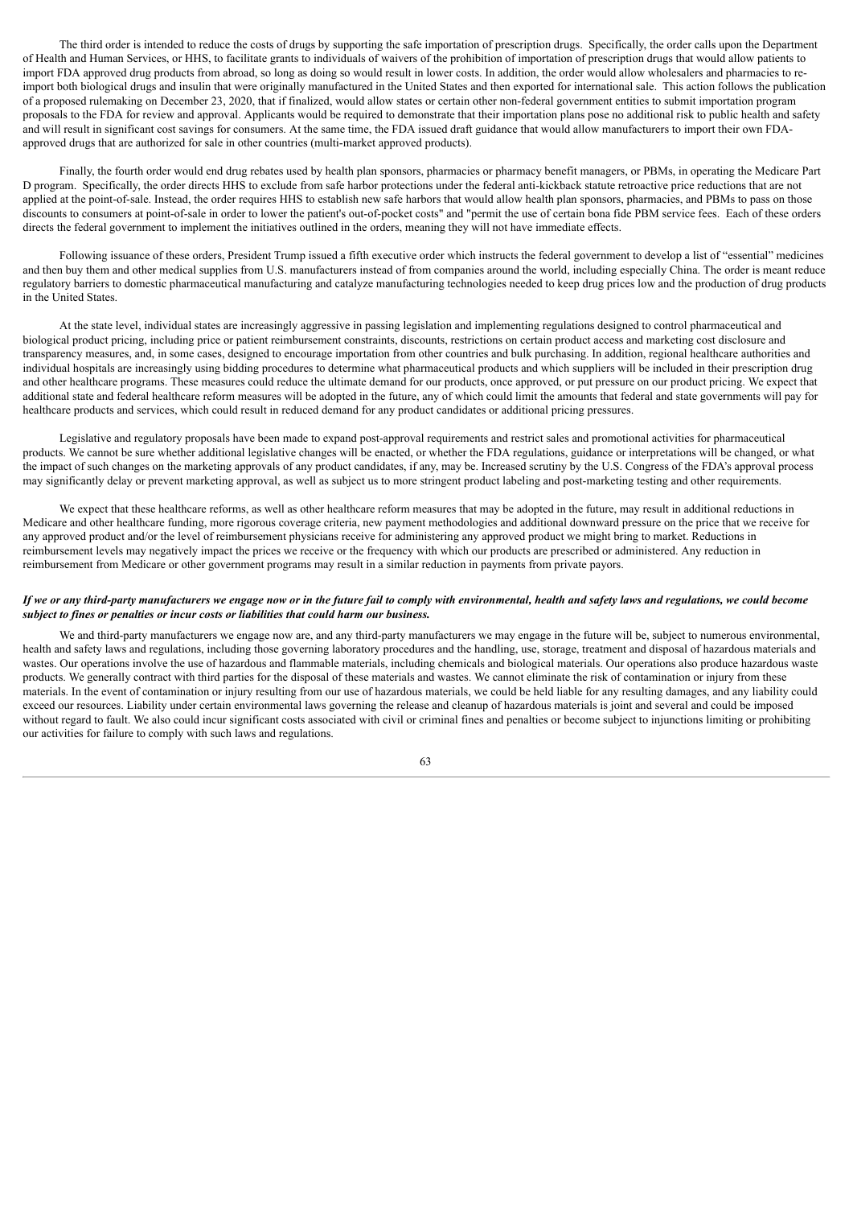The third order is intended to reduce the costs of drugs by supporting the safe importation of prescription drugs. Specifically, the order calls upon the Department of Health and Human Services, or HHS, to facilitate grants to individuals of waivers of the prohibition of importation of prescription drugs that would allow patients to import FDA approved drug products from abroad, so long as doing so would result in lower costs. In addition, the order would allow wholesalers and pharmacies to re-import both biological drugs and insulin that were originally manufactured in the United States and then exported for international sale. This action follows the publication of a proposed rulemaking on December 23, 2020, that if finalized, would allow states or certain other non-federal government entities to submit importation program proposals to the FDA for review and approval. Applicants would be required to demonstrate that their importation plans pose no additional risk to public health and safety and will result in significant cost savings for consumers. At the same time, the FDA issued draft guidance that would allow manufacturers to import their own FDA-approved drugs that are authorized for sale in other countries (multi-market approved products).

Finally, the fourth order would end drug rebates used by health plan sponsors, pharmacies or pharmacy benefit managers, or PBMs, in operating the Medicare Part D program. Specifically, the order directs HHS to exclude from safe harbor protections under the federal anti-kickback statute retroactive price reductions that are not applied at the point-of-sale. Instead, the order requires HHS to establish new safe harbors that would allow health plan sponsors, pharmacies, and PBMs to pass on those discounts to consumers at point-of-sale in order to lower the patient's out-of-pocket costs" and "permit the use of certain bona fide PBM service fees. Each of these orders directs the federal government to implement the initiatives outlined in the orders, meaning they will not have immediate effects.

Following issuance of these orders, President Trump issued a fifth executive order which instructs the federal government to develop a list of "essential" medicines and then buy them and other medical supplies from U.S. manufacturers instead of from companies around the world, including especially China. The order is meant reduce regulatory barriers to domestic pharmaceutical manufacturing and catalyze manufacturing technologies needed to keep drug prices low and the production of drug products in the United States.

At the state level, individual states are increasingly aggressive in passing legislation and implementing regulations designed to control pharmaceutical and biological product pricing, including price or patient reimbursement constraints, discounts, restrictions on certain product access and marketing cost disclosure and transparency measures, and, in some cases, designed to encourage importation from other countries and bulk purchasing. In addition, regional healthcare authorities and individual hospitals are increasingly using bidding procedures to determine what pharmaceutical products and which suppliers will be included in their prescription drug and other healthcare programs. These measures could reduce the ultimate demand for our products, once approved, or put pressure on our product pricing. We expect that additional state and federal healthcare reform measures will be adopted in the future, any of which could limit the amounts that federal and state governments will pay for healthcare products and services, which could result in reduced demand for any product candidates or additional pricing pressures.

Legislative and regulatory proposals have been made to expand post-approval requirements and restrict sales and promotional activities for pharmaceutical products. We cannot be sure whether additional legislative changes will be enacted, or whether the FDA regulations, guidance or interpretations will be changed, or what the impact of such changes on the marketing approvals of any product candidates, if any, may be. Increased scrutiny by the U.S. Congress of the FDA's approval process may significantly delay or prevent marketing approval, as well as subject us to more stringent product labeling and post-marketing testing and other requirements.

We expect that these healthcare reforms, as well as other healthcare reform measures that may be adopted in the future, may result in additional reductions in Medicare and other healthcare funding, more rigorous coverage criteria, new payment methodologies and additional downward pressure on the price that we receive for any approved product and/or the level of reimbursement physicians receive for administering any approved product we might bring to market. Reductions in reimbursement levels may negatively impact the prices we receive or the frequency with which our products are prescribed or administered. Any reduction in reimbursement from Medicare or other government programs may result in a similar reduction in payments from private payors.

***If we or any third-party manufacturers we engage now or in the future fail to comply with environmental, health and safety laws and regulations, we could become subject to fines or penalties or incur costs or liabilities that could harm our business.***

We and third-party manufacturers we engage now are, and any third-party manufacturers we may engage in the future will be, subject to numerous environmental, health and safety laws and regulations, including those governing laboratory procedures and the handling, use, storage, treatment and disposal of hazardous materials and wastes. Our operations involve the use of hazardous and flammable materials, including chemicals and biological materials. Our operations also produce hazardous waste products. We generally contract with third parties for the disposal of these materials and wastes. We cannot eliminate the risk of contamination or injury from these materials. In the event of contamination or injury resulting from our use of hazardous materials, we could be held liable for any resulting damages, and any liability could exceed our resources. Liability under certain environmental laws governing the release and cleanup of hazardous materials is joint and several and could be imposed without regard to fault. We also could incur significant costs associated with civil or criminal fines and penalties or become subject to injunctions limiting or prohibiting our activities for failure to comply with such laws and regulations.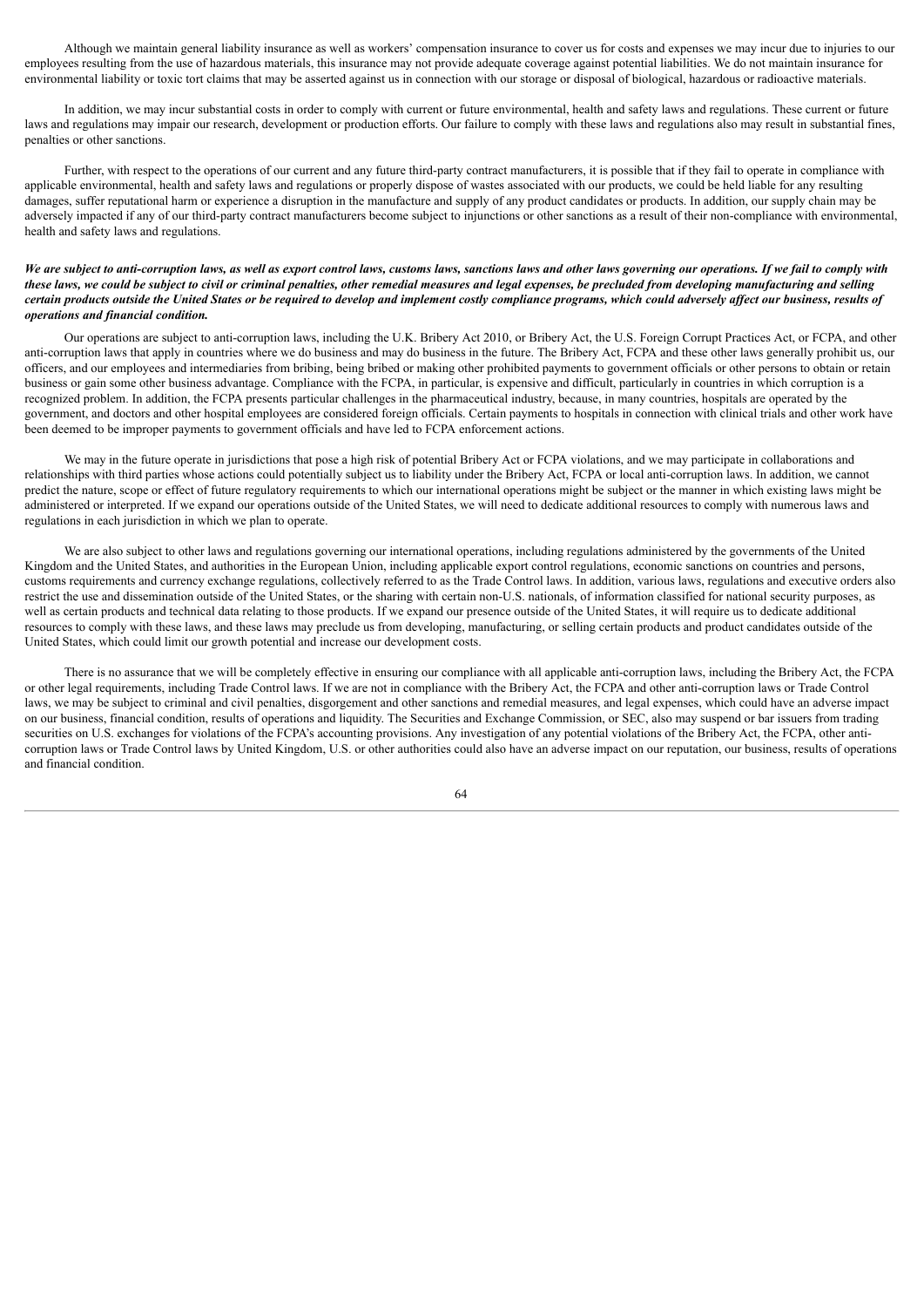Although we maintain general liability insurance as well as workers' compensation insurance to cover us for costs and expenses we may incur due to injuries to our employees resulting from the use of hazardous materials, this insurance may not provide adequate coverage against potential liabilities. We do not maintain insurance for environmental liability or toxic tort claims that may be asserted against us in connection with our storage or disposal of biological, hazardous or radioactive materials.

In addition, we may incur substantial costs in order to comply with current or future environmental, health and safety laws and regulations. These current or future laws and regulations may impair our research, development or production efforts. Our failure to comply with these laws and regulations also may result in substantial fines, penalties or other sanctions.

Further, with respect to the operations of our current and any future third-party contract manufacturers, it is possible that if they fail to operate in compliance with applicable environmental, health and safety laws and regulations or properly dispose of wastes associated with our products, we could be held liable for any resulting damages, suffer reputational harm or experience a disruption in the manufacture and supply of any product candidates or products. In addition, our supply chain may be adversely impacted if any of our third-party contract manufacturers become subject to injunctions or other sanctions as a result of their non-compliance with environmental, health and safety laws and regulations.

***We are subject to anti-corruption laws, as well as export control laws, customs laws, sanctions laws and other laws governing our operations. If we fail to comply with these laws, we could be subject to civil or criminal penalties, other remedial measures and legal expenses, be precluded from developing manufacturing and selling certain products outside the United States or be required to develop and implement costly compliance programs, which could adversely affect our business, results of operations and financial condition.***

Our operations are subject to anti-corruption laws, including the U.K. Bribery Act 2010, or Bribery Act, the U.S. Foreign Corrupt Practices Act, or FCPA, and other anti-corruption laws that apply in countries where we do business and may do business in the future. The Bribery Act, FCPA and these other laws generally prohibit us, our officers, and our employees and intermediaries from bribing, being bribed or making other prohibited payments to government officials or other persons to obtain or retain business or gain some other business advantage. Compliance with the FCPA, in particular, is expensive and difficult, particularly in countries in which corruption is a recognized problem. In addition, the FCPA presents particular challenges in the pharmaceutical industry, because, in many countries, hospitals are operated by the government, and doctors and other hospital employees are considered foreign officials. Certain payments to hospitals in connection with clinical trials and other work have been deemed to be improper payments to government officials and have led to FCPA enforcement actions.

We may in the future operate in jurisdictions that pose a high risk of potential Bribery Act or FCPA violations, and we may participate in collaborations and relationships with third parties whose actions could potentially subject us to liability under the Bribery Act, FCPA or local anti-corruption laws. In addition, we cannot predict the nature, scope or effect of future regulatory requirements to which our international operations might be subject or the manner in which existing laws might be administered or interpreted. If we expand our operations outside of the United States, we will need to dedicate additional resources to comply with numerous laws and regulations in each jurisdiction in which we plan to operate.

We are also subject to other laws and regulations governing our international operations, including regulations administered by the governments of the United Kingdom and the United States, and authorities in the European Union, including applicable export control regulations, economic sanctions on countries and persons, customs requirements and currency exchange regulations, collectively referred to as the Trade Control laws. In addition, various laws, regulations and executive orders also restrict the use and dissemination outside of the United States, or the sharing with certain non-U.S. nationals, of information classified for national security purposes, as well as certain products and technical data relating to those products. If we expand our presence outside of the United States, it will require us to dedicate additional resources to comply with these laws, and these laws may preclude us from developing, manufacturing, or selling certain products and product candidates outside of the United States, which could limit our growth potential and increase our development costs.

There is no assurance that we will be completely effective in ensuring our compliance with all applicable anti-corruption laws, including the Bribery Act, the FCPA or other legal requirements, including Trade Control laws. If we are not in compliance with the Bribery Act, the FCPA and other anti-corruption laws or Trade Control laws, we may be subject to criminal and civil penalties, disgorgement and other sanctions and remedial measures, and legal expenses, which could have an adverse impact on our business, financial condition, results of operations and liquidity. The Securities and Exchange Commission, or SEC, also may suspend or bar issuers from trading securities on U.S. exchanges for violations of the FCPA's accounting provisions. Any investigation of any potential violations of the Bribery Act, the FCPA, other anti-corruption laws or Trade Control laws by United Kingdom, U.S. or other authorities could also have an adverse impact on our reputation, our business, results of operations and financial condition.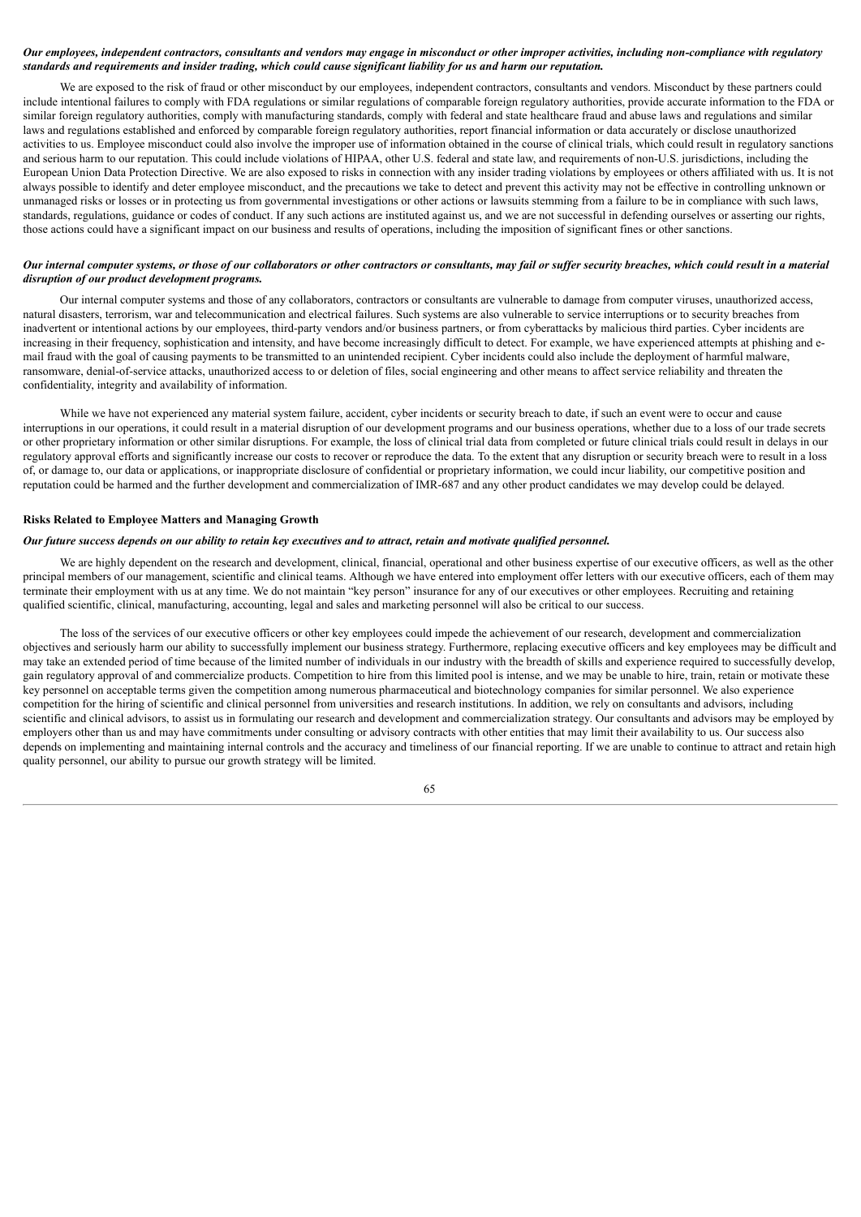***Our employees, independent contractors, consultants and vendors may engage in misconduct or other improper activities, including non-compliance with regulatory standards and requirements and insider trading, which could cause significant liability for us and harm our reputation.***

We are exposed to the risk of fraud or other misconduct by our employees, independent contractors, consultants and vendors. Misconduct by these partners could include intentional failures to comply with FDA regulations or similar regulations of comparable foreign regulatory authorities, provide accurate information to the FDA or similar foreign regulatory authorities, comply with manufacturing standards, comply with federal and state healthcare fraud and abuse laws and regulations and similar laws and regulations established and enforced by comparable foreign regulatory authorities, report financial information or data accurately or disclose unauthorized activities to us. Employee misconduct could also involve the improper use of information obtained in the course of clinical trials, which could result in regulatory sanctions and serious harm to our reputation. This could include violations of HIPAA, other U.S. federal and state law, and requirements of non-U.S. jurisdictions, including the European Union Data Protection Directive. We are also exposed to risks in connection with any insider trading violations by employees or others affiliated with us. It is not always possible to identify and deter employee misconduct, and the precautions we take to detect and prevent this activity may not be effective in controlling unknown or unmanaged risks or losses or in protecting us from governmental investigations or other actions or lawsuits stemming from a failure to be in compliance with such laws, standards, regulations, guidance or codes of conduct. If any such actions are instituted against us, and we are not successful in defending ourselves or asserting our rights, those actions could have a significant impact on our business and results of operations, including the imposition of significant fines or other sanctions.

***Our internal computer systems, or those of our collaborators or other contractors or consultants, may fail or suffer security breaches, which could result in a material disruption of our product development programs.***

Our internal computer systems and those of any collaborators, contractors or consultants are vulnerable to damage from computer viruses, unauthorized access, natural disasters, terrorism, war and telecommunication and electrical failures. Such systems are also vulnerable to service interruptions or to security breaches from inadvertent or intentional actions by our employees, third-party vendors and/or business partners, or from cyberattacks by malicious third parties. Cyber incidents are increasing in their frequency, sophistication and intensity, and have become increasingly difficult to detect. For example, we have experienced attempts at phishing and e-mail fraud with the goal of causing payments to be transmitted to an unintended recipient. Cyber incidents could also include the deployment of harmful malware, ransomware, denial-of-service attacks, unauthorized access to or deletion of files, social engineering and other means to affect service reliability and threaten the confidentiality, integrity and availability of information.

While we have not experienced any material system failure, accident, cyber incidents or security breach to date, if such an event were to occur and cause interruptions in our operations, it could result in a material disruption of our development programs and our business operations, whether due to a loss of our trade secrets or other proprietary information or other similar disruptions. For example, the loss of clinical trial data from completed or future clinical trials could result in delays in our regulatory approval efforts and significantly increase our costs to recover or reproduce the data. To the extent that any disruption or security breach were to result in a loss of, or damage to, our data or applications, or inappropriate disclosure of confidential or proprietary information, we could incur liability, our competitive position and reputation could be harmed and the further development and commercialization of IMR-687 and any other product candidates we may develop could be delayed.

**Risks Related to Employee Matters and Managing Growth**

***Our future success depends on our ability to retain key executives and to attract, retain and motivate qualified personnel.***

We are highly dependent on the research and development, clinical, financial, operational and other business expertise of our executive officers, as well as the other principal members of our management, scientific and clinical teams. Although we have entered into employment offer letters with our executive officers, each of them may terminate their employment with us at any time. We do not maintain "key person" insurance for any of our executives or other employees. Recruiting and retaining qualified scientific, clinical, manufacturing, accounting, legal and sales and marketing personnel will also be critical to our success.

The loss of the services of our executive officers or other key employees could impede the achievement of our research, development and commercialization objectives and seriously harm our ability to successfully implement our business strategy. Furthermore, replacing executive officers and key employees may be difficult and may take an extended period of time because of the limited number of individuals in our industry with the breadth of skills and experience required to successfully develop, gain regulatory approval of and commercialize products. Competition to hire from this limited pool is intense, and we may be unable to hire, train, retain or motivate these key personnel on acceptable terms given the competition among numerous pharmaceutical and biotechnology companies for similar personnel. We also experience competition for the hiring of scientific and clinical personnel from universities and research institutions. In addition, we rely on consultants and advisors, including scientific and clinical advisors, to assist us in formulating our research and development and commercialization strategy. Our consultants and advisors may be employed by employers other than us and may have commitments under consulting or advisory contracts with other entities that may limit their availability to us. Our success also depends on implementing and maintaining internal controls and the accuracy and timeliness of our financial reporting. If we are unable to continue to attract and retain high quality personnel, our ability to pursue our growth strategy will be limited.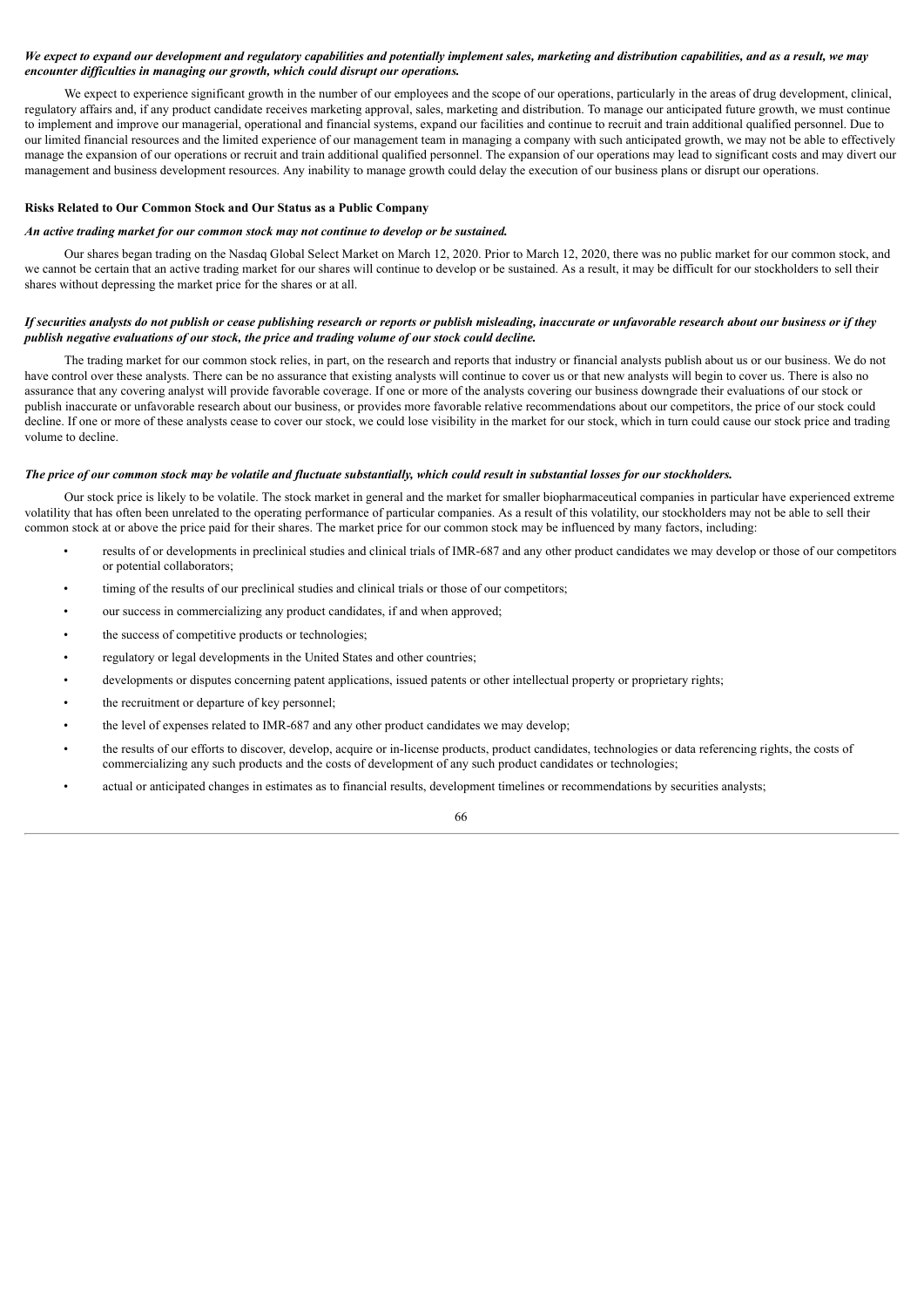***We expect to expand our development and regulatory capabilities and potentially implement sales, marketing and distribution capabilities, and as a result, we may encounter difficulties in managing our growth, which could disrupt our operations.***

We expect to experience significant growth in the number of our employees and the scope of our operations, particularly in the areas of drug development, clinical, regulatory affairs and, if any product candidate receives marketing approval, sales, marketing and distribution. To manage our anticipated future growth, we must continue to implement and improve our managerial, operational and financial systems, expand our facilities and continue to recruit and train additional qualified personnel. Due to our limited financial resources and the limited experience of our management team in managing a company with such anticipated growth, we may not be able to effectively manage the expansion of our operations or recruit and train additional qualified personnel. The expansion of our operations may lead to significant costs and may divert our management and business development resources. Any inability to manage growth could delay the execution of our business plans or disrupt our operations.

**Risks Related to Our Common Stock and Our Status as a Public Company**

***An active trading market for our common stock may not continue to develop or be sustained.***

Our shares began trading on the Nasdaq Global Select Market on March 12, 2020. Prior to March 12, 2020, there was no public market for our common stock, and we cannot be certain that an active trading market for our shares will continue to develop or be sustained. As a result, it may be difficult for our stockholders to sell their shares without depressing the market price for the shares or at all.

***If securities analysts do not publish or cease publishing research or reports or publish misleading, inaccurate or unfavorable research about our business or if they publish negative evaluations of our stock, the price and trading volume of our stock could decline.***

The trading market for our common stock relies, in part, on the research and reports that industry or financial analysts publish about us or our business. We do not have control over these analysts. There can be no assurance that existing analysts will continue to cover us or that new analysts will begin to cover us. There is also no assurance that any covering analyst will provide favorable coverage. If one or more of the analysts covering our business downgrade their evaluations of our stock or publish inaccurate or unfavorable research about our business, or provides more favorable relative recommendations about our competitors, the price of our stock could decline. If one or more of these analysts cease to cover our stock, we could lose visibility in the market for our stock, which in turn could cause our stock price and trading volume to decline.

***The price of our common stock may be volatile and fluctuate substantially, which could result in substantial losses for our stockholders.***

Our stock price is likely to be volatile. The stock market in general and the market for smaller biopharmaceutical companies in particular have experienced extreme volatility that has often been unrelated to the operating performance of particular companies. As a result of this volatility, our stockholders may not be able to sell their common stock at or above the price paid for their shares. The market price for our common stock may be influenced by many factors, including:

- results of or developments in preclinical studies and clinical trials of IMR-687 and any other product candidates we may develop or those of our competitors or potential collaborators;
- timing of the results of our preclinical studies and clinical trials or those of our competitors;
- our success in commercializing any product candidates, if and when approved;
- the success of competitive products or technologies;
- regulatory or legal developments in the United States and other countries;
- developments or disputes concerning patent applications, issued patents or other intellectual property or proprietary rights;
- the recruitment or departure of key personnel;
- the level of expenses related to IMR-687 and any other product candidates we may develop;
- the results of our efforts to discover, develop, acquire or in-license products, product candidates, technologies or data referencing rights, the costs of commercializing any such products and the costs of development of any such product candidates or technologies;
- actual or anticipated changes in estimates as to financial results, development timelines or recommendations by securities analysts;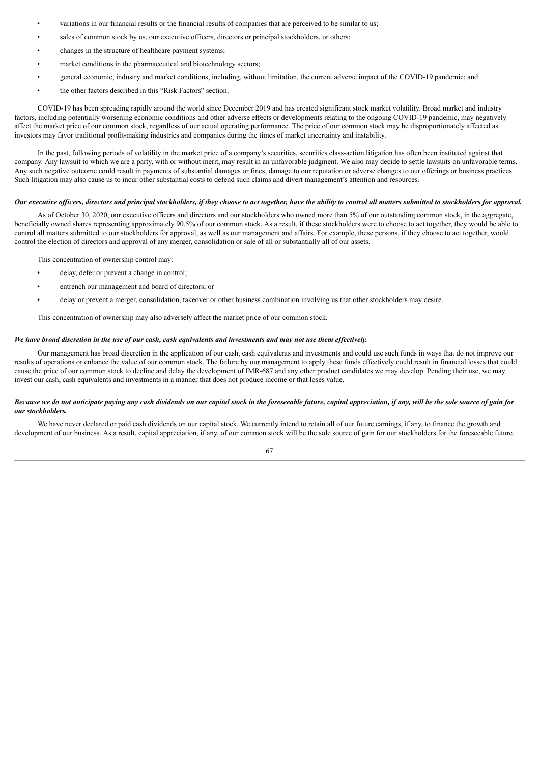- variations in our financial results or the financial results of companies that are perceived to be similar to us;
- sales of common stock by us, our executive officers, directors or principal stockholders, or others;
- changes in the structure of healthcare payment systems;
- market conditions in the pharmaceutical and biotechnology sectors;
- general economic, industry and market conditions, including, without limitation, the current adverse impact of the COVID-19 pandemic; and
- the other factors described in this "Risk Factors" section.

COVID-19 has been spreading rapidly around the world since December 2019 and has created significant stock market volatility. Broad market and industry factors, including potentially worsening economic conditions and other adverse effects or developments relating to the ongoing COVID-19 pandemic, may negatively affect the market price of our common stock, regardless of our actual operating performance. The price of our common stock may be disproportionately affected as investors may favor traditional profit-making industries and companies during the times of market uncertainty and instability.

In the past, following periods of volatility in the market price of a company's securities, securities class-action litigation has often been instituted against that company. Any lawsuit to which we are a party, with or without merit, may result in an unfavorable judgment. We also may decide to settle lawsuits on unfavorable terms. Any such negative outcome could result in payments of substantial damages or fines, damage to our reputation or adverse changes to our offerings or business practices. Such litigation may also cause us to incur other substantial costs to defend such claims and divert management's attention and resources.

***Our executive officers, directors and principal stockholders, if they choose to act together, have the ability to control all matters submitted to stockholders for approval.***

As of October 30, 2020, our executive officers and directors and our stockholders who owned more than 5% of our outstanding common stock, in the aggregate, beneficially owned shares representing approximately 90.5% of our common stock. As a result, if these stockholders were to choose to act together, they would be able to control all matters submitted to our stockholders for approval, as well as our management and affairs. For example, these persons, if they choose to act together, would control the election of directors and approval of any merger, consolidation or sale of all or substantially all of our assets.

This concentration of ownership control may:

- delay, defer or prevent a change in control;
- entrench our management and board of directors; or
- delay or prevent a merger, consolidation, takeover or other business combination involving us that other stockholders may desire.

This concentration of ownership may also adversely affect the market price of our common stock.

***We have broad discretion in the use of our cash, cash equivalents and investments and may not use them effectively.***

Our management has broad discretion in the application of our cash, cash equivalents and investments and could use such funds in ways that do not improve our results of operations or enhance the value of our common stock. The failure by our management to apply these funds effectively could result in financial losses that could cause the price of our common stock to decline and delay the development of IMR-687 and any other product candidates we may develop. Pending their use, we may invest our cash, cash equivalents and investments in a manner that does not produce income or that loses value.

***Because we do not anticipate paying any cash dividends on our capital stock in the foreseeable future, capital appreciation, if any, will be the sole source of gain for our stockholders.***

We have never declared or paid cash dividends on our capital stock. We currently intend to retain all of our future earnings, if any, to finance the growth and development of our business. As a result, capital appreciation, if any, of our common stock will be the sole source of gain for our stockholders for the foreseeable future.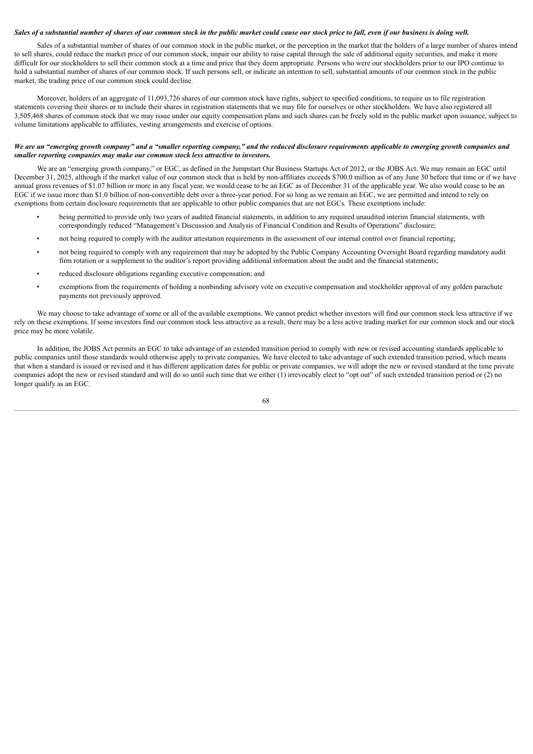***Sales of a substantial number of shares of our common stock in the public market could cause our stock price to fall, even if our business is doing well.***

Sales of a substantial number of shares of our common stock in the public market, or the perception in the market that the holders of a large number of shares intend to sell shares, could reduce the market price of our common stock, impair our ability to raise capital through the sale of additional equity securities, and make it more difficult for our stockholders to sell their common stock at a time and price that they deem appropriate. Persons who were our stockholders prior to our IPO continue to hold a substantial number of shares of our common stock. If such persons sell, or indicate an intention to sell, substantial amounts of our common stock in the public market, the trading price of our common stock could decline.

Moreover, holders of an aggregate of 11,093,726 shares of our common stock have rights, subject to specified conditions, to require us to file registration statements covering their shares or to include their shares in registration statements that we may file for ourselves or other stockholders. We have also registered all 3,505,468 shares of common stock that we may issue under our equity compensation plans and such shares can be freely sold in the public market upon issuance, subject to volume limitations applicable to affiliates, vesting arrangements and exercise of options.

***We are an "emerging growth company" and a "smaller reporting company," and the reduced disclosure requirements applicable to emerging growth companies and smaller reporting companies may make our common stock less attractive to investors.***

We are an "emerging growth company," or EGC, as defined in the Jumpstart Our Business Startups Act of 2012, or the JOBS Act. We may remain an EGC until December 31, 2025, although if the market value of our common stock that is held by non-affiliates exceeds $700.0 million as of any June 30 before that time or if we have annual gross revenues of $1.07 billion or more in any fiscal year, we would cease to be an EGC as of December 31 of the applicable year. We also would cease to be an EGC if we issue more than $1.0 billion of non-convertible debt over a three-year period. For so long as we remain an EGC, we are permitted and intend to rely on exemptions from certain disclosure requirements that are applicable to other public companies that are not EGCs. These exemptions include:

- being permitted to provide only two years of audited financial statements, in addition to any required unaudited interim financial statements, with correspondingly reduced "Management's Discussion and Analysis of Financial Condition and Results of Operations" disclosure;
- not being required to comply with the auditor attestation requirements in the assessment of our internal control over financial reporting;
- not being required to comply with any requirement that may be adopted by the Public Company Accounting Oversight Board regarding mandatory audit firm rotation or a supplement to the auditor's report providing additional information about the audit and the financial statements;
- reduced disclosure obligations regarding executive compensation; and
- exemptions from the requirements of holding a nonbinding advisory vote on executive compensation and stockholder approval of any golden parachute payments not previously approved.

We may choose to take advantage of some or all of the available exemptions. We cannot predict whether investors will find our common stock less attractive if we rely on these exemptions. If some investors find our common stock less attractive as a result, there may be a less active trading market for our common stock and our stock price may be more volatile.

In addition, the JOBS Act permits an EGC to take advantage of an extended transition period to comply with new or revised accounting standards applicable to public companies until those standards would otherwise apply to private companies. We have elected to take advantage of such extended transition period, which means that when a standard is issued or revised and it has different application dates for public or private companies, we will adopt the new or revised standard at the time private companies adopt the new or revised standard and will do so until such time that we either (1) irrevocably elect to "opt out" of such extended transition period or (2) no longer qualify as an EGC.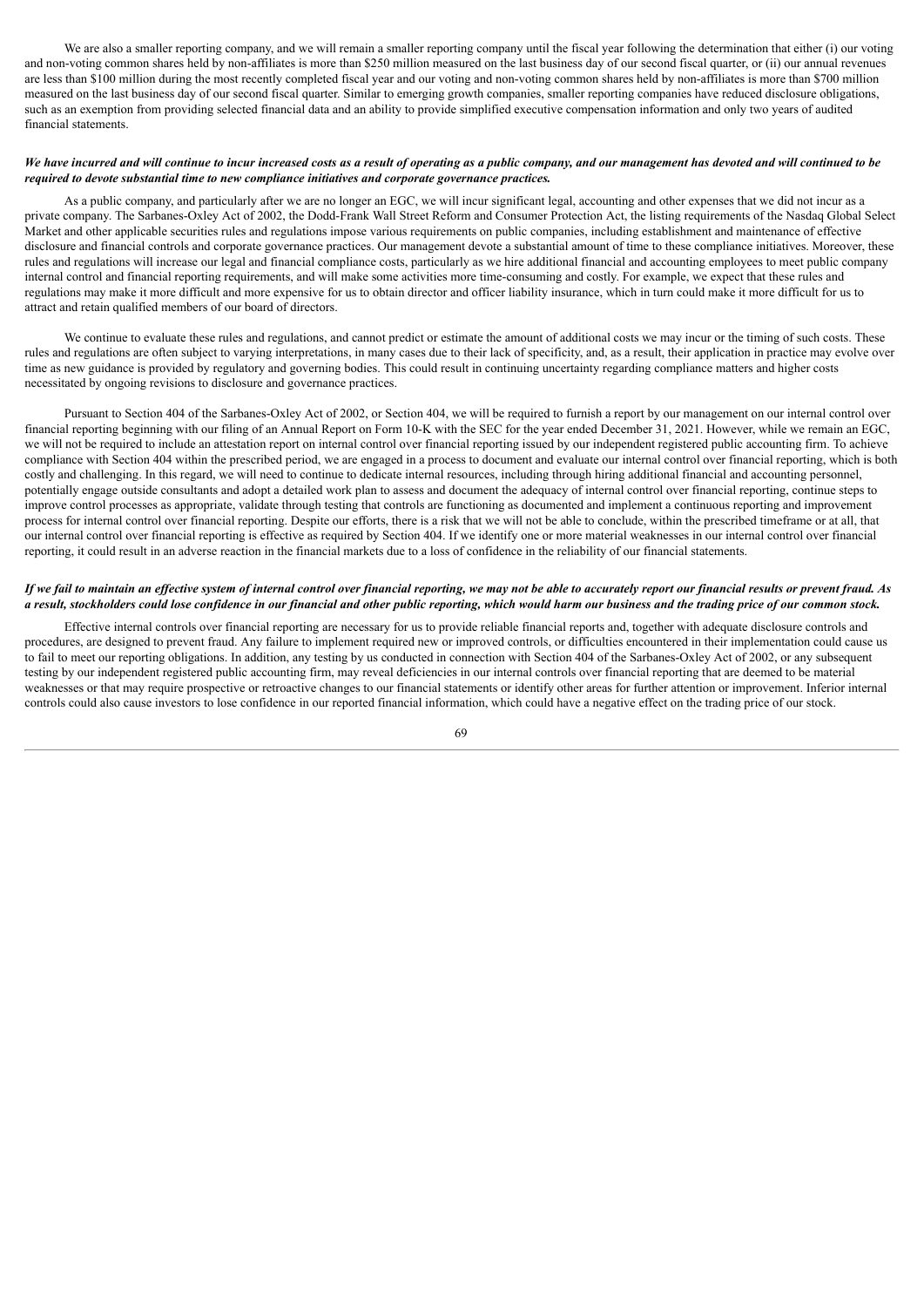We are also a smaller reporting company, and we will remain a smaller reporting company until the fiscal year following the determination that either (i) our voting and non-voting common shares held by non-affiliates is more than $250 million measured on the last business day of our second fiscal quarter, or (ii) our annual revenues are less than $100 million during the most recently completed fiscal year and our voting and non-voting common shares held by non-affiliates is more than $700 million measured on the last business day of our second fiscal quarter. Similar to emerging growth companies, smaller reporting companies have reduced disclosure obligations, such as an exemption from providing selected financial data and an ability to provide simplified executive compensation information and only two years of audited financial statements.

***We have incurred and will continue to incur increased costs as a result of operating as a public company, and our management has devoted and will continued to be required to devote substantial time to new compliance initiatives and corporate governance practices.***

As a public company, and particularly after we are no longer an EGC, we will incur significant legal, accounting and other expenses that we did not incur as a private company. The Sarbanes-Oxley Act of 2002, the Dodd-Frank Wall Street Reform and Consumer Protection Act, the listing requirements of the Nasdaq Global Select Market and other applicable securities rules and regulations impose various requirements on public companies, including establishment and maintenance of effective disclosure and financial controls and corporate governance practices. Our management devote a substantial amount of time to these compliance initiatives. Moreover, these rules and regulations will increase our legal and financial compliance costs, particularly as we hire additional financial and accounting employees to meet public company internal control and financial reporting requirements, and will make some activities more time-consuming and costly. For example, we expect that these rules and regulations may make it more difficult and more expensive for us to obtain director and officer liability insurance, which in turn could make it more difficult for us to attract and retain qualified members of our board of directors.

We continue to evaluate these rules and regulations, and cannot predict or estimate the amount of additional costs we may incur or the timing of such costs. These rules and regulations are often subject to varying interpretations, in many cases due to their lack of specificity, and, as a result, their application in practice may evolve over time as new guidance is provided by regulatory and governing bodies. This could result in continuing uncertainty regarding compliance matters and higher costs necessitated by ongoing revisions to disclosure and governance practices.

Pursuant to Section 404 of the Sarbanes-Oxley Act of 2002, or Section 404, we will be required to furnish a report by our management on our internal control over financial reporting beginning with our filing of an Annual Report on Form 10-K with the SEC for the year ended December 31, 2021. However, while we remain an EGC, we will not be required to include an attestation report on internal control over financial reporting issued by our independent registered public accounting firm. To achieve compliance with Section 404 within the prescribed period, we are engaged in a process to document and evaluate our internal control over financial reporting, which is both costly and challenging. In this regard, we will need to continue to dedicate internal resources, including through hiring additional financial and accounting personnel, potentially engage outside consultants and adopt a detailed work plan to assess and document the adequacy of internal control over financial reporting, continue steps to improve control processes as appropriate, validate through testing that controls are functioning as documented and implement a continuous reporting and improvement process for internal control over financial reporting. Despite our efforts, there is a risk that we will not be able to conclude, within the prescribed timeframe or at all, that our internal control over financial reporting is effective as required by Section 404. If we identify one or more material weaknesses in our internal control over financial reporting, it could result in an adverse reaction in the financial markets due to a loss of confidence in the reliability of our financial statements.

***If we fail to maintain an effective system of internal control over financial reporting, we may not be able to accurately report our financial results or prevent fraud. As a result, stockholders could lose confidence in our financial and other public reporting, which would harm our business and the trading price of our common stock.***

Effective internal controls over financial reporting are necessary for us to provide reliable financial reports and, together with adequate disclosure controls and procedures, are designed to prevent fraud. Any failure to implement required new or improved controls, or difficulties encountered in their implementation could cause us to fail to meet our reporting obligations. In addition, any testing by us conducted in connection with Section 404 of the Sarbanes-Oxley Act of 2002, or any subsequent testing by our independent registered public accounting firm, may reveal deficiencies in our internal controls over financial reporting that are deemed to be material weaknesses or that may require prospective or retroactive changes to our financial statements or identify other areas for further attention or improvement. Inferior internal controls could also cause investors to lose confidence in our reported financial information, which could have a negative effect on the trading price of our stock.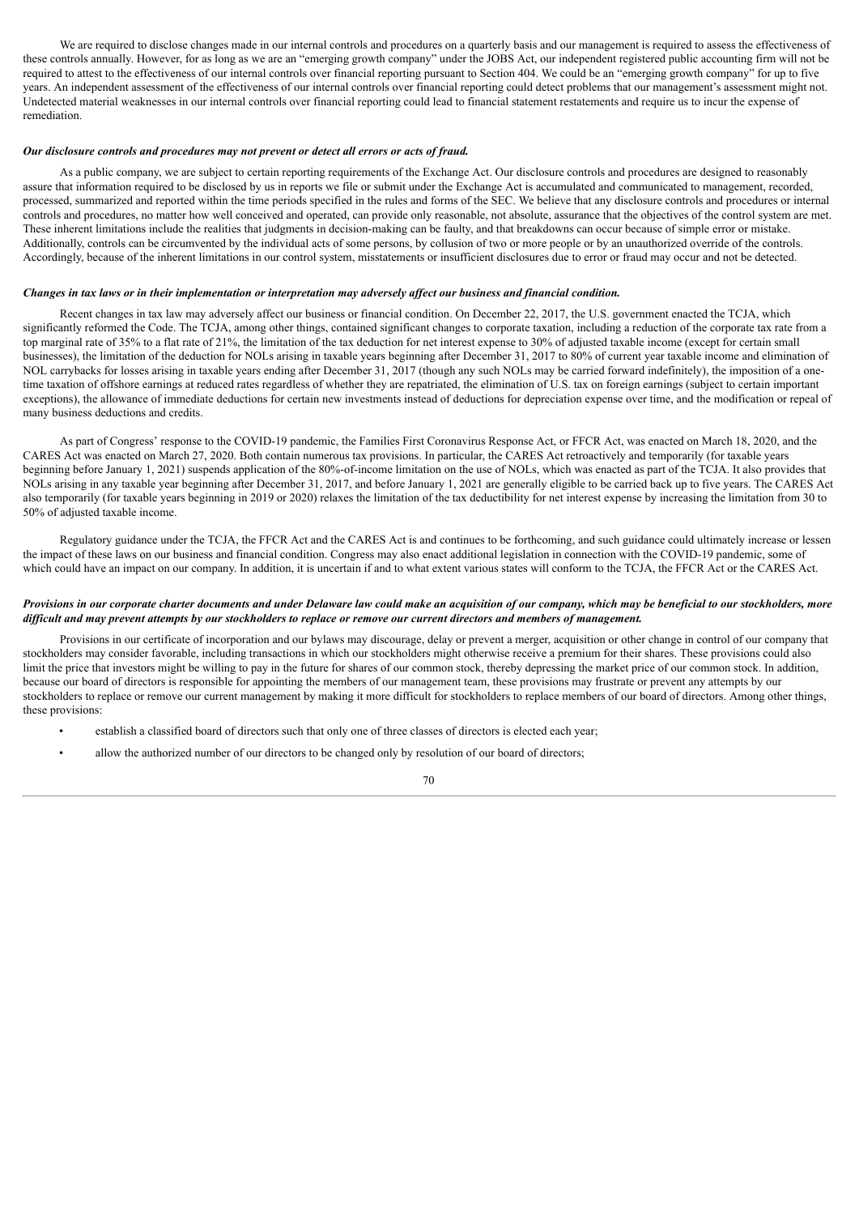We are required to disclose changes made in our internal controls and procedures on a quarterly basis and our management is required to assess the effectiveness of these controls annually. However, for as long as we are an "emerging growth company" under the JOBS Act, our independent registered public accounting firm will not be required to attest to the effectiveness of our internal controls over financial reporting pursuant to Section 404. We could be an "emerging growth company" for up to five years. An independent assessment of the effectiveness of our internal controls over financial reporting could detect problems that our management's assessment might not. Undetected material weaknesses in our internal controls over financial reporting could lead to financial statement restatements and require us to incur the expense of remediation.

***Our disclosure controls and procedures may not prevent or detect all errors or acts of fraud.***

As a public company, we are subject to certain reporting requirements of the Exchange Act. Our disclosure controls and procedures are designed to reasonably assure that information required to be disclosed by us in reports we file or submit under the Exchange Act is accumulated and communicated to management, recorded, processed, summarized and reported within the time periods specified in the rules and forms of the SEC. We believe that any disclosure controls and procedures or internal controls and procedures, no matter how well conceived and operated, can provide only reasonable, not absolute, assurance that the objectives of the control system are met. These inherent limitations include the realities that judgments in decision-making can be faulty, and that breakdowns can occur because of simple error or mistake. Additionally, controls can be circumvented by the individual acts of some persons, by collusion of two or more people or by an unauthorized override of the controls. Accordingly, because of the inherent limitations in our control system, misstatements or insufficient disclosures due to error or fraud may occur and not be detected.

***Changes in tax laws or in their implementation or interpretation may adversely affect our business and financial condition.***

Recent changes in tax law may adversely affect our business or financial condition. On December 22, 2017, the U.S. government enacted the TCJA, which significantly reformed the Code. The TCJA, among other things, contained significant changes to corporate taxation, including a reduction of the corporate tax rate from a top marginal rate of 35% to a flat rate of 21%, the limitation of the tax deduction for net interest expense to 30% of adjusted taxable income (except for certain small businesses), the limitation of the deduction for NOLs arising in taxable years beginning after December 31, 2017 to 80% of current year taxable income and elimination of NOL carrybacks for losses arising in taxable years ending after December 31, 2017 (though any such NOLs may be carried forward indefinitely), the imposition of a one-time taxation of offshore earnings at reduced rates regardless of whether they are repatriated, the elimination of U.S. tax on foreign earnings (subject to certain important exceptions), the allowance of immediate deductions for certain new investments instead of deductions for depreciation expense over time, and the modification or repeal of many business deductions and credits.

As part of Congress' response to the COVID-19 pandemic, the Families First Coronavirus Response Act, or FFCR Act, was enacted on March 18, 2020, and the CARES Act was enacted on March 27, 2020. Both contain numerous tax provisions. In particular, the CARES Act retroactively and temporarily (for taxable years beginning before January 1, 2021) suspends application of the 80%-of-income limitation on the use of NOLs, which was enacted as part of the TCJA. It also provides that NOLs arising in any taxable year beginning after December 31, 2017, and before January 1, 2021 are generally eligible to be carried back up to five years. The CARES Act also temporarily (for taxable years beginning in 2019 or 2020) relaxes the limitation of the tax deductibility for net interest expense by increasing the limitation from 30 to 50% of adjusted taxable income.

Regulatory guidance under the TCJA, the FFCR Act and the CARES Act is and continues to be forthcoming, and such guidance could ultimately increase or lessen the impact of these laws on our business and financial condition. Congress may also enact additional legislation in connection with the COVID-19 pandemic, some of which could have an impact on our company. In addition, it is uncertain if and to what extent various states will conform to the TCJA, the FFCR Act or the CARES Act.

***Provisions in our corporate charter documents and under Delaware law could make an acquisition of our company, which may be beneficial to our stockholders, more difficult and may prevent attempts by our stockholders to replace or remove our current directors and members of management.***

Provisions in our certificate of incorporation and our bylaws may discourage, delay or prevent a merger, acquisition or other change in control of our company that stockholders may consider favorable, including transactions in which our stockholders might otherwise receive a premium for their shares. These provisions could also limit the price that investors might be willing to pay in the future for shares of our common stock, thereby depressing the market price of our common stock. In addition, because our board of directors is responsible for appointing the members of our management team, these provisions may frustrate or prevent any attempts by our stockholders to replace or remove our current management by making it more difficult for stockholders to replace members of our board of directors. Among other things, these provisions:

- establish a classified board of directors such that only one of three classes of directors is elected each year;
- allow the authorized number of our directors to be changed only by resolution of our board of directors;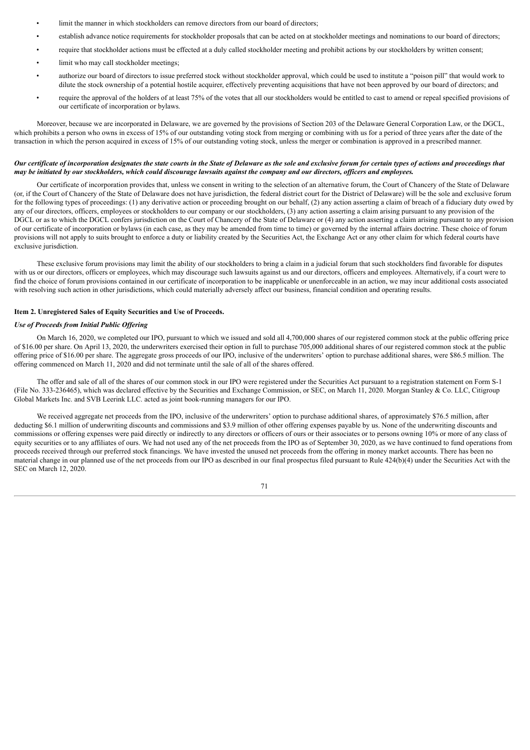- limit the manner in which stockholders can remove directors from our board of directors;
- establish advance notice requirements for stockholder proposals that can be acted on at stockholder meetings and nominations to our board of directors;
- require that stockholder actions must be effected at a duly called stockholder meeting and prohibit actions by our stockholders by written consent;
- limit who may call stockholder meetings;
- authorize our board of directors to issue preferred stock without stockholder approval, which could be used to institute a "poison pill" that would work to dilute the stock ownership of a potential hostile acquirer, effectively preventing acquisitions that have not been approved by our board of directors; and
- require the approval of the holders of at least 75% of the votes that all our stockholders would be entitled to cast to amend or repeal specified provisions of our certificate of incorporation or bylaws.

Moreover, because we are incorporated in Delaware, we are governed by the provisions of Section 203 of the Delaware General Corporation Law, or the DGCL, which prohibits a person who owns in excess of 15% of our outstanding voting stock from merging or combining with us for a period of three years after the date of the transaction in which the person acquired in excess of 15% of our outstanding voting stock, unless the merger or combination is approved in a prescribed manner.

***Our certificate of incorporation designates the state courts in the State of Delaware as the sole and exclusive forum for certain types of actions and proceedings that may be initiated by our stockholders, which could discourage lawsuits against the company and our directors, officers and employees.***

Our certificate of incorporation provides that, unless we consent in writing to the selection of an alternative forum, the Court of Chancery of the State of Delaware (or, if the Court of Chancery of the State of Delaware does not have jurisdiction, the federal district court for the District of Delaware) will be the sole and exclusive forum for the following types of proceedings: (1) any derivative action or proceeding brought on our behalf, (2) any action asserting a claim of breach of a fiduciary duty owed by any of our directors, officers, employees or stockholders to our company or our stockholders, (3) any action asserting a claim arising pursuant to any provision of the DGCL or as to which the DGCL confers jurisdiction on the Court of Chancery of the State of Delaware or (4) any action asserting a claim arising pursuant to any provision of our certificate of incorporation or bylaws (in each case, as they may be amended from time to time) or governed by the internal affairs doctrine. These choice of forum provisions will not apply to suits brought to enforce a duty or liability created by the Securities Act, the Exchange Act or any other claim for which federal courts have exclusive jurisdiction.

These exclusive forum provisions may limit the ability of our stockholders to bring a claim in a judicial forum that such stockholders find favorable for disputes with us or our directors, officers or employees, which may discourage such lawsuits against us and our directors, officers and employees. Alternatively, if a court were to find the choice of forum provisions contained in our certificate of incorporation to be inapplicable or unenforceable in an action, we may incur additional costs associated with resolving such action in other jurisdictions, which could materially adversely affect our business, financial condition and operating results.

### Item 2. Unregistered Sales of Equity Securities and Use of Proceeds.

#### *Use of Proceeds from Initial Public Offering*

On March 16, 2020, we completed our IPO, pursuant to which we issued and sold all 4,700,000 shares of our registered common stock at the public offering price of $16.00 per share. On April 13, 2020, the underwriters exercised their option in full to purchase 705,000 additional shares of our registered common stock at the public offering price of $16.00 per share. The aggregate gross proceeds of our IPO, inclusive of the underwriters' option to purchase additional shares, were $86.5 million. The offering commenced on March 11, 2020 and did not terminate until the sale of all of the shares offered.

The offer and sale of all of the shares of our common stock in our IPO were registered under the Securities Act pursuant to a registration statement on Form S-1 (File No. 333-236465), which was declared effective by the Securities and Exchange Commission, or SEC, on March 11, 2020. Morgan Stanley & Co. LLC, Citigroup Global Markets Inc. and SVB Leerink LLC. acted as joint book-running managers for our IPO.

We received aggregate net proceeds from the IPO, inclusive of the underwriters' option to purchase additional shares, of approximately $76.5 million, after deducting $6.1 million of underwriting discounts and commissions and $3.9 million of other offering expenses payable by us. None of the underwriting discounts and commissions or offering expenses were paid directly or indirectly to any directors or officers of ours or their associates or to persons owning 10% or more of any class of equity securities or to any affiliates of ours. We had not used any of the net proceeds from the IPO as of September 30, 2020, as we have continued to fund operations from proceeds received through our preferred stock financings. We have invested the unused net proceeds from the offering in money market accounts. There has been no material change in our planned use of the net proceeds from our IPO as described in our final prospectus filed pursuant to Rule 424(b)(4) under the Securities Act with the SEC on March 12, 2020.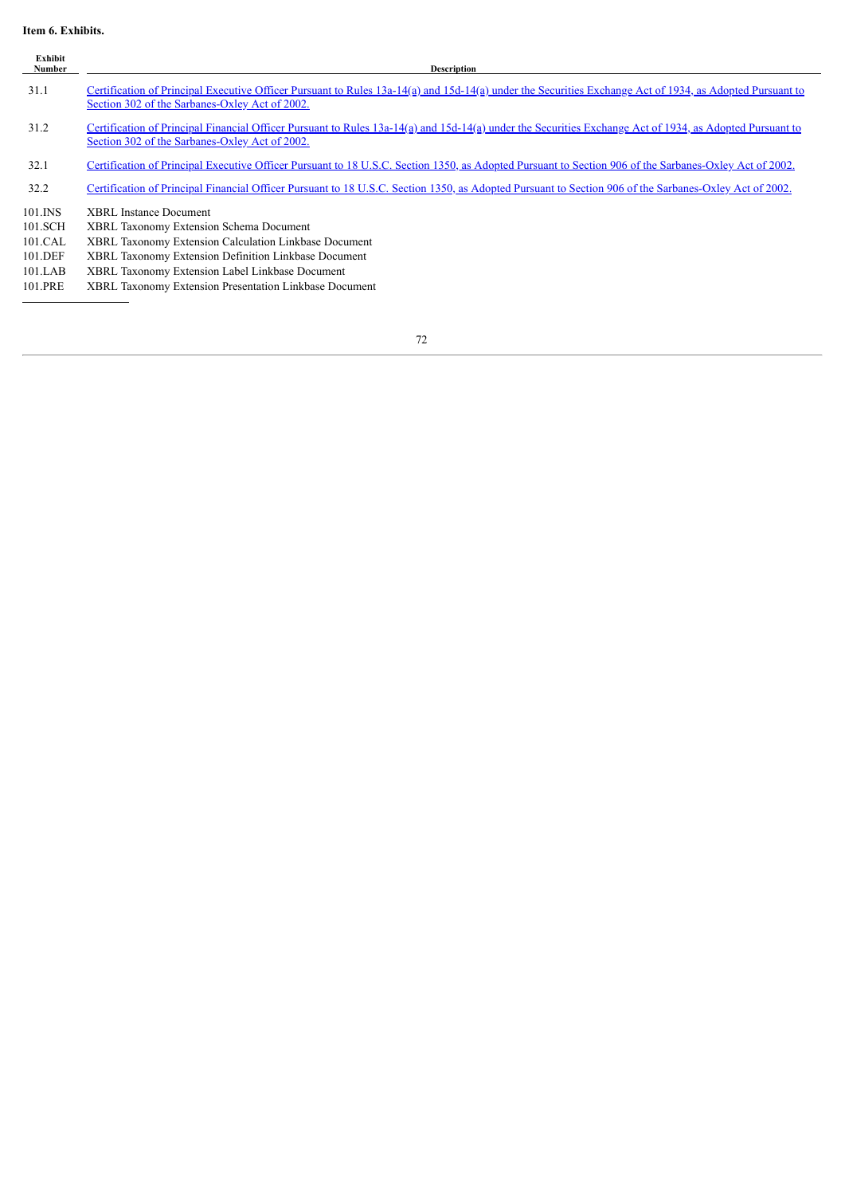**Item 6. Exhibits.**

| Exhibit Number | Description |
|---|---|
| 31.1 | Certification of Principal Executive Officer Pursuant to Rules 13a-14(a) and 15d-14(a) under the Securities Exchange Act of 1934, as Adopted Pursuant to Section 302 of the Sarbanes-Oxley Act of 2002. |
| 31.2 | Certification of Principal Financial Officer Pursuant to Rules 13a-14(a) and 15d-14(a) under the Securities Exchange Act of 1934, as Adopted Pursuant to Section 302 of the Sarbanes-Oxley Act of 2002. |
| 32.1 | Certification of Principal Executive Officer Pursuant to 18 U.S.C. Section 1350, as Adopted Pursuant to Section 906 of the Sarbanes-Oxley Act of 2002. |
| 32.2 | Certification of Principal Financial Officer Pursuant to 18 U.S.C. Section 1350, as Adopted Pursuant to Section 906 of the Sarbanes-Oxley Act of 2002. |
| 101.INS | XBRL Instance Document |
| 101.SCH | XBRL Taxonomy Extension Schema Document |
| 101.CAL | XBRL Taxonomy Extension Calculation Linkbase Document |
| 101.DEF | XBRL Taxonomy Extension Definition Linkbase Document |
| 101.LAB | XBRL Taxonomy Extension Label Linkbase Document |
| 101.PRE | XBRL Taxonomy Extension Presentation Linkbase Document |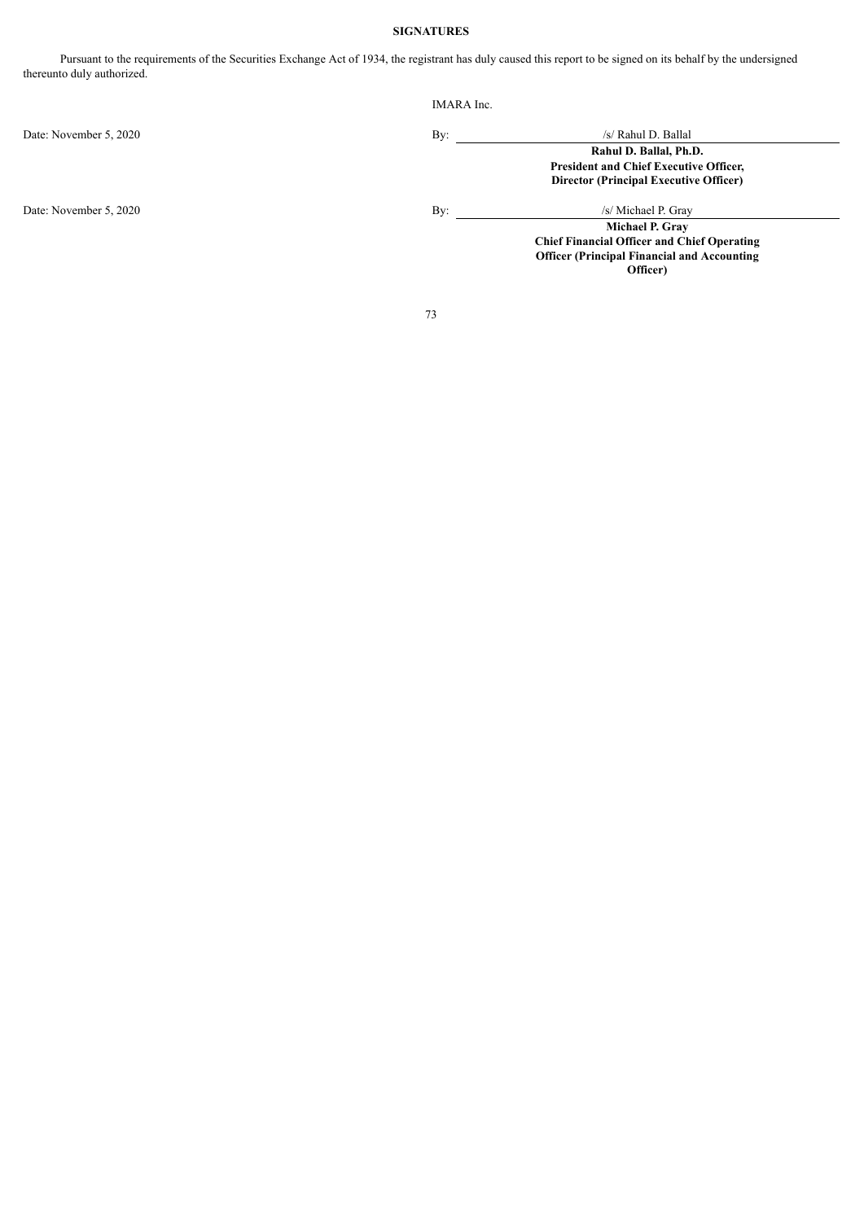**SIGNATURES**

Pursuant to the requirements of the Securities Exchange Act of 1934, the registrant has duly caused this report to be signed on its behalf by the undersigned thereunto duly authorized.

| | | IMARA Inc. |
|---|---|---|
| Date: November 5, 2020 | By: | /s/ Rahul D. Ballal |
| | | **Rahul D. Ballal, Ph.D.** |
| | | **President and Chief Executive Officer, Director (Principal Executive Officer)** |
| Date: November 5, 2020 | By: | /s/ Michael P. Gray |
| | | **Michael P. Gray** |
| | | **Chief Financial Officer and Chief Operating Officer (Principal Financial and Accounting Officer)** |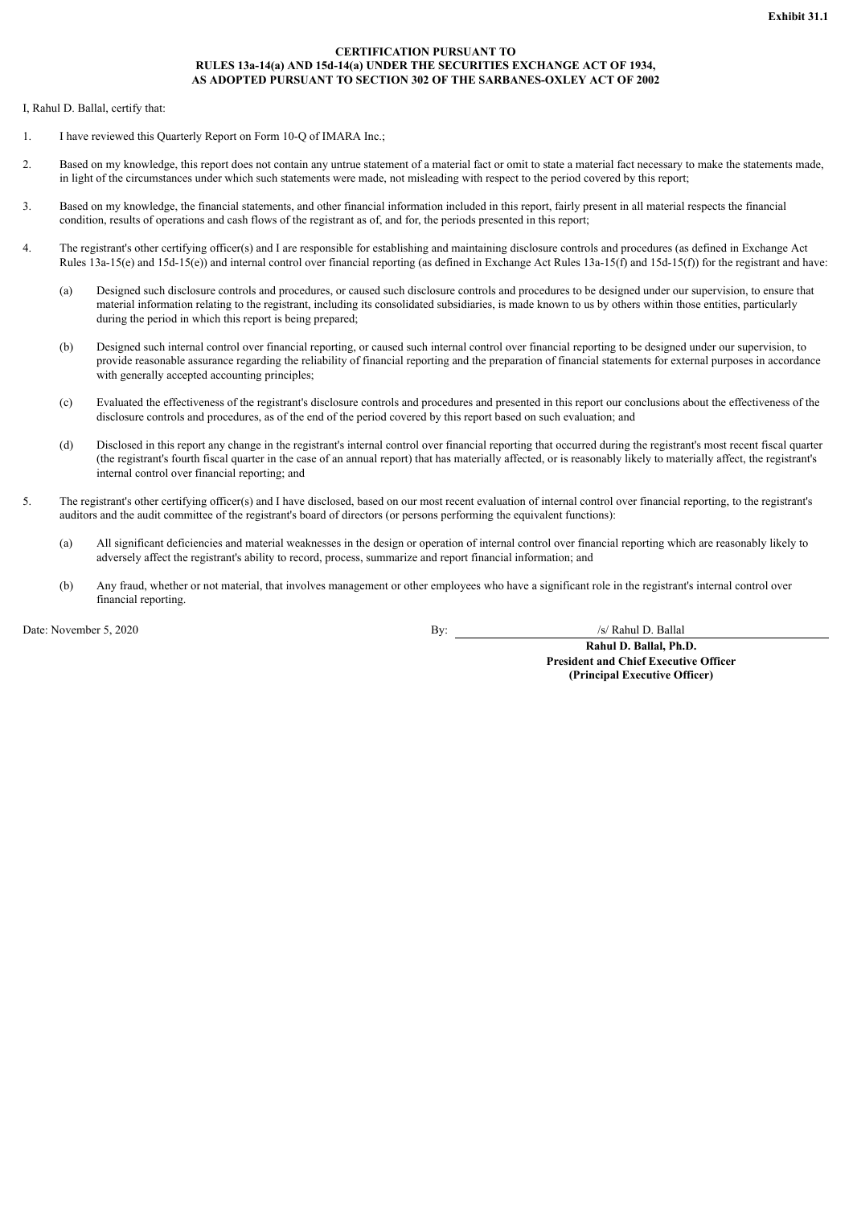**Exhibit 31.1**

**CERTIFICATION PURSUANT TO
RULES 13a-14(a) AND 15d-14(a) UNDER THE SECURITIES EXCHANGE ACT OF 1934,
AS ADOPTED PURSUANT TO SECTION 302 OF THE SARBANES-OXLEY ACT OF 2002**

I, Rahul D. Ballal, certify that:

1. I have reviewed this Quarterly Report on Form 10-Q of IMARA Inc.;

2. Based on my knowledge, this report does not contain any untrue statement of a material fact or omit to state a material fact necessary to make the statements made, in light of the circumstances under which such statements were made, not misleading with respect to the period covered by this report;

3. Based on my knowledge, the financial statements, and other financial information included in this report, fairly present in all material respects the financial condition, results of operations and cash flows of the registrant as of, and for, the periods presented in this report;

4. The registrant's other certifying officer(s) and I are responsible for establishing and maintaining disclosure controls and procedures (as defined in Exchange Act Rules 13a-15(e) and 15d-15(e)) and internal control over financial reporting (as defined in Exchange Act Rules 13a-15(f) and 15d-15(f)) for the registrant and have:

   (a) Designed such disclosure controls and procedures, or caused such disclosure controls and procedures to be designed under our supervision, to ensure that material information relating to the registrant, including its consolidated subsidiaries, is made known to us by others within those entities, particularly during the period in which this report is being prepared;

   (b) Designed such internal control over financial reporting, or caused such internal control over financial reporting to be designed under our supervision, to provide reasonable assurance regarding the reliability of financial reporting and the preparation of financial statements for external purposes in accordance with generally accepted accounting principles;

   (c) Evaluated the effectiveness of the registrant's disclosure controls and procedures and presented in this report our conclusions about the effectiveness of the disclosure controls and procedures, as of the end of the period covered by this report based on such evaluation; and

   (d) Disclosed in this report any change in the registrant's internal control over financial reporting that occurred during the registrant's most recent fiscal quarter (the registrant's fourth fiscal quarter in the case of an annual report) that has materially affected, or is reasonably likely to materially affect, the registrant's internal control over financial reporting; and

5. The registrant's other certifying officer(s) and I have disclosed, based on our most recent evaluation of internal control over financial reporting, to the registrant's auditors and the audit committee of the registrant's board of directors (or persons performing the equivalent functions):

   (a) All significant deficiencies and material weaknesses in the design or operation of internal control over financial reporting which are reasonably likely to adversely affect the registrant's ability to record, process, summarize and report financial information; and

   (b) Any fraud, whether or not material, that involves management or other employees who have a significant role in the registrant's internal control over financial reporting.

Date: November 5, 2020

By: /s/ Rahul D. Ballal

**Rahul D. Ballal, Ph.D.**
**President and Chief Executive Officer**
**(Principal Executive Officer)**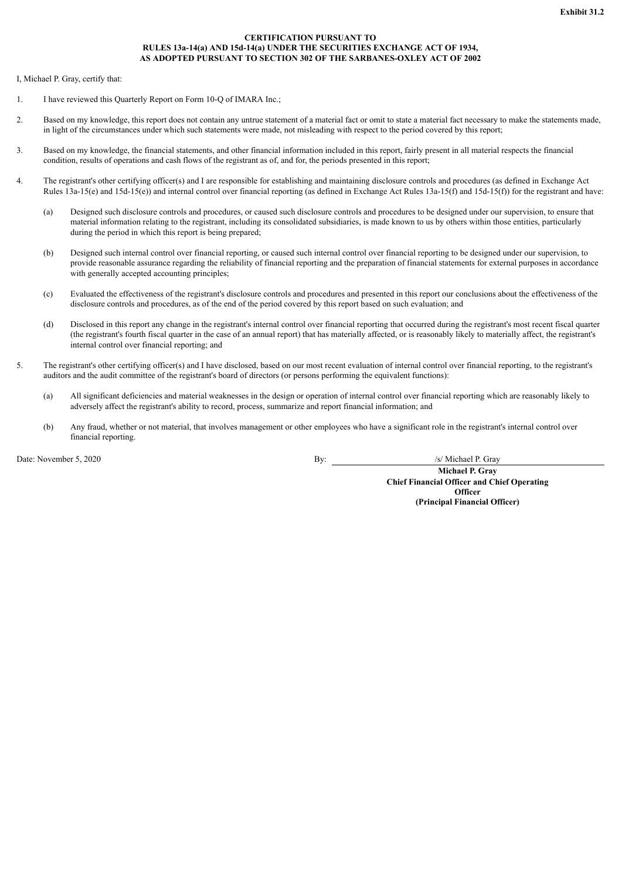**Exhibit 31.2**

**CERTIFICATION PURSUANT TO**
**RULES 13a-14(a) AND 15d-14(a) UNDER THE SECURITIES EXCHANGE ACT OF 1934,**
**AS ADOPTED PURSUANT TO SECTION 302 OF THE SARBANES-OXLEY ACT OF 2002**

I, Michael P. Gray, certify that:

1. I have reviewed this Quarterly Report on Form 10-Q of IMARA Inc.;

2. Based on my knowledge, this report does not contain any untrue statement of a material fact or omit to state a material fact necessary to make the statements made, in light of the circumstances under which such statements were made, not misleading with respect to the period covered by this report;

3. Based on my knowledge, the financial statements, and other financial information included in this report, fairly present in all material respects the financial condition, results of operations and cash flows of the registrant as of, and for, the periods presented in this report;

4. The registrant's other certifying officer(s) and I are responsible for establishing and maintaining disclosure controls and procedures (as defined in Exchange Act Rules 13a-15(e) and 15d-15(e)) and internal control over financial reporting (as defined in Exchange Act Rules 13a-15(f) and 15d-15(f)) for the registrant and have:

   (a) Designed such disclosure controls and procedures, or caused such disclosure controls and procedures to be designed under our supervision, to ensure that material information relating to the registrant, including its consolidated subsidiaries, is made known to us by others within those entities, particularly during the period in which this report is being prepared;

   (b) Designed such internal control over financial reporting, or caused such internal control over financial reporting to be designed under our supervision, to provide reasonable assurance regarding the reliability of financial reporting and the preparation of financial statements for external purposes in accordance with generally accepted accounting principles;

   (c) Evaluated the effectiveness of the registrant's disclosure controls and procedures and presented in this report our conclusions about the effectiveness of the disclosure controls and procedures, as of the end of the period covered by this report based on such evaluation; and

   (d) Disclosed in this report any change in the registrant's internal control over financial reporting that occurred during the registrant's most recent fiscal quarter (the registrant's fourth fiscal quarter in the case of an annual report) that has materially affected, or is reasonably likely to materially affect, the registrant's internal control over financial reporting; and

5. The registrant's other certifying officer(s) and I have disclosed, based on our most recent evaluation of internal control over financial reporting, to the registrant's auditors and the audit committee of the registrant's board of directors (or persons performing the equivalent functions):

   (a) All significant deficiencies and material weaknesses in the design or operation of internal control over financial reporting which are reasonably likely to adversely affect the registrant's ability to record, process, summarize and report financial information; and

   (b) Any fraud, whether or not material, that involves management or other employees who have a significant role in the registrant's internal control over financial reporting.

Date: November 5, 2020

By: /s/ Michael P. Gray

**Michael P. Gray**
**Chief Financial Officer and Chief Operating Officer**
**(Principal Financial Officer)**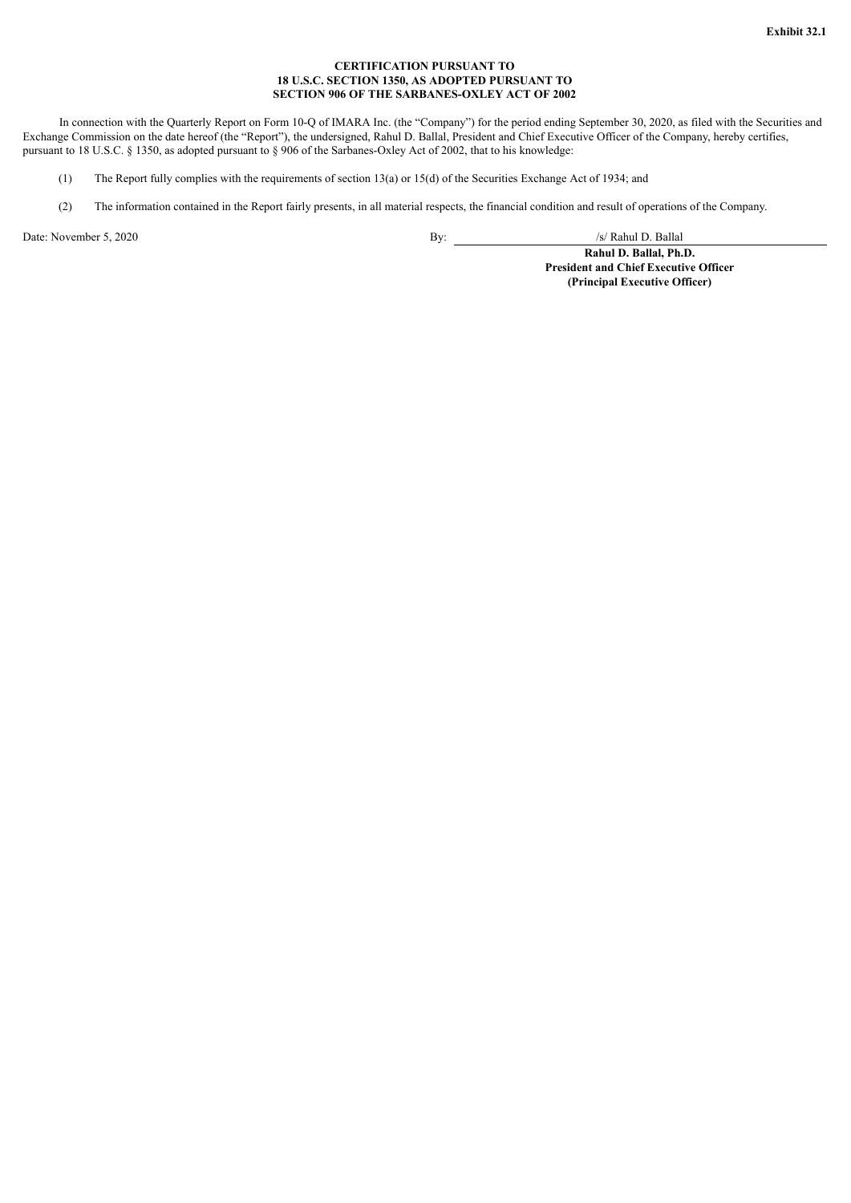**Exhibit 32.1**

**CERTIFICATION PURSUANT TO
18 U.S.C. SECTION 1350, AS ADOPTED PURSUANT TO
SECTION 906 OF THE SARBANES-OXLEY ACT OF 2002**

In connection with the Quarterly Report on Form 10-Q of IMARA Inc. (the "Company") for the period ending September 30, 2020, as filed with the Securities and Exchange Commission on the date hereof (the "Report"), the undersigned, Rahul D. Ballal, President and Chief Executive Officer of the Company, hereby certifies, pursuant to 18 U.S.C. § 1350, as adopted pursuant to § 906 of the Sarbanes-Oxley Act of 2002, that to his knowledge:

(1) The Report fully complies with the requirements of section 13(a) or 15(d) of the Securities Exchange Act of 1934; and

(2) The information contained in the Report fairly presents, in all material respects, the financial condition and result of operations of the Company.

Date: November 5, 2020

By: /s/ Rahul D. Ballal

**Rahul D. Ballal, Ph.D.**
**President and Chief Executive Officer**
**(Principal Executive Officer)**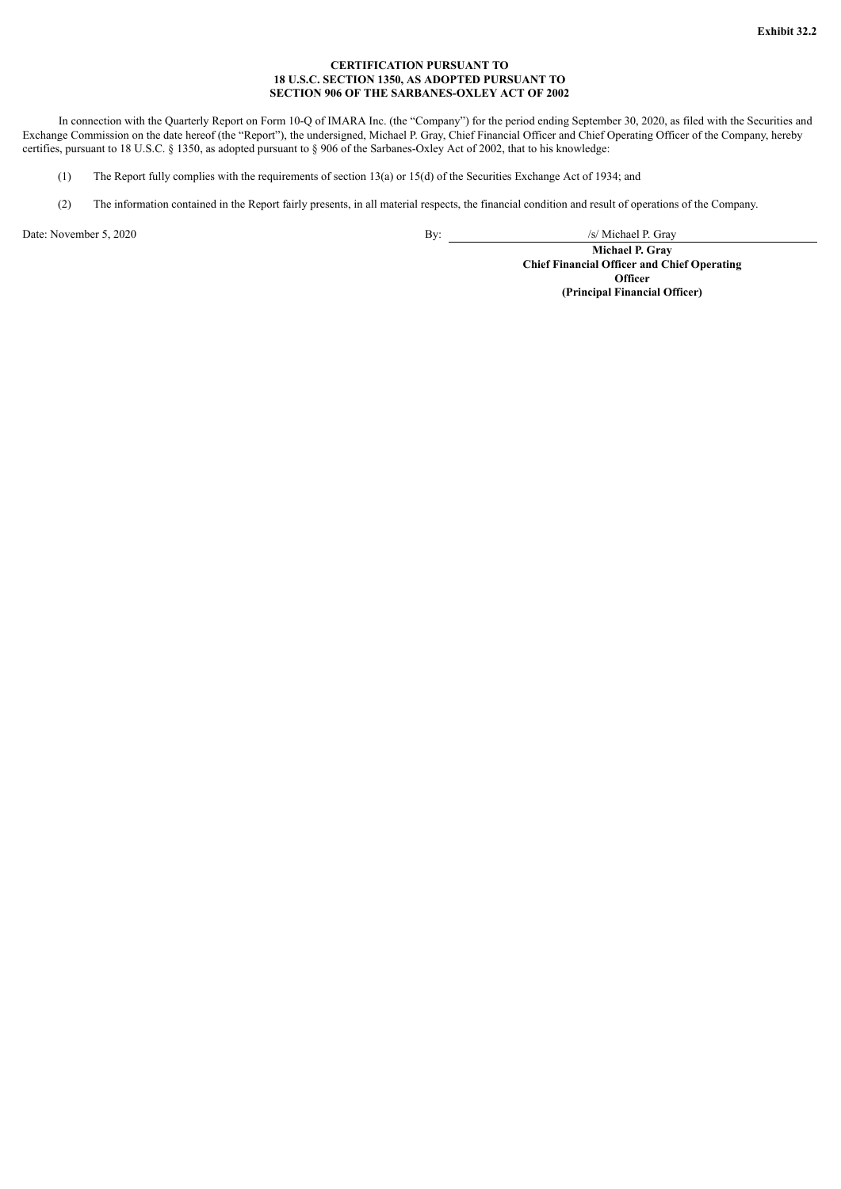**Exhibit 32.2**

**CERTIFICATION PURSUANT TO**
**18 U.S.C. SECTION 1350, AS ADOPTED PURSUANT TO**
**SECTION 906 OF THE SARBANES-OXLEY ACT OF 2002**

In connection with the Quarterly Report on Form 10-Q of IMARA Inc. (the "Company") for the period ending September 30, 2020, as filed with the Securities and Exchange Commission on the date hereof (the "Report"), the undersigned, Michael P. Gray, Chief Financial Officer and Chief Operating Officer of the Company, hereby certifies, pursuant to 18 U.S.C. § 1350, as adopted pursuant to § 906 of the Sarbanes-Oxley Act of 2002, that to his knowledge:

(1) The Report fully complies with the requirements of section 13(a) or 15(d) of the Securities Exchange Act of 1934; and

(2) The information contained in the Report fairly presents, in all material respects, the financial condition and result of operations of the Company.

Date: November 5, 2020

By: /s/ Michael P. Gray

**Michael P. Gray**
**Chief Financial Officer and Chief Operating Officer**
**(Principal Financial Officer)**